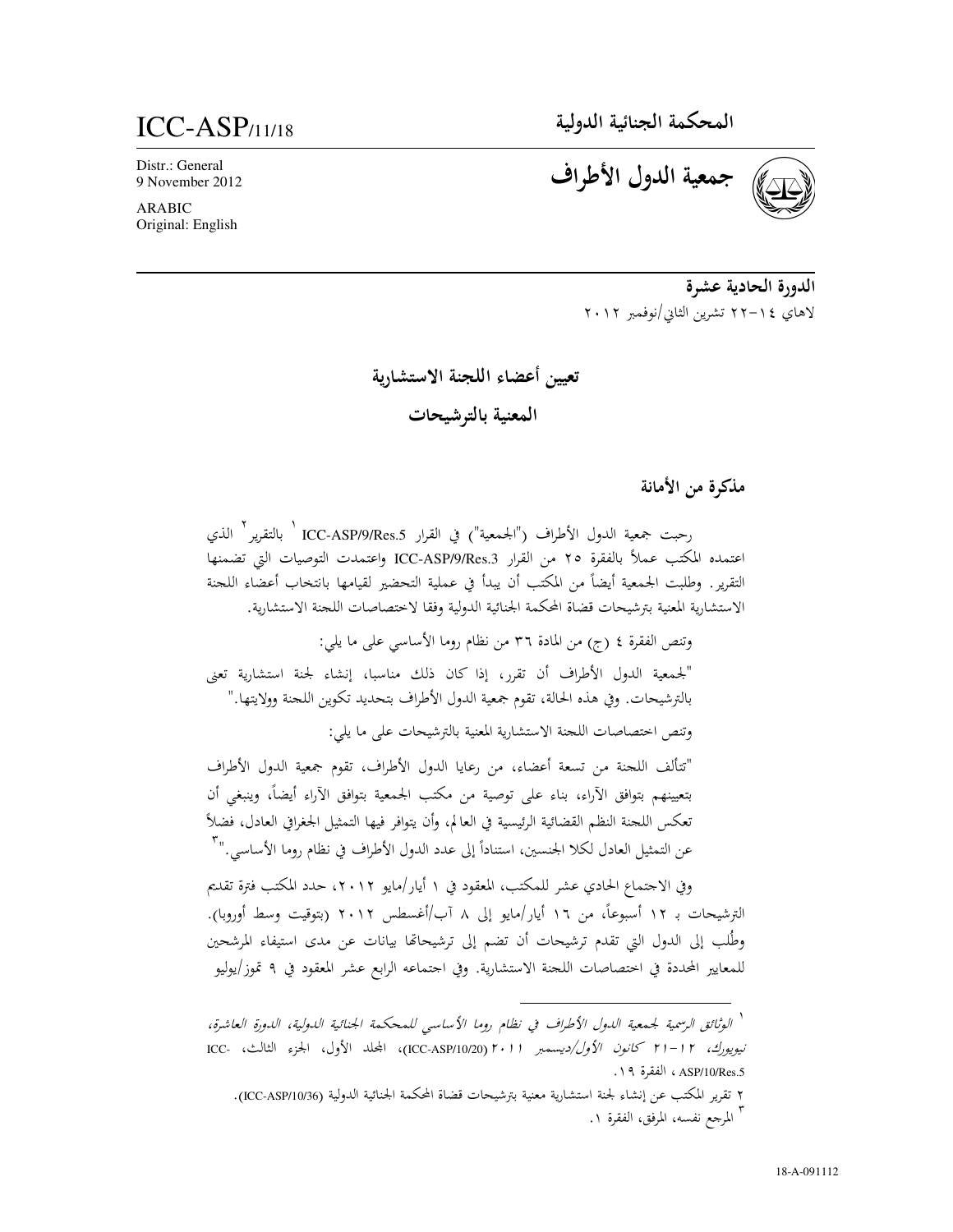ICC-ASP/11/18

Distr.: General
9 November 2012

ARABIC
Original: English

المحكمة الجنائية الدولية

# جمعية الدول الأطراف

الدورة الحادية عشرة
لاهاي ١٤-٢٢ تشرين الثاني/نوفمبر ٢٠١٢

## تعيين أعضاء اللجنة الاستشارية المعنية بالترشيحات

### مذكرة من الأمانة

رحبت جمعية الدول الأطراف ("الجمعية") في القرار ICC-ASP/9/Res.5 [١] بالتقرير [٢] الذي اعتمده المكتب عملاً بالفقرة ٢٥ من القرار ICC-ASP/9/Res.3 واعتمدت التوصيات التي تضمنها التقرير. وطلبت الجمعية أيضاً من المكتب أن يبدأ في عملية التحضير لقيامها بانتخاب أعضاء اللجنة الاستشارية المعنية بترشيحات قضاة المحكمة الجنائية الدولية وفقا لاختصاصات اللجنة الاستشارية.

وتنص الفقرة ٤ (ج) من المادة ٣٦ من نظام روما الأساسي على ما يلي:

"لجمعية الدول الأطراف أن تقرر، إذا كان ذلك مناسبا، إنشاء لجنة استشارية تعنى بالترشيحات. وفي هذه الحالة، تقوم جمعية الدول الأطراف بتحديد تكوين اللجنة وولايتها."

وتنص اختصاصات اللجنة الاستشارية المعنية بالترشيحات على ما يلي:

"تتألف اللجنة من تسعة أعضاء، من رعايا الدول الأطراف، تقوم جمعية الدول الأطراف بتعيينهم بتوافق الآراء، بناء على توصية من مكتب الجمعية بتوافق الآراء أيضاً، وينبغي أن تعكس اللجنة النظم القضائية الرئيسية في العالم، وأن يتوافر فيها التمثيل الجغرافي العادل، فضلاً عن التمثيل العادل لكلا الجنسين، استناداً إلى عدد الدول الأطراف في نظام روما الأساسي." [٣]

وفي الاجتماع الحادي عشر للمكتب، المعقود في ١ أيار/مايو ٢٠١٢، حدد المكتب فترة تقديم الترشيحات بـ ١٢ أسبوعاً، من ١٦ أيار/مايو إلى ٨ آب/أغسطس ٢٠١٢ (بتوقيت وسط أوروبا). وطُلب إلى الدول التي تقدم ترشيحات أن تضم إلى ترشيحاتها بيانات عن مدى استيفاء المرشحين للمعايير المحددة في اختصاصات اللجنة الاستشارية. وفي اجتماعه الرابع عشر المعقود في ٩ تموز/يوليو

---

[١] *الوثائق الرسمية لجمعية الدول الأطراف في نظام روما الأساسي للمحكمة الجنائية الدولية، الدورة العاشرة، نيويورك، ١٢-٢١ كانون الأول/ديسمبر ٢٠١١* (ICC-ASP/10/20)، المجلد الأول، الجزء الثالث، ICC-ASP/10/Res.5 ، الفقرة ١٩.

[٢] تقرير المكتب عن إنشاء لجنة استشارية معنية بترشيحات قضاة المحكمة الجنائية الدولية (ICC-ASP/10/36).

[٣] المرجع نفسه، المرفق، الفقرة ١.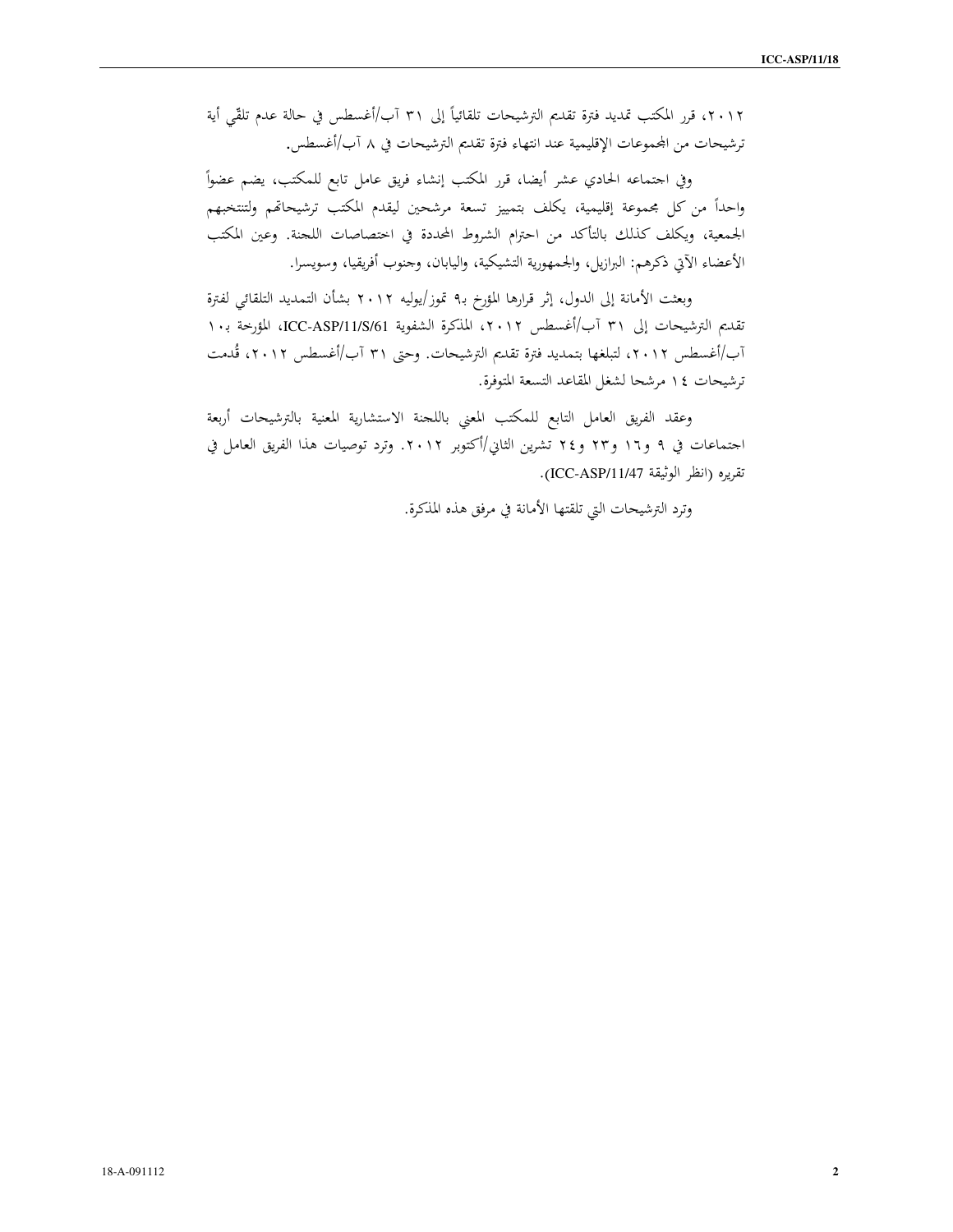٢٠١٢، قرر المكتب تمديد فترة تقديم الترشيحات تلقائياً إلى ٣١ آب/أغسطس في حالة عدم تلقّي أية ترشيحات من المجموعات الإقليمية عند انتهاء فترة تقديم الترشيحات في ٨ آب/أغسطس.

وفي اجتماعه الحادي عشر أيضا، قرر المكتب إنشاء فريق عامل تابع للمكتب، يضم عضواً واحداً من كل مجموعة إقليمية، يكلف بتمييز تسعة مرشحين ليقدم المكتب ترشيحاتهم ولتنتخبهم الجمعية، ويكلف كذلك بالتأكد من احترام الشروط المحددة في اختصاصات اللجنة. وعين المكتب الأعضاء الآتي ذكرهم: البرازيل، والجمهورية التشيكية، واليابان، وجنوب أفريقيا، وسويسرا.

وبعثت الأمانة إلى الدول، إثر قرارها المؤرخ بـ٩ تموز/يوليه ٢٠١٢ بشأن التمديد التلقائي لفترة تقديم الترشيحات إلى ٣١ آب/أغسطس ٢٠١٢، المذكرة الشفوية ICC-ASP/11/S/61، المؤرخة بـ١٠ آب/أغسطس ٢٠١٢، لتبلغها بتمديد فترة تقديم الترشيحات. وحتى ٣١ آب/أغسطس ٢٠١٢، قُدمت ترشيحات ١٤ مرشحا لشغل المقاعد التسعة المتوفرة.

وعقد الفريق العامل التابع للمكتب المعني باللجنة الاستشارية المعنية بالترشيحات أربعة اجتماعات في ٩ و١٦ و٢٣ و٢٤ تشرين الثاني/أكتوبر ٢٠١٢. وترد توصيات هذا الفريق العامل في تقريره (انظر الوثيقة ICC-ASP/11/47).

وترد الترشيحات التي تلقتها الأمانة في مرفق هذه المذكرة.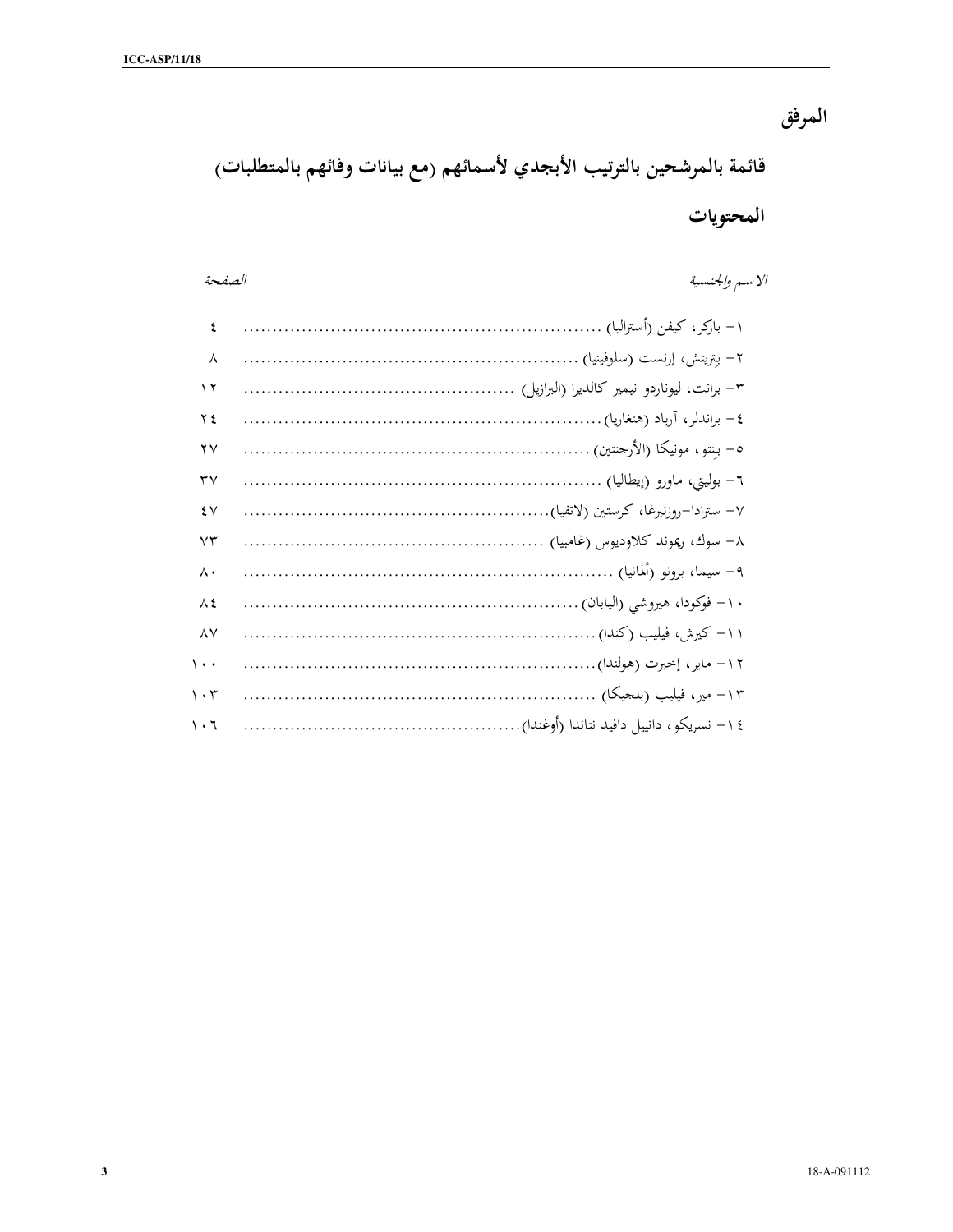# المرفق

## قائمة بالمرشحين بالترتيب الأبجدي لأسمائهم (مع بيانات وفائهم بالمتطلبات)

## المحتويات

| *الاسم والجنسية* | *الصفحة* |
|---|---|
| ١- باركر، كيفن (أستراليا) | ٤ |
| ٢- بتريتش، إرنست (سلوفينيا) | ٨ |
| ٣- برانت، ليوناردو نيمير كالديرا (البرازيل) | ١٢ |
| ٤- براندلر، آرباد (هنغاريا) | ٢٤ |
| ٥- بِنتو، مونيكا (الأرجنتين) | ٢٧ |
| ٦- بوليتي، ماورو (إيطاليا) | ٣٧ |
| ٧- سترادا-روزنبرغا، كرستين (لاتفيا) | ٤٧ |
| ٨- سوك، ريموند كلاوديوس (غامبيا) | ٧٣ |
| ٩- سيما، برونو (ألمانيا) | ٨٠ |
| ١٠- فوكودا، هيروشي (اليابان) | ٨٤ |
| ١١- كيرش، فيليب (كندا) | ٨٧ |
| ١٢- ماير، إخبرت (هولندا) | ١٠٠ |
| ١٣- مير، فيليب (بلجيكا) | ١٠٣ |
| ١٤- نسريكو، دانييل دافيد نتاندا (أوغندا) | ١٠٦ |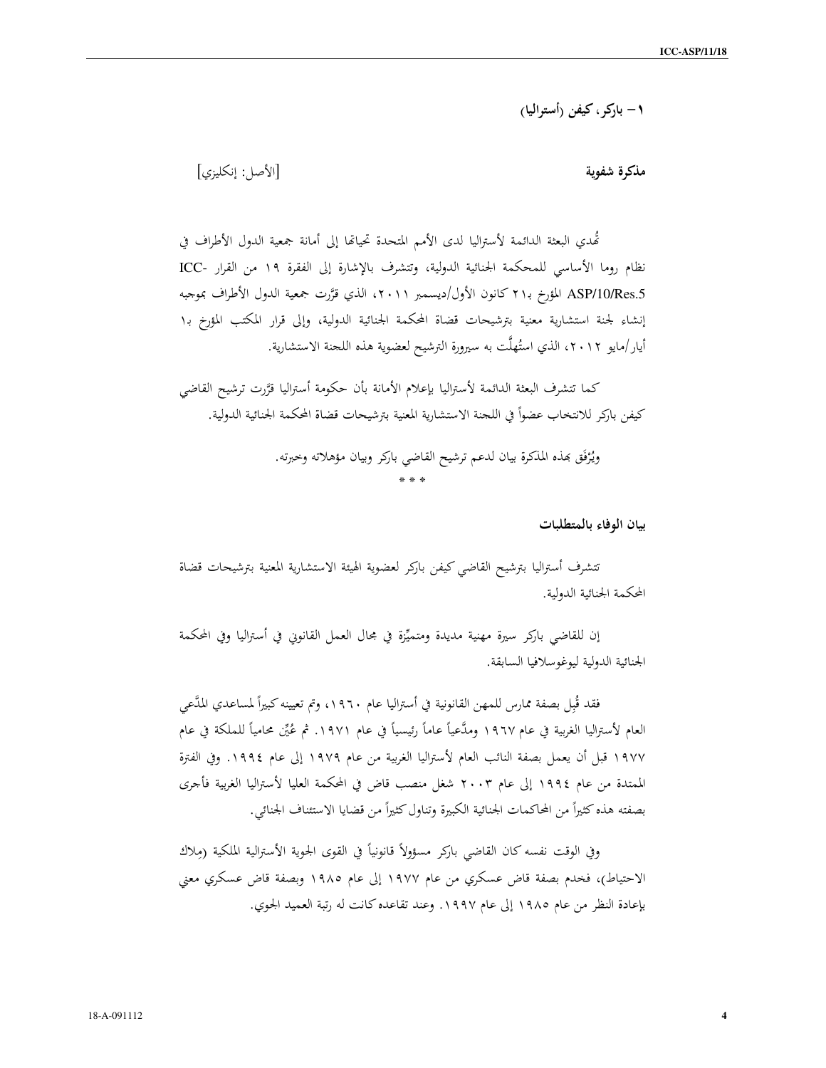**١– باركر، كيفن (أستراليا)**

**مذكرة شفوية** [الأصل: إنكليزي]

تُهدي البعثة الدائمة لأستراليا لدى الأمم المتحدة تحياتها إلى أمانة جمعية الدول الأطراف في نظام روما الأساسي للمحكمة الجنائية الدولية، وتتشرف بالإشارة إلى الفقرة ١٩ من القرار ICC-ASP/10/Res.5 المؤرخ بـ٢١ كانون الأول/ديسمبر ٢٠١١، الذي قرَّرت جمعية الدول الأطراف بموجبه إنشاء لجنة استشارية معنية بترشيحات قضاة المحكمة الجنائية الدولية، وإلى قرار المكتب المؤرخ بـ١ أيار/مايو ٢٠١٢، الذي استُهلَّت به سيرورة الترشيح لعضوية هذه اللجنة الاستشارية.

كما تتشرف البعثة الدائمة لأستراليا بإعلام الأمانة بأن حكومة أستراليا قرَّرت ترشيح القاضي كيفن باركر للانتخاب عضواً في اللجنة الاستشارية المعنية بترشيحات قضاة المحكمة الجنائية الدولية.

ويُرْفَق بهذه المذكرة بيان لدعم ترشيح القاضي باركر وبيان مؤهلاته وخبرته.

\* \* \*

**بيان الوفاء بالمتطلبات**

تتشرف أستراليا بترشيح القاضي كيفن باركر لعضوية الهيئة الاستشارية المعنية بترشيحات قضاة المحكمة الجنائية الدولية.

إن للقاضي باركر سيرة مهنية مديدة ومتميِّزة في مجال العمل القانوني في أستراليا وفي المحكمة الجنائية الدولية ليوغوسلافيا السابقة.

فقد قُبِل بصفة ممارس للمهن القانونية في أستراليا عام ١٩٦٠، وتم تعيينه كبيراً لمساعدي المدَّعي العام لأستراليا الغربية في عام ١٩٦٧ ومدَّعياً عاماً رئيسياً في عام ١٩٧١. ثم عُيِّن محامياً للملكة في عام ١٩٧٧ قبل أن يعمل بصفة النائب العام لأستراليا الغربية من عام ١٩٧٩ إلى عام ١٩٩٤. وفي الفترة الممتدة من عام ١٩٩٤ إلى عام ٢٠٠٣ شغل منصب قاض في المحكمة العليا لأستراليا الغربية فأجرى بصفته هذه كثيراً من المحاكمات الجنائية الكبيرة وتناول كثيراً من قضايا الاستئناف الجنائي.

وفي الوقت نفسه كان القاضي باركر مسؤولاً قانونياً في القوى الجوية الأسترالية الملكية (ملاك الاحتياط)، فخدم بصفة قاض عسكري من عام ١٩٧٧ إلى عام ١٩٨٥ وبصفة قاض عسكري معني بإعادة النظر من عام ١٩٨٥ إلى عام ١٩٩٧. وعند تقاعده كانت له رتبة العميد الجوي.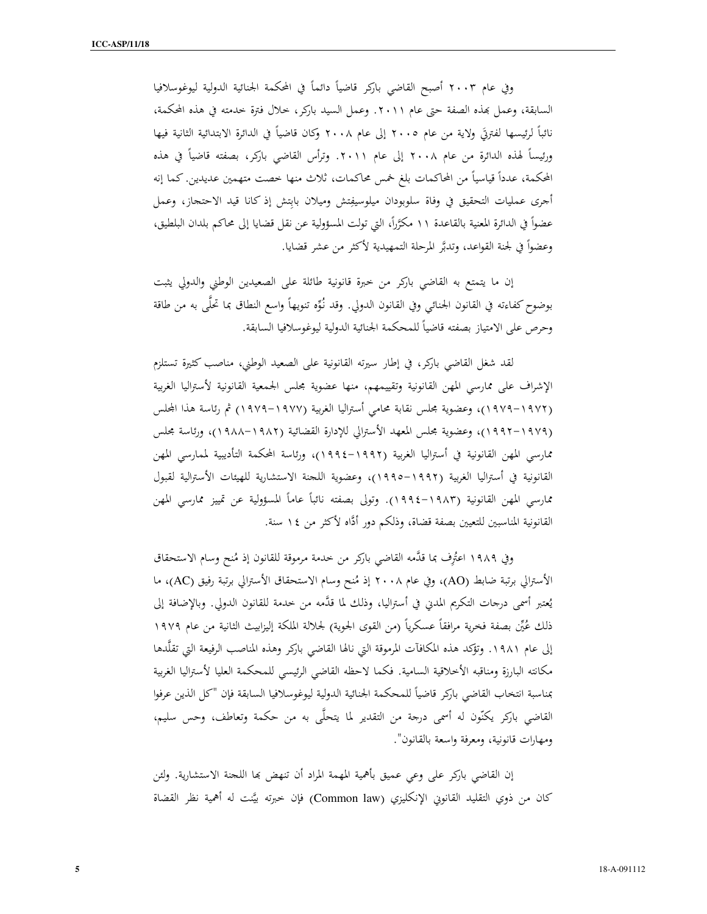وفي عام ٢٠٠٣ أصبح القاضي باركر قاضياً دائماً في المحكمة الجنائية الدولية ليوغوسلافيا السابقة، وعمل بهذه الصفة حتى عام ٢٠١١. وعمل السيد باركر، خلال فترة خدمته في هذه المحكمة، نائباً لرئيسها لفترتيَ ولاية من عام ٢٠٠٥ إلى عام ٢٠٠٨ وكان قاضياً في الدائرة الابتدائية الثانية فيها ورئيساً لهذه الدائرة من عام ٢٠٠٨ إلى عام ٢٠١١. وترأس القاضي باركر، بصفته قاضياً في هذه المحكمة، عدداً قياسياً من المحاكمات بلغ خمس محاكمات، ثلاث منها خصت متهمين عديدين. كما إنه أجرى عمليات التحقيق في وفاة سلوبودان ميلوسيفتش وميلان بابِتش إذ كانا قيد الاحتجاز، وعمل عضواً في الدائرة المعنية بالقاعدة ١١ مكرَّراً، التي تولت المسؤولية عن نقل قضايا إلى محاكم بلدان البلطيق، وعضواً في لجنة القواعد، وتدبَّر المرحلة التمهيدية لأكثر من عشر قضايا.

إن ما يتمتع به القاضي باركر من خبرة قانونية طائلة على الصعيدين الوطني والدولي يثبت بوضوح كفاءته في القانون الجنائي وفي القانون الدولي. وقد نُوِّه تنويهاً واسع النطاق بما تحلَّى به من طاقة وحرص على الامتياز بصفته قاضياً للمحكمة الجنائية الدولية ليوغوسلافيا السابقة.

لقد شغل القاضي باركر، في إطار سيرته القانونية على الصعيد الوطني، مناصب كثيرة تستلزم الإشراف على ممارسي المهن القانونية وتقييمهم، منها عضوية مجلس الجمعية القانونية لأستراليا الغربية (١٩٧٢-١٩٧٩)، وعضوية مجلس نقابة محامي أستراليا الغربية (١٩٧٧-١٩٧٩) ثم رئاسة هذا المجلس (١٩٧٩-١٩٩٢)، وعضوية مجلس المعهد الأسترالي للإدارة القضائية (١٩٨٢-١٩٨٨)، ورئاسة مجلس ممارسي المهن القانونية في أستراليا الغربية (١٩٩٢-١٩٩٤)، ورئاسة المحكمة التأديبية لممارسي المهن القانونية في أستراليا الغربية (١٩٩٢-١٩٩٥)، وعضوية اللجنة الاستشارية للهيئات الأسترالية لقبول ممارسي المهن القانونية (١٩٨٣-١٩٩٤). وتولى بصفته نائباً عاماً المسؤولية عن تمييز ممارسي المهن القانونية المناسبين للتعيين بصفة قضاة، وذلكم دور أدَّاه لأكثر من ١٤ سنة.

وفي ١٩٨٩ اعتُرِف بما قدَّمه القاضي باركر من خدمة مرموقة للقانون إذ مُنح وسام الاستحقاق الأسترالي برتبة ضابط (AO)، وفي عام ٢٠٠٨ إذ مُنح وسام الاستحقاق الأسترالي برتبة رفيق (AC)، ما يُعتبر أسمى درجات التكريم المدني في أستراليا، وذلك لما قدَّمه من خدمة للقانون الدولي. وبالإضافة إلى ذلك عُيِّن بصفة فخرية مرافقاً عسكرياً (من القوى الجوية) لجلالة الملكة إليزابيث الثانية من عام ١٩٧٩ إلى عام ١٩٨١. وتؤكد هذه المكافآت المرموقة التي نالها القاضي باركر وهذه المناصب الرفيعة التي تقلَّدها مكانته البارزة ومناقبه الأخلاقية السامية. فكما لاحظه القاضي الرئيسي للمحكمة العليا لأستراليا الغربية بمناسبة انتخاب القاضي باركر قاضياً للمحكمة الجنائية الدولية ليوغوسلافيا السابقة فإن "كل الذين عرفوا القاضي باركر يكنّون له أسمى درجة من التقدير لما يتحلَّى به من حكمة وتعاطف، وحس سليم، ومهارات قانونية، ومعرفة واسعة بالقانون".

إن القاضي باركر على وعي عميق بأهمية المهمة المراد أن تنهض بها اللجنة الاستشارية. ولئن كان من ذوي التقليد القانوني الإنكليزي (Common law) فإن خبرته بيَّنت له أهمية نظر القضاة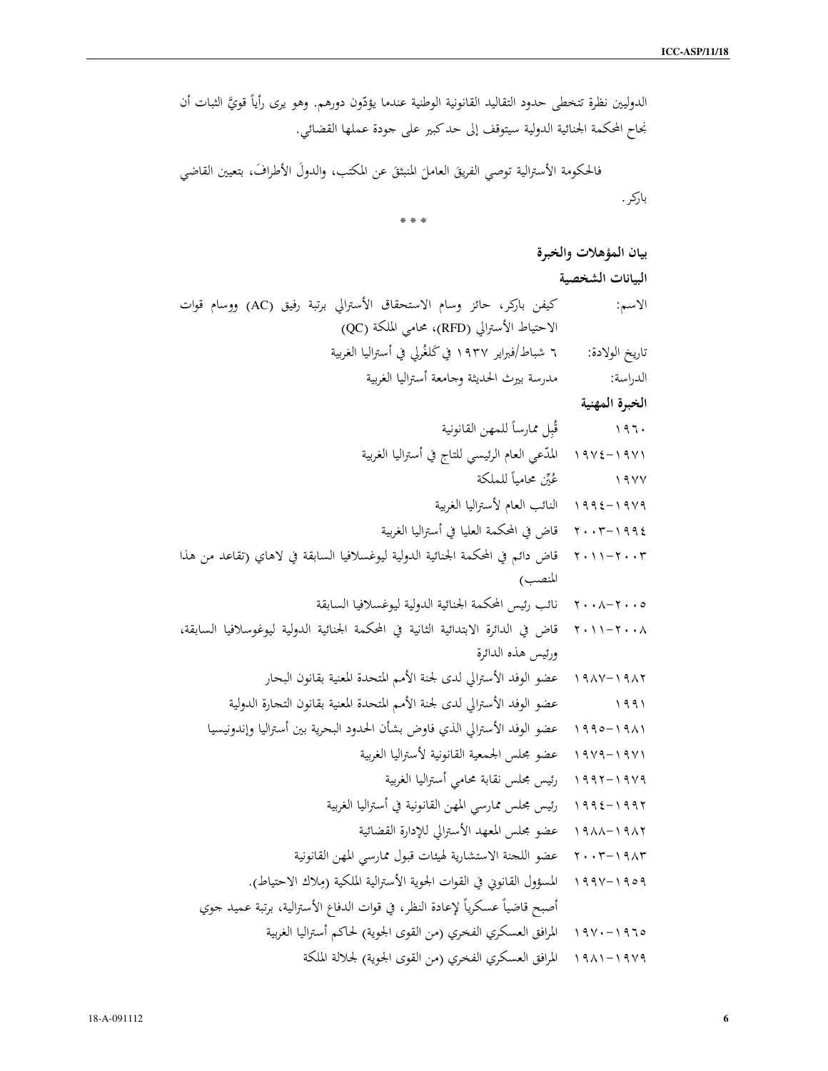الدوليين نظرة تتخطى حدود التقاليد القانونية الوطنية عندما يؤدّون دورهم. وهو يرى رأياً قويَّ الثبات أن نجاح المحكمة الجنائية الدولية سيتوقف إلى حد كبير على جودة عملها القضائي.

فالحكومة الأسترالية توصي الفريقَ العاملَ المنبثقَ عن المكتب، والدولَ الأطرافَ، بتعيين القاضي باركر.

\* \* \*

### بيان المؤهلات والخبرة

### البيانات الشخصية

الاسم: كيفن باركر، حائز وسام الاستحقاق الأسترالي برتبة رفيق (AC) ووسام قوات الاحتياط الأسترالي (RFD)، محامي الملكة (QC)

تاريخ الولادة: ٦ شباط/فبراير ١٩٣٧ في كَلغُرلي في أستراليا الغربية

الدراسة: مدرسة بيرث الحديثة وجامعة أستراليا الغربية

### الخبرة المهنية

| | |
|---|---|
| ١٩٦٠ | قُبِل ممارساً للمهن القانونية |
| ١٩٧١-١٩٧٤ | المدّعي العام الرئيسي للتاج في أستراليا الغربية |
| ١٩٧٧ | عُيِّن محامياً للملكة |
| ١٩٧٩-١٩٩٤ | النائب العام لأستراليا الغربية |
| ١٩٩٤-٢٠٠٣ | قاض في المحكمة العليا في أستراليا الغربية |
| ٢٠٠٣-٢٠١١ | قاض دائم في المحكمة الجنائية الدولية ليوغسلافيا السابقة في لاهاي (تقاعد من هذا المنصب) |
| ٢٠٠٥-٢٠٠٨ | نائب رئيس المحكمة الجنائية الدولية ليوغسلافيا السابقة |
| ٢٠٠٨-٢٠١١ | قاض في الدائرة الابتدائية الثانية في المحكمة الجنائية الدولية ليوغوسلافيا السابقة، ورئيس هذه الدائرة |
| ١٩٨٢-١٩٨٧ | عضو الوفد الأسترالي لدى لجنة الأمم المتحدة المعنية بقانون البحار |
| ١٩٩١ | عضو الوفد الأسترالي لدى لجنة الأمم المتحدة المعنية بقانون التجارة الدولية |
| ١٩٨١-١٩٩٥ | عضو الوفد الأسترالي الذي فاوض بشأن الحدود البحرية بين أستراليا وإندونيسيا |
| ١٩٧١-١٩٧٩ | عضو مجلس الجمعية القانونية لأستراليا الغربية |
| ١٩٧٩-١٩٩٢ | رئيس مجلس نقابة محامي أستراليا الغربية |
| ١٩٩٢-١٩٩٤ | رئيس مجلس ممارسي المهن القانونية في أستراليا الغربية |
| ١٩٨٢-١٩٨٨ | عضو مجلس المعهد الأسترالي للإدارة القضائية |
| ١٩٨٣-٢٠٠٣ | عضو اللجنة الاستشارية لهيئات قبول ممارسي المهن القانونية |
| ١٩٥٩-١٩٩٧ | المسؤول القانوني في القوات الجوية الأسترالية الملكية (ملاك الاحتياط). أصبح قاضياً عسكرياً لإعادة النظر، في قوات الدفاع الأسترالية، برتبة عميد جوي |
| ١٩٦٥-١٩٧٠ | المرافق العسكري الفخري (من القوى الجوية) لحاكم أستراليا الغربية |
| ١٩٧٩-١٩٨١ | المرافق العسكري الفخري (من القوى الجوية) لجلالة الملكة |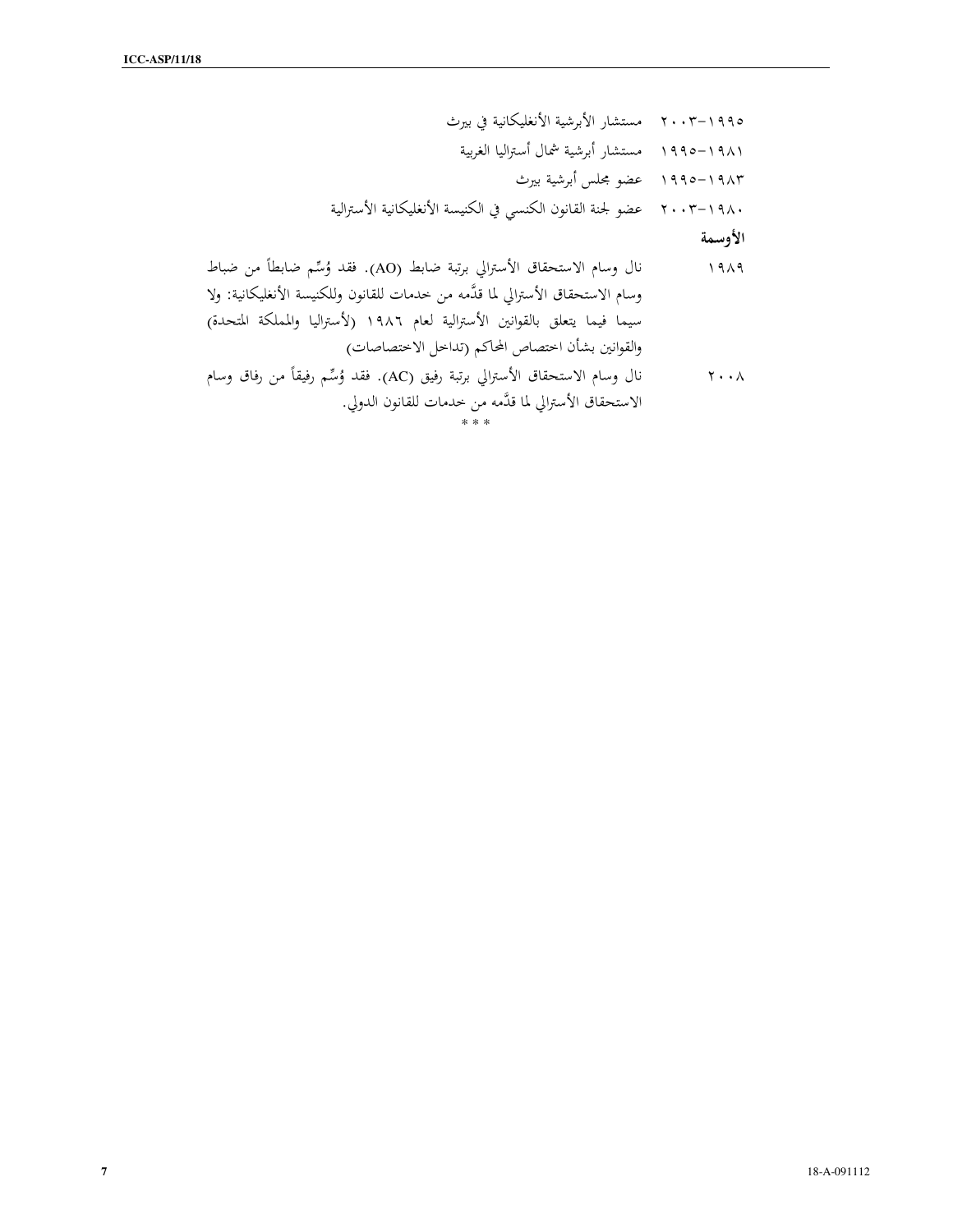١٩٩٥-٢٠٠٣ مستشار الأبرشية الأنغليكانية في بيرث

١٩٨١-١٩٩٥ مستشار أبرشية شمال أستراليا الغربية

١٩٨٣-١٩٩٥ عضو مجلس أبرشية بيرث

١٩٨٠-٢٠٠٣ عضو لجنة القانون الكنسي في الكنيسة الأنغليكانية الأسترالية

**الأوسمة**

١٩٨٩ نال وسام الاستحقاق الأسترالي برتبة ضابط (AO). فقد وُسِّم ضابطاً من ضباط وسام الاستحقاق الأسترالي لما قدَّمه من خدمات للقانون وللكنيسة الأنغليكانية: ولا سيما فيما يتعلق بالقوانين الأسترالية لعام ١٩٨٦ (لأستراليا والمملكة المتحدة) والقوانين بشأن اختصاص المحاكم (تداخل الاختصاصات)

٢٠٠٨ نال وسام الاستحقاق الأسترالي برتبة رفيق (AC). فقد وُسِّم رفيقاً من رفاق وسام الاستحقاق الأسترالي لما قدَّمه من خدمات للقانون الدولي.

* * *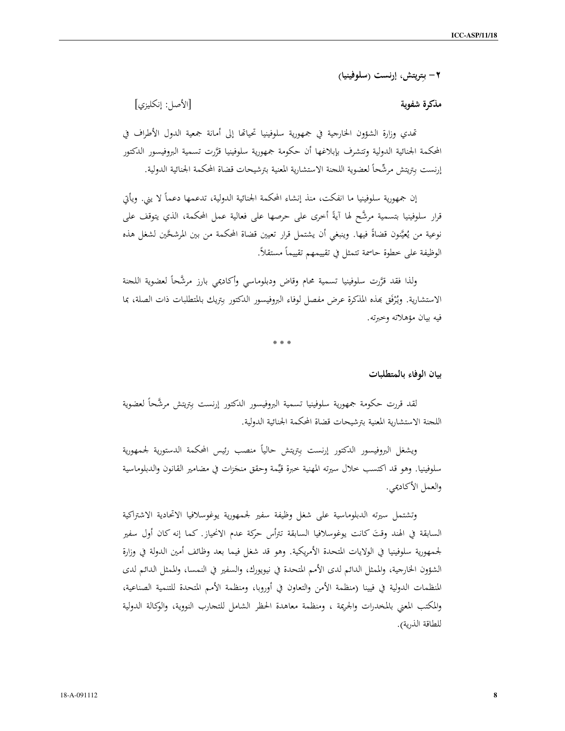## ٢– بِتريتش، إرنست (سلوفينيا)

**مذكرة شفوية** [الأصل: إنكليزي]

تهدي وزارة الشؤون الخارجية في جمهورية سلوفينيا تحياتها إلى أمانة جمعية الدول الأطراف في المحكمة الجنائية الدولية وتتشرف بإبلاغها أن حكومة جمهورية سلوفينيا قرَّرت تسمية البروفيسور الدكتور إرنست بِتريتش مرشَّحاً لعضوية اللجنة الاستشارية المعنية بترشيحات قضاة المحكمة الجنائية الدولية.

إن جمهورية سلوفينيا ما انفكت، منذ إنشاء المحكمة الجنائية الدولية، تدعمها دعماً لا يني. ويأتي قرار سلوفينيا بتسمية مرشَّح لها آيةً أخرى على حرصها على فعالية عمل المحكمة، الذي يتوقف على نوعية من يُعيَّنون قضاةً فيها. وينبغي أن يشتمل قرار تعيين قضاة المحكمة من بين المرشحَّين لشغل هذه الوظيفة على خطوة حاسمة تتمثل في تقييمهم تقييماً مستقلاً.

ولذا فقد قرَّرت سلوفينيا تسمية محام وقاض ودبلوماسي وأكاديمي بارز مرشَّحاً لعضوية اللجنة الاستشارية. ويُرْفَق بهذه المذكرة عرض مفصل لوفاء البروفيسور الدكتور بِتريك بالمتطلبات ذات الصلة، بما فيه بيان مؤهلاته وخبرته.

\* \* \*

**بيان الوفاء بالمتطلبات**

لقد قررت حكومة جمهورية سلوفينيا تسمية البروفيسور الدكتور إرنست بِتريتش مرشَّحاً لعضوية اللجنة الاستشارية المعنية بترشيحات قضاة المحكمة الجنائية الدولية.

ويشغل البروفيسور الدكتور إرنست بِتريتش حالياً منصب رئيس المحكمة الدستورية لجمهورية سلوفينيا. وهو قد اكتسب خلال سيرته المهنية خبرة قيِّمة وحقق منجَزات في مضامير القانون والدبلوماسية والعمل الأكاديمي.

وتشتمل سيرته الدبلوماسية على شغل وظيفة سفير لجمهورية يوغوسلافيا الاتحادية الاشتراكية السابقة في الهند وقتَ كانت يوغوسلافيا السابقة تترأس حركة عدم الانحياز. كما إنه كان أول سفير لجمهورية سلوفينيا في الولايات المتحدة الأمريكية. وهو قد شغل فيما بعد وظائف أمين الدولة في وزارة الشؤون الخارجية، والممثل الدائم لدى الأمم المتحدة في نيويورك، والسفير في النمسا، والممثل الدائم لدى المنظمات الدولية في فيينا (منظمة الأمن والتعاون في أوروبا، ومنظمة الأمم المتحدة للتنمية الصناعية، والمكتب المعني بالمخدرات والجريمة ، ومنظمة معاهدة الحظر الشامل للتجارب النووية، والوكالة الدولية للطاقة الذرية).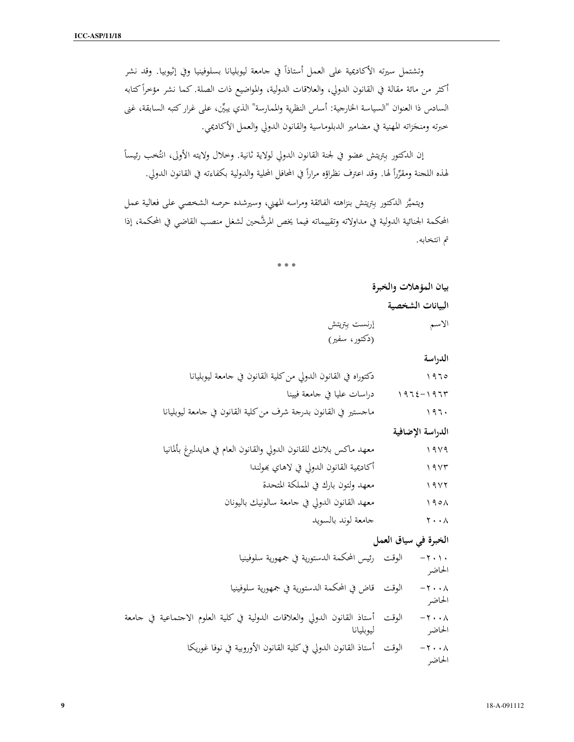وتشتمل سيرته الأكاديمية على العمل أستاذاً في جامعة ليوبليانا بسلوفينيا وفي إثيوبيا. وقد نشر أكثر من مائة مقالة في القانون الدولي، والعلاقات الدولية، والمواضيع ذات الصلة. كما نشر مؤخراً كتابه السادس ذا العنوان "السياسة الخارجية: أساس النظرية والممارسة" الذي يبيِّن، على غرار كتبه السابقة، غنى خبرته ومنجَزاته المهنية في مضامير الدبلوماسية والقانون الدولي والعمل الأكاديمي.

إن الدكتور بِتريتش عضو في لجنة القانون الدولي لولاية ثانية. وخلال ولايته الأولى، انتُخب رئيساً لهذه اللجنة ومقرِّراً لها. وقد اعترف نظراؤه مراراً في المحافل المحلية والدولية بكفاءته في القانون الدولي.

ويتميَّز الدكتور بِتريتش بنزاهته الفائقة ومراسه المهني، وسيرشده حرصه الشخصي على فعالية عمل المحكمة الجنائية الدولية في مداولاته وتقييماته فيما يخص المرشَّحين لشغل منصب القاضي في المحكمة، إذا تم انتخابه.

* * *

**بيان المؤهلات والخبرة**

**البيانات الشخصية**

| | |
|---|---|
| الاسم | إرنست بِتريتش (دكتور، سفير) |

**الدراسة**

| | |
|---|---|
| ١٩٦٥ | دكتوراه في القانون الدولي من كلية القانون في جامعة ليوبليانا |
| ١٩٦٣-١٩٦٤ | دراسات عليا في جامعة فيينا |
| ١٩٦٠ | ماجستير في القانون بدرجة شرف من كلية القانون في جامعة ليوبليانا |

**الدراسة الإضافية**

| | |
|---|---|
| ١٩٧٩ | معهد ماكس بلانك للقانون الدولي والقانون العام في هايدلبرغ بألمانيا |
| ١٩٧٣ | أكاديمية القانون الدولي في لاهاي بهولندا |
| ١٩٧٢ | معهد ولتون بارك في المملكة المتحدة |
| ١٩٥٨ | معهد القانون الدولي في جامعة سالونيك باليونان |
| ٢٠٠٨ | جامعة لوند بالسويد |

**الخبرة في سياق العمل**

| | |
|---|---|
| ٢٠١٠- الوقت الحاضر | رئيس المحكمة الدستورية في جمهورية سلوفينيا |
| ٢٠٠٨- الوقت الحاضر | قاض في المحكمة الدستورية في جمهورية سلوفينيا |
| ٢٠٠٨- الوقت الحاضر | أستاذ القانون الدولي والعلاقات الدولية في كلية العلوم الاجتماعية في جامعة ليوبليانا |
| ٢٠٠٨- الوقت الحاضر | أستاذ القانون الدولي في كلية القانون الأوروبية في نوفا غوريكا |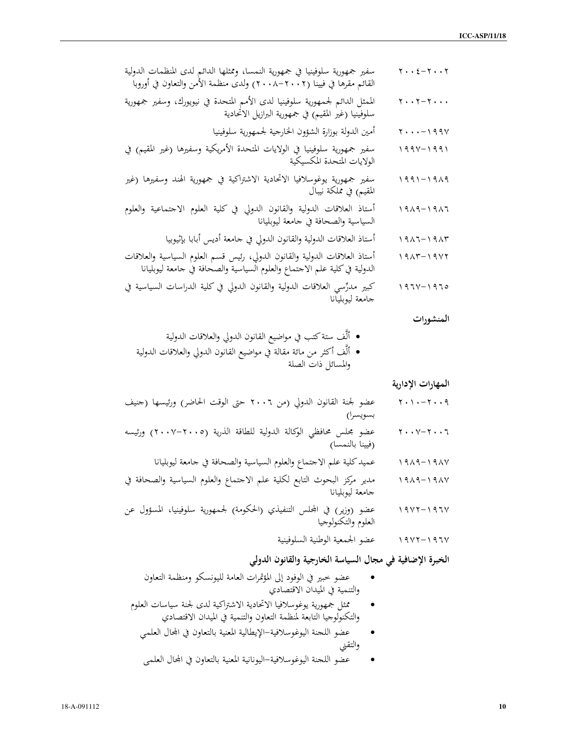٢٠٠٢-٢٠٠٤ سفير جمهورية سلوفينيا في جمهورية النمسا، وممثلها الدائم لدى المنظمات الدولية القائم مقرها في فيينا (٢٠٠٢-٢٠٠٨) ولدى منظمة الأمن والتعاون في أوروبا

٢٠٠٠-٢٠٠٢ الممثل الدائم لجمهورية سلوفينيا لدى الأمم المتحدة في نيويورك، وسفير جمهورية سلوفينيا (غير المقيم) في جمهورية البرازيل الاتحادية

١٩٩٧-٢٠٠٠ أمين الدولة بوزارة الشؤون الخارجية لجمهورية سلوفينيا

١٩٩١-١٩٩٧ سفير جمهورية سلوفينيا في الولايات المتحدة الأمريكية وسفيرها (غير المقيم) في الولايات المتحدة المكسيكية

١٩٨٩-١٩٩١ سفير جمهورية يوغوسلافيا الاتحادية الاشتراكية في جمهورية الهند وسفيرها (غير المقيم) في مملكة نيبال

١٩٨٦-١٩٨٩ أستاذ العلاقات الدولية والقانون الدولي في كلية العلوم الاجتماعية والعلوم السياسية والصحافة في جامعة ليوبليانا

١٩٨٣-١٩٨٦ أستاذ العلاقات الدولية والقانون الدولي في جامعة أديس أبابا بإثيوبيا

١٩٧٢-١٩٨٣ أستاذ العلاقات الدولية والقانون الدولي، رئيس قسم العلوم السياسية والعلاقات الدولية في كلية علم الاجتماع والعلوم السياسية والصحافة في جامعة ليوبليانا

١٩٦٥-١٩٦٧ كبير مدرّسي العلاقات الدولية والقانون الدولي في كلية الدراسات السياسية في جامعة ليوبليانا

**المنشورات**

- ألَّف ستة كتب في مواضيع القانون الدولي والعلاقات الدولية
- ألَّف أكثر من مائة مقالة في مواضيع القانون الدولي والعلاقات الدولية والمسائل ذات الصلة

**المهارات الإدارية**

٢٠٠٩-٢٠١٠ عضو لجنة القانون الدولي (من ٢٠٠٦ حتى الوقت الحاضر) ورئيسها (جنيف بسويسرا)

٢٠٠٦-٢٠٠٧ عضو مجلس محافظي الوكالة الدولية للطاقة الذرية (٢٠٠٥-٢٠٠٧) ورئيسه (فيينا بالنمسا)

١٩٨٧-١٩٨٩ عميد كلية علم الاجتماع والعلوم السياسية والصحافة في جامعة ليوبليانا

١٩٨٧-١٩٨٩ مدير مركز البحوث التابع لكلية علم الاجتماع والعلوم السياسية والصحافة في جامعة ليوبليانا

١٩٦٧-١٩٧٢ عضو (وزير) في المجلس التنفيذي (الحكومة) لجمهورية سلوفينيا، المسؤول عن العلوم والتكنولوجيا

١٩٦٧-١٩٧٢ عضو الجمعية الوطنية السلوفينية

**الخبرة الإضافية في مجال السياسة الخارجية والقانون الدولي**

- عضو خبير في الوفود إلى المؤتمرات العامة لليونسكو ومنظمة التعاون والتنمية في الميدان الاقتصادي
- ممثل جمهورية يوغوسلافيا الاتحادية الاشتراكية لدى لجنة سياسات العلوم والتكنولوجيا التابعة لمنظمة التعاون والتنمية في الميدان الاقتصادي
- عضو اللجنة اليوغوسلافية-الإيطالية المعنية بالتعاون في المجال العلمي والتقني
- عضو اللجنة اليوغوسلافية-اليونانية المعنية بالتعاون في المجال العلمي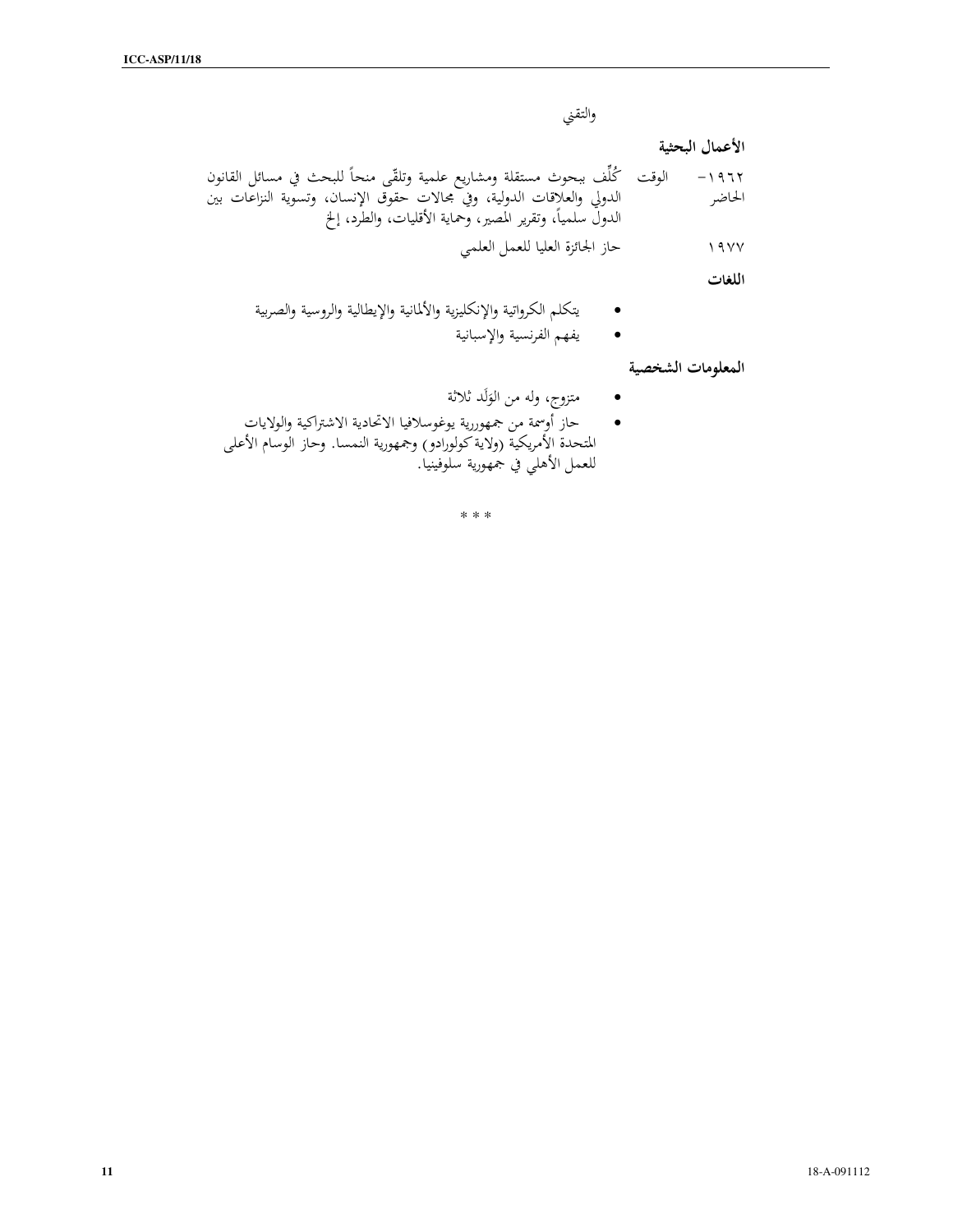والتقني

**الأعمال البحثية**

| | |
|---|---|
| ١٩٦٢- الوقت الحاضر | كُلِّف ببحوث مستقلة ومشاريع علمية وتلقّى منحاً للبحث في مسائل القانون الدولي والعلاقات الدولية، وفي مجالات حقوق الإنسان، وتسوية النزاعات بين الدول سلمياً، وتقرير المصير، وحماية الأقليات، والطرد، إلخ |
| ١٩٧٧ | حاز الجائزة العليا للعمل العلمي |

**اللغات**

- يتكلم الكرواتية والإنكليزية والألمانية والإيطالية والروسية والصربية
- يفهم الفرنسية والإسبانية

**المعلومات الشخصية**

- متزوج، وله من الوَلَد ثلاثة
- حاز أوسمة من جمهورية يوغوسلافيا الاتحادية الاشتراكية والولايات المتحدة الأمريكية (ولاية كولورادو) وجمهورية النمسا. وحاز الوسام الأعلى للعمل الأهلي في جمهورية سلوفينيا.

* * *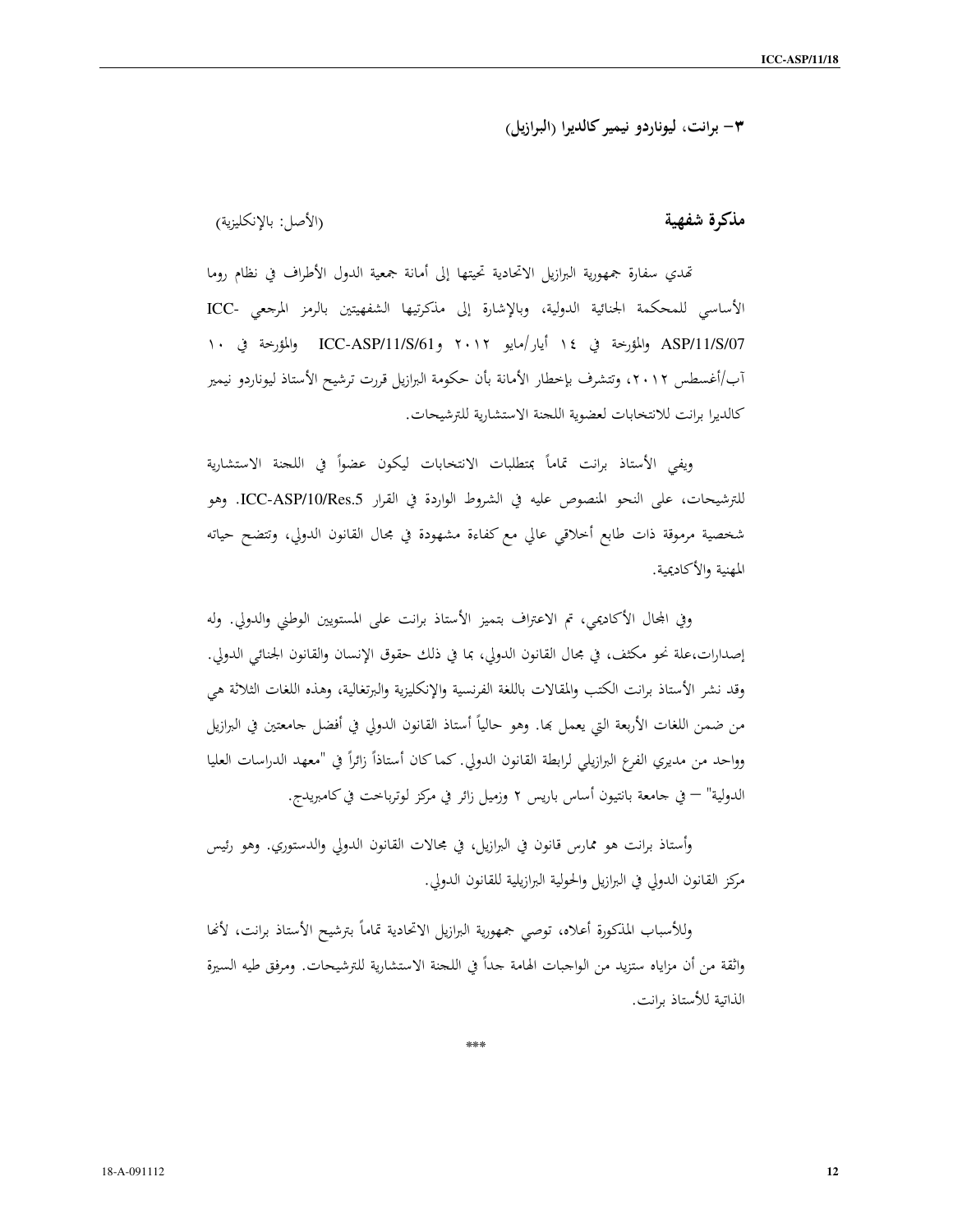### ٣- برانت، ليوناردو نيمير كالديرا (البرازيل)

**مذكرة شفهية** (الأصل: بالإنكليزية)

تهدي سفارة جمهورية البرازيل الاتحادية تحيتها إلى أمانة جمعية الدول الأطراف في نظام روما الأساسي للمحكمة الجنائية الدولية، وبالإشارة إلى مذكرتيها الشفهيتين بالرمز المرجعي ICC-ASP/11/S/07 والمؤرخة في ١٤ أيار/مايو ٢٠١٢ وICC-ASP/11/S/61 والمؤرخة في ١٠ آب/أغسطس ٢٠١٢، وتتشرف بإخطار الأمانة بأن حكومة البرازيل قررت ترشيح الأستاذ ليوناردو نيمير كالديرا برانت للانتخابات لعضوية اللجنة الاستشارية للترشيحات.

ويفي الأستاذ برانت تماماً بمتطلبات الانتخابات ليكون عضواً في اللجنة الاستشارية للترشيحات، على النحو المنصوص عليه في الشروط الواردة في القرار ICC-ASP/10/Res.5. وهو شخصية مرموقة ذات طابع أخلاقي عالي مع كفاءة مشهودة في مجال القانون الدولي، وتتضح حياته المهنية والأكاديمية.

وفي المجال الأكاديمي، تم الاعتراف بتميز الأستاذ برانت على المستويين الوطني والدولي. وله إصدارات،علة نحو مكثف، في مجال القانون الدولي، بما في ذلك حقوق الإنسان والقانون الجنائي الدولي. وقد نشر الأستاذ برانت الكتب والمقالات باللغة الفرنسية والإنكليزية والبرتغالية، وهذه اللغات الثلاثة هي من ضمن اللغات الأربعة التي يعمل بها. وهو حالياً أستاذ القانون الدولي في أفضل جامعتين في البرازيل وواحد من مديري الفرع البرازيلي لرابطة القانون الدولي. كما كان أستاذاً زائراً في "معهد الدراسات العليا الدولية" — في جامعة بانتيون أساس باريس ٢ وزميل زائر في مركز لوترباخت في كامبريدج.

وأستاذ برانت هو ممارس قانون في البرازيل، في مجالات القانون الدولي والدستوري. وهو رئيس مركز القانون الدولي في البرازيل والحولية البرازيلية للقانون الدولي.

وللأسباب المذكورة أعلاه، توصي جمهورية البرازيل الاتحادية تماماً بترشيح الأستاذ برانت، لأنها واثقة من أن مزاياه ستزيد من الواجبات الهامة جداً في اللجنة الاستشارية للترشيحات. ومرفق طيه السيرة الذاتية للأستاذ برانت.

\*\*\*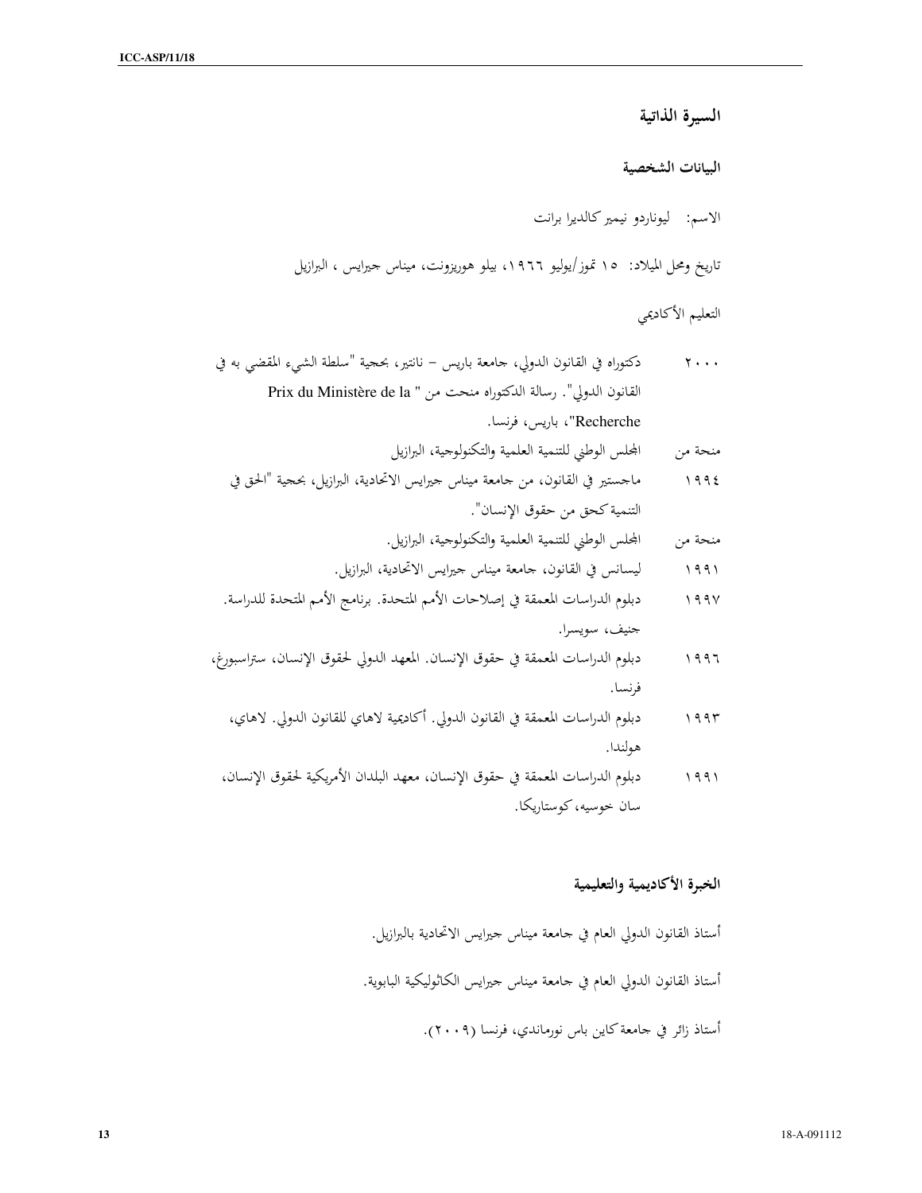## السيرة الذاتية

### البيانات الشخصية

الاسم: ليوناردو نيمير كالديرا برانت

تاريخ ومحل الميلاد: ١٥ تموز/يوليو ١٩٦٦، بيلو هوريزونت، ميناس جيرايس ، البرازيل

التعليم الأكاديمي

| | |
|---|---|
| ٢٠٠٠ | دكتوراه في القانون الدولي، جامعة باريس – نانتير، بحجية "سلطة الشيء المقضي به في القانون الدولي". رسالة الدكتوراه منحت من " Prix du Ministère de la Recherche"، باريس، فرنسا. |
| منحة من | المجلس الوطني للتنمية العلمية والتكنولوجية، البرازيل |
| ١٩٩٤ | ماجستير في القانون، من جامعة ميناس جيرايس الاتحادية، البرازيل، بحجية "الحق في التنمية كحق من حقوق الإنسان". |
| منحة من | المجلس الوطني للتنمية العلمية والتكنولوجية، البرازيل. |
| ١٩٩١ | ليسانس في القانون، جامعة ميناس جيرايس الاتحادية، البرازيل. |
| ١٩٩٧ | دبلوم الدراسات المعمقة في إصلاحات الأمم المتحدة. برنامج الأمم المتحدة للدراسة. جنيف، سويسرا. |
| ١٩٩٦ | دبلوم الدراسات المعمقة في حقوق الإنسان. المعهد الدولي لحقوق الإنسان، ستراسبورغ، فرنسا. |
| ١٩٩٣ | دبلوم الدراسات المعمقة في القانون الدولي. أكاديمية لاهاي للقانون الدولي. لاهاي، هولندا. |
| ١٩٩١ | دبلوم الدراسات المعمقة في حقوق الإنسان، معهد البلدان الأمريكية لحقوق الإنسان، سان خوسيه، كوستاريكا. |

### الخبرة الأكاديمية والتعليمية

أستاذ القانون الدولي العام في جامعة ميناس جيرايس الاتحادية بالبرازيل.

أستاذ القانون الدولي العام في جامعة ميناس جيرايس الكاثوليكية البابوية.

أستاذ زائر في جامعة كاين باس نورماندي، فرنسا (٢٠٠٩).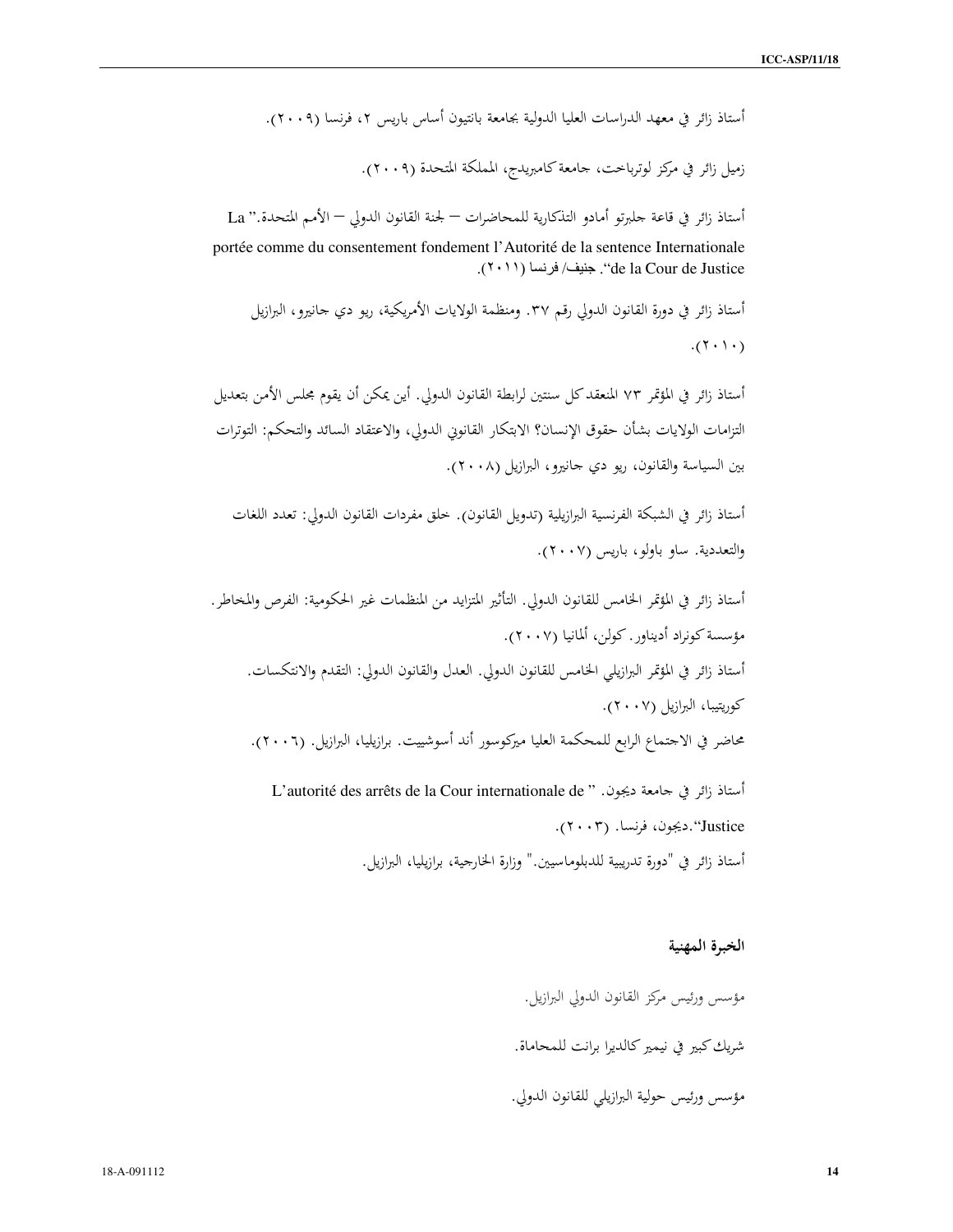أستاذ زائر في معهد الدراسات العليا الدولية بجامعة بانتيون أساس باريس ٢، فرنسا (٢٠٠٩).

زميل زائر في مركز لوترباخت، جامعة كامبريدج، المملكة المتحدة (٢٠٠٩).

أستاذ زائر في قاعة جلبرتو أمادو التذكارية للمحاضرات – لجنة القانون الدولي – الأمم المتحدة." La portée comme du consentement fondement l'Autorité de la sentence Internationale de la Cour de Justice". جنيف/ فرنسا (٢٠١١).

أستاذ زائر في دورة القانون الدولي رقم ٣٧. ومنظمة الولايات الأمريكية، ريو دي جانيرو، البرازيل (٢٠١٠).

أستاذ زائر في المؤتمر ٧٣ المنعقد كل سنتين لرابطة القانون الدولي. أين يمكن أن يقوم مجلس الأمن بتعديل التزامات الولايات بشأن حقوق الإنسان؟ الابتكار القانوني الدولي، والاعتقاد السائد والتحكم: التوترات بين السياسة والقانون، ريو دي جانيرو، البرازيل (٢٠٠٨).

أستاذ زائر في الشبكة الفرنسية البرازيلية (تدويل القانون). خلق مفردات القانون الدولي: تعدد اللغات والتعددية. ساو باولو، باريس (٢٠٠٧).

أستاذ زائر في المؤتمر الخامس للقانون الدولي. التأثير المتزايد من المنظمات غير الحكومية: الفرص والمخاطر. مؤسسة كونراد أديناور. كولن، ألمانيا (٢٠٠٧).

أستاذ زائر في المؤتمر البرازيلي الخامس للقانون الدولي. العدل والقانون الدولي: التقدم والانتكسات. كوريتيبا، البرازيل (٢٠٠٧).

محاضر في الاجتماع الرابع للمحكمة العليا ميركوسور أند أسوشييت. برازيليا، البرازيل. (٢٠٠٦).

أستاذ زائر في جامعة ديجون. " L'autorité des arrêts de la Cour internationale de Justice".ديجون، فرنسا. (٢٠٠٣).

أستاذ زائر في "دورة تدريبية للدبلوماسيين." وزارة الخارجية، برازيليا، البرازيل.

### الخبرة المهنية

مؤسس ورئيس مركز القانون الدولي البرازيل.

شريك كبير في نيمير كالديرا برانت للمحاماة.

مؤسس ورئيس حولية البرازيلي للقانون الدولي.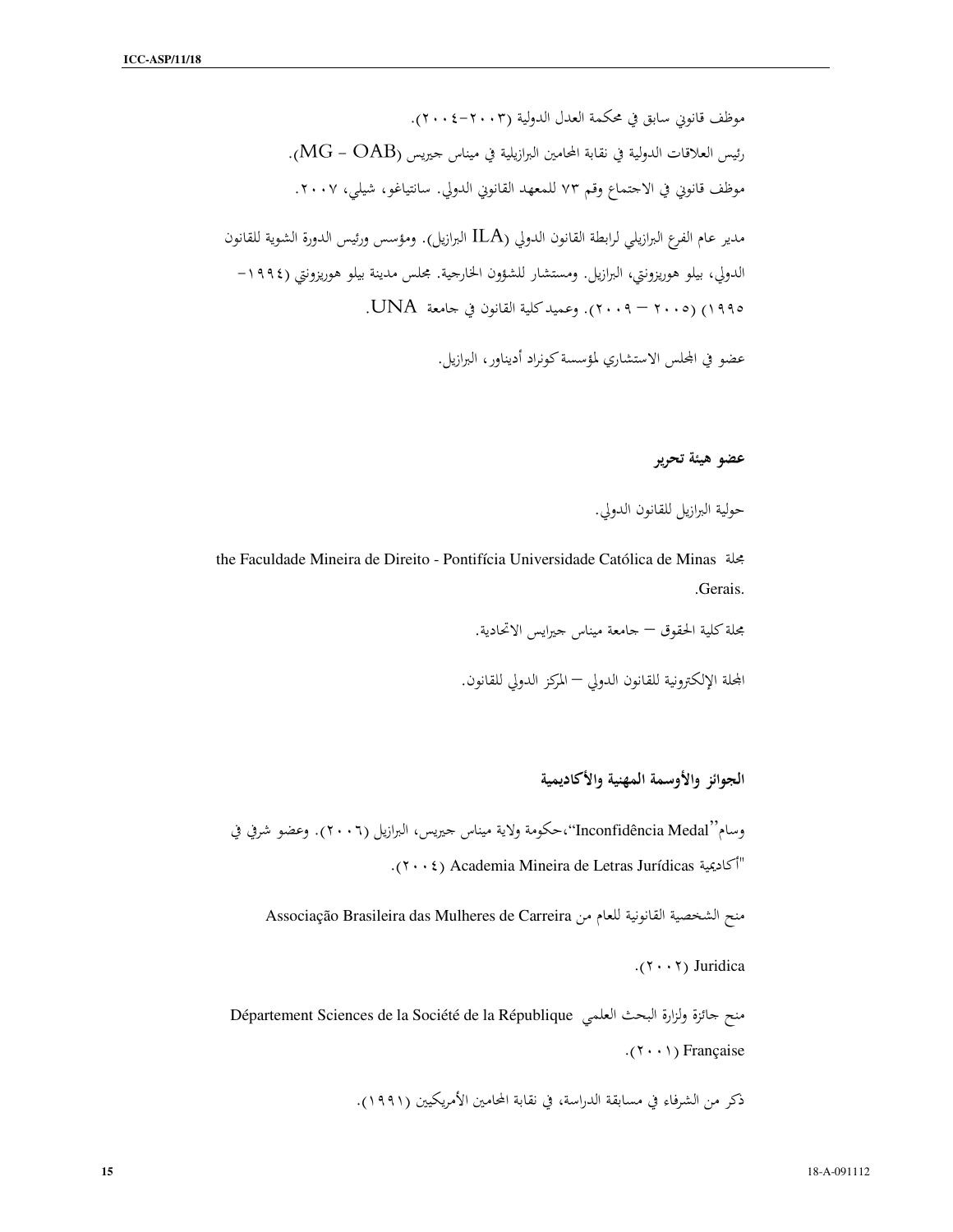موظف قانوني سابق في محكمة العدل الدولية (٢٠٠٣-٢٠٠٤).

رئيس العلاقات الدولية في نقابة المحامين البرازيلية في ميناس جيريس (MG - OAB).

موظف قانوني في الاجتماع رقم ٧٣ للمعهد القانوني الدولي. سانتياغو، شيلي، ٢٠٠٧.

مدير عام الفرع البرازيلي لرابطة القانون الدولي (ILA البرازيل). ومؤسس ورئيس الدورة الشوية للقانون الدولي، بيلو هوريزونتي، البرازيل. ومستشار للشؤون الخارجية. مجلس مدينة بيلو هوريزونتي (١٩٩٤-١٩٩٥) (٢٠٠٥ – ٢٠٠٩). وعميد كلية القانون في جامعة UNA.

عضو في المجلس الاستشاري لمؤسسة كونراد أديناور، البرازيل.

### عضو هيئة تحرير

حولية البرازيل للقانون الدولي.

مجلة the Faculdade Mineira de Direito - Pontifícia Universidade Católica de Minas Gerais.

مجلة كلية الحقوق – جامعة ميناس جيرايس الاتحادية.

المجلة الإلكترونية للقانون الدولي – المركز الدولي للقانون.

### الجوائز والأوسمة المهنية والأكاديمية

وسام"Inconfidência Medal"،حكومة ولاية ميناس جيريس، البرازيل (٢٠٠٦). وعضو شرفي في "أكاديمية Academia Mineira de Letras Jurídicas (٢٠٠٤).

منح الشخصية القانونية للعام من Associação Brasileira das Mulheres de Carreira

Juridica (٢٠٠٢).

منح جائزة ولزارة البحث العلمي Département Sciences de la Société de la République Française (٢٠٠١).

ذكر من الشرفاء في مسابقة الدراسة، في نقابة المحامين الأمريكيين (١٩٩١).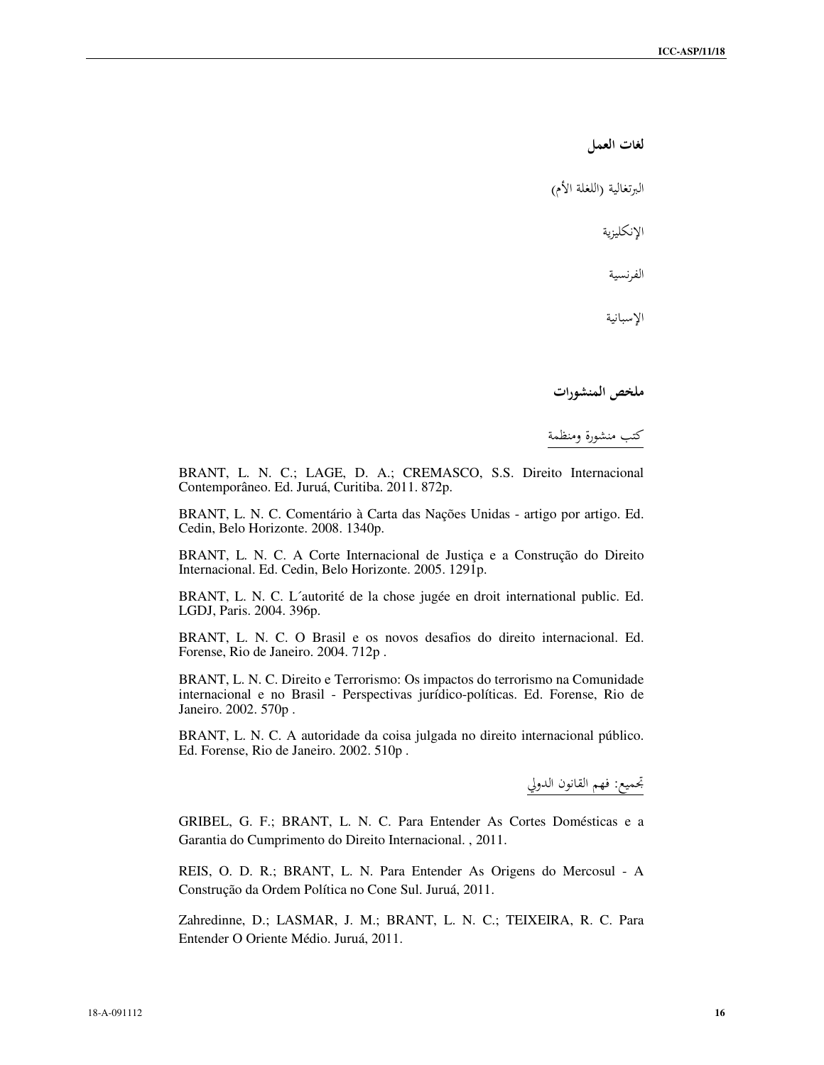### لغات العمل

البرتغالية (اللغلة الأم)

الإنكليزية

الفرنسية

الإسبانية

### ملخص المنشورات

كتب منشورة ومنظمة

BRANT, L. N. C.; LAGE, D. A.; CREMASCO, S.S. Direito Internacional Contemporâneo. Ed. Juruá, Curitiba. 2011. 872p.

BRANT, L. N. C. Comentário à Carta das Nações Unidas - artigo por artigo. Ed. Cedin, Belo Horizonte. 2008. 1340p.

BRANT, L. N. C. A Corte Internacional de Justiça e a Construção do Direito Internacional. Ed. Cedin, Belo Horizonte. 2005. 1291p.

BRANT, L. N. C. L´autorité de la chose jugée en droit international public. Ed. LGDJ, Paris. 2004. 396p.

BRANT, L. N. C. O Brasil e os novos desafios do direito internacional. Ed. Forense, Rio de Janeiro. 2004. 712p .

BRANT, L. N. C. Direito e Terrorismo: Os impactos do terrorismo na Comunidade internacional e no Brasil - Perspectivas jurídico-políticas. Ed. Forense, Rio de Janeiro. 2002. 570p .

BRANT, L. N. C. A autoridade da coisa julgada no direito internacional público. Ed. Forense, Rio de Janeiro. 2002. 510p .

تجميع: فهم القانون الدولي

GRIBEL, G. F.; BRANT, L. N. C. Para Entender As Cortes Domésticas e a Garantia do Cumprimento do Direito Internacional. , 2011.

REIS, O. D. R.; BRANT, L. N. Para Entender As Origens do Mercosul - A Construção da Ordem Política no Cone Sul. Juruá, 2011.

Zahredinne, D.; LASMAR, J. M.; BRANT, L. N. C.; TEIXEIRA, R. C. Para Entender O Oriente Médio. Juruá, 2011.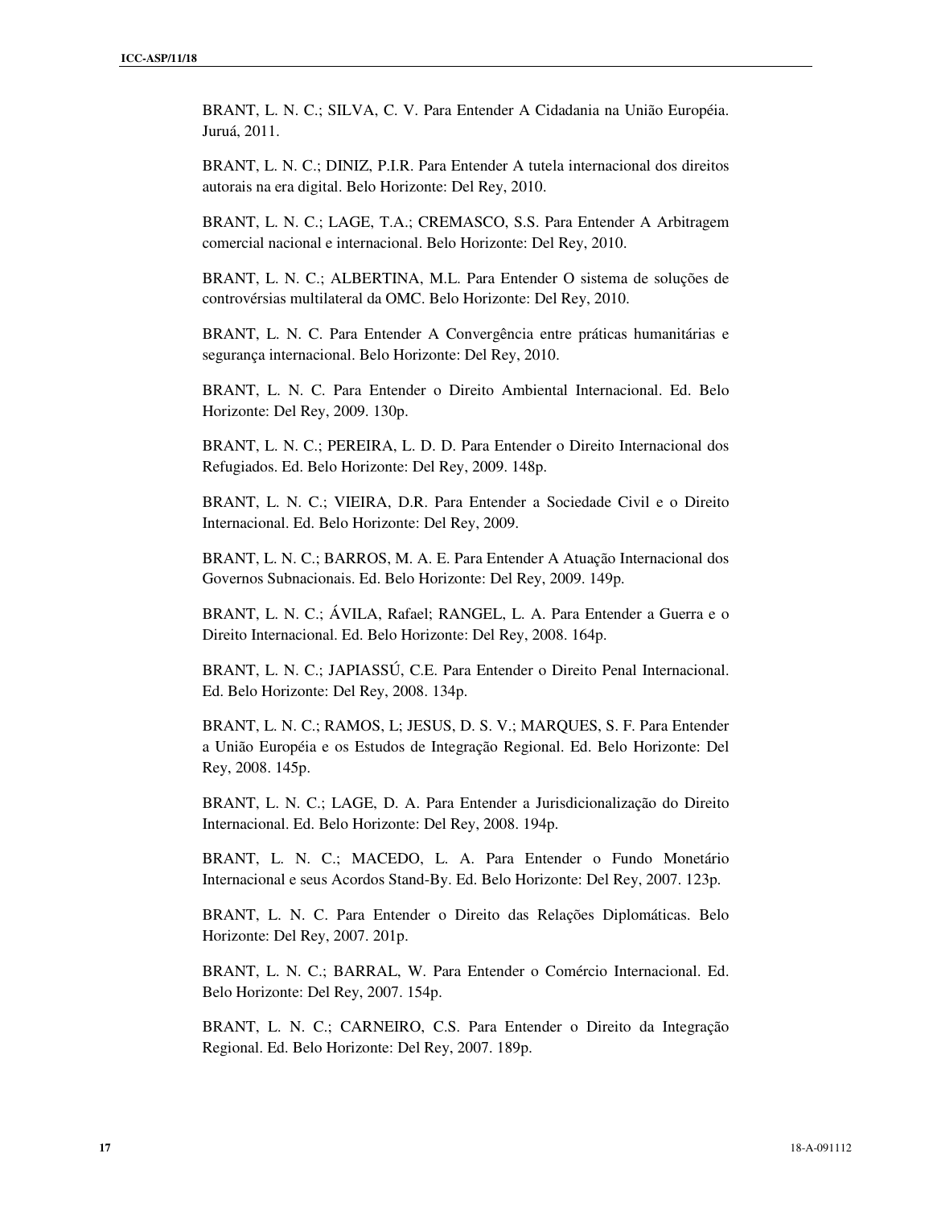BRANT, L. N. C.; SILVA, C. V. Para Entender A Cidadania na União Européia. Juruá, 2011.

BRANT, L. N. C.; DINIZ, P.I.R. Para Entender A tutela internacional dos direitos autorais na era digital. Belo Horizonte: Del Rey, 2010.

BRANT, L. N. C.; LAGE, T.A.; CREMASCO, S.S. Para Entender A Arbitragem comercial nacional e internacional. Belo Horizonte: Del Rey, 2010.

BRANT, L. N. C.; ALBERTINA, M.L. Para Entender O sistema de soluções de controvérsias multilateral da OMC. Belo Horizonte: Del Rey, 2010.

BRANT, L. N. C. Para Entender A Convergência entre práticas humanitárias e segurança internacional. Belo Horizonte: Del Rey, 2010.

BRANT, L. N. C. Para Entender o Direito Ambiental Internacional. Ed. Belo Horizonte: Del Rey, 2009. 130p.

BRANT, L. N. C.; PEREIRA, L. D. D. Para Entender o Direito Internacional dos Refugiados. Ed. Belo Horizonte: Del Rey, 2009. 148p.

BRANT, L. N. C.; VIEIRA, D.R. Para Entender a Sociedade Civil e o Direito Internacional. Ed. Belo Horizonte: Del Rey, 2009.

BRANT, L. N. C.; BARROS, M. A. E. Para Entender A Atuação Internacional dos Governos Subnacionais. Ed. Belo Horizonte: Del Rey, 2009. 149p.

BRANT, L. N. C.; ÁVILA, Rafael; RANGEL, L. A. Para Entender a Guerra e o Direito Internacional. Ed. Belo Horizonte: Del Rey, 2008. 164p.

BRANT, L. N. C.; JAPIASSÚ, C.E. Para Entender o Direito Penal Internacional. Ed. Belo Horizonte: Del Rey, 2008. 134p.

BRANT, L. N. C.; RAMOS, L; JESUS, D. S. V.; MARQUES, S. F. Para Entender a União Européia e os Estudos de Integração Regional. Ed. Belo Horizonte: Del Rey, 2008. 145p.

BRANT, L. N. C.; LAGE, D. A. Para Entender a Jurisdicionalização do Direito Internacional. Ed. Belo Horizonte: Del Rey, 2008. 194p.

BRANT, L. N. C.; MACEDO, L. A. Para Entender o Fundo Monetário Internacional e seus Acordos Stand-By. Ed. Belo Horizonte: Del Rey, 2007. 123p.

BRANT, L. N. C. Para Entender o Direito das Relações Diplomáticas. Belo Horizonte: Del Rey, 2007. 201p.

BRANT, L. N. C.; BARRAL, W. Para Entender o Comércio Internacional. Ed. Belo Horizonte: Del Rey, 2007. 154p.

BRANT, L. N. C.; CARNEIRO, C.S. Para Entender o Direito da Integração Regional. Ed. Belo Horizonte: Del Rey, 2007. 189p.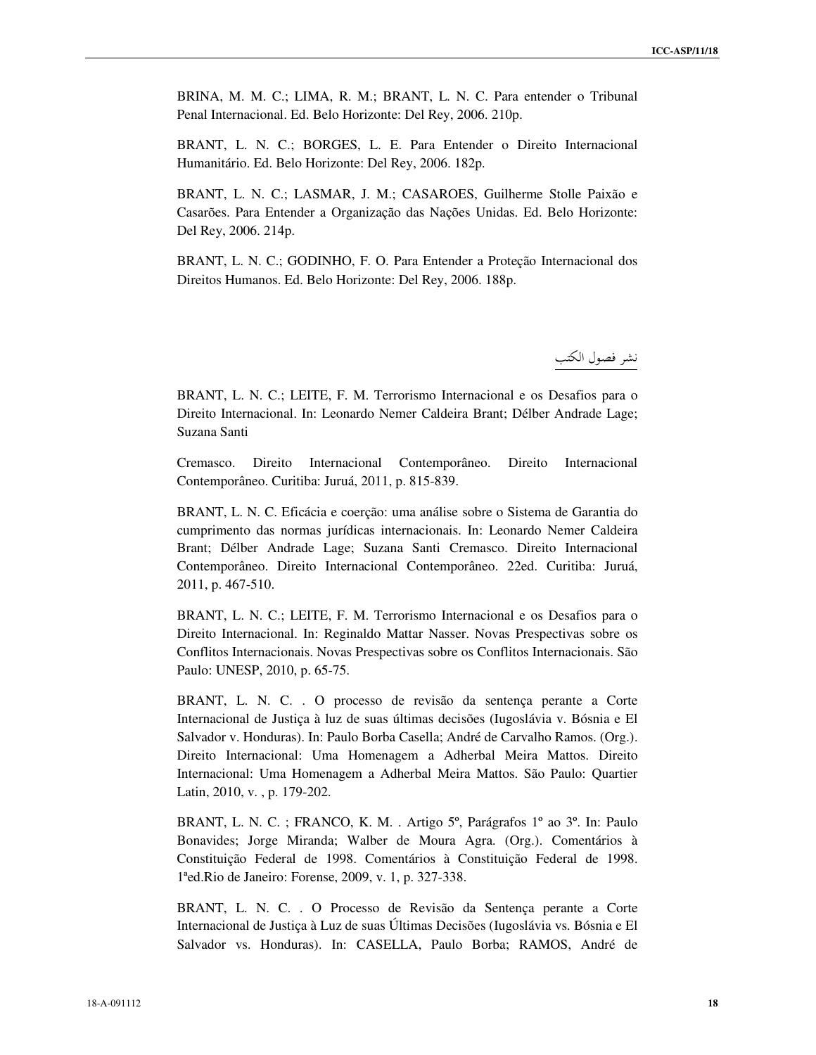BRINA, M. M. C.; LIMA, R. M.; BRANT, L. N. C. Para entender o Tribunal Penal Internacional. Ed. Belo Horizonte: Del Rey, 2006. 210p.

BRANT, L. N. C.; BORGES, L. E. Para Entender o Direito Internacional Humanitário. Ed. Belo Horizonte: Del Rey, 2006. 182p.

BRANT, L. N. C.; LASMAR, J. M.; CASAROES, Guilherme Stolle Paixão e Casarões. Para Entender a Organização das Nações Unidas. Ed. Belo Horizonte: Del Rey, 2006. 214p.

BRANT, L. N. C.; GODINHO, F. O. Para Entender a Proteção Internacional dos Direitos Humanos. Ed. Belo Horizonte: Del Rey, 2006. 188p.

## نشر فصول الكتب

BRANT, L. N. C.; LEITE, F. M. Terrorismo Internacional e os Desafios para o Direito Internacional. In: Leonardo Nemer Caldeira Brant; Délber Andrade Lage; Suzana Santi

Cremasco. Direito Internacional Contemporâneo. Direito Internacional Contemporâneo. Curitiba: Juruá, 2011, p. 815-839.

BRANT, L. N. C. Eficácia e coerção: uma análise sobre o Sistema de Garantia do cumprimento das normas jurídicas internacionais. In: Leonardo Nemer Caldeira Brant; Délber Andrade Lage; Suzana Santi Cremasco. Direito Internacional Contemporâneo. Direito Internacional Contemporâneo. 22ed. Curitiba: Juruá, 2011, p. 467-510.

BRANT, L. N. C.; LEITE, F. M. Terrorismo Internacional e os Desafios para o Direito Internacional. In: Reginaldo Mattar Nasser. Novas Prespectivas sobre os Conflitos Internacionais. Novas Prespectivas sobre os Conflitos Internacionais. São Paulo: UNESP, 2010, p. 65-75.

BRANT, L. N. C. . O processo de revisão da sentença perante a Corte Internacional de Justiça à luz de suas últimas decisões (Iugoslávia v. Bósnia e El Salvador v. Honduras). In: Paulo Borba Casella; André de Carvalho Ramos. (Org.). Direito Internacional: Uma Homenagem a Adherbal Meira Mattos. Direito Internacional: Uma Homenagem a Adherbal Meira Mattos. São Paulo: Quartier Latin, 2010, v. , p. 179-202.

BRANT, L. N. C. ; FRANCO, K. M. . Artigo 5º, Parágrafos 1º ao 3º. In: Paulo Bonavides; Jorge Miranda; Walber de Moura Agra. (Org.). Comentários à Constituição Federal de 1998. Comentários à Constituição Federal de 1998. 1ªed.Rio de Janeiro: Forense, 2009, v. 1, p. 327-338.

BRANT, L. N. C. . O Processo de Revisão da Sentença perante a Corte Internacional de Justiça à Luz de suas Últimas Decisões (Iugoslávia vs. Bósnia e El Salvador vs. Honduras). In: CASELLA, Paulo Borba; RAMOS, André de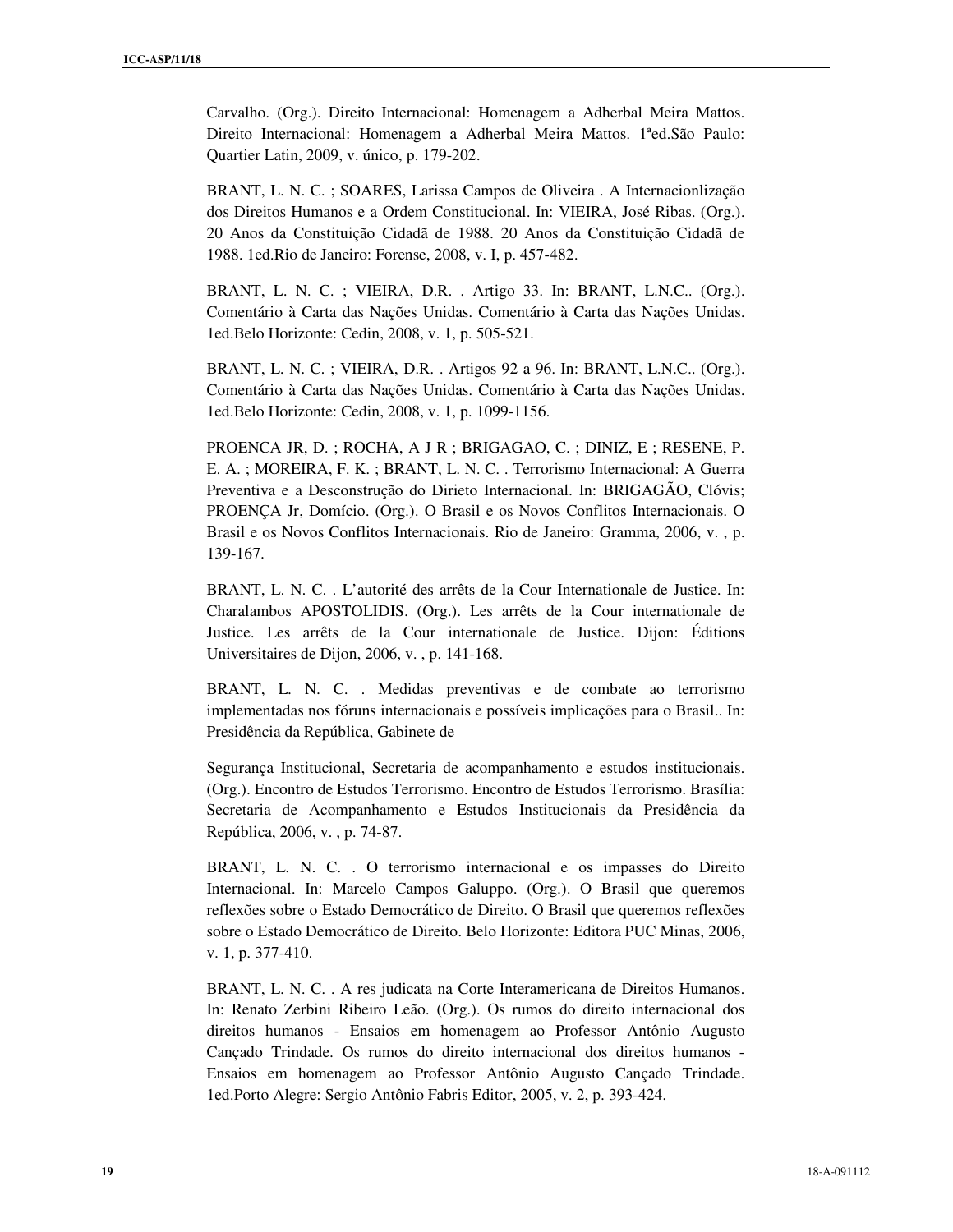Carvalho. (Org.). Direito Internacional: Homenagem a Adherbal Meira Mattos. Direito Internacional: Homenagem a Adherbal Meira Mattos. 1ªed.São Paulo: Quartier Latin, 2009, v. único, p. 179-202.

BRANT, L. N. C. ; SOARES, Larissa Campos de Oliveira . A Internacionlização dos Direitos Humanos e a Ordem Constitucional. In: VIEIRA, José Ribas. (Org.). 20 Anos da Constituição Cidadã de 1988. 20 Anos da Constituição Cidadã de 1988. 1ed.Rio de Janeiro: Forense, 2008, v. I, p. 457-482.

BRANT, L. N. C. ; VIEIRA, D.R. . Artigo 33. In: BRANT, L.N.C.. (Org.). Comentário à Carta das Nações Unidas. Comentário à Carta das Nações Unidas. 1ed.Belo Horizonte: Cedin, 2008, v. 1, p. 505-521.

BRANT, L. N. C. ; VIEIRA, D.R. . Artigos 92 a 96. In: BRANT, L.N.C.. (Org.). Comentário à Carta das Nações Unidas. Comentário à Carta das Nações Unidas. 1ed.Belo Horizonte: Cedin, 2008, v. 1, p. 1099-1156.

PROENCA JR, D. ; ROCHA, A J R ; BRIGAGAO, C. ; DINIZ, E ; RESENE, P. E. A. ; MOREIRA, F. K. ; BRANT, L. N. C. . Terrorismo Internacional: A Guerra Preventiva e a Desconstrução do Direito Internacional. In: BRIGAGÃO, Clóvis; PROENÇA Jr, Domício. (Org.). O Brasil e os Novos Conflitos Internacionais. O Brasil e os Novos Conflitos Internacionais. Rio de Janeiro: Gramma, 2006, v. , p. 139-167.

BRANT, L. N. C. . L'autorité des arrêts de la Cour Internationale de Justice. In: Charalambos APOSTOLIDIS. (Org.). Les arrêts de la Cour internationale de Justice. Les arrêts de la Cour internationale de Justice. Dijon: Éditions Universitaires de Dijon, 2006, v. , p. 141-168.

BRANT, L. N. C. . Medidas preventivas e de combate ao terrorismo implementadas nos fóruns internacionais e possíveis implicações para o Brasil.. In: Presidência da República, Gabinete de

Segurança Institucional, Secretaria de acompanhamento e estudos institucionais. (Org.). Encontro de Estudos Terrorismo. Encontro de Estudos Terrorismo. Brasília: Secretaria de Acompanhamento e Estudos Institucionais da Presidência da República, 2006, v. , p. 74-87.

BRANT, L. N. C. . O terrorismo internacional e os impasses do Direito Internacional. In: Marcelo Campos Galuppo. (Org.). O Brasil que queremos reflexões sobre o Estado Democrático de Direito. O Brasil que queremos reflexões sobre o Estado Democrático de Direito. Belo Horizonte: Editora PUC Minas, 2006, v. 1, p. 377-410.

BRANT, L. N. C. . A res judicata na Corte Interamericana de Direitos Humanos. In: Renato Zerbini Ribeiro Leão. (Org.). Os rumos do direito internacional dos direitos humanos - Ensaios em homenagem ao Professor Antônio Augusto Cançado Trindade. Os rumos do direito internacional dos direitos humanos - Ensaios em homenagem ao Professor Antônio Augusto Cançado Trindade. 1ed.Porto Alegre: Sergio Antônio Fabris Editor, 2005, v. 2, p. 393-424.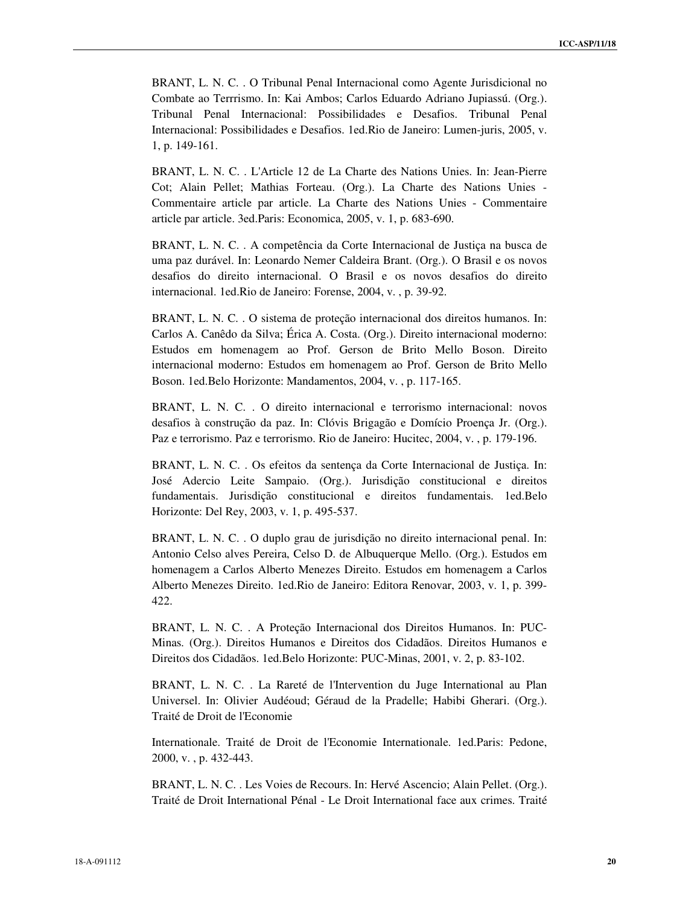BRANT, L. N. C. . O Tribunal Penal Internacional como Agente Jurisdicional no Combate ao Terrrismo. In: Kai Ambos; Carlos Eduardo Adriano Jupiassú. (Org.). Tribunal Penal Internacional: Possibilidades e Desafios. Tribunal Penal Internacional: Possibilidades e Desafios. 1ed.Rio de Janeiro: Lumen-juris, 2005, v. 1, p. 149-161.

BRANT, L. N. C. . L'Article 12 de La Charte des Nations Unies. In: Jean-Pierre Cot; Alain Pellet; Mathias Forteau. (Org.). La Charte des Nations Unies - Commentaire article par article. La Charte des Nations Unies - Commentaire article par article. 3ed.Paris: Economica, 2005, v. 1, p. 683-690.

BRANT, L. N. C. . A competência da Corte Internacional de Justiça na busca de uma paz durável. In: Leonardo Nemer Caldeira Brant. (Org.). O Brasil e os novos desafios do direito internacional. O Brasil e os novos desafios do direito internacional. 1ed.Rio de Janeiro: Forense, 2004, v. , p. 39-92.

BRANT, L. N. C. . O sistema de proteção internacional dos direitos humanos. In: Carlos A. Canêdo da Silva; Érica A. Costa. (Org.). Direito internacional moderno: Estudos em homenagem ao Prof. Gerson de Brito Mello Boson. Direito internacional moderno: Estudos em homenagem ao Prof. Gerson de Brito Mello Boson. 1ed.Belo Horizonte: Mandamentos, 2004, v. , p. 117-165.

BRANT, L. N. C. . O direito internacional e terrorismo internacional: novos desafios à construção da paz. In: Clóvis Brigagão e Domício Proença Jr. (Org.). Paz e terrorismo. Paz e terrorismo. Rio de Janeiro: Hucitec, 2004, v. , p. 179-196.

BRANT, L. N. C. . Os efeitos da sentença da Corte Internacional de Justiça. In: José Adercio Leite Sampaio. (Org.). Jurisdição constitucional e direitos fundamentais. Jurisdição constitucional e direitos fundamentais. 1ed.Belo Horizonte: Del Rey, 2003, v. 1, p. 495-537.

BRANT, L. N. C. . O duplo grau de jurisdição no direito internacional penal. In: Antonio Celso alves Pereira, Celso D. de Albuquerque Mello. (Org.). Estudos em homenagem a Carlos Alberto Menezes Direito. Estudos em homenagem a Carlos Alberto Menezes Direito. 1ed.Rio de Janeiro: Editora Renovar, 2003, v. 1, p. 399-422.

BRANT, L. N. C. . A Proteção Internacional dos Direitos Humanos. In: PUC-Minas. (Org.). Direitos Humanos e Direitos dos Cidadãos. Direitos Humanos e Direitos dos Cidadãos. 1ed.Belo Horizonte: PUC-Minas, 2001, v. 2, p. 83-102.

BRANT, L. N. C. . La Rareté de l'Intervention du Juge International au Plan Universel. In: Olivier Audéoud; Géraud de la Pradelle; Habibi Gherari. (Org.). Traité de Droit de l'Economie

Internationale. Traité de Droit de l'Economie Internationale. 1ed.Paris: Pedone, 2000, v. , p. 432-443.

BRANT, L. N. C. . Les Voies de Recours. In: Hervé Ascencio; Alain Pellet. (Org.). Traité de Droit International Pénal - Le Droit International face aux crimes. Traité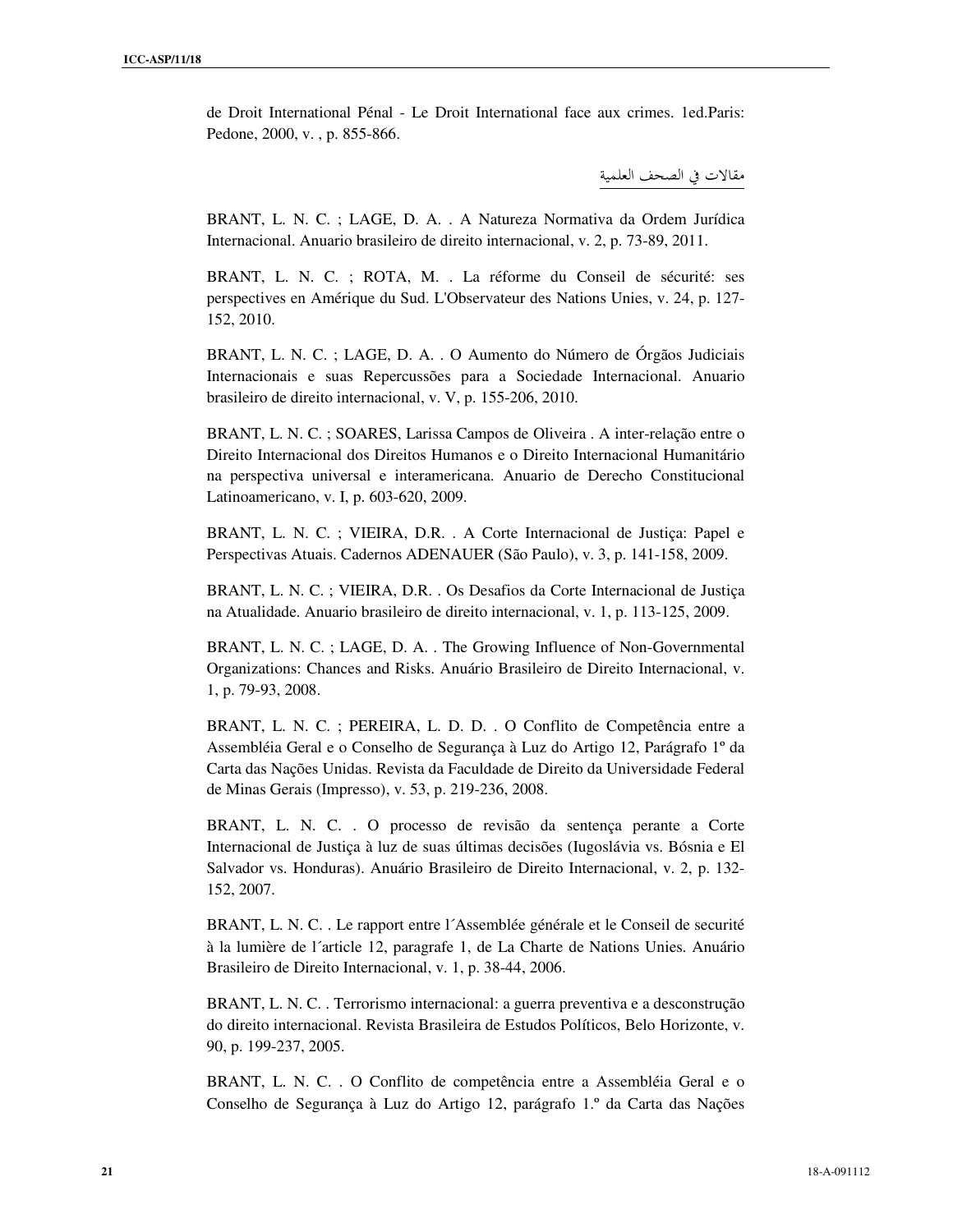de Droit International Pénal - Le Droit International face aux crimes. 1ed.Paris: Pedone, 2000, v. , p. 855-866.

مقالات في الصحف العلمية

BRANT, L. N. C. ; LAGE, D. A. . A Natureza Normativa da Ordem Jurídica Internacional. Anuario brasileiro de direito internacional, v. 2, p. 73-89, 2011.

BRANT, L. N. C. ; ROTA, M. . La réforme du Conseil de sécurité: ses perspectives en Amérique du Sud. L'Observateur des Nations Unies, v. 24, p. 127-152, 2010.

BRANT, L. N. C. ; LAGE, D. A. . O Aumento do Número de Órgãos Judiciais Internacionais e suas Repercussões para a Sociedade Internacional. Anuario brasileiro de direito internacional, v. V, p. 155-206, 2010.

BRANT, L. N. C. ; SOARES, Larissa Campos de Oliveira . A inter-relação entre o Direito Internacional dos Direitos Humanos e o Direito Internacional Humanitário na perspectiva universal e interamericana. Anuario de Derecho Constitucional Latinoamericano, v. I, p. 603-620, 2009.

BRANT, L. N. C. ; VIEIRA, D.R. . A Corte Internacional de Justiça: Papel e Perspectivas Atuais. Cadernos ADENAUER (São Paulo), v. 3, p. 141-158, 2009.

BRANT, L. N. C. ; VIEIRA, D.R. . Os Desafios da Corte Internacional de Justiça na Atualidade. Anuario brasileiro de direito internacional, v. 1, p. 113-125, 2009.

BRANT, L. N. C. ; LAGE, D. A. . The Growing Influence of Non-Governmental Organizations: Chances and Risks. Anuário Brasileiro de Direito Internacional, v. 1, p. 79-93, 2008.

BRANT, L. N. C. ; PEREIRA, L. D. D. . O Conflito de Competência entre a Assembléia Geral e o Conselho de Segurança à Luz do Artigo 12, Parágrafo 1º da Carta das Nações Unidas. Revista da Faculdade de Direito da Universidade Federal de Minas Gerais (Impresso), v. 53, p. 219-236, 2008.

BRANT, L. N. C. . O processo de revisão da sentença perante a Corte Internacional de Justiça à luz de suas últimas decisões (Iugoslávia vs. Bósnia e El Salvador vs. Honduras). Anuário Brasileiro de Direito Internacional, v. 2, p. 132-152, 2007.

BRANT, L. N. C. . Le rapport entre l´Assemblée générale et le Conseil de securité à la lumière de l´article 12, paragrafe 1, de La Charte de Nations Unies. Anuário Brasileiro de Direito Internacional, v. 1, p. 38-44, 2006.

BRANT, L. N. C. . Terrorismo internacional: a guerra preventiva e a desconstrução do direito internacional. Revista Brasileira de Estudos Políticos, Belo Horizonte, v. 90, p. 199-237, 2005.

BRANT, L. N. C. . O Conflito de competência entre a Assembléia Geral e o Conselho de Segurança à Luz do Artigo 12, parágrafo 1.º da Carta das Nações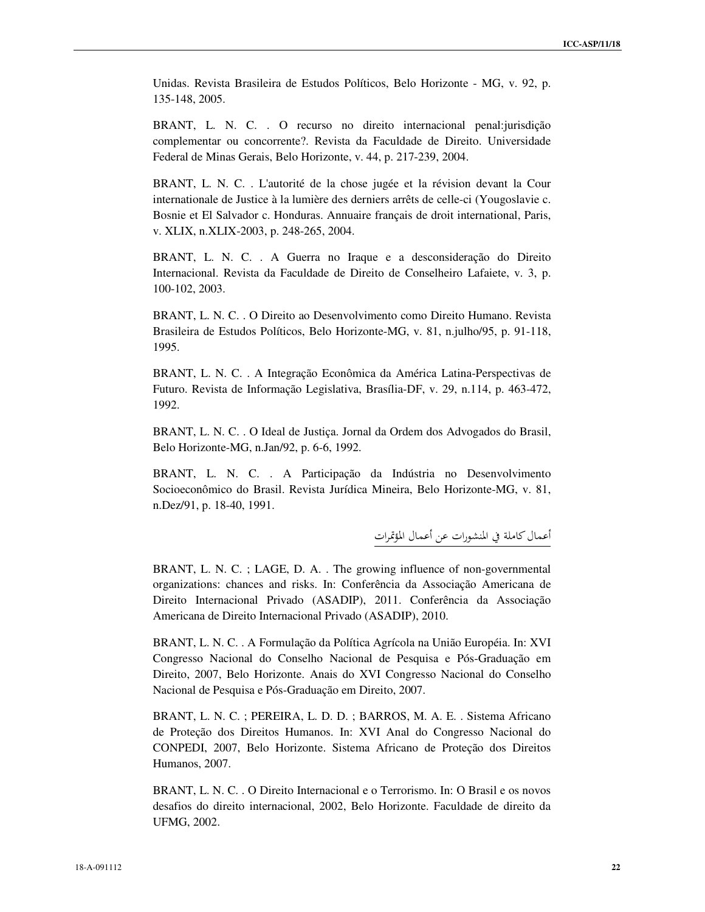Unidas. Revista Brasileira de Estudos Políticos, Belo Horizonte - MG, v. 92, p. 135-148, 2005.

BRANT, L. N. C. . O recurso no direito internacional penal:jurisdição complementar ou concorrente?. Revista da Faculdade de Direito. Universidade Federal de Minas Gerais, Belo Horizonte, v. 44, p. 217-239, 2004.

BRANT, L. N. C. . L'autorité de la chose jugée et la révision devant la Cour internationale de Justice à la lumière des derniers arrêts de celle-ci (Yougoslavie c. Bosnie et El Salvador c. Honduras. Annuaire français de droit international, Paris, v. XLIX, n.XLIX-2003, p. 248-265, 2004.

BRANT, L. N. C. . A Guerra no Iraque e a desconsideração do Direito Internacional. Revista da Faculdade de Direito de Conselheiro Lafaiete, v. 3, p. 100-102, 2003.

BRANT, L. N. C. . O Direito ao Desenvolvimento como Direito Humano. Revista Brasileira de Estudos Políticos, Belo Horizonte-MG, v. 81, n.julho/95, p. 91-118, 1995.

BRANT, L. N. C. . A Integração Econômica da América Latina-Perspectivas de Futuro. Revista de Informação Legislativa, Brasília-DF, v. 29, n.114, p. 463-472, 1992.

BRANT, L. N. C. . O Ideal de Justiça. Jornal da Ordem dos Advogados do Brasil, Belo Horizonte-MG, n.Jan/92, p. 6-6, 1992.

BRANT, L. N. C. . A Participação da Indústria no Desenvolvimento Socioeconômico do Brasil. Revista Jurídica Mineira, Belo Horizonte-MG, v. 81, n.Dez/91, p. 18-40, 1991.

أعمال كاملة في المنشورات عن أعمال المؤتمرات

BRANT, L. N. C. ; LAGE, D. A. . The growing influence of non-governmental organizations: chances and risks. In: Conferência da Associação Americana de Direito Internacional Privado (ASADIP), 2011. Conferência da Associação Americana de Direito Internacional Privado (ASADIP), 2010.

BRANT, L. N. C. . A Formulação da Política Agrícola na União Européia. In: XVI Congresso Nacional do Conselho Nacional de Pesquisa e Pós-Graduação em Direito, 2007, Belo Horizonte. Anais do XVI Congresso Nacional do Conselho Nacional de Pesquisa e Pós-Graduação em Direito, 2007.

BRANT, L. N. C. ; PEREIRA, L. D. D. ; BARROS, M. A. E. . Sistema Africano de Proteção dos Direitos Humanos. In: XVI Anal do Congresso Nacional do CONPEDI, 2007, Belo Horizonte. Sistema Africano de Proteção dos Direitos Humanos, 2007.

BRANT, L. N. C. . O Direito Internacional e o Terrorismo. In: O Brasil e os novos desafios do direito internacional, 2002, Belo Horizonte. Faculdade de direito da UFMG, 2002.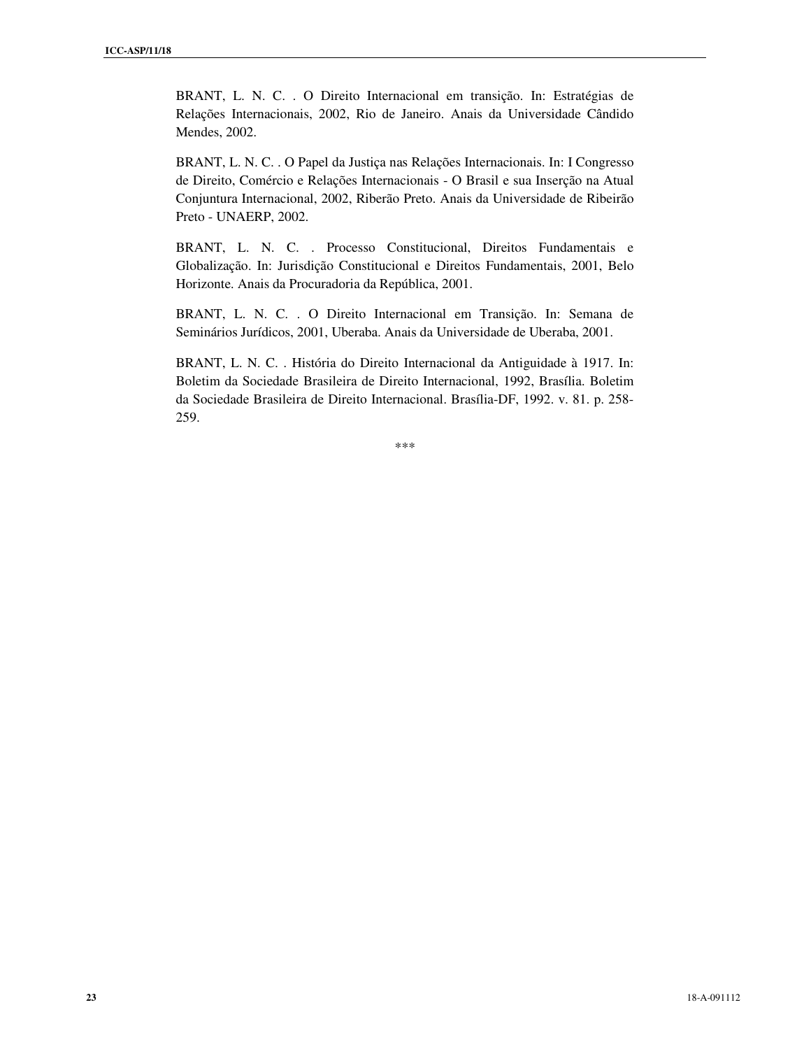BRANT, L. N. C. . O Direito Internacional em transição. In: Estratégias de Relações Internacionais, 2002, Rio de Janeiro. Anais da Universidade Cândido Mendes, 2002.

BRANT, L. N. C. . O Papel da Justiça nas Relações Internacionais. In: I Congresso de Direito, Comércio e Relações Internacionais - O Brasil e sua Inserção na Atual Conjuntura Internacional, 2002, Riberão Preto. Anais da Universidade de Ribeirão Preto - UNAERP, 2002.

BRANT, L. N. C. . Processo Constitucional, Direitos Fundamentais e Globalização. In: Jurisdição Constitucional e Direitos Fundamentais, 2001, Belo Horizonte. Anais da Procuradoria da República, 2001.

BRANT, L. N. C. . O Direito Internacional em Transição. In: Semana de Seminários Jurídicos, 2001, Uberaba. Anais da Universidade de Uberaba, 2001.

BRANT, L. N. C. . História do Direito Internacional da Antiguidade à 1917. In: Boletim da Sociedade Brasileira de Direito Internacional, 1992, Brasília. Boletim da Sociedade Brasileira de Direito Internacional. Brasília-DF, 1992. v. 81. p. 258-259.

***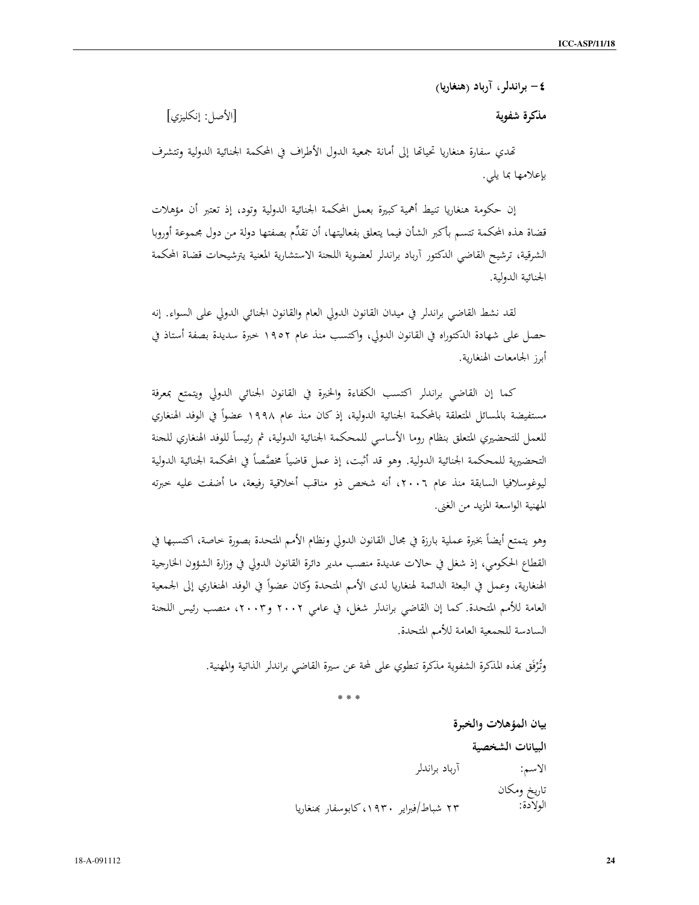### ٤ – براندلر، آرباد (هنغاريا)

**مذكرة شفوية** [الأصل: إنكليزي]

تهدي سفارة هنغاريا تحياتها إلى أمانة جمعية الدول الأطراف في المحكمة الجنائية الدولية وتتشرف بإعلامها بما يلي.

إن حكومة هنغاريا تنيط أهمية كبيرة بعمل المحكمة الجنائية الدولية وتود، إذ تعتبر أن مؤهلات قضاة هذه المحكمة تتسم بأكبر الشأن فيما يتعلق بفعاليتها، أن تقدِّم بصفتها دولة من دول مجموعة أوروبا الشرقية، ترشيح القاضي الدكتور آرباد براندلر لعضوية اللجنة الاستشارية المعنية بترشيحات قضاة المحكمة الجنائية الدولية.

لقد نشط القاضي براندلر في ميدان القانون الدولي العام والقانون الجنائي الدولي على السواء. إنه حصل على شهادة الدكتوراه في القانون الدولي، واكتسب منذ عام ١٩٥٢ خبرة سديدة بصفة أستاذ في أبرز الجامعات الهنغارية.

كما إن القاضي براندلر اكتسب الكفاءة والخبرة في القانون الجنائي الدولي ويتمتع بمعرفة مستفيضة بالمسائل المتعلقة بالمحكمة الجنائية الدولية، إذ كان منذ عام ١٩٩٨ عضواً في الوفد الهنغاري للعمل للتحضيري المتعلق بنظام روما الأساسي للمحكمة الجنائية الدولية، ثم رئيساً للوفد الهنغاري للجنة التحضيرية للمحكمة الجنائية الدولية. وهو قد أثبت، إذ عمل قاضياً مخصَّصاً في المحكمة الجنائية الدولية ليوغوسلافيا السابقة منذ عام ٢٠٠٦، أنه شخص ذو مناقب أخلاقية رفيعة، ما أضفت عليه خبرته المهنية الواسعة المزيد من الغنى.

وهو يتمتع أيضاً بخبرة عملية بارزة في مجال القانون الدولي ونظام الأمم المتحدة بصورة خاصة، اكتسبها في القطاع الحكومي، إذ شغل في حالات عديدة منصب مدير دائرة القانون الدولي في وزارة الشؤون الخارجية الهنغارية، وعمل في البعثة الدائمة لهنغاريا لدى الأمم المتحدة وكان عضواً في الوفد الهنغاري إلى الجمعية العامة للأمم المتحدة. كما إن القاضي براندلر شغل، في عامي ٢٠٠٢ و٢٠٠٣، منصب رئيس اللجنة السادسة للجمعية العامة للأمم المتحدة.

وتُرْفَق بهذه المذكرة الشفوية مذكرة تنطوي على لمحة عن سيرة القاضي براندلر الذاتية والمهنية.

\* \* \*

**بيان المؤهلات والخبرة**

**البيانات الشخصية**

الاسم: آرباد براندلر

تاريخ ومكان الولادة: ٢٣ شباط/فبراير ١٩٣٠، كابوسفار بهنغاريا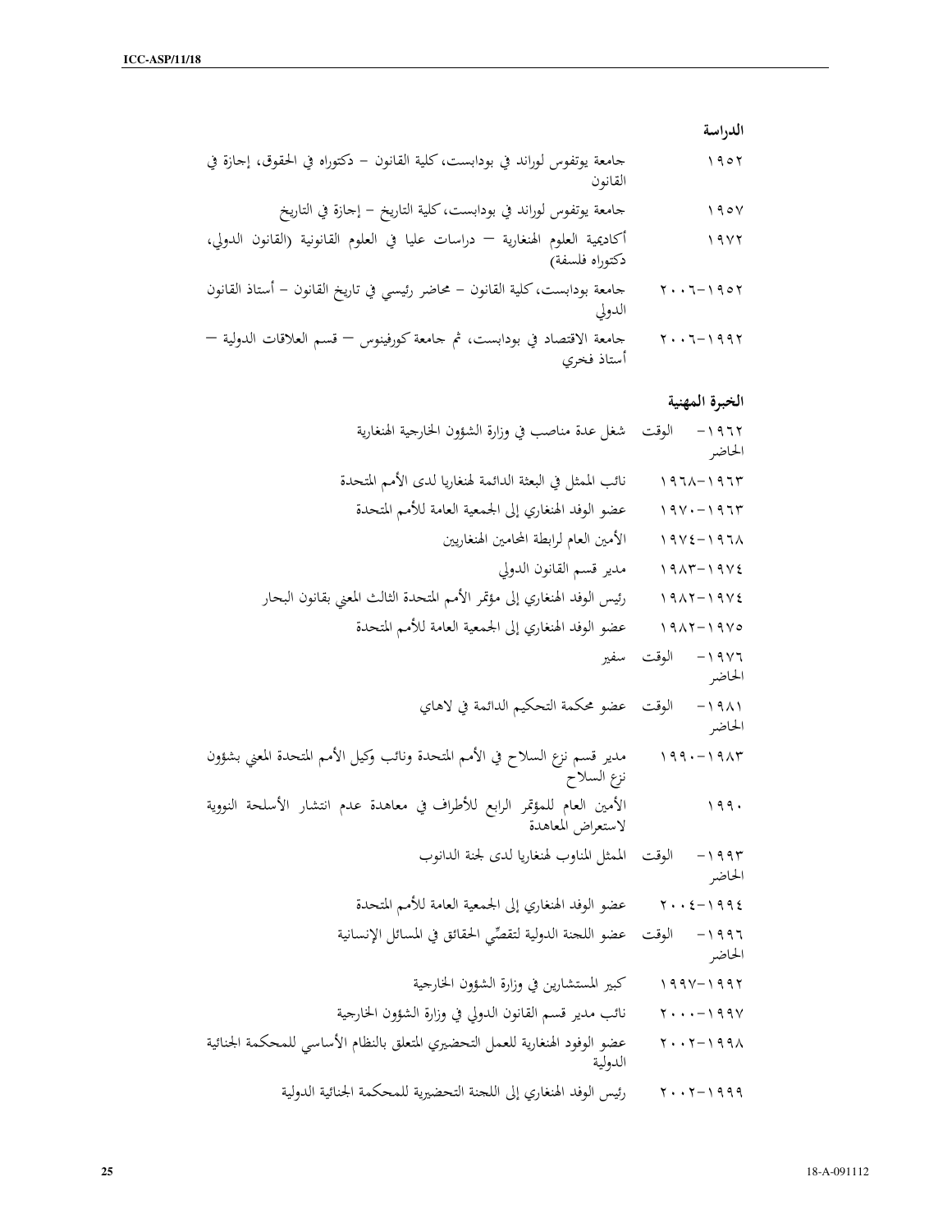**الدراسة**

| | |
|---|---|
| ١٩٥٢ | جامعة يوتفوس لوراند في بودابست، كلية القانون – دكتوراه في الحقوق، إجازة في القانون |
| ١٩٥٧ | جامعة يوتفوس لوراند في بودابست، كلية التاريخ – إجازة في التاريخ |
| ١٩٧٢ | أكاديمية العلوم الهنغارية — دراسات عليا في العلوم القانونية (القانون الدولي، دكتوراه فلسفة) |
| ١٩٥٢-٢٠٠٦ | جامعة بودابست، كلية القانون – محاضر رئيسي في تاريخ القانون – أستاذ القانون الدولي |
| ١٩٩٢-٢٠٠٦ | جامعة الاقتصاد في بودابست، ثم جامعة كورفينوس — قسم العلاقات الدولية — أستاذ فخري |

**الخبرة المهنية**

| | |
|---|---|
| ١٩٦٢- الوقت الحاضر | شغل عدة مناصب في وزارة الشؤون الخارجية الهنغارية |
| ١٩٦٣-١٩٦٨ | نائب الممثل في البعثة الدائمة لهنغاريا لدى الأمم المتحدة |
| ١٩٦٣-١٩٧٠ | عضو الوفد الهنغاري إلى الجمعية العامة للأمم المتحدة |
| ١٩٦٨-١٩٧٤ | الأمين العام لرابطة المحامين الهنغاريين |
| ١٩٧٤-١٩٨٣ | مدير قسم القانون الدولي |
| ١٩٧٤-١٩٨٢ | رئيس الوفد الهنغاري إلى مؤتمر الأمم المتحدة الثالث المعني بقانون البحار |
| ١٩٧٥-١٩٨٢ | عضو الوفد الهنغاري إلى الجمعية العامة للأمم المتحدة |
| ١٩٧٦- الوقت الحاضر | سفير |
| ١٩٨١- الوقت الحاضر | عضو محكمة التحكيم الدائمة في لاهاي |
| ١٩٨٣-١٩٩٠ | مدير قسم نزع السلاح في الأمم المتحدة ونائب وكيل الأمم المتحدة المعني بشؤون نزع السلاح |
| ١٩٩٠ | الأمين العام للمؤتمر الرابع للأطراف في معاهدة عدم انتشار الأسلحة النووية لاستعراض المعاهدة |
| ١٩٩٣- الوقت الحاضر | المناوب لهنغاريا لدى لجنة الدانوب |
| ١٩٩٤-٢٠٠٤ | عضو الوفد الهنغاري إلى الجمعية العامة للأمم المتحدة |
| ١٩٩٦- الوقت الحاضر | عضو اللجنة الدولية لتقصّي الحقائق في المسائل الإنسانية |
| ١٩٩٢-١٩٩٧ | كبير المستشارين في وزارة الشؤون الخارجية |
| ١٩٩٧-٢٠٠٠ | نائب مدير قسم القانون الدولي في وزارة الشؤون الخارجية |
| ١٩٩٨-٢٠٠٢ | عضو الوفود الهنغارية للعمل التحضيري المتعلق بالنظام الأساسي للمحكمة الجنائية الدولية |
| ١٩٩٩-٢٠٠٢ | رئيس الوفد الهنغاري إلى اللجنة التحضيرية للمحكمة الجنائية الدولية |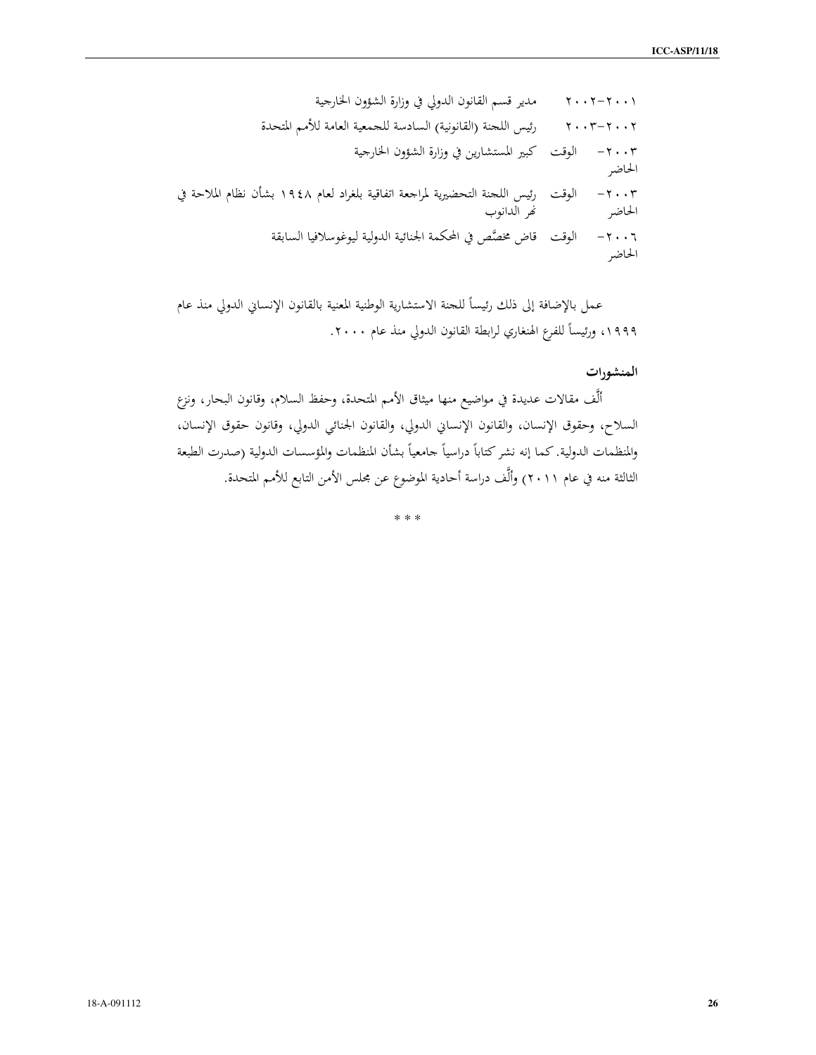| | |
|---|---|
| ٢٠٠١-٢٠٠٢ | مدير قسم القانون الدولي في وزارة الشؤون الخارجية |
| ٢٠٠٢-٢٠٠٣ | رئيس اللجنة (القانونية) السادسة للجمعية العامة للأمم المتحدة |
| ٢٠٠٣- الوقت الحاضر | كبير المستشارين في وزارة الشؤون الخارجية |
| ٢٠٠٣- الوقت الحاضر | رئيس اللجنة التحضيرية لمراجعة اتفاقية بلغراد لعام ١٩٤٨ بشأن نظام الملاحة في نهر الدانوب |
| ٢٠٠٦- الوقت الحاضر | قاض مخصَّص في المحكمة الجنائية الدولية ليوغوسلافيا السابقة |

عمل بالإضافة إلى ذلك رئيساً للجنة الاستشارية الوطنية المعنية بالقانون الإنساني الدولي منذ عام ١٩٩٩، ورئيساً للفرع الهنغاري لرابطة القانون الدولي منذ عام ٢٠٠٠.

**المنشورات**

أَلَّف مقالات عديدة في مواضيع منها ميثاق الأمم المتحدة، وحفظ السلام، وقانون البحار، ونزع السلاح، وحقوق الإنسان، والقانون الإنساني الدولي، والقانون الجنائي الدولي، وقانون حقوق الإنسان، والمنظمات الدولية. كما إنه نشر كتاباً دراسياً جامعياً بشأن المنظمات والمؤسسات الدولية (صدرت الطبعة الثالثة منه في عام ٢٠١١) وأَلَّف دراسة أحادية الموضوع عن مجلس الأمن التابع للأمم المتحدة.

* * *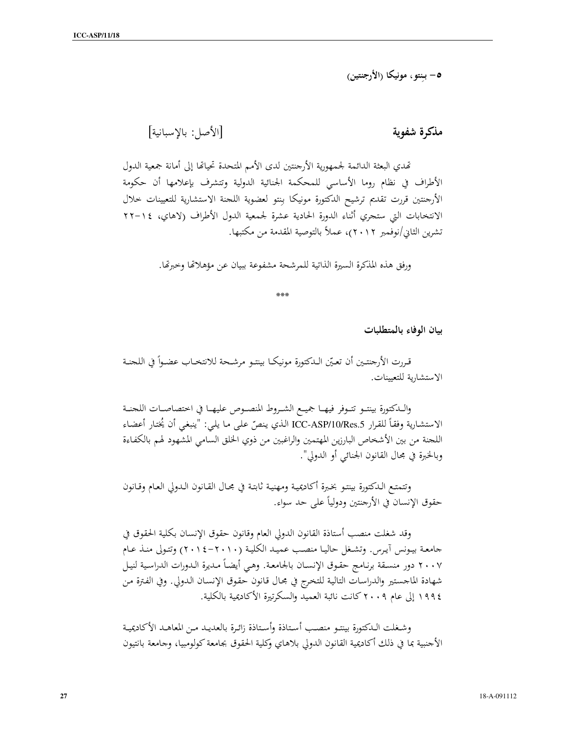### ٥- بنتو، مونيكا (الأرجنتين)

**مذكرة شفوية** [الأصل: بالإسبانية]

تهدي البعثة الدائمة لجمهورية الأرجنتين لدى الأمم المتحدة تحياتها إلى أمانة جمعية الدول الأطراف في نظام روما الأساسي للمحكمة الجنائية الدولية وتتشرف بإعلامها أن حكومة الأرجنتين قررت تقديم ترشيح الدكتورة مونيكا بِنتو لعضوية اللجنة الاستشارية للتعيينات خلال الانتخابات التي ستجري أثناء الدورة الحادية عشرة لجمعية الدول الأطراف (لاهاي، ١٤-٢٢ تشرين الثاني/نوفمبر ٢٠١٢)، عملاً بالتوصية المقدمة من مكتبها.

ورفق هذه المذكرة السيرة الذاتية للمرشحة مشفوعة ببيان عن مؤهلاتها وخبرتها.

***

**بيان الوفاء بالمتطلبات**

قررت الأرجنتين أن تعيّن الدكتورة مونيكا بينتو مرشحة للانتخاب عضواً في اللجنة الاستشارية للتعيينات.

والدكتورة بينتو تتوفر فيها جميع الشروط المنصوص عليها في اختصاصات اللجنة الاستشارية وفقاً للقرار ICC-ASP/10/Res.5 الذي ينصّ على ما يلي: "ينبغي أن يُختار أعضاء اللجنة من بين الأشخاص البارزين المهتمين والراغبين من ذوي الخلق السامي المشهود لهم بالكفاءة وبالخبرة في مجال القانون الجنائي أو الدولي".

وتتمتع الدكتورة بينتو بخبرة أكاديمية ومهنية ثابتة في مجال القانون الدولي العام وقانون حقوق الإنسان في الأرجنتين ودولياً على حد سواء.

وقد شغلت منصب أستاذة القانون الدولي العام وقانون حقوق الإنسان بكلية الحقوق في جامعة بيونس آيرس. وتشغل حاليا منصب عميد الكلية (٢٠١٠-٢٠١٤) وتتولى منذ عام ٢٠٠٧ دور منسقة برنامج حقوق الإنسان بالجامعة. وهي أيضاً مديرة الدورات الدراسية لنيل شهادة الماجستير والدراسات التالية للتخرج في مجال قانون حقوق الإنسان الدولي. وفي الفترة من ١٩٩٤ إلى عام ٢٠٠٩ كانت نائبة العميد والسكرتيرة الأكاديمية بالكلية.

وشغلت الدكتورة بينتو منصب أستاذة وأستاذة زائرة بالعديد من المعاهد الأكاديمية الأجنبية بما في ذلك أكاديمية القانون الدولي بلاهاي وكلية الحقوق بجامعة كولومبيا، وجامعة بانتيون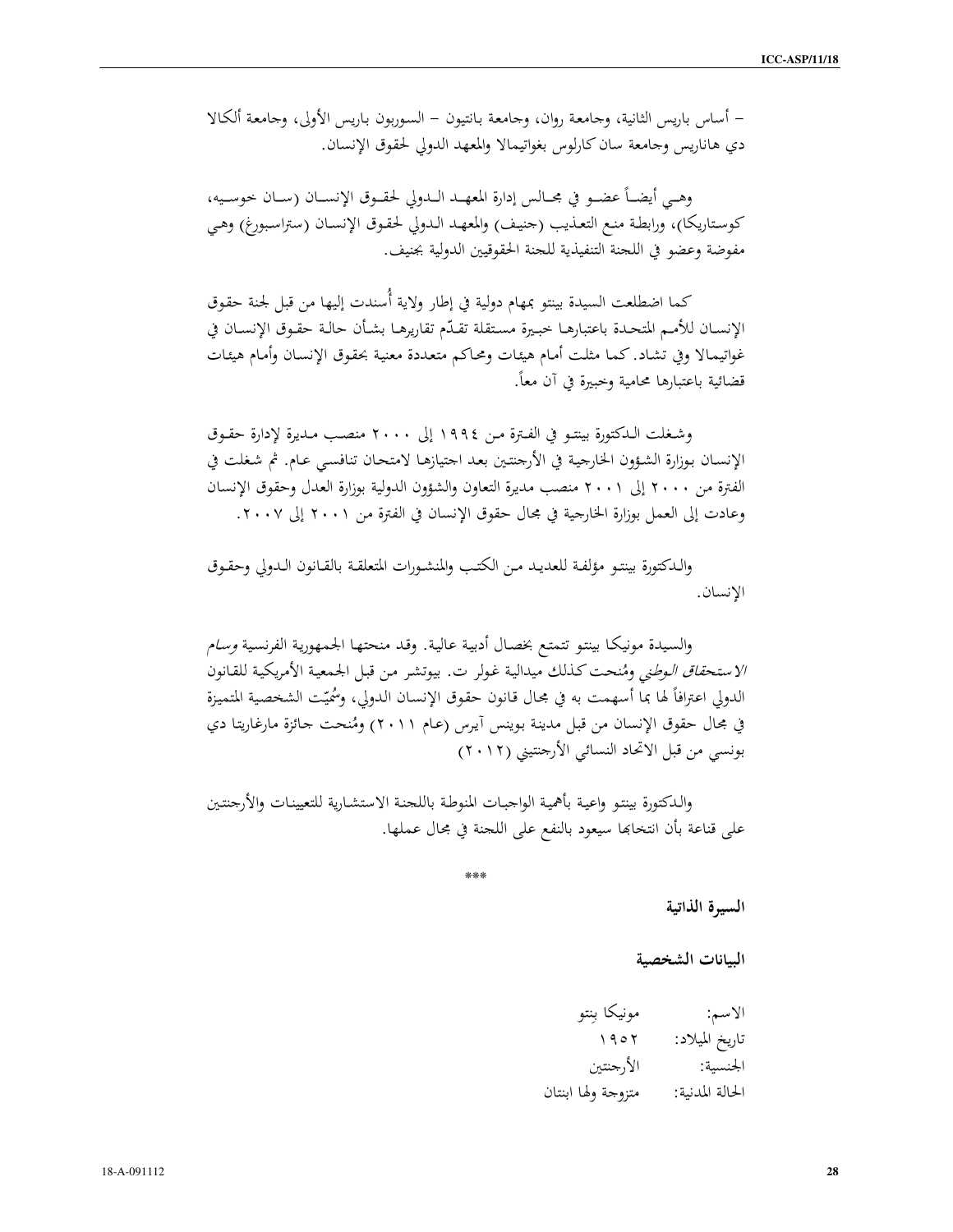– أساس باريس الثانية، وجامعة روان، وجامعة بانتيون – السوربون باريس الأولى، وجامعة ألكالا دي هاناريس وجامعة سان كارلوس بغواتيمالا والمعهد الدولي لحقوق الإنسان.

وهي أيضاً عضو في مجالس إدارة المعهد الدولي لحقوق الإنسان (سان خوسيه، كوستاريكا)، ورابطة منع التعذيب (جنيف) والمعهد الدولي لحقوق الإنسان (ستراسبورغ) وهي مفوضة وعضو في اللجنة التنفيذية للجنة الحقوقيين الدولية بجنيف.

كما اضطلعت السيدة بينتو بمهام دولية في إطار ولاية أُسندت إليها من قبل لجنة حقوق الإنسان للأمم المتحدة باعتبارها خبيرة مستقلة تقدّم تقاريرها بشأن حالة حقوق الإنسان في غواتيمالا وفي تشاد. كما مثلت أمام هيئات ومحاكم متعددة معنية بحقوق الإنسان وأمام هيئات قضائية باعتبارها محامية وخبيرة في آن معاً.

وشغلت الدكتورة بينتو في الفترة من ١٩٩٤ إلى ٢٠٠٠ منصب مديرة لإدارة حقوق الإنسان بوزارة الشؤون الخارجية في الأرجنتين بعد اجتيازها لامتحان تنافسي عام. ثم شغلت في الفترة من ٢٠٠٠ إلى ٢٠٠١ منصب مديرة التعاون والشؤون الدولية بوزارة العدل وحقوق الإنسان وعادت إلى العمل بوزارة الخارجية في مجال حقوق الإنسان في الفترة من ٢٠٠١ إلى ٢٠٠٧.

والدكتورة بينتو مؤلفة للعديد من الكتب والمنشورات المتعلقة بالقانون الدولي وحقوق الإنسان.

والسيدة مونيكا بينتو تتمتع بخصال أدبية عالية. وقد منحتها الجمهورية الفرنسية *وسام الاستحقاق الوطني* ومُنحت كذلك ميدالية غولر ت. بيوتشر من قبل الجمعية الأمريكية للقانون الدولي اعترافاً لها بما أسهمت به في مجال قانون حقوق الإنسان الدولي، وسُمّيت الشخصية المتميزة في مجال حقوق الإنسان من قبل مدينة بوينس آيرس (عام ٢٠١١) ومُنحت جائزة مارغاريتا دي بونسي من قبل الاتحاد النسائي الأرجنتيني (٢٠١٢)

والدكتورة بينتو واعية بأهمية الواجبات المنوطة باللجنة الاستشارية للتعيينات والأرجنتين على قناعة بأن انتخابها سيعود بالنفع على اللجنة في مجال عملها.

***

**السيرة الذاتية**

**البيانات الشخصية**

الاسم: مونيكا بنتو

تاريخ الميلاد: ١٩٥٢

الجنسية: الأرجنتين

الحالة المدنية: متزوجة ولها ابنتان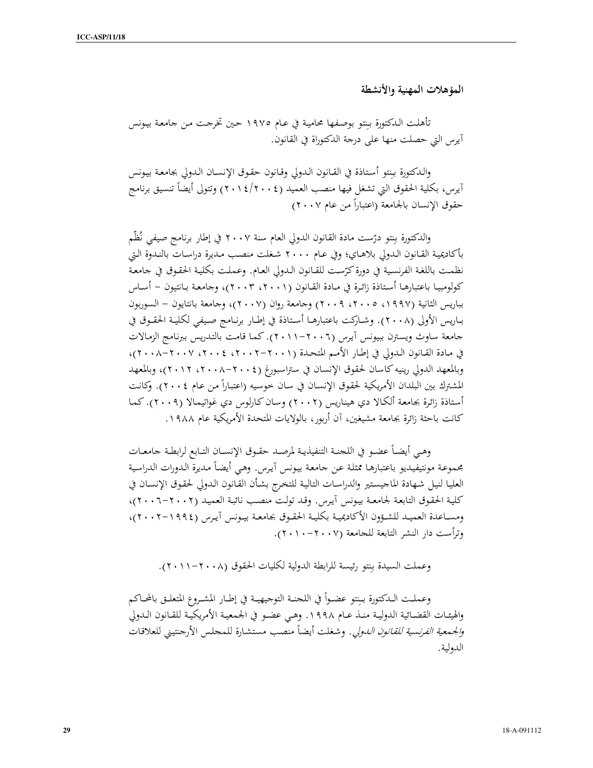### المؤهلات المهنية والأنشطة

تأهلت الدكتورة بِنتو بوصفها محامية في عام ١٩٧٥ حين تخرجت من جامعة بيونس آيرس التي حصلت منها على درجة الدكتوراة في القانون.

والدكتورة بِنتو أستاذة في القانون الدولي وقانون حقوق الإنسان الدولي بجامعة بيونس آيرس، بكلية الحقوق التي تشغل فيها منصب العميد (٢٠٠٤/٢٠١٤) وتتولى أيضاً تنسيق برنامج حقوق الإنسان بالجامعة (اعتباراً من عام ٢٠٠٧)

والدكتورة بِنتو درّست مادة القانون الدولي العام سنة ٢٠٠٧ في إطار برنامج صيفي نُظّم بأكاديمية القانون الدولي بلاهاي؛ وفي عام ٢٠٠٠ شغلت منصب مديرة دراسات بالندوة التي نظمت باللغة الفرنسية في دورة كرّست للقانون الدولي العام. وعملت بكلية الحقوق في جامعة كولومبيا باعتبارها أستاذة زائرة في مادة القانون (٢٠٠١، ٢٠٠٣)، وجامعة بانتيون – أساس بباريس الثانية (١٩٩٧، ٢٠٠٥، ٢٠٠٩) وجامعة روان (٢٠٠٧)، وجامعة بانتايون – السوربون باريس الأولى (٢٠٠٨). وشاركت باعتبارها أستاذة في إطار برنامج صيفي لكلية الحقوق في جامعة ساوث ويسترن ببيونس آيرس (٢٠٠٦–٢٠١١). كما قامت بالتدريس ببرنامج الزمالات في مادة القانون الدولي في إطار الأمم المتحدة (٢٠٠١–٢٠٠٢، ٢٠٠٤، ٢٠٠٧–٢٠٠٨)، وبالمعهد الدولي رينيه كاسان لحقوق الإنسان في ستراسبورغ (٢٠٠٤–٢٠٠٨، ٢٠١٢)، وبالمعهد المشترك بين البلدان الأمريكية لحقوق الإنسان في سان خوسيه (اعتباراً من عام ٢٠٠٤). وكانت أستاذة زائرة بجامعة ألكالا دي هيناريس (٢٠٠٢) وسان كارلوس دي غواتيمالا (٢٠٠٩). كما كانت باحثة زائرة بجامعة مشيغين، آن آربور، بالولايات المتحدة الأمريكية عام ١٩٨٨.

وهي أيضاً عضو في اللجنة التنفيذية لمرصد حقوق الإنسان التابع لرابطة جامعات مجموعة مونتيفيديو باعتبارها ممثلة عن جامعة بيونس آيرس. وهي أيضاً مديرة الدورات الدراسية العليا لنيل شهادة الماجستير والدراسات التالية للتخرج بشأن القانون الدولي لحقوق الإنسان في كلية الحقوق التابعة لجامعة بيونس آيرس. وقد تولت منصب نائبة العميد (٢٠٠٢–٢٠٠٦)، ومساعدة العميد للشؤون الأكاديمية بكلية الحقوق بجامعة بيونس آيرس (١٩٩٤–٢٠٠٢)، وترأست دار النشر التابعة للجامعة (٢٠٠٧–٢٠١٠).

وعملت السيدة بِنتو رئيسة للرابطة الدولية لكليات الحقوق (٢٠٠٨–٢٠١١).

وعملت الدكتورة بِنتو عضواً في اللجنة التوجيهية في إطار المشروع المتعلق بالمحاكم والهيئات القضائية الدولية منذ عام ١٩٩٨. وهي عضو في الجمعية الأمريكية للقانون الدولي *والجمعية الفرنسية للقانون الدولي*. وشغلت أيضاً منصب مستشارة للمجلس الأرجنتيني للعلاقات الدولية.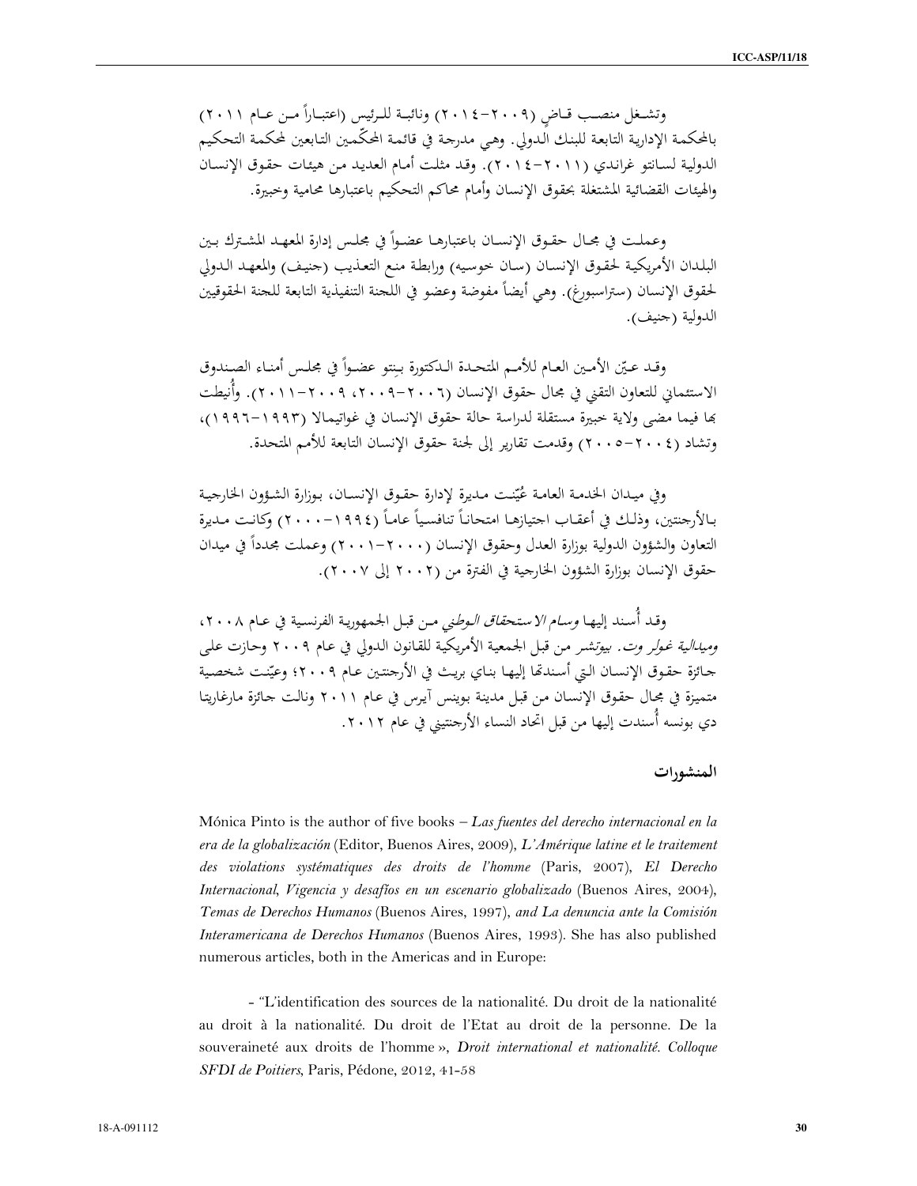وتشغل منصب قاضٍ (٢٠٠٩-٢٠١٤) ونائبة للرئيس (اعتباراً من عام ٢٠١١) بالمحكمة الإدارية التابعة للبنك الدولي. وهي مدرجة في قائمة المحكّمين التابعين لمحكمة التحكيم الدولية لسانتو غراندي (٢٠١١-٢٠١٤). وقد مثلت أمام العديد من هيئات حقوق الإنسان والهيئات القضائية المشتغلة بحقوق الإنسان وأمام محاكم التحكيم باعتبارها محامية وخبيرة.

وعملت في مجال حقوق الإنسان باعتبارها عضواً في مجلس إدارة المعهد المشترك بين البلدان الأمريكية لحقوق الإنسان (سان خوسيه) ورابطة منع التعذيب (جنيف) والمعهد الدولي لحقوق الإنسان (ستراسبورغ). وهي أيضاً مفوضة وعضو في اللجنة التنفيذية التابعة للجنة الحقوقيين الدولية (جنيف).

وقد عيّن الأمين العام للأمم المتحدة الدكتورة بنتو عضواً في مجلس أمناء الصندوق الاستئماني للتعاون التقني في مجال حقوق الإنسان (٢٠٠٦-٢٠٠٩، ٢٠٠٩-٢٠١١). وأُنيطت بها فيما مضى ولاية خبيرة مستقلة لدراسة حالة حقوق الإنسان في غواتيمالا (١٩٩٣-١٩٩٦)، وتشاد (٢٠٠٤-٢٠٠٥) وقدمت تقارير إلى لجنة حقوق الإنسان التابعة للأمم المتحدة.

وفي ميدان الخدمة العامة عُيّنت مديرة لإدارة حقوق الإنسان، بوزارة الشؤون الخارجية بالأرجنتين، وذلك في أعقاب اجتيازها امتحاناً تنافسياً عاماً (١٩٩٤-٢٠٠٠) وكانت مديرة التعاون والشؤون الدولية بوزارة العدل وحقوق الإنسان (٢٠٠٠-٢٠٠١) وعملت مجدداً في ميدان حقوق الإنسان بوزارة الشؤون الخارجية في الفترة من (٢٠٠٢ إلى ٢٠٠٧).

وقد أُسند إليها *وسام الاستحقاق الوطني* من قبل الجمهورية الفرنسية في عام ٢٠٠٨، *وميدالية غولر وت. بيوتشر* من قبل الجمعية الأمريكية للقانون الدولي في عام ٢٠٠٩ وحازت على جائزة حقوق الإنسان التي أسندتها إليها بناي بريث في الأرجنتين عام ٢٠٠٩؛ وعيّنت شخصية متميزة في مجال حقوق الإنسان من قبل مدينة بوينس آيرس في عام ٢٠١١ ونالت جائزة مارغاريتا دي بونسه أُسندت إليها من قبل اتحاد النساء الأرجنتيني في عام ٢٠١٢.

## المنشورات

Mónica Pinto is the author of five books – *Las fuentes del derecho internacional en la era de la globalización* (Editor, Buenos Aires, 2009), *L'Amérique latine et le traitement des violations systématiques des droits de l'homme* (Paris, 2007), *El Derecho Internacional, Vigencia y desafíos en un escenario globalizado* (Buenos Aires, 2004), *Temas de Derechos Humanos* (Buenos Aires, 1997), *and La denuncia ante la Comisión Interamericana de Derechos Humanos* (Buenos Aires, 1993). She has also published numerous articles, both in the Americas and in Europe:

- "L'identification des sources de la nationalité. Du droit de la nationalité au droit à la nationalité. Du droit de l'Etat au droit de la personne. De la souveraineté aux droits de l'homme », *Droit international et nationalité. Colloque SFDI de Poitiers*, Paris, Pédone, 2012, 41-58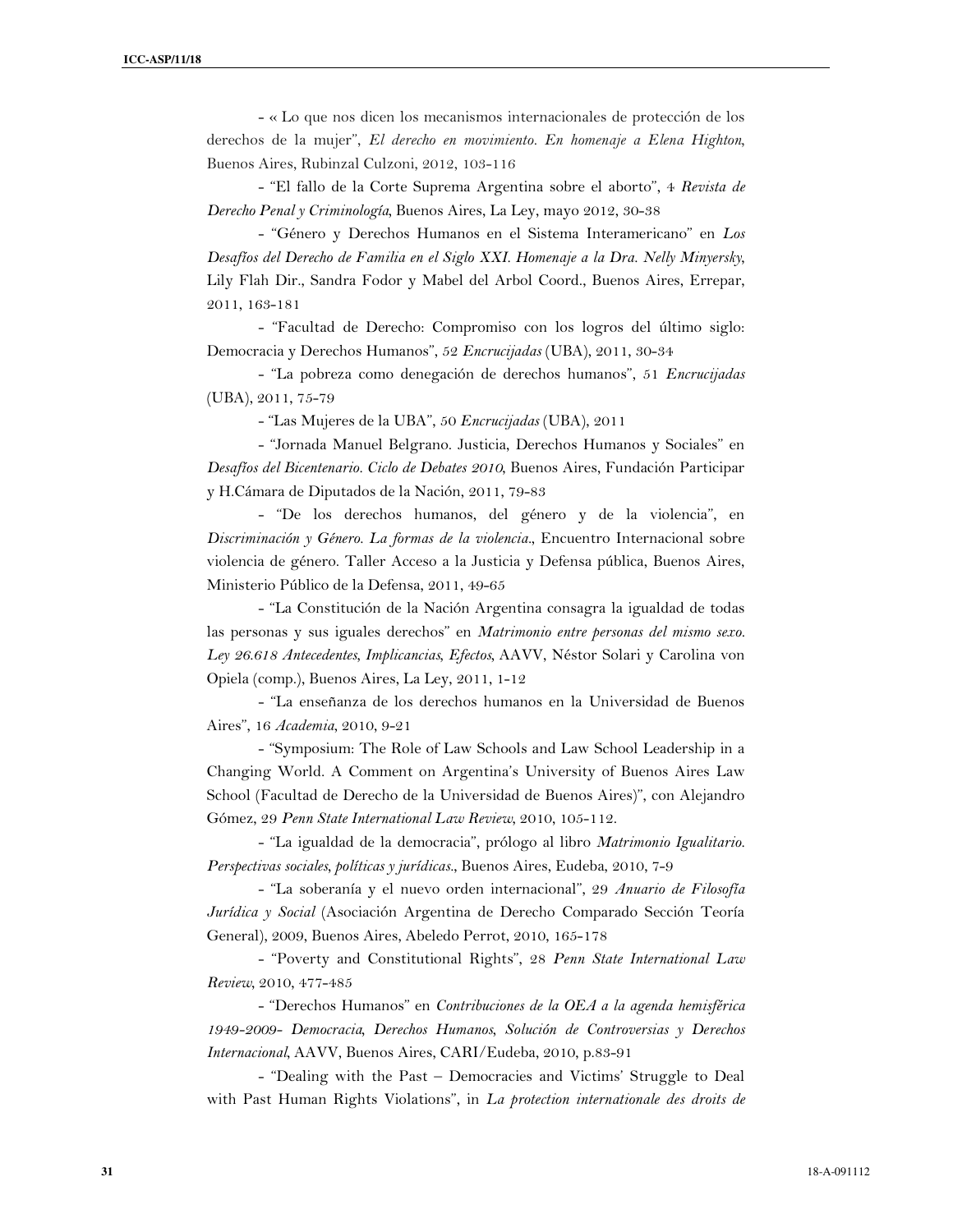- « Lo que nos dicen los mecanismos internacionales de protección de los derechos de la mujer", *El derecho en movimiento. En homenaje a Elena Highton*, Buenos Aires, Rubinzal Culzoni, 2012, 103-116

- "El fallo de la Corte Suprema Argentina sobre el aborto", 4 *Revista de Derecho Penal y Criminología*, Buenos Aires, La Ley, mayo 2012, 30-38

- "Género y Derechos Humanos en el Sistema Interamericano" en *Los Desafíos del Derecho de Familia en el Siglo XXI. Homenaje a la Dra. Nelly Minyersky*, Lily Flah Dir., Sandra Fodor y Mabel del Arbol Coord., Buenos Aires, Errepar, 2011, 163-181

- "Facultad de Derecho: Compromiso con los logros del último siglo: Democracia y Derechos Humanos", 52 *Encrucijadas* (UBA), 2011, 30-34

- "La pobreza como denegación de derechos humanos", 51 *Encrucijadas* (UBA), 2011, 75-79

- "Las Mujeres de la UBA", 50 *Encrucijadas* (UBA), 2011

- "Jornada Manuel Belgrano. Justicia, Derechos Humanos y Sociales" en *Desafíos del Bicentenario. Ciclo de Debates 2010*, Buenos Aires, Fundación Participar y H.Cámara de Diputados de la Nación, 2011, 79-83

- "De los derechos humanos, del género y de la violencia", en *Discriminación y Género. La formas de la violencia.*, Encuentro Internacional sobre violencia de género. Taller Acceso a la Justicia y Defensa pública, Buenos Aires, Ministerio Público de la Defensa, 2011, 49-65

- "La Constitución de la Nación Argentina consagra la igualdad de todas las personas y sus iguales derechos" en *Matrimonio entre personas del mismo sexo. Ley 26.618 Antecedentes, Implicancias, Efectos*, AAVV, Néstor Solari y Carolina von Opiela (comp.), Buenos Aires, La Ley, 2011, 1-12

- "La enseñanza de los derechos humanos en la Universidad de Buenos Aires", 16 *Academia*, 2010, 9-21

- "Symposium: The Role of Law Schools and Law School Leadership in a Changing World. A Comment on Argentina's University of Buenos Aires Law School (Facultad de Derecho de la Universidad de Buenos Aires)", con Alejandro Gómez, 29 *Penn State International Law Review*, 2010, 105-112.

- "La igualdad de la democracia", prólogo al libro *Matrimonio Igualitario. Perspectivas sociales, políticas y jurídicas.*, Buenos Aires, Eudeba, 2010, 7-9

- "La soberanía y el nuevo orden internacional", 29 *Anuario de Filosofía Jurídica y Social* (Asociación Argentina de Derecho Comparado Sección Teoría General), 2009, Buenos Aires, Abeledo Perrot, 2010, 165-178

- "Poverty and Constitutional Rights", 28 *Penn State International Law Review*, 2010, 477-485

- "Derechos Humanos" en *Contribuciones de la OEA a la agenda hemisférica 1949-2009- Democracia, Derechos Humanos, Solución de Controversias y Derechos Internacional*, AAVV, Buenos Aires, CARI/Eudeba, 2010, p.83-91

- "Dealing with the Past – Democracies and Victims' Struggle to Deal with Past Human Rights Violations", in *La protection internationale des droits de*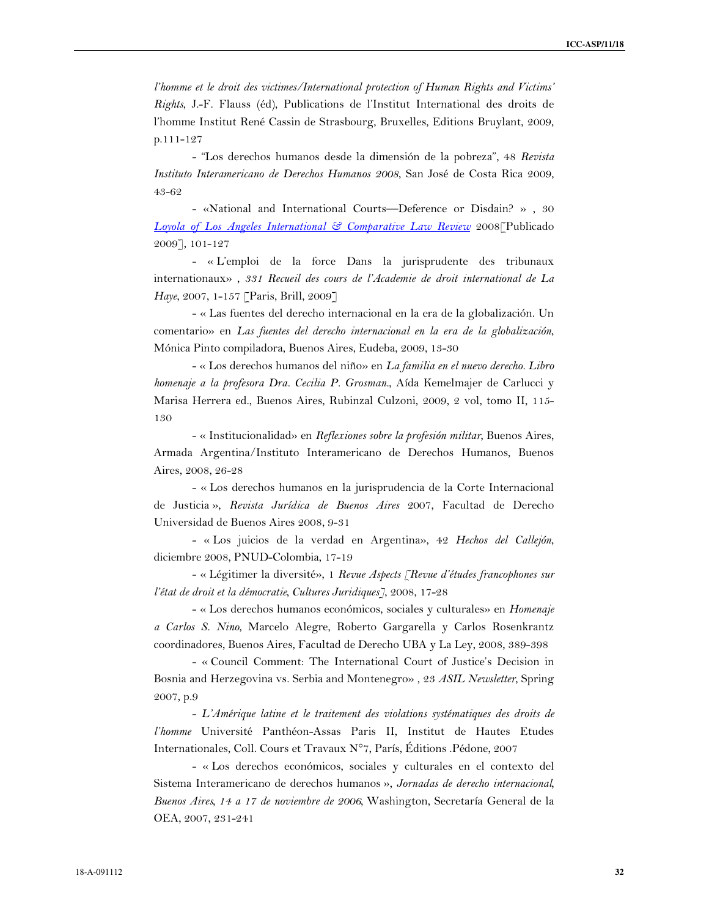*l'homme et le droit des victimes/International protection of Human Rights and Victims' Rights*, J.-F. Flauss (éd), Publications de l'Institut International des droits de l'homme Institut René Cassin de Strasbourg, Bruxelles, Editions Bruylant, 2009, p.111-127

- "Los derechos humanos desde la dimensión de la pobreza", 48 *Revista Instituto Interamericano de Derechos Humanos 2008*, San José de Costa Rica 2009, 43-62

- «National and International Courts—Deference or Disdain? » , 30 *Loyola of Los Angeles International & Comparative Law Review* 2008[Publicado 2009], 101-127

- « L'emploi de la force Dans la jurisprudente des tribunaux internationaux» , *331 Recueil des cours de l'Academie de droit international de La Haye*, 2007, 1-157 [Paris, Brill, 2009]

- « Las fuentes del derecho internacional en la era de la globalización. Un comentario» en *Las fuentes del derecho internacional en la era de la globalización*, Mónica Pinto compiladora, Buenos Aires, Eudeba, 2009, 13-30

- « Los derechos humanos del niño» en *La familia en el nuevo derecho. Libro homenaje a la profesora Dra. Cecilia P. Grosman.*, Aída Kemelmajer de Carlucci y Marisa Herrera ed., Buenos Aires, Rubinzal Culzoni, 2009, 2 vol, tomo II, 115-130

- « Institucionalidad» en *Reflexiones sobre la profesión militar*, Buenos Aires, Armada Argentina/Instituto Interamericano de Derechos Humanos, Buenos Aires, 2008, 26-28

- « Los derechos humanos en la jurisprudencia de la Corte Internacional de Justicia », *Revista Jurídica de Buenos Aires* 2007, Facultad de Derecho Universidad de Buenos Aires 2008, 9-31

- « Los juicios de la verdad en Argentina», 42 *Hechos del Callejón*, diciembre 2008, PNUD-Colombia, 17-19

- « Légitimer la diversité», 1 *Revue Aspects [Revue d'études francophones sur l'état de droit et la démocratie, Cultures Juridiques]*, 2008, 17-28

- « Los derechos humanos económicos, sociales y culturales» en *Homenaje a Carlos S. Nino*, Marcelo Alegre, Roberto Gargarella y Carlos Rosenkrantz coordinadores, Buenos Aires, Facultad de Derecho UBA y La Ley, 2008, 389-398

- « Council Comment: The International Court of Justice's Decision in Bosnia and Herzegovina vs. Serbia and Montenegro» , 23 *ASIL Newsletter*, Spring 2007, p.9

- *L'Amérique latine et le traitement des violations systématiques des droits de l'homme* Université Panthéon-Assas Paris II, Institut de Hautes Etudes Internationales, Coll. Cours et Travaux N°7, París, Éditions .Pédone, 2007

- « Los derechos económicos, sociales y culturales en el contexto del Sistema Interamericano de derechos humanos », *Jornadas de derecho internacional, Buenos Aires, 14 a 17 de noviembre de 2006*, Washington, Secretaría General de la OEA, 2007, 231-241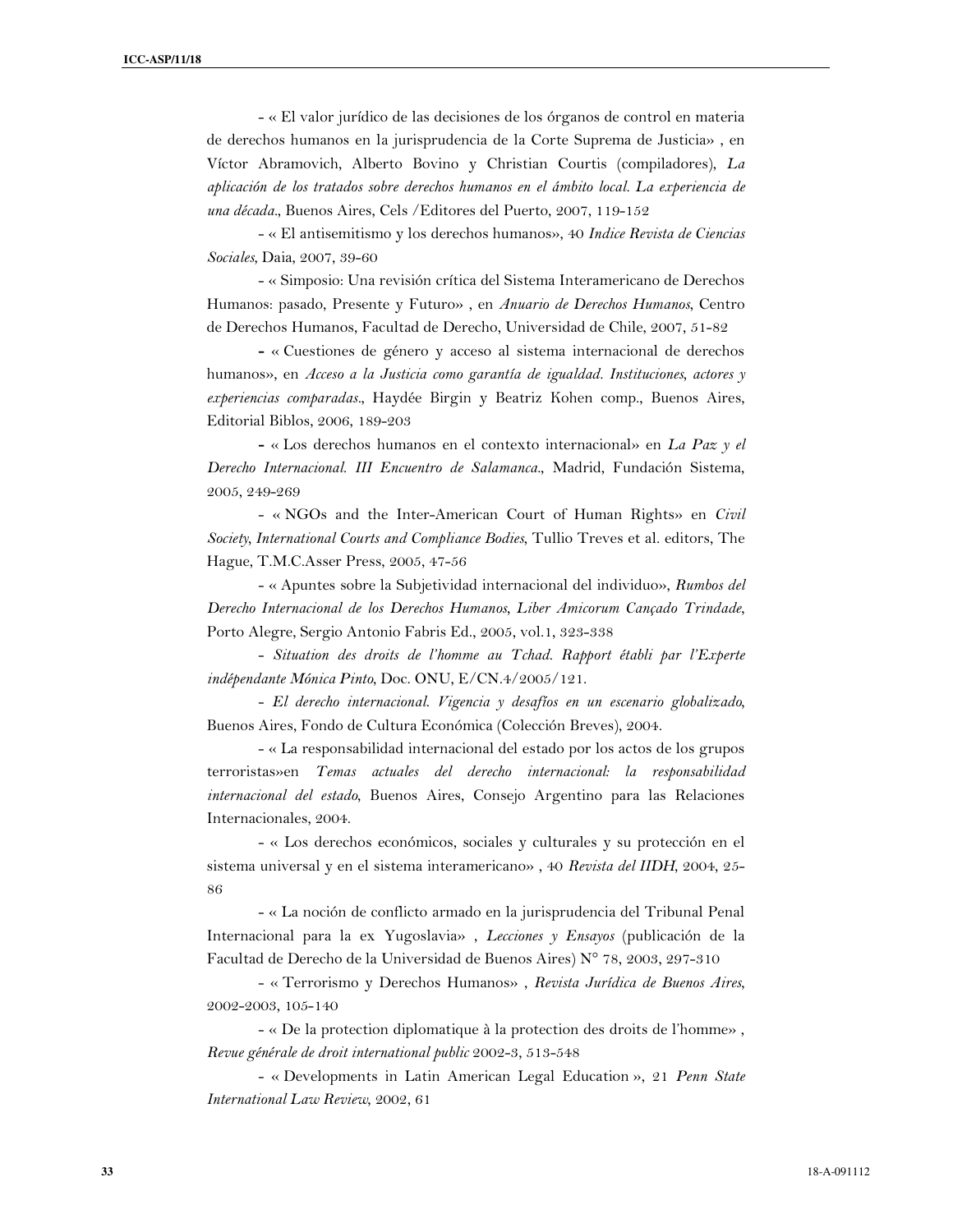- « El valor jurídico de las decisiones de los órganos de control en materia de derechos humanos en la jurisprudencia de la Corte Suprema de Justicia» , en Víctor Abramovich, Alberto Bovino y Christian Courtis (compiladores), *La aplicación de los tratados sobre derechos humanos en el ámbito local. La experiencia de una década.*, Buenos Aires, Cels /Editores del Puerto, 2007, 119-152

- « El antisemitismo y los derechos humanos», 40 *Indice Revista de Ciencias Sociales*, Daia, 2007, 39-60

- « Simposio: Una revisión crítica del Sistema Interamericano de Derechos Humanos: pasado, Presente y Futuro» , en *Anuario de Derechos Humanos*, Centro de Derechos Humanos, Facultad de Derecho, Universidad de Chile, 2007, 51-82

- « Cuestiones de género y acceso al sistema internacional de derechos humanos», en *Acceso a la Justicia como garantía de igualdad. Instituciones, actores y experiencias comparadas.*, Haydée Birgin y Beatriz Kohen comp., Buenos Aires, Editorial Biblos, 2006, 189-203

- « Los derechos humanos en el contexto internacional» en *La Paz y el Derecho Internacional. III Encuentro de Salamanca.*, Madrid, Fundación Sistema, 2005, 249-269

- « NGOs and the Inter-American Court of Human Rights» en *Civil Society, International Courts and Compliance Bodies*, Tullio Treves et al. editors, The Hague, T.M.C.Asser Press, 2005, 47-56

- « Apuntes sobre la Subjetividad internacional del individuo», *Rumbos del Derecho Internacional de los Derechos Humanos, Liber Amicorum Cançado Trindade*, Porto Alegre, Sergio Antonio Fabris Ed., 2005, vol.1, 323-338

- *Situation des droits de l'homme au Tchad. Rapport établi par l'Experte indépendante Mónica Pinto*, Doc. ONU, E/CN.4/2005/121.

- *El derecho internacional. Vigencia y desafíos en un escenario globalizado*, Buenos Aires, Fondo de Cultura Económica (Colección Breves), 2004.

- « La responsabilidad internacional del estado por los actos de los grupos terroristas»en *Temas actuales del derecho internacional: la responsabilidad internacional del estado*, Buenos Aires, Consejo Argentino para las Relaciones Internacionales, 2004.

- « Los derechos económicos, sociales y culturales y su protección en el sistema universal y en el sistema interamericano» , 40 *Revista del IIDH*, 2004, 25-86

- « La noción de conflicto armado en la jurisprudencia del Tribunal Penal Internacional para la ex Yugoslavia» , *Lecciones y Ensayos* (publicación de la Facultad de Derecho de la Universidad de Buenos Aires) N° 78, 2003, 297-310

- « Terrorismo y Derechos Humanos» , *Revista Jurídica de Buenos Aires*, 2002-2003, 105-140

- « De la protection diplomatique à la protection des droits de l'homme» , *Revue générale de droit international public* 2002-3, 513-548

- « Developments in Latin American Legal Education », 21 *Penn State International Law Review*, 2002, 61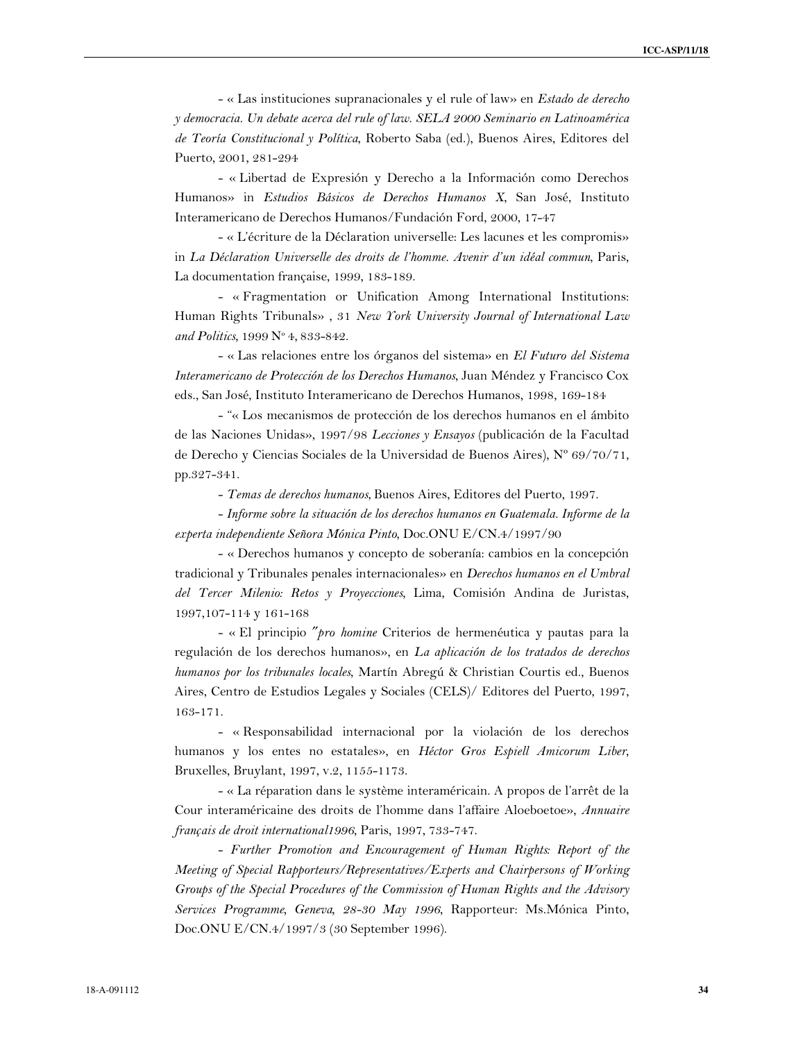- « Las instituciones supranacionales y el rule of law» en *Estado de derecho y democracia. Un debate acerca del rule of law. SELA 2000 Seminario en Latinoamérica de Teoría Constitucional y Política*, Roberto Saba (ed.), Buenos Aires, Editores del Puerto, 2001, 281-294

- « Libertad de Expresión y Derecho a la Información como Derechos Humanos» in *Estudios Básicos de Derechos Humanos X*, San José, Instituto Interamericano de Derechos Humanos/Fundación Ford, 2000, 17-47

- « L'écriture de la Déclaration universelle: Les lacunes et les compromis» in *La Déclaration Universelle des droits de l'homme. Avenir d'un idéal commun*, Paris, La documentation française, 1999, 183-189.

- « Fragmentation or Unification Among International Institutions: Human Rights Tribunals» , 31 *New York University Journal of International Law and Politics*, 1999 Nº 4, 833-842.

- « Las relaciones entre los órganos del sistema» en *El Futuro del Sistema Interamericano de Protección de los Derechos Humanos*, Juan Méndez y Francisco Cox eds., San José, Instituto Interamericano de Derechos Humanos, 1998, 169-184

- "« Los mecanismos de protección de los derechos humanos en el ámbito de las Naciones Unidas», 1997/98 *Lecciones y Ensayos* (publicación de la Facultad de Derecho y Ciencias Sociales de la Universidad de Buenos Aires), Nº 69/70/71, pp.327-341.

- *Temas de derechos humanos*, Buenos Aires, Editores del Puerto, 1997.

- *Informe sobre la situación de los derechos humanos en Guatemala. Informe de la experta independiente Señora Mónica Pinto*, Doc.ONU E/CN.4/1997/90

- « Derechos humanos y concepto de soberanía: cambios en la concepción tradicional y Tribunales penales internacionales» en *Derechos humanos en el Umbral del Tercer Milenio: Retos y Proyecciones*, Lima, Comisión Andina de Juristas, 1997,107-114 y 161-168

- « El principio "*pro homine* Criterios de hermenéutica y pautas para la regulación de los derechos humanos», en *La aplicación de los tratados de derechos humanos por los tribunales locales*, Martín Abregú & Christian Courtis ed., Buenos Aires, Centro de Estudios Legales y Sociales (CELS)/ Editores del Puerto, 1997, 163-171.

- « Responsabilidad internacional por la violación de los derechos humanos y los entes no estatales», en *Héctor Gros Espiell Amicorum Liber*, Bruxelles, Bruylant, 1997, v.2, 1155-1173.

- « La réparation dans le système interaméricain. A propos de l'arrêt de la Cour interaméricaine des droits de l'homme dans l'affaire Aloeboetoe», *Annuaire français de droit international1996*, Paris, 1997, 733-747.

- *Further Promotion and Encouragement of Human Rights: Report of the Meeting of Special Rapporteurs/Representatives/Experts and Chairpersons of Working Groups of the Special Procedures of the Commission of Human Rights and the Advisory Services Programme, Geneva, 28-30 May 1996*, Rapporteur: Ms.Mónica Pinto, Doc.ONU E/CN.4/1997/3 (30 September 1996).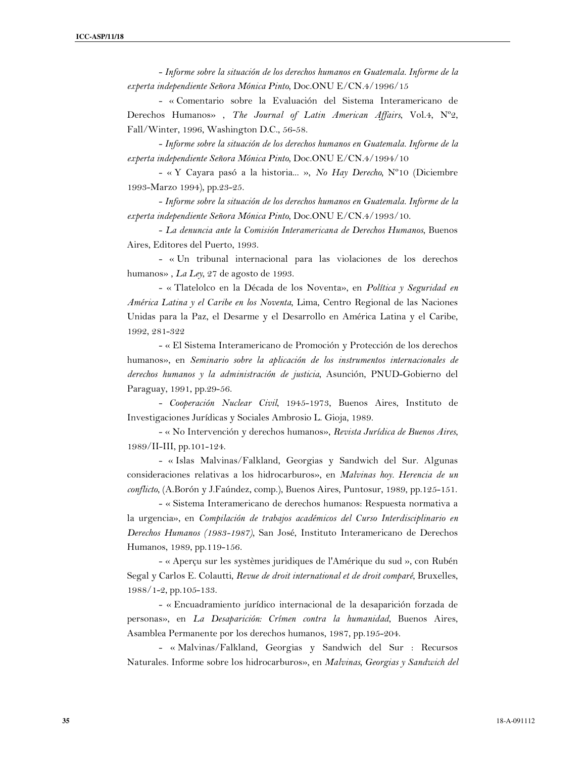- *Informe sobre la situación de los derechos humanos en Guatemala. Informe de la experta independiente Señora Mónica Pinto*, Doc.ONU E/CN.4/1996/15

- « Comentario sobre la Evaluación del Sistema Interamericano de Derechos Humanos» , *The Journal of Latin American Affairs*, Vol.4, Nº2, Fall/Winter, 1996, Washington D.C., 56-58.

- *Informe sobre la situación de los derechos humanos en Guatemala. Informe de la experta independiente Señora Mónica Pinto*, Doc.ONU E/CN.4/1994/10

- « Y Cayara pasó a la historia... », *No Hay Derecho*, Nº10 (Diciembre 1993-Marzo 1994), pp.23-25.

- *Informe sobre la situación de los derechos humanos en Guatemala. Informe de la experta independiente Señora Mónica Pinto*, Doc.ONU E/CN.4/1993/10.

- *La denuncia ante la Comisión Interamericana de Derechos Humanos*, Buenos Aires, Editores del Puerto, 1993.

- « Un tribunal internacional para las violaciones de los derechos humanos» , *La Ley*, 27 de agosto de 1993.

- « Tlatelolco en la Década de los Noventa», en *Política y Seguridad en América Latina y el Caribe en los Noventa*, Lima, Centro Regional de las Naciones Unidas para la Paz, el Desarme y el Desarrollo en América Latina y el Caribe, 1992, 281-322

- « El Sistema Interamericano de Promoción y Protección de los derechos humanos», en *Seminario sobre la aplicación de los instrumentos internacionales de derechos humanos y la administración de justicia*, Asunción, PNUD-Gobierno del Paraguay, 1991, pp.29-56.

- *Cooperación Nuclear Civil*, 1945-1973, Buenos Aires, Instituto de Investigaciones Jurídicas y Sociales Ambrosio L. Gioja, 1989.

- « No Intervención y derechos humanos», *Revista Jurídica de Buenos Aires*, 1989/II-III, pp.101-124.

- « Islas Malvinas/Falkland, Georgias y Sandwich del Sur. Algunas consideraciones relativas a los hidrocarburos», en *Malvinas hoy. Herencia de un conflicto*, (A.Borón y J.Faúndez, comp.), Buenos Aires, Puntosur, 1989, pp.125-151.

- « Sistema Interamericano de derechos humanos: Respuesta normativa a la urgencia», en *Compilación de trabajos académicos del Curso Interdisciplinario en Derechos Humanos (1983-1987)*, San José, Instituto Interamericano de Derechos Humanos, 1989, pp.119-156.

- « Aperçu sur les systèmes juridiques de l'Amérique du sud », con Rubén Segal y Carlos E. Colautti, *Revue de droit international et de droit comparé*, Bruxelles, 1988/1-2, pp.105-133.

- « Encuadramiento jurídico internacional de la desaparición forzada de personas», en *La Desaparición: Crímen contra la humanidad*, Buenos Aires, Asamblea Permanente por los derechos humanos, 1987, pp.195-204.

- « Malvinas/Falkland, Georgias y Sandwich del Sur : Recursos Naturales. Informe sobre los hidrocarburos», en *Malvinas, Georgias y Sandwich del*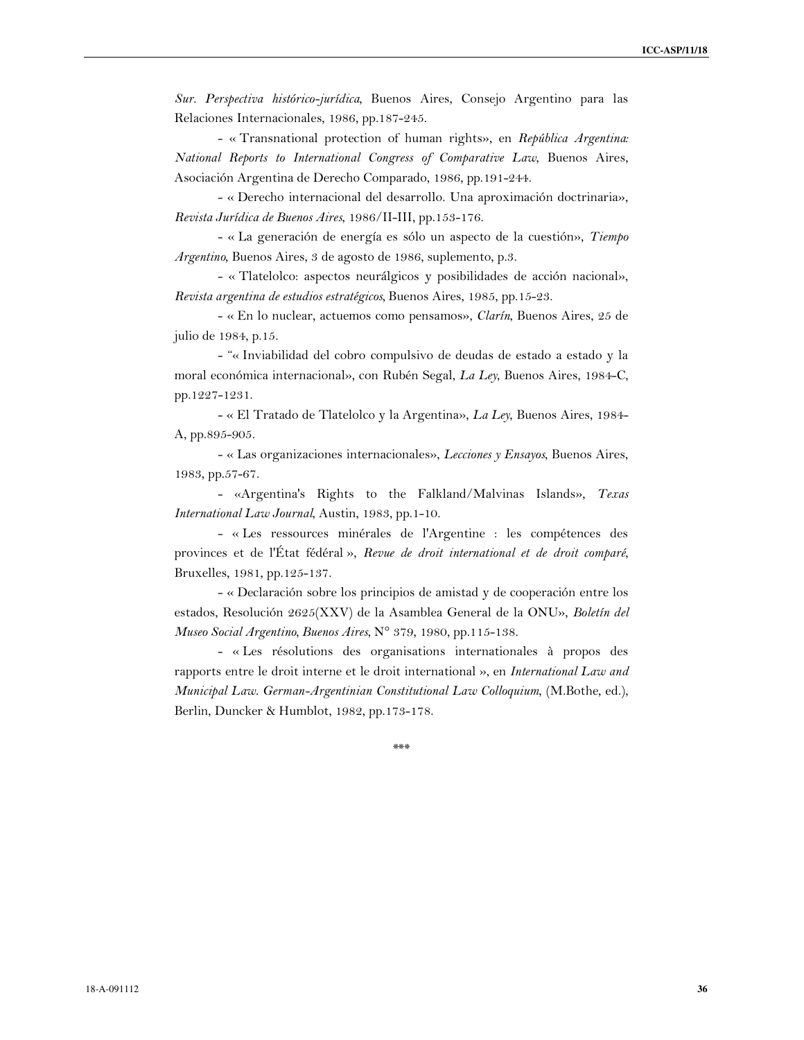*Sur. Perspectiva histórico-jurídica*, Buenos Aires, Consejo Argentino para las Relaciones Internacionales, 1986, pp.187-245.

- « Transnational protection of human rights», en *República Argentina: National Reports to International Congress of Comparative Law*, Buenos Aires, Asociación Argentina de Derecho Comparado, 1986, pp.191-244.

- « Derecho internacional del desarrollo. Una aproximación doctrinaria», *Revista Jurídica de Buenos Aires*, 1986/II-III, pp.153-176.

- « La generación de energía es sólo un aspecto de la cuestión», *Tiempo Argentino*, Buenos Aires, 3 de agosto de 1986, suplemento, p.3.

- « Tlatelolco: aspectos neurálgicos y posibilidades de acción nacional», *Revista argentina de estudios estratégicos*, Buenos Aires, 1985, pp.15-23.

- « En lo nuclear, actuemos como pensamos», *Clarín*, Buenos Aires, 25 de julio de 1984, p.15.

- "« Inviabilidad del cobro compulsivo de deudas de estado a estado y la moral económica internacional», con Rubén Segal, *La Ley*, Buenos Aires, 1984-C, pp.1227-1231.

- « El Tratado de Tlatelolco y la Argentina», *La Ley*, Buenos Aires, 1984-A, pp.895-905.

- « Las organizaciones internacionales», *Lecciones y Ensayos*, Buenos Aires, 1983, pp.57-67.

- «Argentina's Rights to the Falkland/Malvinas Islands», *Texas International Law Journal*, Austin, 1983, pp.1-10.

- « Les ressources minérales de l'Argentine : les compétences des provinces et de l'État fédéral », *Revue de droit international et de droit comparé*, Bruxelles, 1981, pp.125-137.

- « Declaración sobre los principios de amistad y de cooperación entre los estados, Resolución 2625(XXV) de la Asamblea General de la ONU», *Boletín del Museo Social Argentino, Buenos Aires*, N° 379, 1980, pp.115-138.

- « Les résolutions des organisations internationales à propos des rapports entre le droit interne et le droit international », en *International Law and Municipal Law. German-Argentinian Constitutional Law Colloquium*, (M.Bothe, ed.), Berlin, Duncker & Humblot, 1982, pp.173-178.

***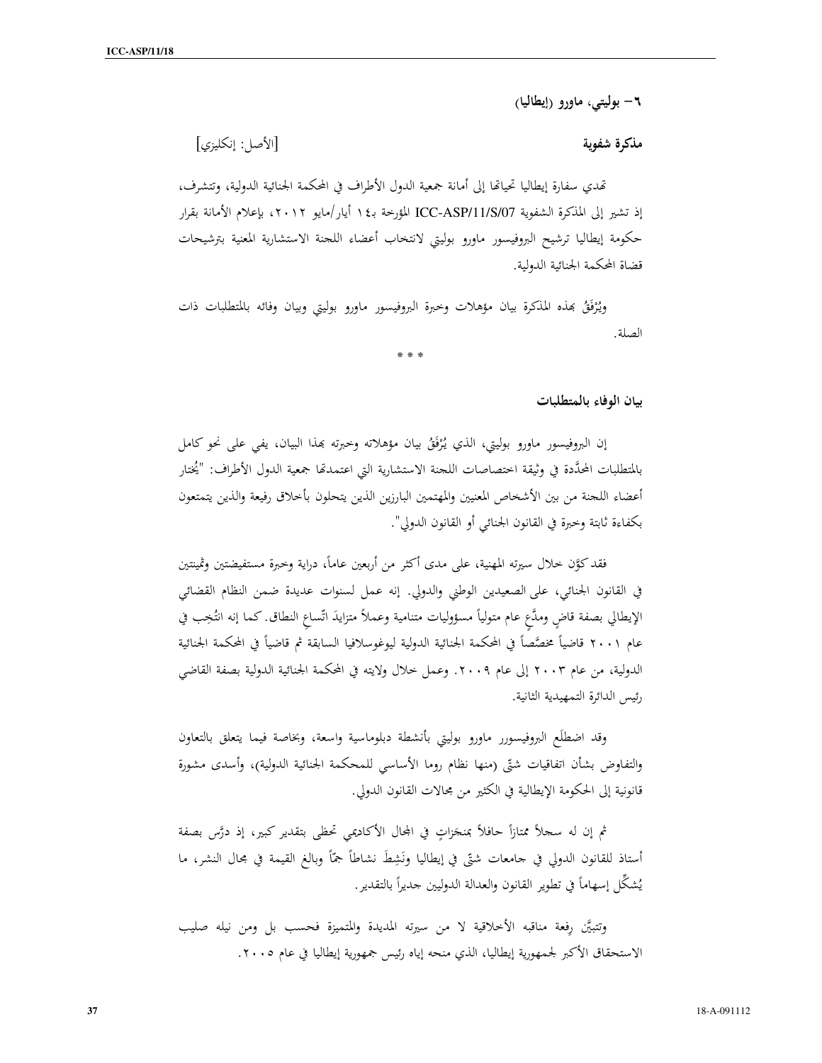### ٦- بوليتي، ماورو (إيطاليا)

**مذكرة شفوية** [الأصل: إنكليزي]

تهدي سفارة إيطاليا تحياتها إلى أمانة جمعية الدول الأطراف في المحكمة الجنائية الدولية، وتتشرف، إذ تشير إلى المذكرة الشفوية ICC-ASP/11/S/07 المؤرخة بـ١٤ أيار/مايو ٢٠١٢، بإعلام الأمانة بقرار حكومة إيطاليا ترشيح البروفيسور ماورو بوليتي لانتخاب أعضاء اللجنة الاستشارية المعنية بترشيحات قضاة المحكمة الجنائية الدولية.

ويُرْفَقُ بهذه المذكرة بيان مؤهلات وخبرة البروفيسور ماورو بوليتي وبيان وفائه بالمتطلبات ذات الصلة.

\* \* \*

**بيان الوفاء بالمتطلبات**

إن البروفيسور ماورو بوليتي، الذي يُرْفَقُ بيان مؤهلاته وخبرته بهذا البيان، يفي على نحو كامل بالمتطلبات المحدَّدة في وثيقة اختصاصات اللجنة الاستشارية التي اعتمدتها جمعية الدول الأطراف: "يُختار أعضاء اللجنة من بين الأشخاص المعنيين والمهتمين البارزين الذين يتحلون بأخلاق رفيعة والذين يتمتعون بكفاءة ثابتة وخبرة في القانون الجنائي أو القانون الدولي".

فقد كوَّن خلال سيرته المهنية، على مدى أكثر من أربعين عاماً، دراية وخبرة مستفيضتين وثمينتين في القانون الجنائي، على الصعيدين الوطني والدولي. إنه عمل لسنوات عديدة ضمن النظام القضائي الإيطالي بصفة قاضٍ ومدَّعٍ عام متولياً مسؤوليات متنامية وعملاً متزايدَ اتّساعِ النطاق. كما إنه انتُخِب في عام ٢٠٠١ قاضياً مخصَّصاً في المحكمة الجنائية الدولية ليوغوسلافيا السابقة ثم قاضياً في المحكمة الجنائية الدولية، من عام ٢٠٠٣ إلى عام ٢٠٠٩. وعمل خلال ولايته في المحكمة الجنائية الدولية بصفة القاضي رئيس الدائرة التمهيدية الثانية.

وقد اضطلَع البروفيسورر ماورو بوليتي بأنشطة دبلوماسية واسعة، وبخاصة فيما يتعلق بالتعاون والتفاوض بشأن اتفاقيات شتّى (منها نظام روما الأساسي للمحكمة الجنائية الدولية)، وأسدى مشورة قانونية إلى الحكومة الإيطالية في الكثير من مجالات القانون الدولي.

ثم إن له سجلاً ممتازاً حافلاً بمنجَزاتٍ في المجال الأكاديمي تحظى بتقدير كبير، إذ درَّس بصفة أستاذ للقانون الدولي في جامعات شتّى في إيطاليا ونَشِطَ نشاطاً جمّاً وبالغ القيمة في مجال النشر، ما يُشكِّل إسهاماً في تطوير القانون والعدالة الدوليين جديراً بالتقدير.

وتتبيَّن رِفعة مناقبه الأخلاقية لا من سيرته المديدة والمتميزة فحسب بل ومن نيله صليب الاستحقاق الأكبر لجمهورية إيطاليا، الذي منحه إياه رئيس جمهورية إيطاليا في عام ٢٠٠٥.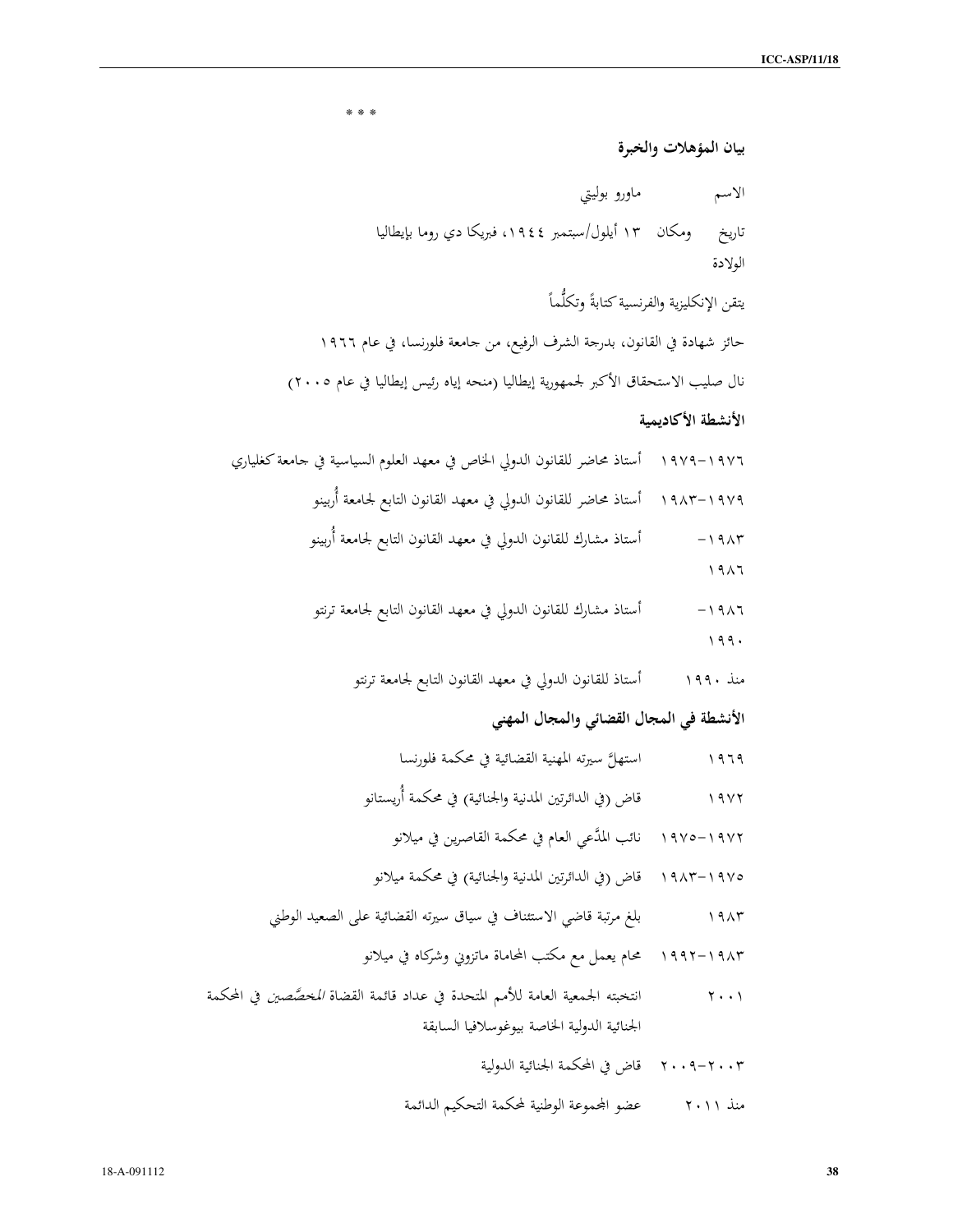* * *

## بيان المؤهلات والخبرة

الاسم ماورو بوليتي

تاريخ ومكان الولادة ١٣ أيلول/سبتمبر ١٩٤٤، فبريكا دي روما بإيطاليا

يتقن الإنكليزية والفرنسية كتابةً وتكلُّماً

حائز شهادة في القانون، بدرجة الشرف الرفيع، من جامعة فلورنسا، في عام ١٩٦٦

نال صليب الاستحقاق الأكبر لجمهورية إيطاليا (منحه إياه رئيس إيطاليا في عام ٢٠٠٥)

### الأنشطة الأكاديمية

١٩٧٦-١٩٧٩ أستاذ محاضر للقانون الدولي الخاص في معهد العلوم السياسية في جامعة كغلياري

١٩٧٩-١٩٨٣ أستاذ محاضر للقانون الدولي في معهد القانون التابع لجامعة أُربينو

١٩٨٣-١٩٨٦ أستاذ مشارك للقانون الدولي في معهد القانون التابع لجامعة أُربينو

١٩٨٦-١٩٩٠ أستاذ مشارك للقانون الدولي في معهد القانون التابع لجامعة ترنتو

منذ ١٩٩٠ أستاذ للقانون الدولي في معهد القانون التابع لجامعة ترنتو

### الأنشطة في المجال القضائي والمجال المهني

١٩٦٩ استهلَّ سيرته المهنية القضائية في محكمة فلورنسا

١٩٧٢ قاض (في الدائرتين المدنية والجنائية) في محكمة أُريستانو

١٩٧٢-١٩٧٥ نائب المدَّعي العام في محكمة القاصرين في ميلانو

١٩٧٥-١٩٨٣ قاض (في الدائرتين المدنية والجنائية) في محكمة ميلانو

١٩٨٣ بلغ مرتبة قاضي الاستئناف في سياق سيرته القضائية على الصعيد الوطني

١٩٨٣-١٩٩٢ محام يعمل مع مكتب المحاماة ماتزوني وشركاه في ميلانو

٢٠٠١ انتخبته الجمعية العامة للأمم المتحدة في عداد قائمة القضاة *المخصَّصين* في المحكمة الجنائية الدولية الخاصة بيوغوسلافيا السابقة

٢٠٠٣-٢٠٠٩ قاض في المحكمة الجنائية الدولية

منذ ٢٠١١ عضو المجموعة الوطنية لمحكمة التحكيم الدائمة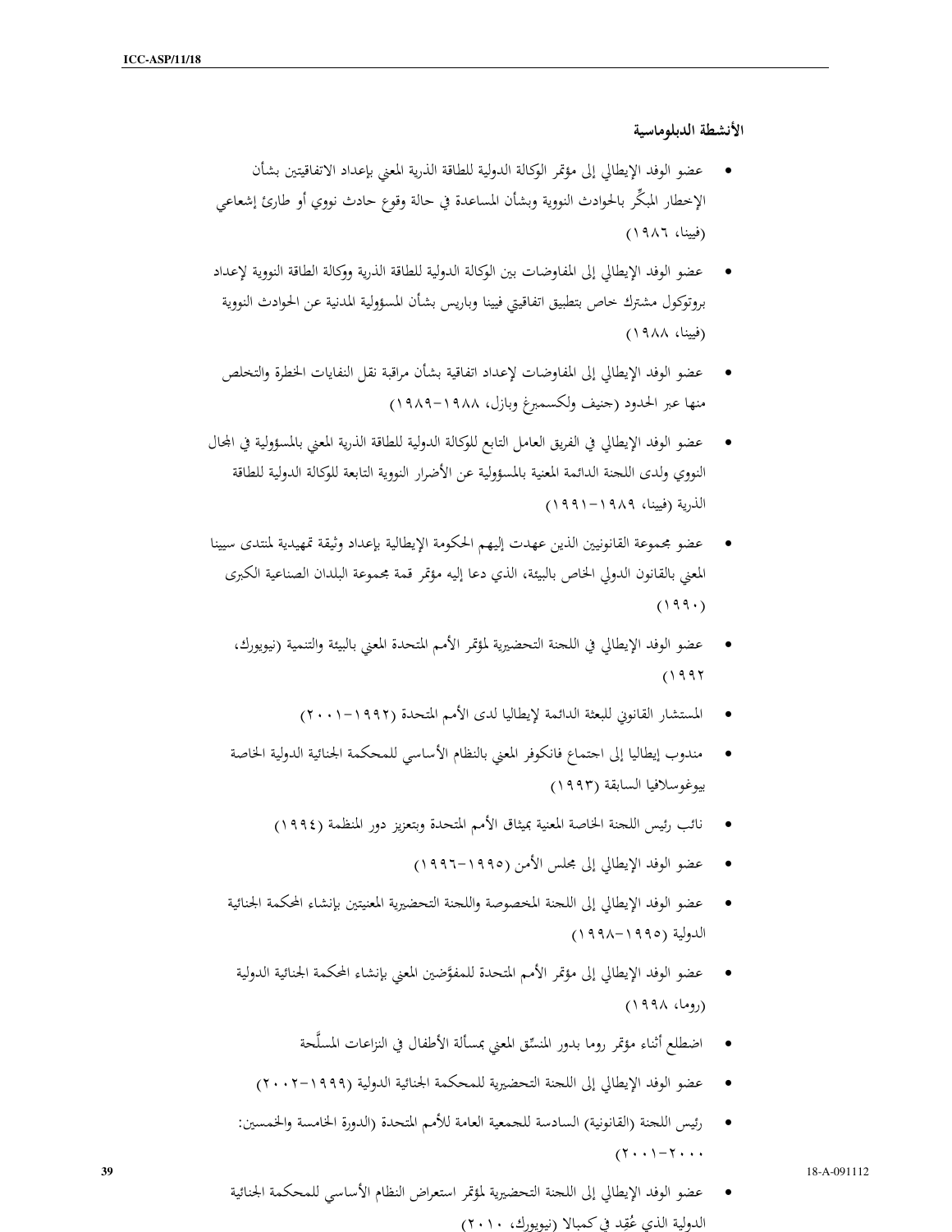### الأنشطة الدبلوماسية

- عضو الوفد الإيطالي إلى مؤتمر الوكالة الدولية للطاقة الذرية المعني بإعداد الاتفاقيتين بشأن الإخطار المبكِّر بالحوادث النووية وبشأن المساعدة في حالة وقوع حادث نووي أو طارئ إشعاعي (فيينا، ١٩٨٦)
- عضو الوفد الإيطالي إلى المفاوضات بين الوكالة الدولية للطاقة الذرية ووكالة الطاقة النووية لإعداد بروتوكول مشترك خاص بتطبيق اتفاقيتي فيينا وباريس بشأن المسؤولية المدنية عن الحوادث النووية (فيينا، ١٩٨٨)
- عضو الوفد الإيطالي إلى المفاوضات لإعداد اتفاقية بشأن مراقبة نقل النفايات الخطرة والتخلص منها عبر الحدود (جنيف ولكسمبرغ وبازل، ١٩٨٨-١٩٨٩)
- عضو الوفد الإيطالي في الفريق العامل التابع للوكالة الدولية للطاقة الذرية المعني بالمسؤولية في المجال النووي ولدى اللجنة الدائمة المعنية بالمسؤولية عن الأضرار النووية التابعة للوكالة الدولية للطاقة الذرية (فيينا، ١٩٨٩-١٩٩١)
- عضو مجموعة القانونيين الذين عهدت إليهم الحكومة الإيطالية بإعداد وثيقة تمهيدية لمنتدى سيينا المعني بالقانون الدولي الخاص بالبيئة، الذي دعا إليه مؤتمر قمة مجموعة البلدان الصناعية الكبرى (١٩٩٠)
- عضو الوفد الإيطالي في اللجنة التحضيرية لمؤتمر الأمم المتحدة المعني بالبيئة والتنمية (نيويورك، ١٩٩٢)
- المستشار القانوني للبعثة الدائمة لإيطاليا لدى الأمم المتحدة (١٩٩٢-٢٠٠١)
- مندوب إيطاليا إلى اجتماع فانكوفر المعني بالنظام الأساسي للمحكمة الجنائية الدولية الخاصة بيوغوسلافيا السابقة (١٩٩٣)
- نائب رئيس اللجنة الخاصة المعنية بميثاق الأمم المتحدة وبتعزيز دور المنظمة (١٩٩٤)
- عضو الوفد الإيطالي إلى مجلس الأمن (١٩٩٥-١٩٩٦)
- عضو الوفد الإيطالي إلى اللجنة المخصوصة واللجنة التحضيرية المعنيتين بإنشاء المحكمة الجنائية الدولية (١٩٩٥-١٩٩٨)
- عضو الوفد الإيطالي إلى مؤتمر الأمم المتحدة للمفوَّضين المعني بإنشاء المحكمة الجنائية الدولية (روما، ١٩٩٨)
- اضطلع أثناء مؤتمر روما بدور المنسِّق المعني بمسألة الأطفال في النزاعات المسلَّحة
- عضو الوفد الإيطالي إلى اللجنة التحضيرية للمحكمة الجنائية الدولية (١٩٩٩-٢٠٠٢)
- رئيس اللجنة (القانونية) السادسة للجمعية العامة للأمم المتحدة (الدورة الخامسة والخمسين: ٢٠٠٠-٢٠٠١)
- عضو الوفد الإيطالي إلى اللجنة التحضيرية لمؤتمر استعراض النظام الأساسي للمحكمة الجنائية الدولية الذي عُقِد في كمبالا (نيويورك، ٢٠١٠)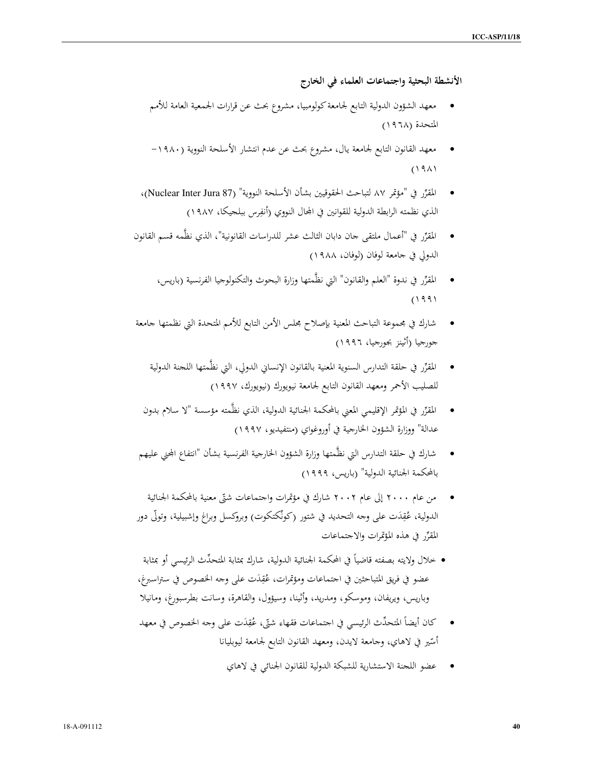### الأنشطة البحثية واجتماعات العلماء في الخارج

- معهد الشؤون الدولية التابع لجامعة كولومبيا، مشروع بحث عن قرارات الجمعية العامة للأمم المتحدة (١٩٦٨)
- معهد القانون التابع لجامعة يال، مشروع بحث عن عدم انتشار الأسلحة النووية (١٩٨٠–١٩٨١)
- المقرِّر في "مؤتمر ٨٧ لتباحث الحقوقيين بشأن الأسلحة النووية" (Nuclear Inter Jura 87)، الذي نظمته الرابطة الدولية للقوانين في المجال النووي (أنفِرس ببلجيكا، ١٩٨٧)
- المقرِّر في "أعمال ملتقى جان دابان الثالث عشر للدراسات القانونية"، الذي نظَّمه قسم القانون الدولي في جامعة لوفان (لوفان، ١٩٨٨)
- المقرِّر في ندوة "العلم والقانون" التي نظَّمتها وزارة البحوث والتكنولوجيا الفرنسية (باريس، ١٩٩١)
- شارك في مجموعة التباحث المعنية بإصلاح مجلس الأمن التابع للأمم المتحدة التي نظمتها جامعة جورجيا (أثينز بجورجيا، ١٩٩٦)
- المقرِّر في حلقة التدارس السنوية المعنية بالقانون الإنساني الدولي، التي نظَّمتها اللجنة الدولية للصليب الأحمر ومعهد القانون التابع لجامعة نيويورك (نيويورك، ١٩٩٧)
- المقرِّر في المؤتمر الإقليمي المعني بالمحكمة الجنائية الدولية، الذي نظَّمته مؤسسة "لا سلام بدون عدالة" ووزارة الشؤون الخارجية في أوروغواي (منتفيديو، ١٩٩٧)
- شارك في حلقة التدارس التي نظَّمتها وزارة الشؤون الخارجية الفرنسية بشأن "انتفاع المجني عليهم بالمحكمة الجنائية الدولية" (باريس، ١٩٩٩)
- من عام ٢٠٠٠ إلى عام ٢٠٠٢ شارك في مؤتمرات واجتماعات شتّى معنية بالمحكمة الجنائية الدولية، عُقِدَت على وجه التحديد في شتور (كونِّكتكوت) وبروكسل وبراغ وإشبيلية، وتولّى دور المقرِّر في هذه المؤتمرات والاجتماعات
- خلال ولايته بصفته قاضياً في المحكمة الجنائية الدولية، شارك بمثابة المتحدِّث الرئيسي أو بمثابة عضو في فريق المتباحثين في اجتماعات ومؤتمرات، عُقِدَت على وجه الخصوص في ستراسبرغ، وباريس، ويريفان، وموسكو، ومدريد، وأثينا، وسيؤول، والقاهرة، وسانت بطرسبورغ، ومانيلا
- كان أيضاً المتحدِّث الرئيسي في اجتماعات فقهاء شتّى، عُقِدَت على وجه الخصوص في معهد أسّير في لاهاي، وجامعة لايدن، ومعهد القانون التابع لجامعة ليوبليانا
- عضو اللجنة الاستشارية للشبكة الدولية للقانون الجنائي في لاهاي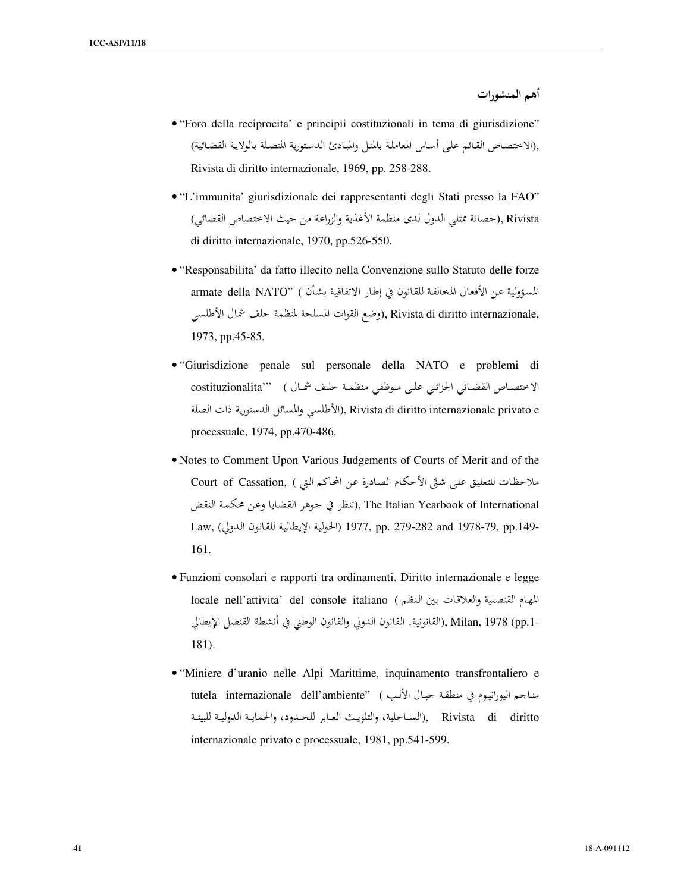### أهم المنشورات

- “Foro della reciprocita' e principii costituzionali in tema di giurisdizione” (الاختصاص القائم على أساس المعاملة بالمثل والمبادئ الدستورية المتصلة بالولاية القضائية), Rivista di diritto internazionale, 1969, pp. 258-288.

- “L'immunita' giurisdizionale dei rappresentanti degli Stati presso la FAO” (حصانة ممثلي الدول لدى منظمة الأغذية والزراعة من حيث الاختصاص القضائي), Rivista di diritto internazionale, 1970, pp.526-550.

- “Responsabilita' da fatto illecito nella Convenzione sullo Statuto delle forze armate della NATO” (المسؤولية عن الأفعال المخالفة للقانون في إطار الاتفاقية بشأن وضع القوات المسلحة لمنظمة حلف شمال الأطلسي), Rivista di diritto internazionale, 1973, pp.45-85.

- “Giurisdizione penale sul personale della NATO e problemi di costituzionalita'” (الاختصاص القضائي الجزائي على موظفي منظمة حلف شمال الأطلسي والمسائل الدستورية ذات الصلة), Rivista di diritto internazionale privato e processuale, 1974, pp.470-486.

- Notes to Comment Upon Various Judgements of Courts of Merit and of the Court of Cassation, (ملاحظات للتعليق على شتّى الأحكام الصادرة عن المحاكم التي تنظر في جوهر القضايا وعن محكمة النقض), The Italian Yearbook of International Law, (الحولية الإيطالية للقانون الدولي) 1977, pp. 279-282 and 1978-79, pp.149-161.

- Funzioni consolari e rapporti tra ordinamenti. Diritto internazionale e legge locale nell'attivita' del console italiano (المهام القنصلية والعلاقات بين النظم القانونية. القانون الدولي والقانون الوطني في أنشطة القنصل الإيطالي), Milan, 1978 (pp.1-181).

- “Miniere d'uranio nelle Alpi Marittime, inquinamento transfrontaliero e tutela internazionale dell'ambiente” (مناجم اليورانيوم في منطقة جبال الألب الساحلية، والتلويث العابر للحدود، والحماية الدولية للبيئة), Rivista di diritto internazionale privato e processuale, 1981, pp.541-599.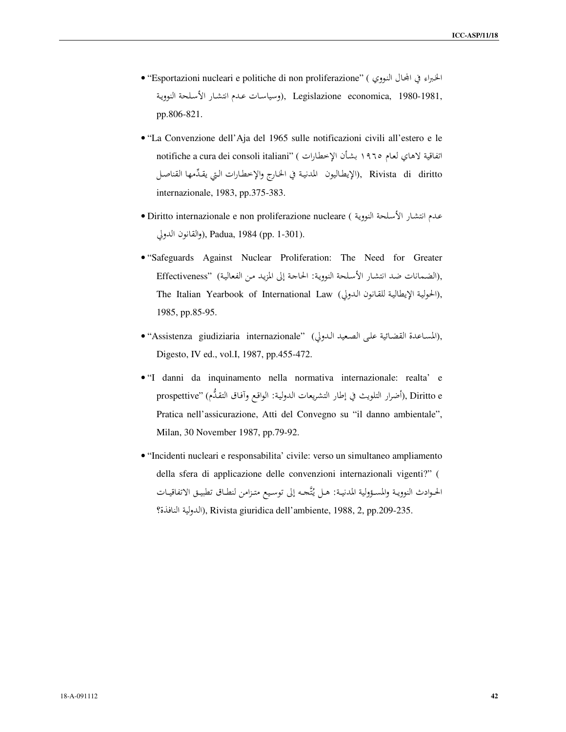- "Esportazioni nucleari e politiche di non proliferazione" (الخبراء في المجال النووي وسياسات عدم انتشار الأسلحة النووية), Legislazione economica, 1980-1981, pp.806-821.

- "La Convenzione dell'Aja del 1965 sulle notificazioni civili all'estero e le notifiche a cura dei consoli italiani" (اتفاقية لاهاي لعام ١٩٦٥ بشأن الإخطارات المدنية في الخارج والإخطارات التي يقدِّمها القناصل الإيطاليون), Rivista di diritto internazionale, 1983, pp.375-383.

- Diritto internazionale e non proliferazione nucleare (عدم انتشار الأسلحة النووية والقانون الدولي), Padua, 1984 (pp. 1-301).

- "Safeguards Against Nuclear Proliferation: The Need for Greater Effectiveness" (الضمانات ضد انتشار الأسلحة النووية: الحاجة إلى المزيد من الفعالية), The Italian Yearbook of International Law (الحولية الإيطالية للقانون الدولي), 1985, pp.85-95.

- "Assistenza giudiziaria internazionale" (المساعدة القضائية على الصعيد الدولي), Digesto, IV ed., vol.I, 1987, pp.455-472.

- "I danni da inquinamento nella normativa internazionale: realta' e prospettive" (أضرار التلويث في إطار التشريعات الدولية: الواقع وآفاق التقدُّم), Diritto e Pratica nell'assicurazione, Atti del Convegno su "il danno ambientale", Milan, 30 November 1987, pp.79-92.

- "Incidenti nucleari e responsabilita' civile: verso un simultaneo ampliamento della sfera di applicazione delle convenzioni internazionali vigenti?" (الحوادث النووية والمسؤولية المدنية: هل يُتَّجه إلى توسيع متزامن لنطاق تطبيق الاتفاقيات الدولية النافذة؟), Rivista giuridica dell'ambiente, 1988, 2, pp.209-235.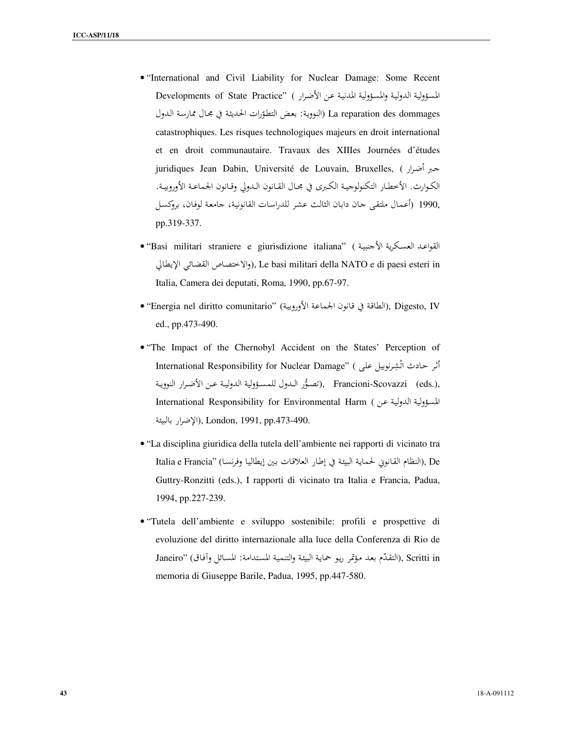- "International and Civil Liability for Nuclear Damage: Some Recent Developments of State Practice" (المسؤولية الدولية والمسؤولية المدنية عن الأضرار النووية: بعض التطوّرات الحديثة في مجال ممارسة الدول) La reparation des dommages catastrophiques. Les risques technologiques majeurs en droit international et en droit communautaire. Travaux des XIIIes Journées d'études juridiques Jean Dabin, Université de Louvain, Bruxelles, (جبر أضرار الكوارث. الأخطار التكنولوجية الكبرى في مجال القانون الدولي وقانون الجماعة الأوروبية. (أعمال ملتقى جان دابان الثالث عشر للدراسات القانونية، جامعة لوفان، بروكسل 1990, pp.319-337.

- "Basi militari straniere e giurisdizione italiana" (القواعد العسكرية الأجنبية والاختصاص القضائي الإيطالي), Le basi militari della NATO e di paesi esteri in Italia, Camera dei deputati, Roma, 1990, pp.67-97.

- "Energia nel diritto comunitario" (الطاقة في قانون الجماعة الأوروبية), Digesto, IV ed., pp.473-490.

- "The Impact of the Chernobyl Accident on the States' Perception of International Responsibility for Nuclear Damage" (أثر حادث تشرنوبيل على تصوُّر الدول للمسؤولية الدولية عن الأضرار النووية), Francioni-Scovazzi (eds.), International Responsibility for Environmental Harm (المسؤولية الدولية عن الإضرار بالبيئة), London, 1991, pp.473-490.

- "La disciplina giuridica della tutela dell'ambiente nei rapporti di vicinato tra Italia e Francia" (النظام القانوني لحماية البيئة في إطار العلاقات بين إيطاليا وفرنسا), De Guttry-Ronzitti (eds.), I rapporti di vicinato tra Italia e Francia, Padua, 1994, pp.227-239.

- "Tutela dell'ambiente e sviluppo sostenibile: profili e prospettive di evoluzione del diritto internazionale alla luce della Conferenza di Rio de Janeiro" (التقدّم بعد مؤتمر ريو حماية البيئة والتنمية المستدامة: المسائل وآفاق), Scritti in memoria di Giuseppe Barile, Padua, 1995, pp.447-580.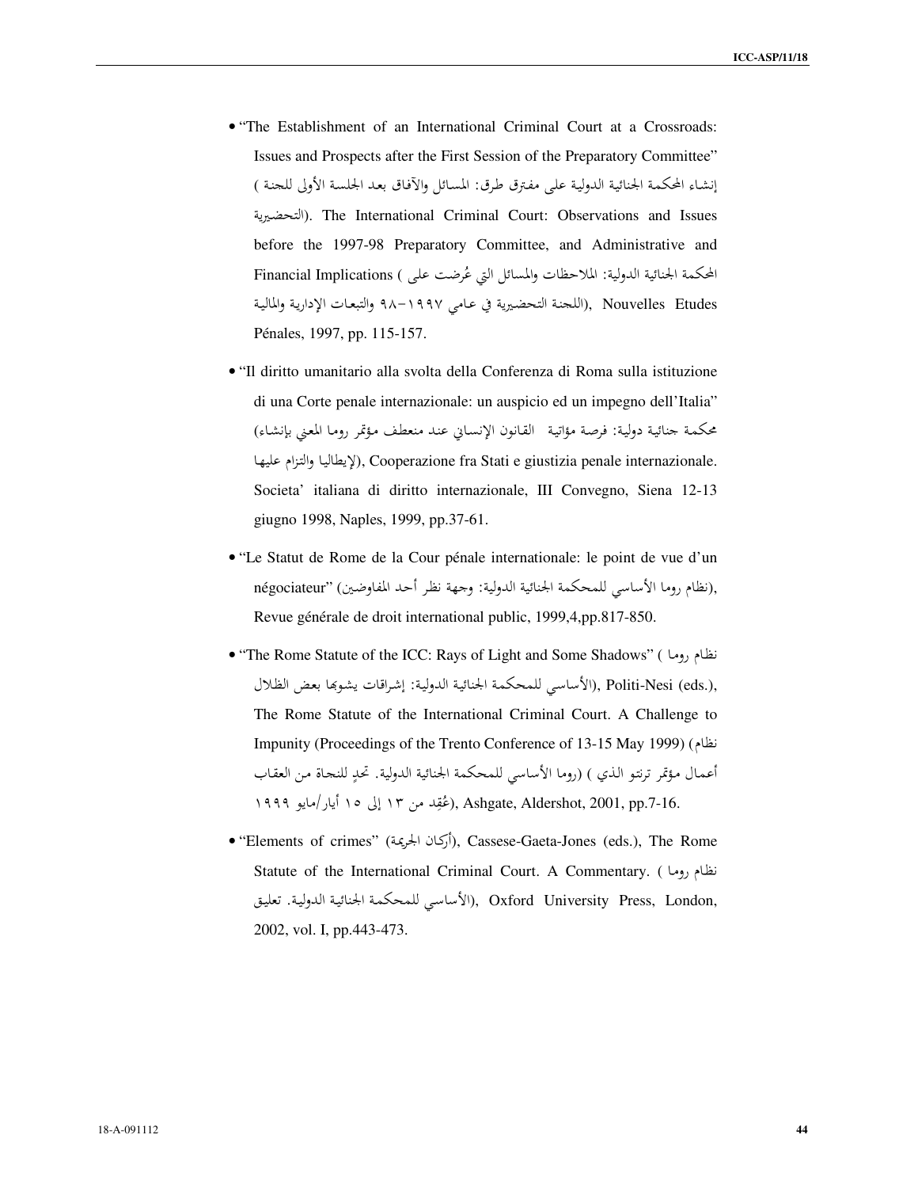- "The Establishment of an International Criminal Court at a Crossroads: Issues and Prospects after the First Session of the Preparatory Committee" (إنشاء المحكمة الجنائية الدولية على مفترق طرق: المسائل والآفاق بعد الجلسة الأولى للجنة التحضيرية). The International Criminal Court: Observations and Issues before the 1997-98 Preparatory Committee, and Administrative and Financial Implications (المحكمة الجنائية الدولية: الملاحظات والمسائل التي عُرضت على اللجنة التحضيرية في عامي ١٩٩٧-٩٨ والتبعات الإدارية والمالية), Nouvelles Etudes Pénales, 1997, pp. 115-157.

- "Il diritto umanitario alla svolta della Conferenza di Roma sulla istituzione di una Corte penale internazionale: un auspicio ed un impegno dell'Italia" (محكمة جنائية دولية: فرصة مؤاتية القانون الإنساني عند منعطف مؤتمر روما المعني بإنشاء لإيطاليا والتزام عليها), Cooperazione fra Stati e giustizia penale internazionale. Societa' italiana di diritto internazionale, III Convegno, Siena 12-13 giugno 1998, Naples, 1999, pp.37-61.

- "Le Statut de Rome de la Cour pénale internationale: le point de vue d'un négociateur" (نظام روما الأساسي للمحكمة الجنائية الدولية: وجهة نظر أحد المفاوضين), Revue générale de droit international public, 1999,4,pp.817-850.

- "The Rome Statute of the ICC: Rays of Light and Some Shadows" (نظام روما الأساسي للمحكمة الجنائية الدولية: إشراقات يشوبها بعض الظلال), Politi-Nesi (eds.), The Rome Statute of the International Criminal Court. A Challenge to Impunity (Proceedings of the Trento Conference of 13-15 May 1999) (نظام روما الأساسي للمحكمة الجنائية الدولية. تحدٍ للنجاة من العقاب) (أعمال مؤتمر ترنتو الذي عُقِد من ١٣ إلى ١٥ أيار/مايو ١٩٩٩), Ashgate, Aldershot, 2001, pp.7-16.

- "Elements of crimes" (أركان الجريمة), Cassese-Gaeta-Jones (eds.), The Rome Statute of the International Criminal Court. A Commentary. (نظام روما الأساسي للمحكمة الجنائية الدولية. تعليق), Oxford University Press, London, 2002, vol. I, pp.443-473.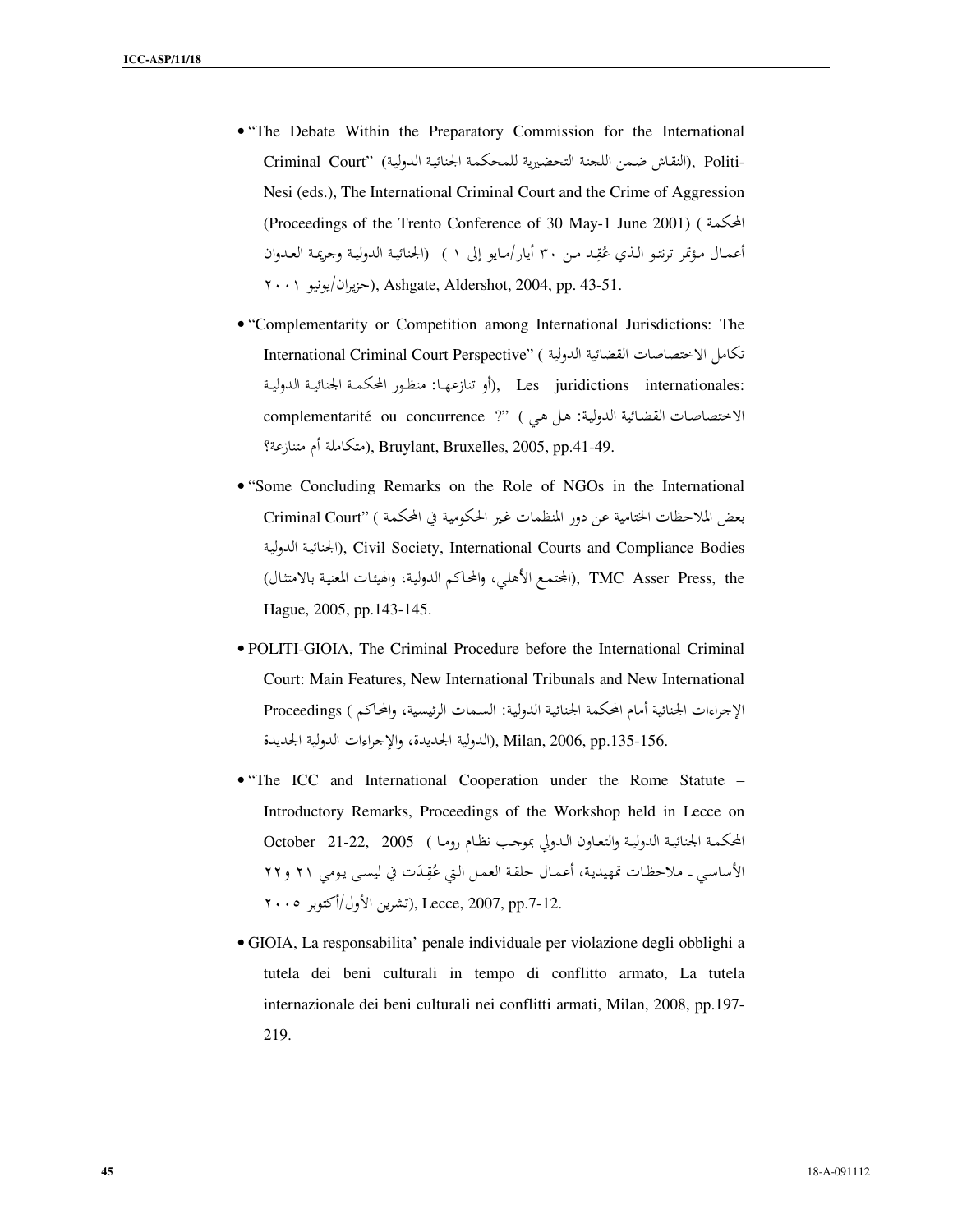- "The Debate Within the Preparatory Commission for the International Criminal Court" (النقاش ضمن اللجنة التحضيرية للمحكمة الجنائية الدولية), Politi-Nesi (eds.), The International Criminal Court and the Crime of Aggression (Proceedings of the Trento Conference of 30 May-1 June 2001) (المحكمة الجنائية الدولية وجريمة العدوان (أعمال مؤتمر ترنتو الذي عُقِد من ٣٠ أيار/مايو إلى ١ حزيران/يونيو ٢٠٠١), Ashgate, Aldershot, 2004, pp. 43-51.

- "Complementarity or Competition among International Jurisdictions: The International Criminal Court Perspective" (تكامل الاختصاصات القضائية الدولية أو تنازعها: منظور المحكمة الجنائية الدولية), Les juridictions internationales: complementarité ou concurrence ?" (الاختصاصات القضائية الدولية: هل هي متكاملة أم متنازعة؟), Bruylant, Bruxelles, 2005, pp.41-49.

- "Some Concluding Remarks on the Role of NGOs in the International Criminal Court" (بعض الملاحظات الختامية عن دور المنظمات غير الحكومية في المحكمة الجنائية الدولية), Civil Society, International Courts and Compliance Bodies (المجتمع الأهلي، والمحاكم الدولية، والهيئات المعنية بالامتثال), TMC Asser Press, the Hague, 2005, pp.143-145.

- POLITI-GIOIA, The Criminal Procedure before the International Criminal Court: Main Features, New International Tribunals and New International Proceedings (الإجراءات الجنائية أمام المحكمة الجنائية الدولية: السمات الرئيسية، والمحاكم الدولية الجديدة، والإجراءات الدولية الجديدة), Milan, 2006, pp.135-156.

- "The ICC and International Cooperation under the Rome Statute – Introductory Remarks, Proceedings of the Workshop held in Lecce on October 21-22, 2005 (المحكمة الجنائية الدولية والتعاون الدولي بموجب نظام روما الأساسي - ملاحظات تمهيدية، أعمال حلقة العمل التي عُقِدَت في ليسى يومي ٢١ و٢٢ تشرين الأول/أكتوبر ٢٠٠٥), Lecce, 2007, pp.7-12.

- GIOIA, La responsabilita' penale individuale per violazione degli obblighi a tutela dei beni culturali in tempo di conflitto armato, La tutela internazionale dei beni culturali nei conflitti armati, Milan, 2008, pp.197-219.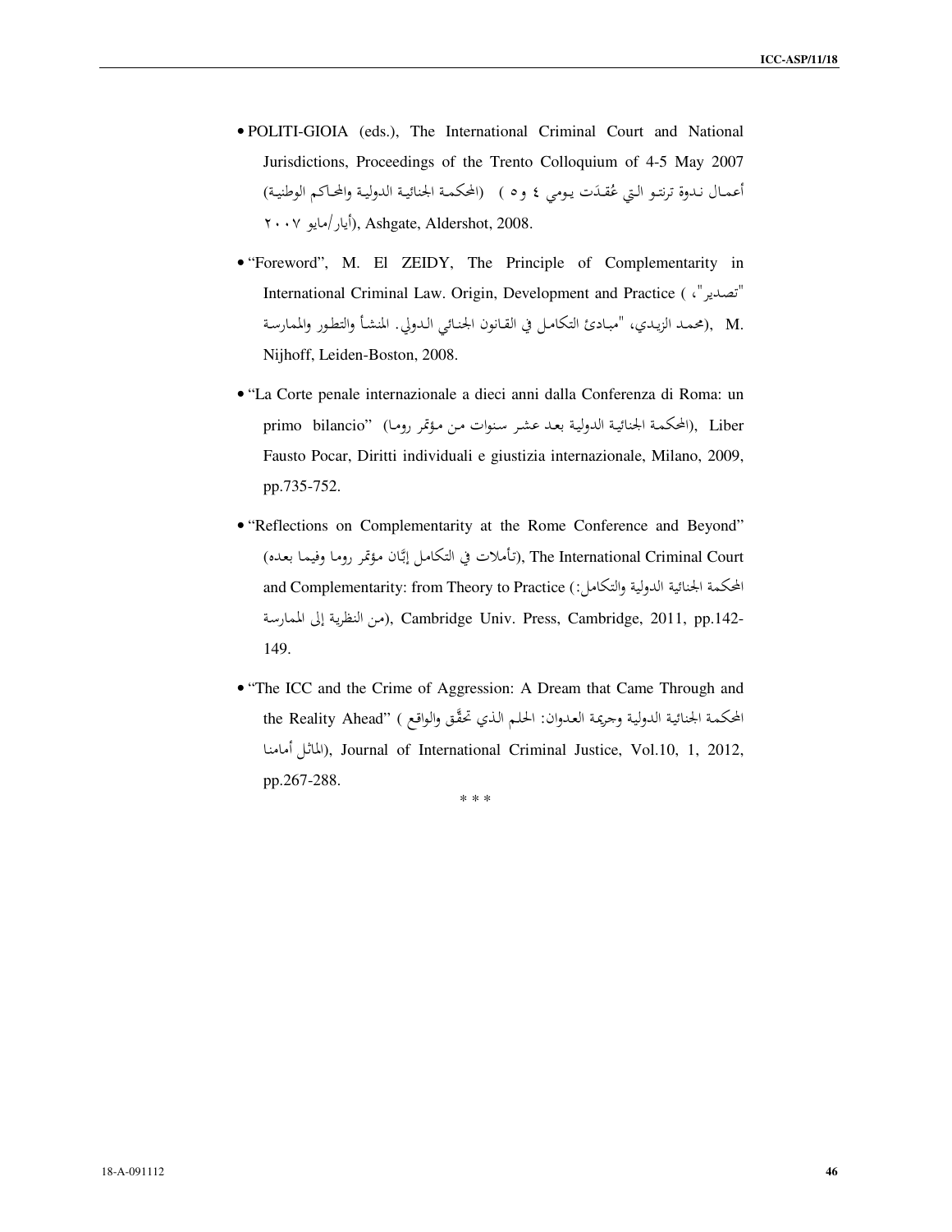- POLITI-GIOIA (eds.), The International Criminal Court and National Jurisdictions, Proceedings of the Trento Colloquium of 4-5 May 2007 (المحكمة الجنائية الدولية والمحاكم الوطنية) أعمال ندوة ترنتو التي عُقِدَت يومي ٤ و٥ أيار/مايو ٢٠٠٧), Ashgate, Aldershot, 2008.

- "Foreword", M. El ZEIDY, The Principle of Complementarity in International Criminal Law. Origin, Development and Practice ("تصدير"، محمد الزيدي، "مبادئ التكامل في القانون الجنائي الدولي. المنشأ والتطور والممارسة), M. Nijhoff, Leiden-Boston, 2008.

- "La Corte penale internazionale a dieci anni dalla Conferenza di Roma: un primo bilancio" (المحكمة الجنائية الدولية بعد عشر سنوات من مؤتمر روما), Liber Fausto Pocar, Diritti individuali e giustizia internazionale, Milano, 2009, pp.735-752.

- "Reflections on Complementarity at the Rome Conference and Beyond" (تأملات في التكامل إبَّان مؤتمر روما وفيما بعده), The International Criminal Court and Complementarity: from Theory to Practice (المحكمة الجنائية الدولية والتكامل: من النظرية إلى الممارسة), Cambridge Univ. Press, Cambridge, 2011, pp.142-149.

- "The ICC and the Crime of Aggression: A Dream that Came Through and the Reality Ahead" (المحكمة الجنائية الدولية وجريمة العدوان: الحلم الذي تحقَّق والواقع الماثل أمامنا), Journal of International Criminal Justice, Vol.10, 1, 2012, pp.267-288.

\* \* \*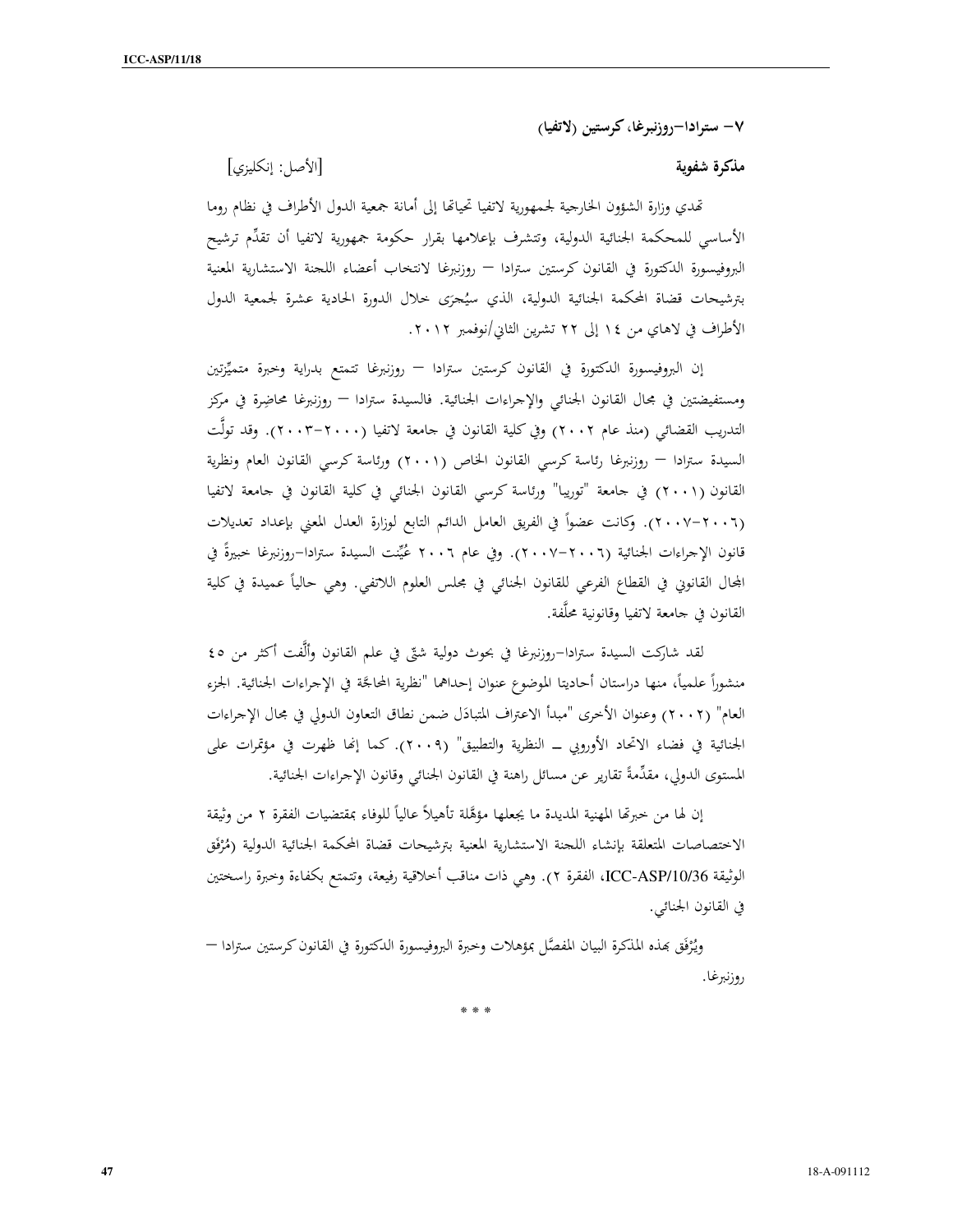### ٧- ستردا–روزنبرغا، كرستين (لاتفيا)

**مذكرة شفوية** [الأصل: إنكليزي]

تهدي وزارة الشؤون الخارجية لجمهورية لاتفيا تحياتها إلى أمانة جمعية الدول الأطراف في نظام روما الأساسي للمحكمة الجنائية الدولية، وتتشرف بإعلامها بقرار حكومة جمهورية لاتفيا أن تقدِّم ترشيح البروفيسورة الدكتورة في القانون كرستين ستردا – روزنبرغا لانتخاب أعضاء اللجنة الاستشارية المعنية بترشيحات قضاة المحكمة الجنائية الدولية، الذي سيُجرَى خلال الدورة الحادية عشرة لجمعية الدول الأطراف في لاهاي من ١٤ إلى ٢٢ تشرين الثاني/نوفمبر ٢٠١٢.

إن البروفيسورة الدكتورة في القانون كرستين ستردا – روزنبرغا تتمتع بدراية وخبرة متميِّزتين ومستفيضتين في مجال القانون الجنائي والإجراءات الجنائية. فالسيدة ستردا – روزنبرغا محاضِرة في مركز التدريب القضائي (منذ عام ٢٠٠٢) وفي كلية القانون في جامعة لاتفيا (٢٠٠٠–٢٠٠٣). وقد تولَّت السيدة ستردا – روزنبرغا رئاسة كرسي القانون الخاص (٢٠٠١) ورئاسة كرسي القانون العام ونظرية القانون (٢٠٠١) في جامعة "توريبا" ورئاسة كرسي القانون الجنائي في كلية القانون في جامعة لاتفيا (٢٠٠٦–٢٠٠٧). وكانت عضواً في الفريق العامل الدائم التابع لوزارة العدل المعني بإعداد تعديلات قانون الإجراءات الجنائية (٢٠٠٦–٢٠٠٧). وفي عام ٢٠٠٦ عُيِّنت السيدة ستردا–روزنبرغا خبيرةً في المجال القانوني في القطاع الفرعي للقانون الجنائي في مجلس العلوم اللاتفي. وهي حالياً عميدة في كلية القانون في جامعة لاتفيا وقانونية محلَّفة.

لقد شاركت السيدة ستردا–روزنبرغا في بحوث دولية شتّى في علم القانون وألَّفت أكثر من ٤٥ منشوراً علمياً، منها دراستان أحاديتا الموضوع عنوان إحداهما "نظرية المحاجَّة في الإجراءات الجنائية. الجزء العام" (٢٠٠٢) وعنوان الأخرى "مبدأ الاعتراف المتبادَل ضمن نطاق التعاون الدولي في مجال الإجراءات الجنائية في فضاء الاتحاد الأوروبي ـــ النظرية والتطبيق" (٢٠٠٩). كما إنها ظهرت في مؤتمرات على المستوى الدولي، مقدِّمةً تقارير عن مسائل راهنة في القانون الجنائي وقانون الإجراءات الجنائية.

إن لها من خبرتها المهنية المديدة ما يجعلها مؤهَّلة تأهيلاً عالياً للوفاء بمقتضيات الفقرة ٢ من وثيقة الاختصاصات المتعلقة بإنشاء اللجنة الاستشارية المعنية بترشيحات قضاة المحكمة الجنائية الدولية (مُرْفَق الوثيقة ICC-ASP/10/36، الفقرة ٢). وهي ذات مناقب أخلاقية رفيعة، وتتمتع بكفاءة وخبرة راسختين في القانون الجنائي.

ويُرْفَق بهذه المذكرة البيان المفصَّل بمؤهلات وخبرة البروفيسورة الدكتورة في القانون كرستين ستردا – روزنبرغا.

\* \* \*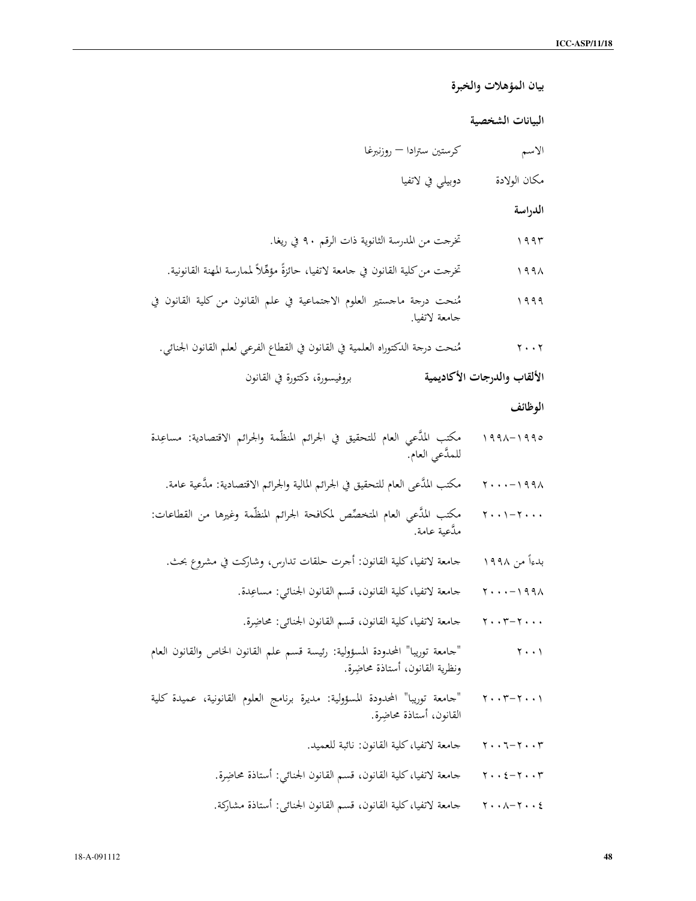## بيان المؤهلات والخبرة

### البيانات الشخصية

الاسم كرستين سترادا – روزنبرغا

مكان الولادة دوبيلي في لاتفيا

### الدراسة

١٩٩٣ تخرجت من المدرسة الثانوية ذات الرقم ٩٠ في ريغا.

١٩٩٨ تخرجت من كلية القانون في جامعة لاتفيا، حائزةً مؤهّلاً لممارسة المهنة القانونية.

١٩٩٩ مُنحت درجة ماجستير العلوم الاجتماعية في علم القانون من كلية القانون في جامعة لاتفيا.

٢٠٠٢ مُنحت درجة الدكتوراه العلمية في القانون في القطاع الفرعي لعلم القانون الجنائي.

**الألقاب والدرجات الأكاديمية** بروفيسورة، دكتورة في القانون

### الوظائف

١٩٩٥–١٩٩٨ مكتب المدَّعي العام للتحقيق في الجرائم المنظّمة والجرائم الاقتصادية: مساعِدة للمدَّعي العام.

١٩٩٨–٢٠٠٠ مكتب المدَّعى العام للتحقيق في الجرائم المالية والجرائم الاقتصادية: مدَّعية عامة.

٢٠٠٠–٢٠٠١ مكتب المدَّعي العام المتخصِّص لمكافحة الجرائم المنظّمة وغيرها من القطاعات: مدَّعية عامة.

بدءاً من ١٩٩٨ جامعة لاتفيا، كلية القانون: أجرت حلقات تدارس، وشاركت في مشروع بحث.

١٩٩٨–٢٠٠٠ جامعة لاتفيا، كلية القانون، قسم القانون الجنائي: مساعِدة.

٢٠٠٠–٢٠٠٣ جامعة لاتفيا، كلية القانون، قسم القانون الجنائي: محاضِرة.

٢٠٠١ "جامعة توريبا" المحدودة المسؤولية: رئيسة قسم علم القانون الخاص والقانون العام ونظرية القانون، أستاذة محاضِرة.

٢٠٠١–٢٠٠٣ "جامعة توريبا" المحدودة المسؤولية: مديرة برنامج العلوم القانونية، عميدة كلية القانون، أستاذة محاضِرة.

٢٠٠٣–٢٠٠٦ جامعة لاتفيا، كلية القانون: نائبة للعميد.

٢٠٠٣–٢٠٠٤ جامعة لاتفيا، كلية القانون، قسم القانون الجنائي: أستاذة محاضِرة.

٢٠٠٤–٢٠٠٨ جامعة لاتفيا، كلية القانون، قسم القانون الجنائي: أستاذة مشاركة.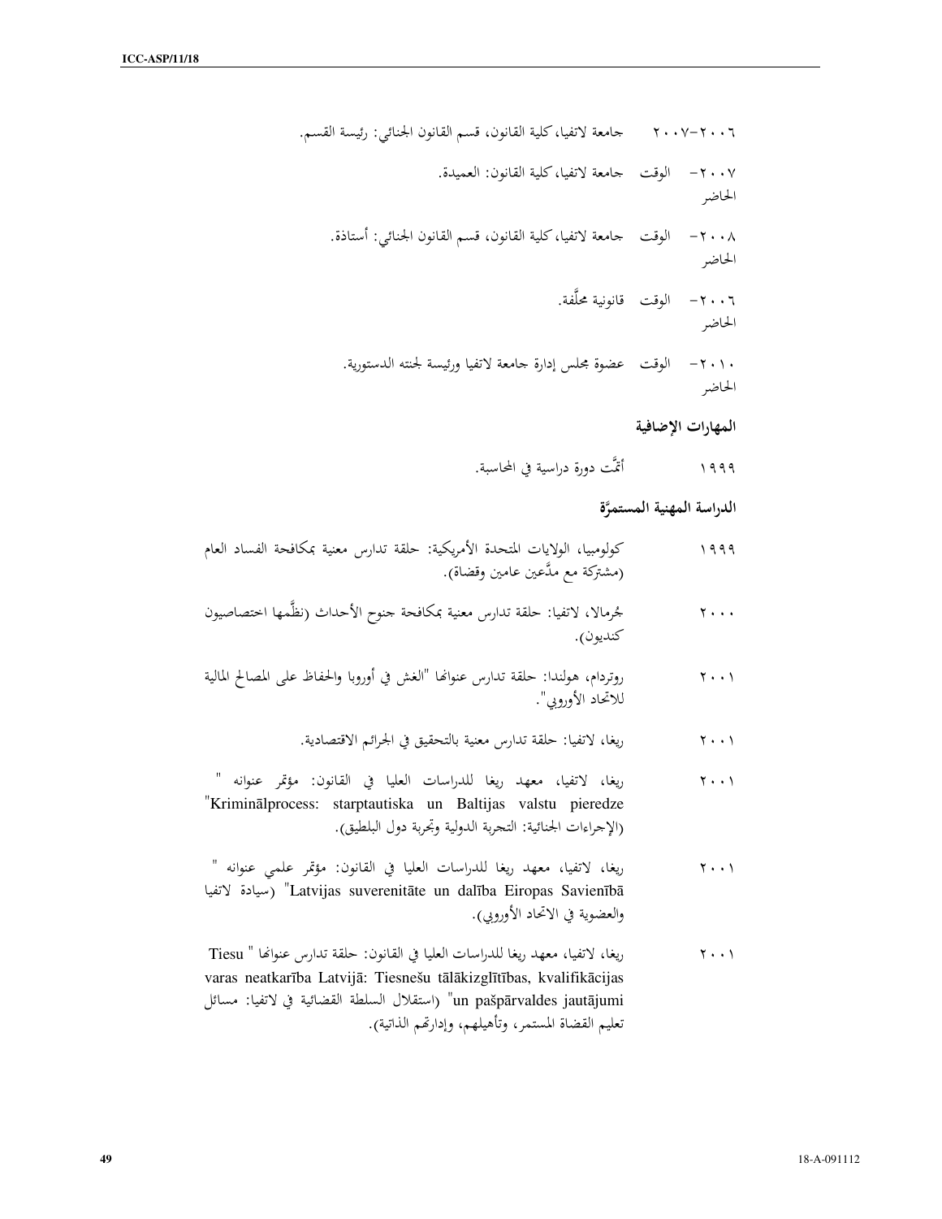٢٠٠٦-٢٠٠٧ جامعة لاتفيا، كلية القانون، قسم القانون الجنائي: رئيسة القسم.

٢٠٠٧- الوقت الحاضر جامعة لاتفيا، كلية القانون: العميدة.

٢٠٠٨- الوقت الحاضر جامعة لاتفيا، كلية القانون، قسم القانون الجنائي: أستاذة.

٢٠٠٦- الوقت الحاضر قانونية محلَّفة.

٢٠١٠- الوقت الحاضر عضوة مجلس إدارة جامعة لاتفيا ورئيسة لجنته الدستورية.

### المهارات الإضافية

١٩٩٩ أتمَّت دورة دراسية في المحاسبة.

### الدراسة المهنية المستمرَّة

١٩٩٩ كولومبيا، الولايات المتحدة الأمريكية: حلقة تدارس معنية بمكافحة الفساد العام (مشتركة مع مدَّعين عامين وقضاة).

٢٠٠٠ جُرمالا، لاتفيا: حلقة تدارس معنية بمكافحة جنوح الأحداث (نظَّمها اختصاصيون كنديون).

٢٠٠١ روتردام، هولندا: حلقة تدارس عنوانها "الغش في أوروبا والحفاظ على المصالح المالية للاتحاد الأوروبي".

٢٠٠١ ريغا، لاتفيا: حلقة تدارس معنية بالتحقيق في الجرائم الاقتصادية.

٢٠٠١ ريغا، لاتفيا، معهد ريغا للدراسات العليا في القانون: مؤتمر عنوانه "Kriminālprocess: starptautiska un Baltijas valstu pieredze" (الإجراءات الجنائية: التجربة الدولية وتجربة دول البلطيق).

٢٠٠١ ريغا، لاتفيا، معهد ريغا للدراسات العليا في القانون: مؤتمر علمي عنوانه "Latvijas suverenitāte un dalība Eiropas Savienībā" (سيادة لاتفيا والعضوية في الاتحاد الأوروبي).

٢٠٠١ ريغا، لاتفيا، معهد ريغا للدراسات العليا في القانون: حلقة تدارس عنوانها "Tiesu varas neatkarība Latvijā: Tiesnešu tālākizglītības, kvalifikācijas un pašpārvaldes jautājumi" (استقلال السلطة القضائية في لاتفيا: مسائل تعليم القضاة المستمر، وتأهيلهم، وإدارتهم الذاتية).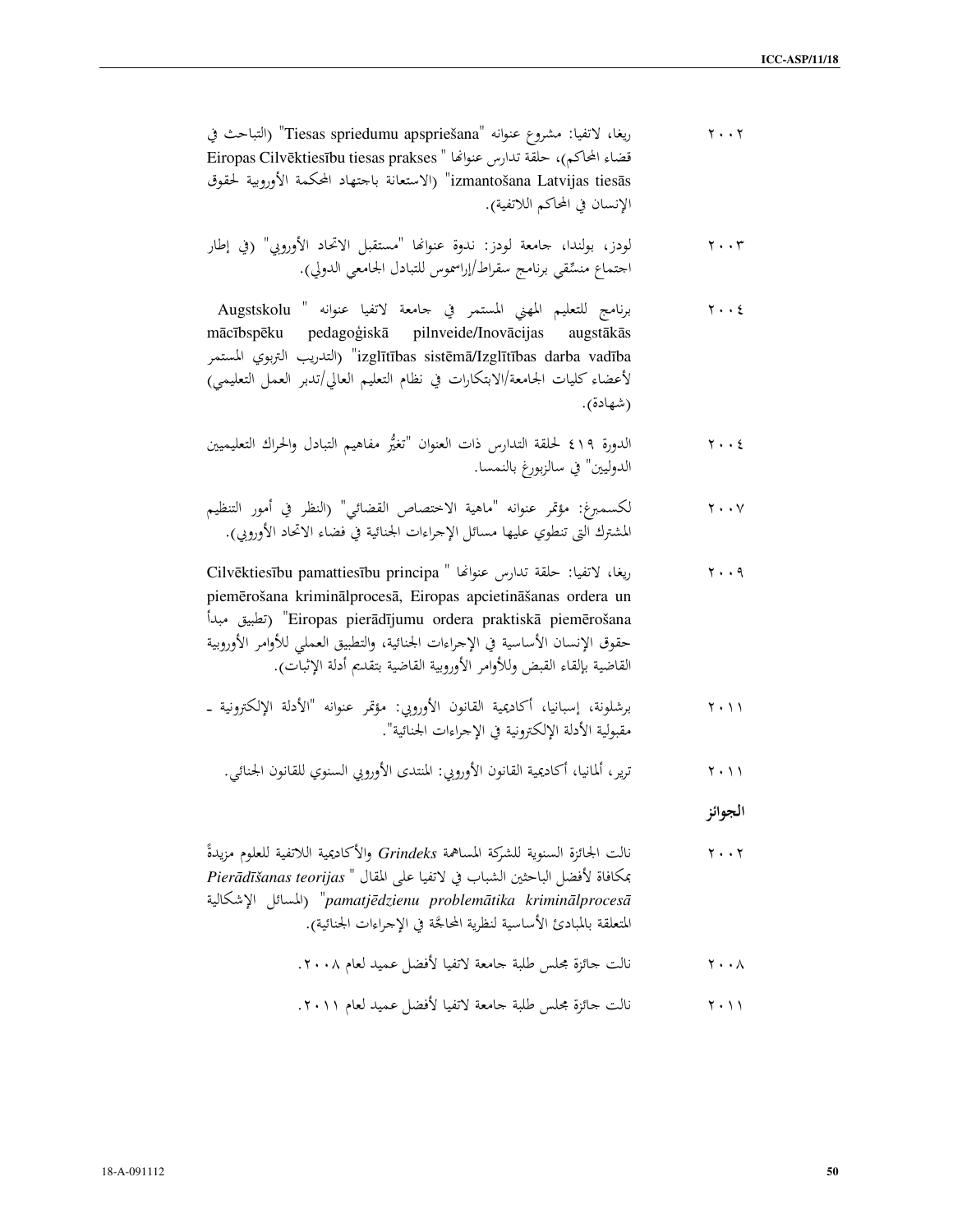٢٠٠٢ ريغا، لاتفيا: مشروع عنوانه "Tiesas spriedumu apspriešana" (التباحث في قضاء المحاكم)، حلقة تدارس عنوانها "Eiropas Cilvēktiesību tiesas prakses izmantošana Latvijas tiesās" (الاستعانة باجتهاد المحكمة الأوروبية لحقوق الإنسان في المحاكم اللاتفية).

٢٠٠٣ لودز، بولندا، جامعة لودز: ندوة عنوانها "مستقبل الاتحاد الأوروبي" (في إطار اجتماع منسّقي برنامج سقراط/إراسموس للتبادل الجامعي الدولي).

٢٠٠٤ برنامج للتعليم المهني المستمر في جامعة لاتفيا عنوانه "Augstskolu mācībspēku pedagoģiskā pilnveide/Inovācijas augstākās izglītības sistēmā/Izglītības darba vadība" (التدريب التربوي المستمر لأعضاء كليات الجامعة/الابتكارات في نظام التعليم العالي/تدبر العمل التعليمي) (شهادة).

٢٠٠٤ الدورة ٤١٩ لحلقة التدارس ذات العنوان "تغيُّر مفاهيم التبادل والحراك التعليميين الدوليين" في سالزبورغ بالنمسا.

٢٠٠٧ لكسمبرغ: مؤتمر عنوانه "ماهية الاختصاص القضائي" (النظر في أمور التنظيم المشترك التي تنطوي عليها مسائل الإجراءات الجنائية في فضاء الاتحاد الأوروبي).

٢٠٠٩ ريغا، لاتفيا: حلقة تدارس عنوانها "Cilvēktiesību pamattiesību principa piemērošana kriminālprocesā, Eiropas apcietināšanas ordera un Eiropas pierādījumu ordera praktiskā piemērošana" (تطبيق مبدأ حقوق الإنسان الأساسية في الإجراءات الجنائية، والتطبيق العملي للأوامر الأوروبية القاضية بإلقاء القبض وللأوامر الأوروبية القاضية بتقديم أدلة الإثبات).

٢٠١١ برشلونة، إسبانيا، أكاديمية القانون الأوروبي: مؤتمر عنوانه "الأدلة الإلكترونية - مقبولية الأدلة الإلكترونية في الإجراءات الجنائية".

٢٠١١ ترير، ألمانيا، أكاديمية القانون الأوروبي: المنتدى الأوروبي السنوي للقانون الجنائي.

**الجوائز**

٢٠٠٢ نالت الجائزة السنوية للشركة المساهمة *Grindeks* والأكاديمية اللاتفية للعلوم مزيدةً بمكافاة لأفضل الباحثين الشباب في لاتفيا على المقال "*Pierādīšanas teorijas pamatjēdzienu problemātika kriminālprocesā*" (المسائل الإشكالية المتعلقة بالمبادئ الأساسية لنظرية المحاجّة في الإجراءات الجنائية).

٢٠٠٨ نالت جائزة مجلس طلبة جامعة لاتفيا لأفضل عميد لعام ٢٠٠٨.

٢٠١١ نالت جائزة مجلس طلبة جامعة لاتفيا لأفضل عميد لعام ٢٠١١.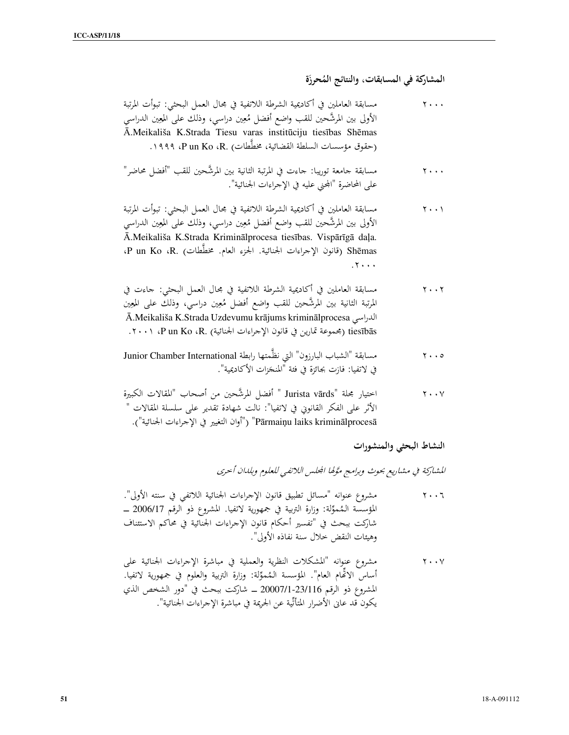### المشاركة في المسابقات، والنتائج المُحرزَة

٢٠٠٠ مسابقة العاملين في أكاديمية الشرطة اللاتفية في مجال العمل البحثي: تبوأت المرتبة الأولى بين المرشَّحين للقب واضع أفضل مُعِين دراسي، وذلك على المعِين الدراسي Ā.Meikališa K.Strada Tiesu varas institūciju tiesības Shēmas (حقوق مؤسسات السلطة القضائية، مخطَّطات) .R، P un Ko، ١٩٩٩.

٢٠٠٠ مسابقة جامعة توربيا: جاءت في المرتبة الثانية بين المرشَّحين للقب "أفضل محاضر" على المحاضرة "المجني عليه في الإجراءات الجنائية".

٢٠٠١ مسابقة العاملين في أكاديمية الشرطة اللاتفية في مجال العمل البحثي: تبوأت المرتبة الأولى بين المرشَّحين للقب واضع أفضل مُعِين دراسي، وذلك على المعِين الدراسي Ā.Meikališa K.Strada Kriminālprocesa tiesības. Vispārīgā daļa. Shēmas (قانون الإجراءات الجنائية. الجزء العام. مخطَّطات) .R، P un Ko، ٢٠٠٠.

٢٠٠٢ مسابقة العاملين في أكاديمية الشرطة اللاتفية في مجال العمل البحثي: جاءت في المرتبة الثانية بين المرشَّحين للقب واضع أفضل مُعِين دراسي، وذلك على المعِين الدراسي Ā.Meikališa K.Strada Uzdevumu krājums kriminālprocesa tiesībās (مجموعة تمارين في قانون الإجراءات الجنائية) .R، P un Ko، ٢٠٠١.

٢٠٠٥ مسابقة "الشباب البارزون" التي نظَّمتها رابطة Junior Chamber International في لاتفيا: فازت بجائزة في فئة "المنجَزات الأكاديمية".

٢٠٠٧ اختيار مجلة "Jurista vārds " أفضل المرشَّحين من أصحاب "المقالات الكبيرة الأثر على الفكر القانوني في لاتفيا": نالت شهادة تقدير على سلسلة المقالات " Pārmaiņu laiks kriminālprocesā" ("أوان التغيير في الإجراءات الجنائية").

### النشاط البحثي والمنشورات

*المشاركة في مشاريع بحوث وبرامج موَّلها المجلس اللاتفي للعلوم وبلدان أخرى*

٢٠٠٦ مشروع عنوانه "مسائل تطبيق قانون الإجراءات الجنائية اللاتفي في سنته الأولى". المؤسسة المُموِّلة: وزارة التربية في جمهورية لاتفيا. المشروع ذو الرقم 2006/17 – شاركت ببحث في "تفسير أحكام قانون الإجراءات الجنائية في محاكم الاستئناف وهيئات النقض خلال سنة نفاذه الأولى".

٢٠٠٧ مشروع عنوانه "المشكلات النظرية والعملية في مباشرة الإجراءات الجنائية على أساس الاتِّهام العام". المؤسسة المُموِّلة: وزارة التربية والعلوم في جمهورية لاتفيا. المشروع ذو الرقم 20007/1-23/116 – شاركت ببحث في "دور الشخص الذي يكون قد عانى الأضرار المتأتِّية عن الجريمة في مباشرة الإجراءات الجنائية".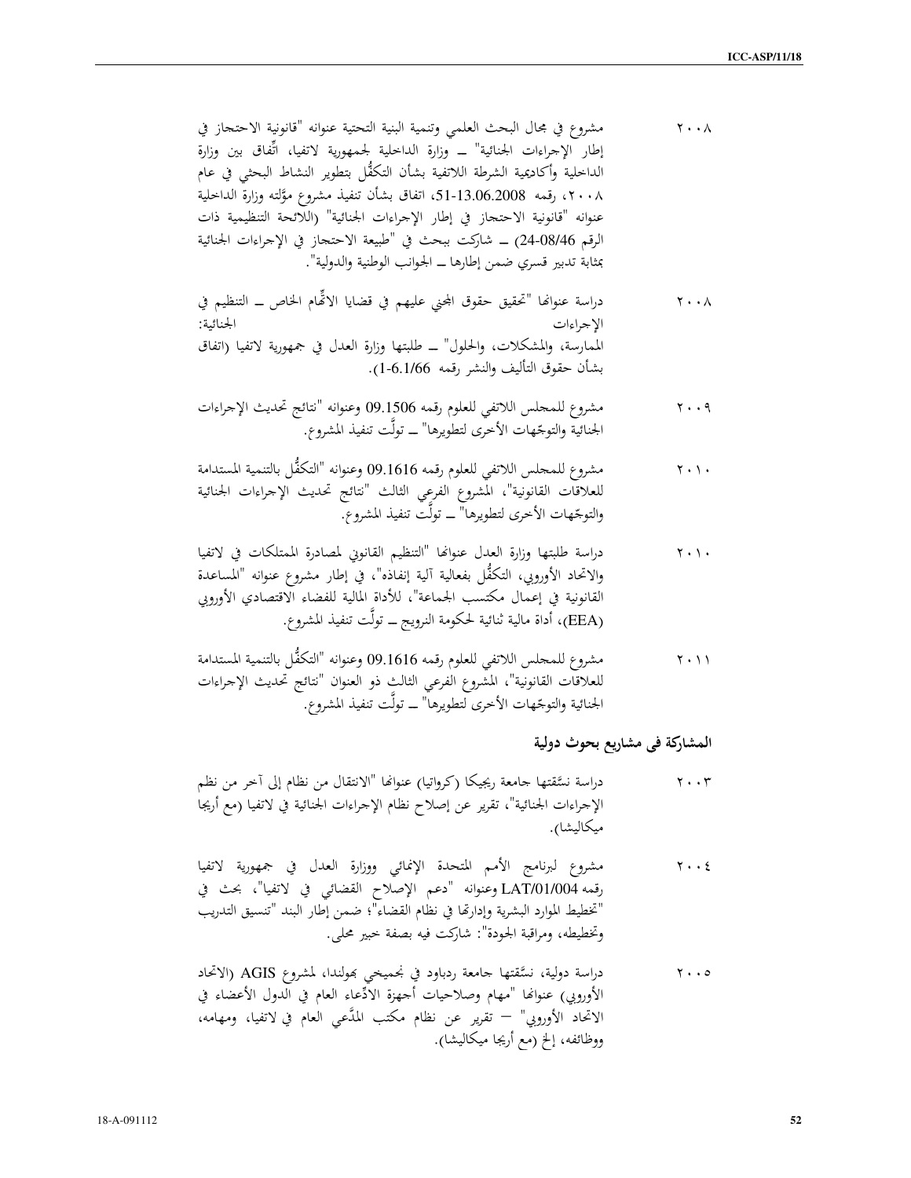٢٠٠٨ مشروع في مجال البحث العلمي وتنمية البنية التحتية عنوانه "قانونية الاحتجاز في إطار الإجراءات الجنائية" ــ وزارة الداخلية لجمهورية لاتفيا، اتّفاق بين وزارة الداخلية وأكاديمية الشرطة اللاتفية بشأن التكفُّل بتطوير النشاط البحثي في عام ٢٠٠٨، رقمه 51-13.06.2008، اتفاق بشأن تنفيذ مشروع موَّلته وزارة الداخلية عنوانه "قانونية الاحتجاز في إطار الإجراءات الجنائية" (اللائحة التنظيمية ذات الرقم 24-08/46) ــ شاركت ببحث في "طبيعة الاحتجاز في الإجراءات الجنائية بمثابة تدبير قسري ضمن إطارها ــ الجوانب الوطنية والدولية".

٢٠٠٨ دراسة عنوانها "تحقيق حقوق المجني عليهم في قضايا الاتّهام الخاص ــ التنظيم في الإجراءات الجنائية: الممارسة، والمشكلات، والحلول" ــ طلبتها وزارة العدل في جمهورية لاتفيا (اتفاق بشأن حقوق التأليف والنشر رقمه 1-6.1/66).

٢٠٠٩ مشروع للمجلس اللاتفي للعلوم رقمه 09.1506 وعنوانه "نتائج تحديث الإجراءات الجنائية والتوجّهات الأخرى لتطويرها" ــ تولّت تنفيذ المشروع.

٢٠١٠ مشروع للمجلس اللاتفي للعلوم رقمه 09.1616 وعنوانه "التكفُّل بالتنمية المستدامة للعلاقات القانونية"، المشروع الفرعي الثالث "نتائج تحديث الإجراءات الجنائية والتوجّهات الأخرى لتطويرها" ــ تولّت تنفيذ المشروع.

٢٠١٠ دراسة طلبتها وزارة العدل عنوانها "التنظيم القانوني لمصادرة الممتلكات في لاتفيا والاتحاد الأوروبي، التكفُّل بفعالية آلية إنفاذه"، في إطار مشروع عنوانه "المساعدة القانونية في إعمال مكتسب الجماعة"، للأداة المالية للفضاء الاقتصادي الأوروبي (EEA)، أداة مالية ثنائية لحكومة النرويج ــ تولّت تنفيذ المشروع.

٢٠١١ مشروع للمجلس اللاتفي للعلوم رقمه 09.1616 وعنوانه "التكفُّل بالتنمية المستدامة للعلاقات القانونية"، المشروع الفرعي الثالث ذو العنوان "نتائج تحديث الإجراءات الجنائية والتوجّهات الأخرى لتطويرها" ــ تولّت تنفيذ المشروع.

## المشاركة في مشاريع بحوث دولية

٢٠٠٣ دراسة نسّقتها جامعة ريجيكا (كرواتيا) عنوانها "الانتقال من نظام إلى آخر من نظم الإجراءات الجنائية"، تقرير عن إصلاح نظام الإجراءات الجنائية في لاتفيا (مع أريجا ميكاليشا).

٢٠٠٤ مشروع لبرنامج الأمم المتحدة الإنمائي ووزارة العدل في جمهورية لاتفيا رقمه LAT/01/004 وعنوانه "دعم الإصلاح القضائي في لاتفيا"، بحث في "تخطيط الموارد البشرية وإدارتها في نظام القضاء"؛ ضمن إطار البند "تنسيق التدريب وتخطيطه، ومراقبة الجودة": شاركت فيه بصفة خبير محلي.

٢٠٠٥ دراسة دولية، نسّقتها جامعة ردباود في نجميخي بهولندا، لمشروع AGIS (الاتحاد الأوروبي) عنوانها "مهام وصلاحيات أجهزة الادّعاء العام في الدول الأعضاء في الاتحاد الأوروبي" – تقرير عن نظام مكتب المدَّعي العام في لاتفيا، ومهامه، ووظائفه، إلخ (مع أريجا ميكاليشا).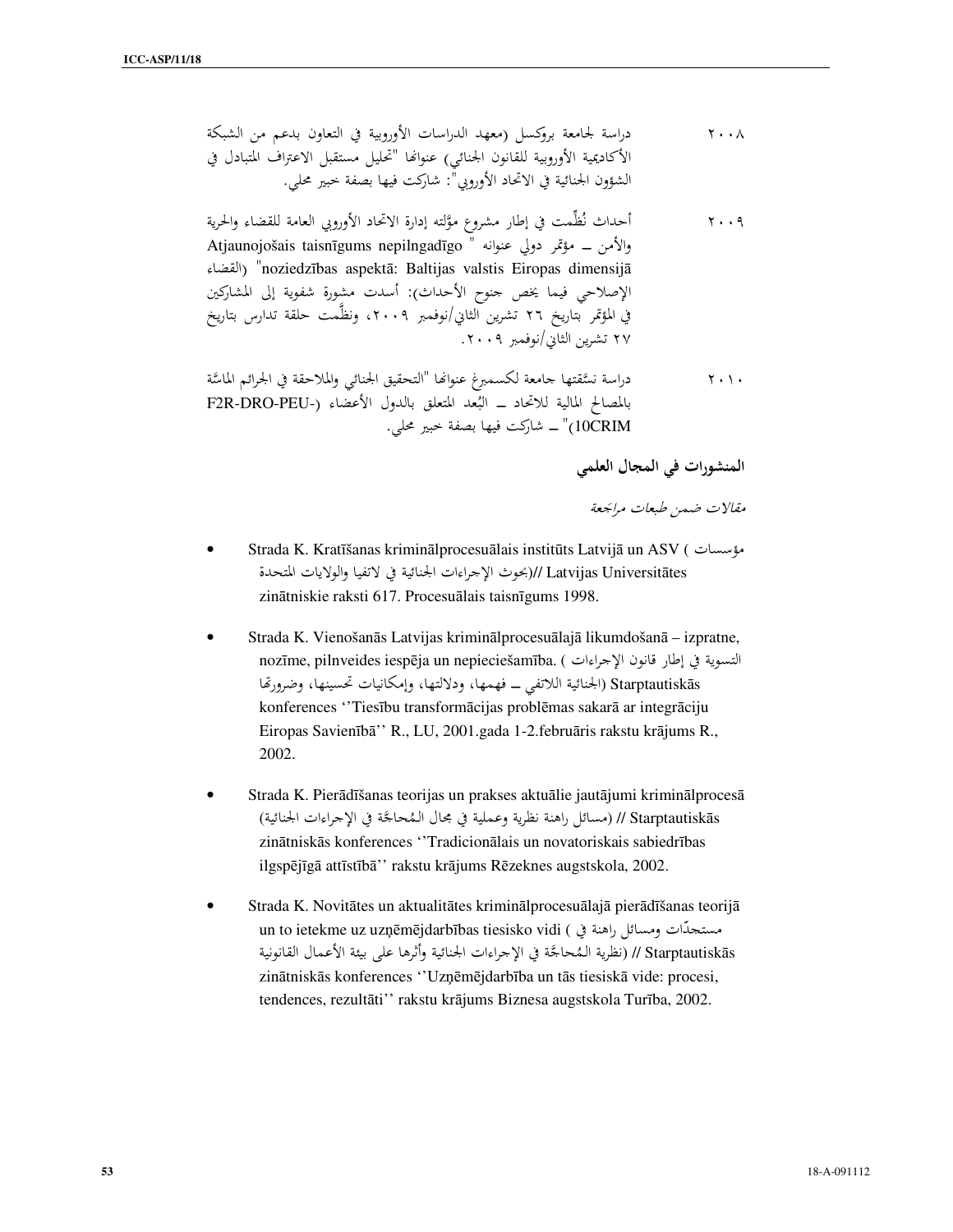٢٠٠٨ دراسة لجامعة بروكسل (معهد الدراسات الأوروبية في التعاون بدعم من الشبكة الأكاديمية الأوروبية للقانون الجنائي) عنوانها "تحليل مستقبل الاعتراف المتبادل في الشؤون الجنائية في الاتحاد الأوروبي": شاركت فيها بصفة خبير محلي.

٢٠٠٩ أحداث نُظِّمت في إطار مشروع موَّلته إدارة الاتحاد الأوروبي العامة للقضاء والحرية والأمن – مؤتمر دولي عنوانه " Atjaunojošais taisnīgums nepilngadīgo noziedzības aspektā: Baltijas valstis Eiropas dimensijā" (القضاء الإصلاحي فيما يخص جنوح الأحداث): أسدت مشورة شفوية إلى المشاركين في المؤتمر بتاريخ ٢٦ تشرين الثاني/نوفمبر ٢٠٠٩، ونظَّمت حلقة تدارس بتاريخ ٢٧ تشرين الثاني/نوفمبر ٢٠٠٩.

٢٠١٠ دراسة نسَّقتها جامعة لكسمبرغ عنوانها "التحقيق الجنائي والملاحقة في الجرائم الماسَّة بالمصالح المالية للاتحاد – البُعد المتعلق بالدول الأعضاء (F2R-DRO-PEU-10CRIM)" – شاركت فيها بصفة خبير محلي.

### المنشورات في المجال العلمي

*مقالات ضمن طبعات مراجعة*

- Strada K. Kratīšanas kriminālprocesuālais institūts Latvijā un ASV ( مؤسسات لبحوث الإجراءات الجنائية في لاتفيا والولايات المتحدة)// Latvijas Universitātes zinātniskie raksti 617. Procesuālais taisnīgums 1998.

- Strada K. Vienošanās Latvijas kriminālprocesuālajā likumdošanā – izpratne, nozīme, pilnveides iespēja un nepieciešamība. ( التسوية في إطار قانون الإجراءات الجنائية اللاتفي – فهمها، ودلالتها، وإمكانيات تحسينها، وضرورتها) Starptautiskās konferences ''Tiesību transformācijas problēmas sakarā ar integrāciju Eiropas Savienībā'' R., LU, 2001.gada 1-2.februāris rakstu krājums R., 2002.

- Strada K. Pierādīšanas teorijas un prakses aktuālie jautājumi kriminālprocesā (مسائل راهنة نظرية وعملية في مجال المُحاجَّة في الإجراءات الجنائية) // Starptautiskās zinātniskās konferences ''Tradicionālais un novatoriskais sabiedrības ilgspējīgā attīstībā'' rakstu krājums Rēzeknes augstskola, 2002.

- Strada K. Novitātes un aktualitātes kriminālprocesuālajā pierādīšanas teorijā un to ietekme uz uzņēmējdarbības tiesisko vidi ( مستجدّات ومسائل راهنة في نظرية المُحاجَّة في الإجراءات الجنائية وأثرها على بيئة الأعمال القانونية) // Starptautiskās zinātniskās konferences ''Uzņēmējdarbība un tās tiesiskā vide: procesi, tendences, rezultāti'' rakstu krājums Biznesa augstskola Turība, 2002.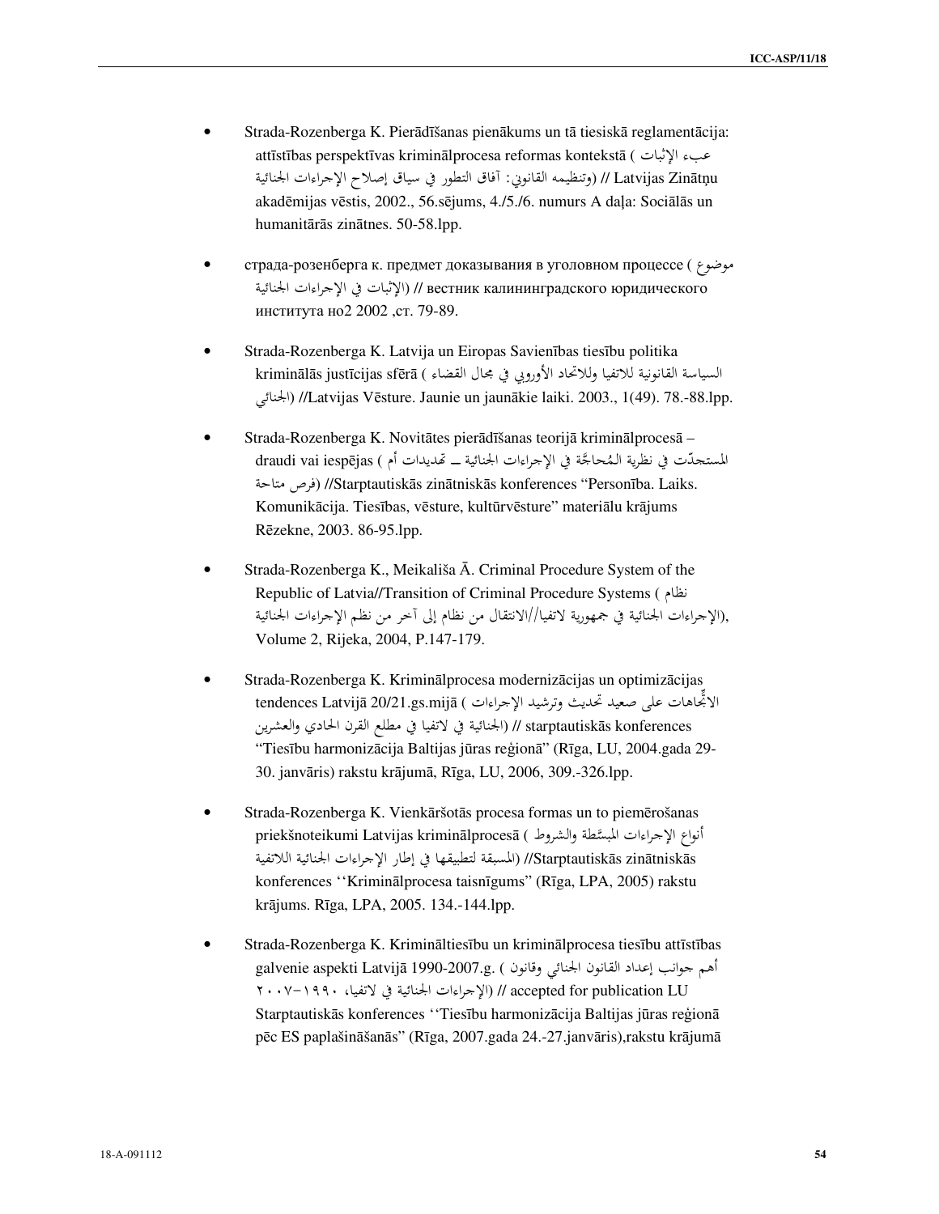- Strada-Rozenberga K. Pierādīšanas pienākums un tā tiesiskā reglamentācija: attīstības perspektīvas kriminālprocesa reformas kontekstā ( عبء الإثبات وتنظيمه القانوني: آفاق التطور في سياق إصلاح الإجراءات الجنائية) // Latvijas Zinātņu akadēmijas vēstis, 2002., 56.sējums, 4./5./6. numurs A daļa: Sociālās un humanitārās zinātnes. 50-58.lpp.

- страда-розенберга к. предмет доказывания в уголовном процессе ( موضوع الإثبات في الإجراءات الجنائية) // вестник калининградского юридического института но2 2002 ,ст. 79-89.

- Strada-Rozenberga K. Latvija un Eiropas Savienības tiesību politika krimināläs justīcijas sfērā ( السياسة القانونية للاتفيا وللاتحاد الأوروبي في مجال القضاء الجنائي) //Latvijas Vēsture. Jaunie un jaunākie laiki. 2003., 1(49). 78.-88.lpp.

- Strada-Rozenberga K. Novitātes pierādīšanas teorijā kriminālprocesā – draudi vai iespējas ( المستجدّت في نظرية المُحاجّة في الإجراءات الجنائية ــ تهديدات أم فرص متاحة) //Starptautiskās zinātniskās konferences "Personība. Laiks. Komunikācija. Tiesības, vēsture, kultūrvēsture" materiālu krājums Rēzekne, 2003. 86-95.lpp.

- Strada-Rozenberga K., Meikališa Ā. Criminal Procedure System of the Republic of Latvia//Transition of Criminal Procedure Systems ( نظام الإجراءات الجنائية في جمهورية لاتفيا//الانتقال من نظام إلى آخر من نظم الإجراءات الجنائية), Volume 2, Rijeka, 2004, P.147-179.

- Strada-Rozenberga K. Kriminālprocesa modernizācijas un optimizācijas tendences Latvijā 20/21.gs.mijā ( الاتّجاهات على صعيد تحديث وترشيد الإجراءات الجنائية في لاتفيا في مطلع القرن الحادي والعشرين) // starptautiskās konferences "Tiesību harmonizācija Baltijas jūras reģionā" (Rīga, LU, 2004.gada 29-30. janvāris) rakstu krājumā, Rīga, LU, 2006, 309.-326.lpp.

- Strada-Rozenberga K. Vienkāršotās procesa formas un to piemērošanas priekšnoteikumi Latvijas kriminālprocesā ( أنواع الإجراءات المبسَّطة والشروط المسبقة لتطبيقها في إطار الإجراءات الجنائية اللاتفية) //Starptautiskās zinātniskās konferences ''Kriminālprocesa taisnīgums" (Rīga, LPA, 2005) rakstu krājums. Rīga, LPA, 2005. 134.-144.lpp.

- Strada-Rozenberga K. Krimināltiesību un kriminālprocesa tiesību attīstības galvenie aspekti Latvijā 1990-2007.g. ( أهم جوانب إعداد القانون الجنائي وقانون الإجراءات الجنائية في لاتفيا، ١٩٩٠-٢٠٠٧) // accepted for publication LU Starptautiskās konferences ''Tiesību harmonizācija Baltijas jūras reģionā pēc ES paplašināšanās" (Rīga, 2007.gada 24.-27.janvāris),rakstu krājumā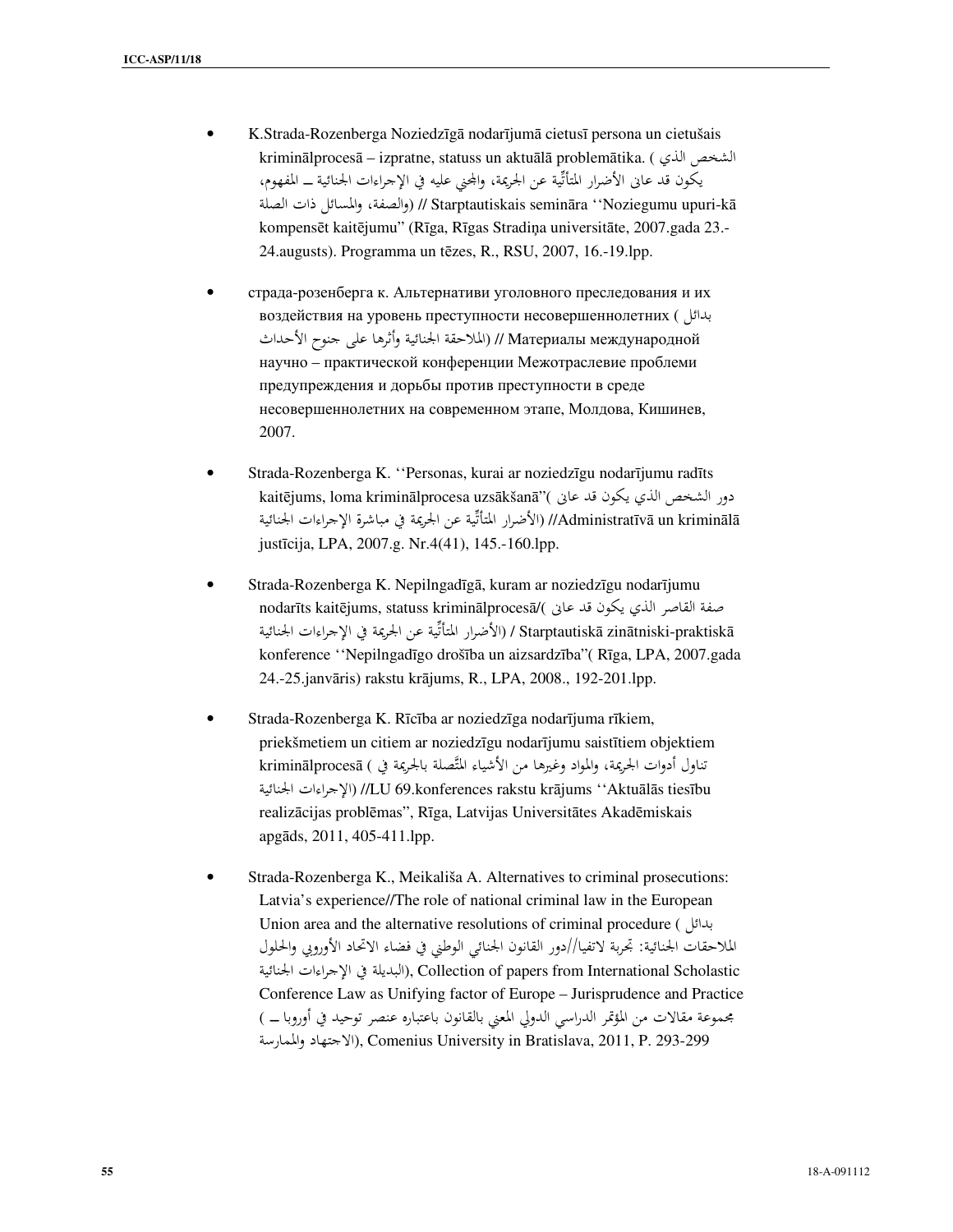- K.Strada-Rozenberga Noziedzīgā nodarījumā cietusī persona un cietušais kriminālprocesā – izpratne, statuss un aktuālā problemātika. ( الشخص الذي يكون قد عانى الأضرار المتأتِّية عن الجريمة، والمجني عليه في الإجراءات الجنائية ــ المفهوم، والصفة، والمسائل ذات الصلة) // Starptautiskais semināra ''Noziegumu upuri-kā kompensēt kaitējumu'' (Rīga, Rīgas Stradiņa universitāte, 2007.gada 23.-24.augusts). Programma un tēzes, R., RSU, 2007, 16.-19.lpp.

- страда-розенберга к. Альтернативи уголовного преследования и их воздействия на уровень преступности несовершеннолетних ( بدائل الملاحقة الجنائية وأثرها على جنوح الأحداث) // Материалы международной научно – практической конференции Межотраслевие проблеми предупреждения и дорьбы против преступности в среде несовершеннолетних на современном этапе, Молдова, Кишинев, 2007.

- Strada-Rozenberga K. ''Personas, kurai ar noziedzīgu nodarījumu radīts kaitējums, loma kriminālprocesa uzsākšanā''( دور الشخص الذي يكون قد عانى الأضرار المتأتِّية عن الجريمة في مباشرة الإجراءات الجنائية) //Administratīvā un kriminālā justīcija, LPA, 2007.g. Nr.4(41), 145.-160.lpp.

- Strada-Rozenberga K. Nepilngadīgā, kuram ar noziedzīgu nodarījumu nodarīts kaitējums, statuss kriminālprocesā/( صفة القاصر الذي يكون قد عانى الأضرار المتأتِّية عن الجريمة في الإجراءات الجنائية) / Starptautiskā zinātniski-praktiskā konference ''Nepilngadīgo drošība un aizsardzība''( Rīga, LPA, 2007.gada 24.-25.janvāris) rakstu krājums, R., LPA, 2008., 192-201.lpp.

- Strada-Rozenberga K. Rīcība ar noziedzīga nodarījuma rīkiem, priekšmetiem un citiem ar noziedzīgu nodarījumu saistītiem objektiem kriminālprocesā ( تناول أدوات الجريمة، والمواد وغيرها من الأشياء المتَّصلة بالجريمة في الإجراءات الجنائية) //LU 69.konferences rakstu krājums ''Aktuālās tiesību realizācijas problēmas'', Rīga, Latvijas Universitātes Akadēmiskais apgāds, 2011, 405-411.lpp.

- Strada-Rozenberga K., Meikališa A. Alternatives to criminal prosecutions: Latvia's experience//The role of national criminal law in the European Union area and the alternative resolutions of criminal procedure ( بدائل الملاحقات الجنائية: تجربة لاتفيا//دور القانون الجنائي الوطني في فضاء الاتحاد الأوروبي والحلول البديلة في الإجراءات الجنائية), Collection of papers from International Scholastic Conference Law as Unifying factor of Europe – Jurisprudence and Practice ( مجموعة مقالات من المؤتمر الدراسي الدولي المعني بالقانون باعتباره عنصر توحيد في أوروبا ــ الاجتهاد والممارسة), Comenius University in Bratislava, 2011, P. 293-299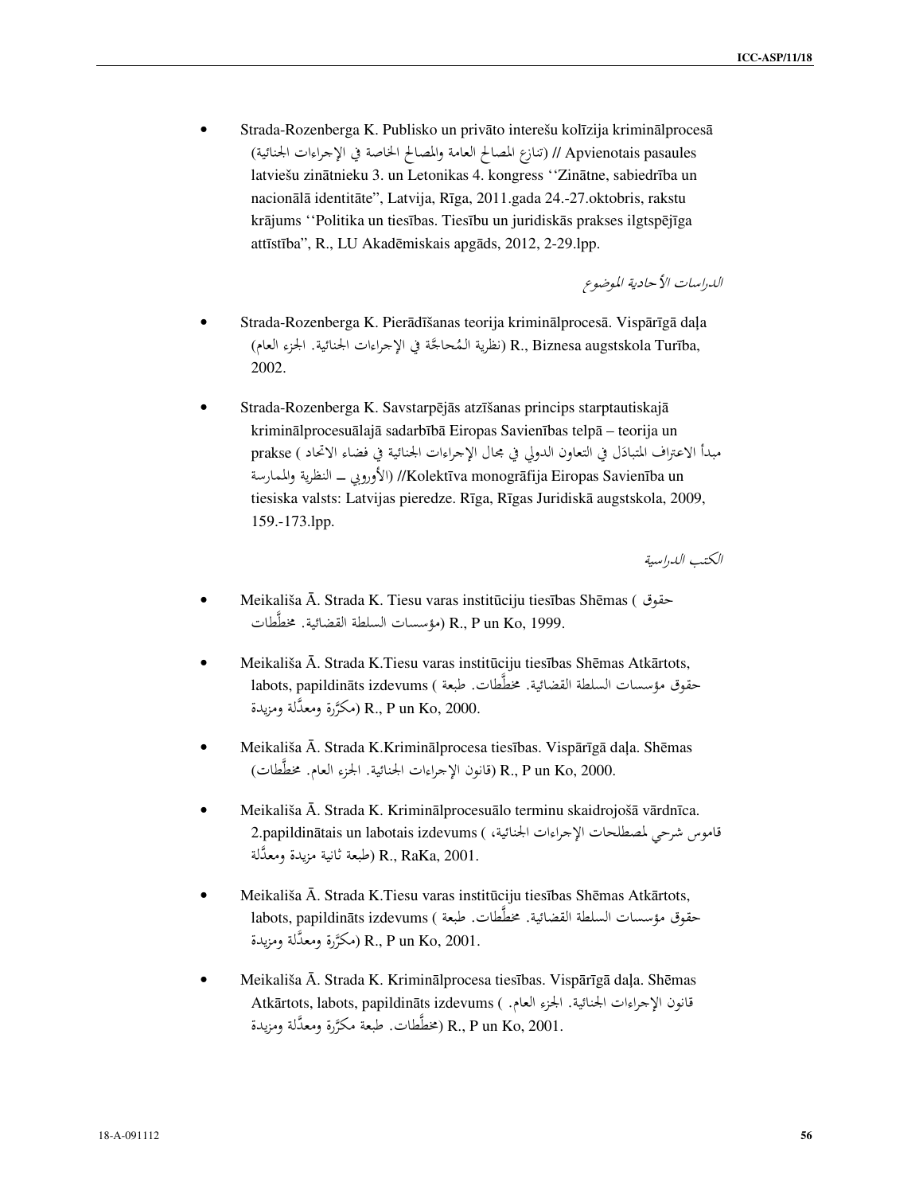- Strada-Rozenberga K. Publisko un privāto interešu kolīzija kriminālprocesā (تنازع المصالح العامة والمصالح الخاصة في الإجراءات الجنائية) // Apvienotais pasaules latviešu zinātnieku 3. un Letonikas 4. kongress ''Zinātne, sabiedrība un nacionālā identitāte", Latvija, Rīga, 2011.gada 24.-27.oktobris, rakstu krājums ''Politika un tiesības. Tiesību un juridiskās prakses ilgtspējīga attīstība", R., LU Akadēmiskais apgāds, 2012, 2-29.lpp.

*الدراسات الأحادية الموضوع*

- Strada-Rozenberga K. Pierādīšanas teorija kriminālprocesā. Vispārīgā daļa (نظرية المُحاجّة في الإجراءات الجنائية. الجزء العام) R., Biznesa augstskola Turība, 2002.

- Strada-Rozenberga K. Savstarpējās atzīšanas princips starptautiskajā kriminālprocesuālajā sadarbībā Eiropas Savienības telpā – teorija un prakse ( مبدأ الاعتراف المتبادَل في التعاون الدولي في مجال الإجراءات الجنائية في فضاء الاتحاد الأوروبي ــ النظرية والممارسة) //Kolektīva monogrāfija Eiropas Savienība un tiesiska valsts: Latvijas pieredze. Rīga, Rīgas Juridiskā augstskola, 2009, 159.-173.lpp.

*الكتب الدراسية*

- Meikališa Ā. Strada K. Tiesu varas institūciju tiesības Shēmas ( حقوق مؤسسات السلطة القضائية. مخطَّطات) R., P un Ko, 1999.

- Meikališa Ā. Strada K.Tiesu varas institūciju tiesības Shēmas Atkārtots, labots, papildināts izdevums ( حقوق مؤسسات السلطة القضائية. مخطَّطات. طبعة مكرَّرة ومعدَّلة ومزيدة) R., P un Ko, 2000.

- Meikališa Ā. Strada K.Kriminālprocesa tiesības. Vispārīgā daļa. Shēmas (قانون الإجراءات الجنائية. الجزء العام. مخطَّطات) R., P un Ko, 2000.

- Meikališa Ā. Strada K. Kriminālprocesuālo terminu skaidrojošā vārdnīca. 2.papildinātais un labotais izdevums ( قاموس شرحي لمصطلحات الإجراءات الجنائية، طبعة ثانية مزيدة ومعدَّلة) R., RaKa, 2001.

- Meikališa Ā. Strada K.Tiesu varas institūciju tiesības Shēmas Atkārtots, labots, papildināts izdevums ( حقوق مؤسسات السلطة القضائية. مخطَّطات. طبعة مكرَّرة ومعدَّلة ومزيدة) R., P un Ko, 2001.

- Meikališa Ā. Strada K. Kriminālprocesa tiesības. Vispārīgā daļa. Shēmas Atkārtots, labots, papildināts izdevums ( قانون الإجراءات الجنائية. الجزء العام. مخطَّطات. طبعة مكرَّرة ومعدَّلة ومزيدة) R., P un Ko, 2001.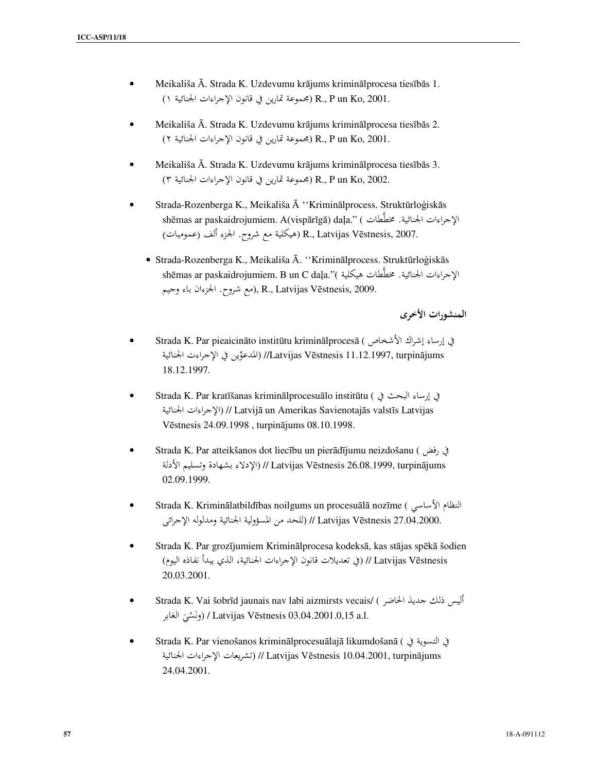- Meikališa Ā. Strada K. Uzdevumu krājums kriminālprocesa tiesībās 1. (مجموعة تمارين في قانون الإجراءات الجنائية ١) R., P un Ko, 2001.

- Meikališa Ā. Strada K. Uzdevumu krājums kriminālprocesa tiesībās 2. (مجموعة تمارين في قانون الإجراءات الجنائية ٢) R., P un Ko, 2001.

- Meikališa Ā. Strada K. Uzdevumu krājums kriminālprocesa tiesībās 3. (مجموعة تمارين في قانون الإجراءات الجنائية ٣) R., P un Ko, 2002.

- Strada-Rozenberga K., Meikališa Ā ''Kriminālprocess. Struktūrloģiskās shēmas ar paskaidrojumiem. A(vispārīgā) daļa." (الإجراءات الجنائية. مخطَّطات هيكلية مع شروح. الجزء ألف (عموميات) R., Latvijas Vēstnesis, 2007.

- Strada-Rozenberga K., Meikališa Ā. ''Kriminālprocess. Struktūrloģiskās shēmas ar paskaidrojumiem. B un C daļa."(الإجراءات الجنائية. مخطَّطات هيكلية مع شروح. الجزءان باء وجيم), R., Latvijas Vēstnesis, 2009.

## المنشورات الأخرى

- Strada K. Par pieaicināto institūtu kriminālprocesā (في إرساء إشراك الأشخاص المدعوِّين في الإجراءت الجنائية) //Latvijas Vēstnesis 11.12.1997, turpinājums 18.12.1997.

- Strada K. Par kratīšanas kriminālprocesuālo institūtu (في إرساء البحث في الإجراءات الجنائية) // Latvijā un Amerikas Savienotajās valstīs Latvijas Vēstnesis 24.09.1998 , turpinājums 08.10.1998.

- Strada K. Par atteikšanos dot liecību un pierādījumu neizdošanu (في رفض الإدلاء بشهادة وتسليم الأدلة) // Latvijas Vēstnesis 26.08.1999, turpinājums 02.09.1999.

- Strada K. Kriminālatbildības noilgums un procesuālā nozīme (النظام الأساسي للحد من المسؤولية الجنائية ومدلوله الإجرائي) // Latvijas Vēstnesis 27.04.2000.

- Strada K. Par grozījumiem Kriminālprocesa kodeksā, kas stājas spēkā šodien (في تعديلات قانون الإجراءات الجنائية، الذي يبدأ نفاذه اليوم) // Latvijas Vēstnesis 20.03.2001.

- Strada K. Vai šobrīd jaunais nav labi aizmirsts vecais/ (أليس ذلك جديدَ الحاضر ونَسْيَ الغابر) / Latvijas Vēstnesis 03.04.2001.0,15 a.l.

- Strada K. Par vienošanos kriminālprocesuālajā likumdošanā (في التسوية في تشريعات الإجراءات الجنائية) // Latvijas Vēstnesis 10.04.2001, turpinājums 24.04.2001.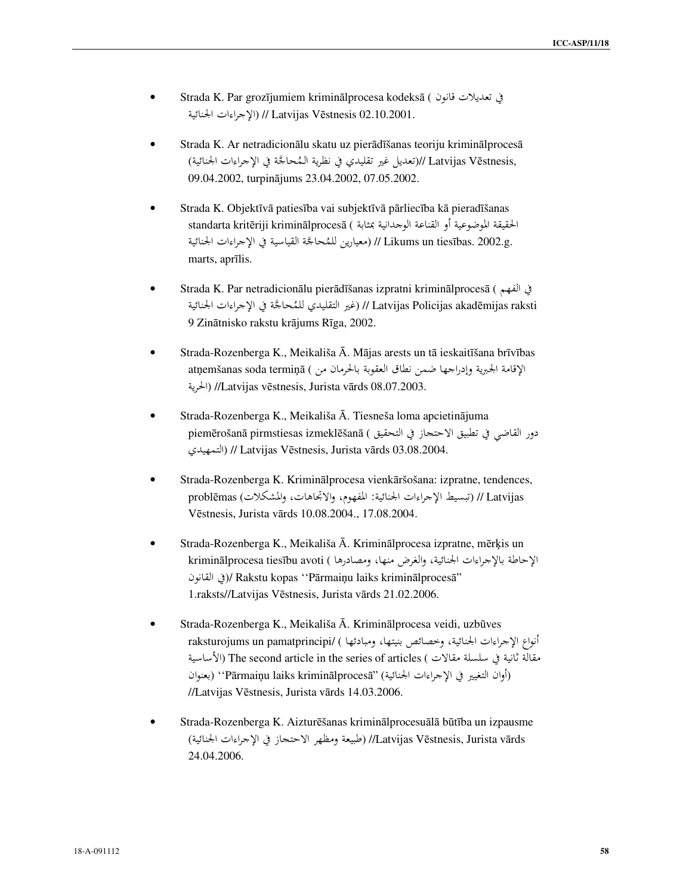- Strada K. Par grozījumiem kriminālprocesa kodeksā ( في تعديلات قانون الإجراءات الجنائية) // Latvijas Vēstnesis 02.10.2001.

- Strada K. Ar netradicionālu skatu uz pierādīšanas teoriju kriminālprocesā (تعديل غير تقليدي في نظرية المُحاجّة في الإجراءات الجنائية)// Latvijas Vēstnesis, 09.04.2002, turpinājums 23.04.2002, 07.05.2002.

- Strada K. Objektīvā patiesība vai subjektīvā pārliecība kā pieradīšanas standarta kritēriji kriminālprocesā ( الحقيقة الموضوعية أو القناعة الوجدانية بمثابة معايير للمُحاجّة القياسية في الإجراءات الجنائية) // Likums un tiesības. 2002.g. marts, aprīlis.

- Strada K. Par netradicionālu pierādīšanas izpratni kriminālprocesā ( في الفهم غير التقليدي للمُحاجّة في الإجراءات الجنائية) // Latvijas Policijas akadēmijas raksti 9 Zinātnisko rakstu krājums Rīga, 2002.

- Strada-Rozenberga K., Meikališa Ā. Mājas arests un tā ieskaitīšana brīvības atņemšanas soda termiņā ( الإقامة الجبرية وإدراجها ضمن نطاق العقوبة بالحرمان من الحرية) //Latvijas vēstnesis, Jurista vārds 08.07.2003.

- Strada-Rozenberga K., Meikališa Ā. Tiesneša loma apcietinājuma piemērošanā pirmstiesas izmeklēšanā ( دور القاضي في تطبيق الاحتجاز في التحقيق التمهيدي) // Latvijas Vēstnesis, Jurista vārds 03.08.2004.

- Strada-Rozenberga K. Kriminālprocesa vienkāršošana: izpratne, tendences, problēmas (تبسيط الإجراءات الجنائية: المفهوم، والاتجاهات، والمشكلات) // Latvijas Vēstnesis, Jurista vārds 10.08.2004., 17.08.2004.

- Strada-Rozenberga K., Meikališa Ā. Kriminālprocesa izpratne, mērķis un kriminālprocesa tiesību avoti ( الإحاطة بالإجراءات الجنائية، والغرض منها، ومصادرها في القانون)/ Rakstu kopas ''Pārmaiņu laiks kriminālprocesā'' 1.raksts//Latvijas Vēstnesis, Jurista vārds 21.02.2006.

- Strada-Rozenberga K., Meikališa Ā. Kriminālprocesa veidi, uzbūves raksturojums un pamatprincipi/ ( أنواع الإجراءات الجنائية، وخصائص بنيتها، ومبادئها الأساسية) The second article in the series of articles ( مقالة ثانية في سلسلة مقالات بعنوان) ''Pārmaiņu laiks kriminālprocesā'' (أوان التغيير في الإجراءات الجنائية) //Latvijas Vēstnesis, Jurista vārds 14.03.2006.

- Strada-Rozenberga K. Aizturēšanas kriminālprocesuālā būtība un izpausme (طبيعة ومظهر الاحتجاز في الإجراءات الجنائية) //Latvijas Vēstnesis, Jurista vārds 24.04.2006.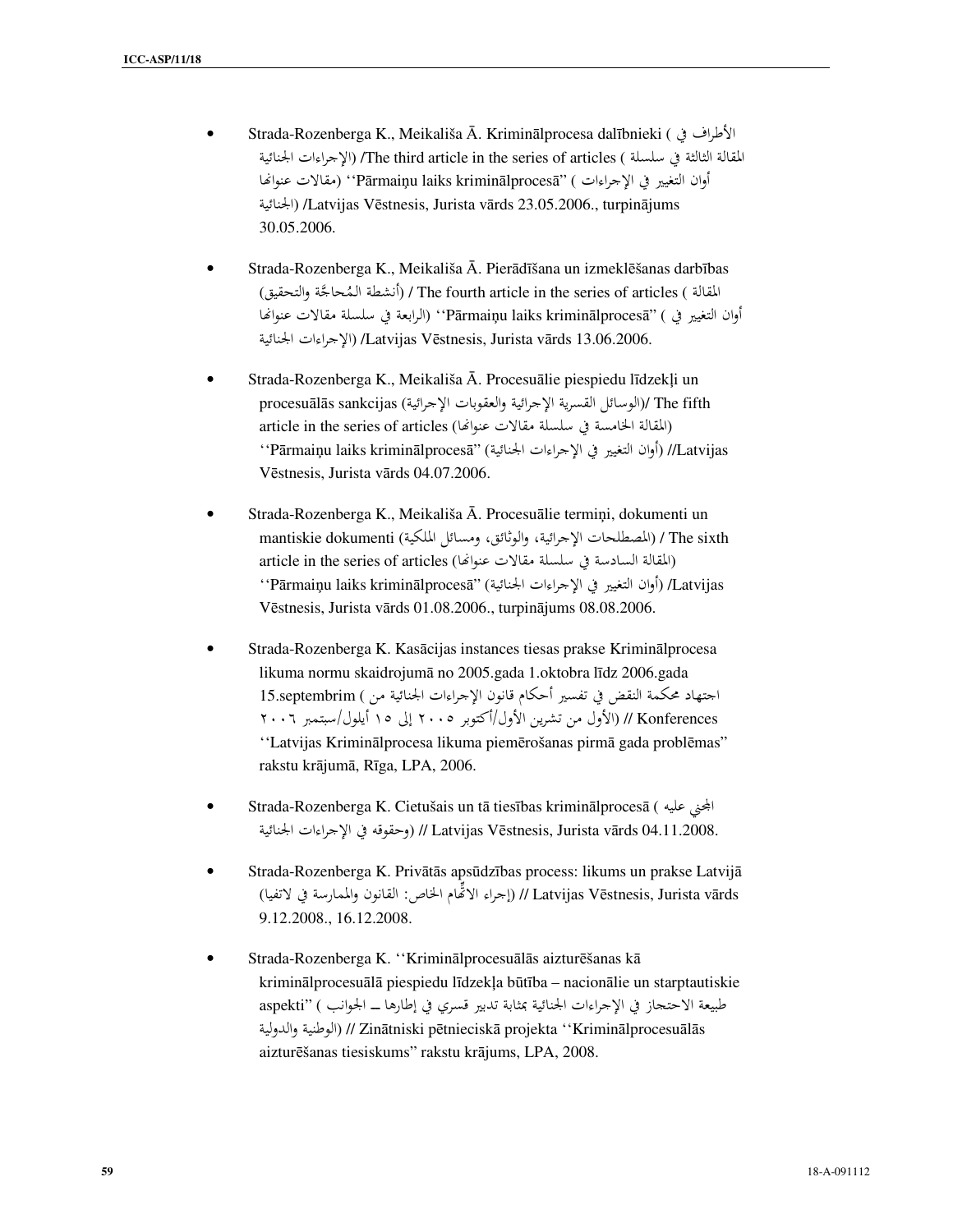- Strada-Rozenberga K., Meikališa Ā. Kriminālprocesa dalībnieki (الأطراف في الإجراءات الجنائية) /The third article in the series of articles (المقالة الثالثة في سلسلة مقالات عنوانها) ''Pārmaiņu laiks kriminālprocesā'' (أوان التغيير في الإجراءات الجنائية) /Latvijas Vēstnesis, Jurista vārds 23.05.2006., turpinājums 30.05.2006.

- Strada-Rozenberga K., Meikališa Ā. Pierādīšana un izmeklēšanas darbības (أنشطة المُحاجَّة والتحقيق) / The fourth article in the series of articles (المقالة الرابعة في سلسلة مقالات عنوانها) ''Pārmaiņu laiks kriminālprocesā'' (أوان التغيير في الإجراءات الجنائية) /Latvijas Vēstnesis, Jurista vārds 13.06.2006.

- Strada-Rozenberga K., Meikališa Ā. Procesuālie piespiedu līdzekļi un procesuālās sankcijas (الوسائل القسرية الإجرائية والعقوبات الإجرائية)/ The fifth article in the series of articles (المقالة الخامسة في سلسلة مقالات عنوانها) ''Pārmaiņu laiks kriminālprocesā'' (أوان التغيير في الإجراءات الجنائية) //Latvijas Vēstnesis, Jurista vārds 04.07.2006.

- Strada-Rozenberga K., Meikališa Ā. Procesuālie termiņi, dokumenti un mantiskie dokumenti (المصطلحات الإجرائية، والوثائق، ومسائل الملكية) / The sixth article in the series of articles (المقالة السادسة في سلسلة مقالات عنوانها) ''Pārmaiņu laiks kriminālprocesā'' (أوان التغيير في الإجراءات الجنائية) /Latvijas Vēstnesis, Jurista vārds 01.08.2006., turpinājums 08.08.2006.

- Strada-Rozenberga K. Kasācijas instances tiesas prakse Kriminālprocesa likuma normu skaidrojumā no 2005.gada 1.oktobra līdz 2006.gada 15.septembrim (اجتهاد محكمة النقض في تفسير أحكام قانون الإجراءات الجنائية من الأول من تشرين الأول/أكتوبر ٢٠٠٥ إلى ١٥ أيلول/سبتمبر ٢٠٠٦) // Konferences ''Latvijas Kriminālprocesa likuma piemērošanas pirmā gada problēmas'' rakstu krājumā, Rīga, LPA, 2006.

- Strada-Rozenberga K. Cietušais un tā tiesības kriminālprocesā (المجني عليه وحقوقه في الإجراءات الجنائية) // Latvijas Vēstnesis, Jurista vārds 04.11.2008.

- Strada-Rozenberga K. Privātās apsūdzības process: likums un prakse Latvijā (إجراء الاتِّهام الخاص: القانون والممارسة في لاتفيا) // Latvijas Vēstnesis, Jurista vārds 9.12.2008., 16.12.2008.

- Strada-Rozenberga K. ''Kriminālprocesuālās aizturēšanas kā kriminālprocesuālā piespiedu līdzekļa būtība – nacionālie un starptautiskie aspekti'' (طبيعة الاحتجاز في الإجراءات الجنائية بمثابة تدبير قسري في إطارها ــ الجوانب الوطنية والدولية) // Zinātniski pētnieciskā projekta ''Kriminālprocesuālās aizturēšanas tiesiskums'' rakstu krājums, LPA, 2008.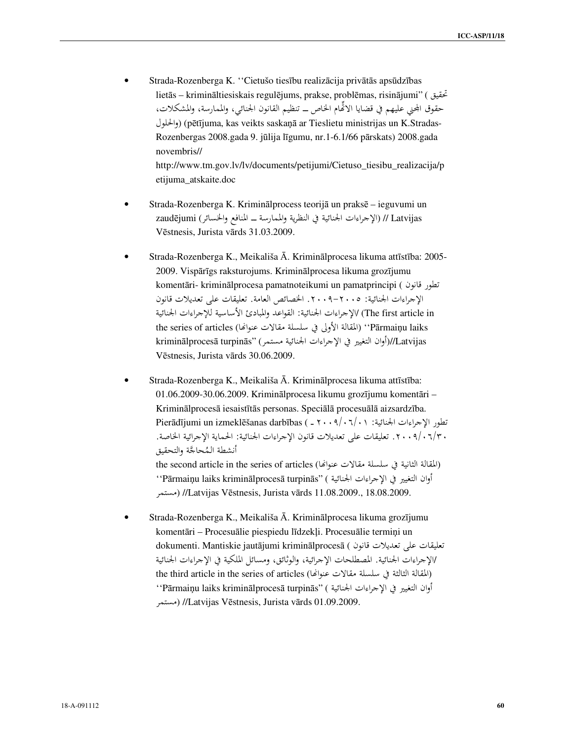- Strada-Rozenberga K. ''Cietušo tiesību realizācija privātās apsūdzības lietās – krimināltiesiskais regulējums, prakse, problēmas, risinājumi'' (تحقيق حقوق المجني عليهم في قضايا الاتّهام الخاص ـ تنظيم القانون الجنائي، والممارسة، والمشكلات، والحلول) (pētījuma, kas veikts saskaņā ar Tieslietu ministrijas un K.Stradas-Rozenbergas 2008.gada 9. jūlija līgumu, nr.1-6.1/66 pārskats) 2008.gada novembris// http://www.tm.gov.lv/lv/documents/petijumi/Cietuso_tiesibu_realizacija/petijuma_atskaite.doc

- Strada-Rozenberga K. Kriminālprocess teorijā un praksē – ieguvumi un zaudējumi (الإجراءات الجنائية في النظرية والممارسة ـ المنافع والخسائر) // Latvijas Vēstnesis, Jurista vārds 31.03.2009.

- Strada-Rozenberga K., Meikališa Ā. Kriminālprocesa likuma attīstība: 2005-2009. Vispārīgs raksturojums. Kriminālprocesa likuma grozījumu komentāri- kriminālprocesa pamatnoteikumi un pamatprincipi (تطور قانون الإجراءات الجنائية: ٢٠٠٥-٢٠٠٩. الخصائص العامة. تعليقات على تعديلات قانون الإجراءات الجنائية: القواعد والمبادئ الأساسية للإجراءات الجنائية/ (The first article in the series of articles (المقالة الأولى في سلسلة مقالات عنوانها) ''Pārmaiņu laiks kriminālprocesā turpinās'' (أوان التغيير في الإجراءات الجنائية مستمر)//Latvijas Vēstnesis, Jurista vārds 30.06.2009.

- Strada-Rozenberga K., Meikališa Ā. Kriminālprocesa likuma attīstība: 01.06.2009-30.06.2009. Kriminālprocesa likumu grozījumu komentāri – Kriminālprocesā iesaistītās personas. Speciālā procesuālā aizsardzība. Pierādījumi un izmeklēšanas darbības (تطور الإجراءات الجنائية: ٢٠٠٩/٠٦/٠١ - ٢٠٠٩/٠٦/٣٠. تعليقات على تعديلات قانون الإجراءات الجنائية: الحماية الإجرائية الخاصة. أنشطة المُحاجّة والتحقيق the second article in the series of articles (المقالة الثانية في سلسلة مقالات عنوانها) ''Pārmaiņu laiks kriminālprocesā turpinās'' (أوان التغيير في الإجراءات الجنائية مستمر) //Latvijas Vēstnesis, Jurista vārds 11.08.2009., 18.08.2009.

- Strada-Rozenberga K., Meikališa Ā. Kriminālprocesa likuma grozījumu komentāri – Procesuālie piespiedu līdzekļi. Procesuālie termiņi un dokumenti. Mantiskie jautājumi kriminālprocesā (تعليقات على تعديلات قانون الإجراءات الجنائية. المصطلحات الإجرائية، والوثائق، ومسائل الملكية في الإجراءات الجنائية/ the third article in the series of articles (المقالة الثالثة في سلسلة مقالات عنوانها) ''Pārmaiņu laiks kriminālprocesā turpinās'' (أوان التغيير في الإجراءات الجنائية مستمر) //Latvijas Vēstnesis, Jurista vārds 01.09.2009.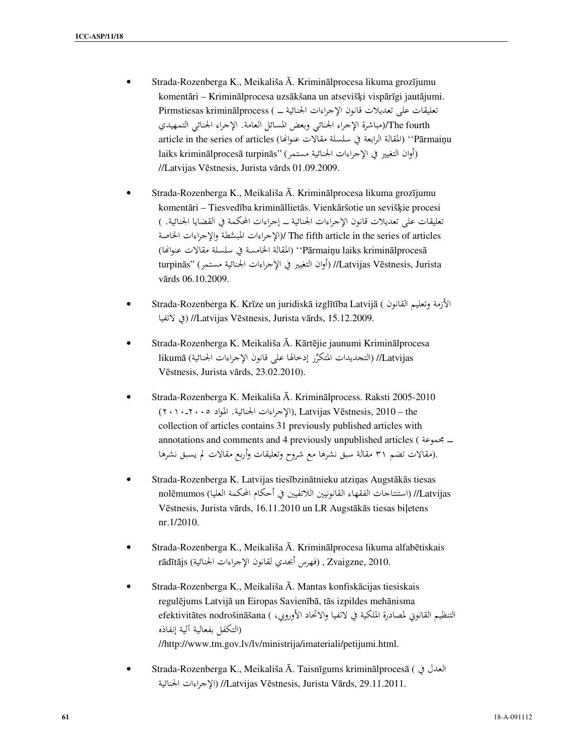- Strada-Rozenberga K., Meikališa Ā. Kriminālprocesa likuma grozījumu komentāri – Kriminālprocesa uzsākšana un atsevišķi vispārīgi jautājumi. Pirmstiesas kriminālprocess (تعليقات على تعديلات قانون الإجراءات الجنائية ــ مباشرة الإجراء الجنائي وبعض المسائل العامة. الإجراء الجنائي التمهيدي)/The fourth article in the series of articles (المقالة الرابعة في سلسلة مقالات عنوانها) ''Pārmaiņu laiks kriminālprocesā turpinās'' (أوان التغيير في الإجراءات الجنائية مستمر) //Latvijas Vēstnesis, Jurista vārds 01.09.2009.

- Strada-Rozenberga K., Meikališa Ā. Kriminālprocesa likuma grozījumu komentāri – Tiesvedība krimināllietās. Vienkāršotie un sevišķie procesi (تعليقات على تعديلات قانون الإجراءات الجنائية ــ إجراءات المحكمة في القضايا الجنائية. الإجراءات المبسَّطة والإجراءات الخاصة)/ The fifth article in the series of articles (المقالة الخامسة في سلسلة مقالات عنوانها) ''Pārmaiņu laiks kriminālprocesā turpinās'' (أوان التغيير في الإجراءات الجنائية مستمر) //Latvijas Vēstnesis, Jurista vārds 06.10.2009.

- Strada-Rozenberga K. Krīze un juridiskā izglītība Latvijā (الأزمة وتعليم القانون في لاتفيا) //Latvijas Vēstnesis, Jurista vārds, 15.12.2009.

- Strada-Rozenberga K. Meikališa Ā. Kārtējie jaunumi Kriminālprocesa likumā (التجديدات المتكرِّر إدخالها على قانون الإجراءات الجنائية) //Latvijas Vēstnesis, Jurista vārds, 23.02.2010).

- Strada-Rozenberga K. Meikališa Ā. Kriminālprocess. Raksti 2005-2010 (الإجراءات الجنائية. المواد ٢٠٠٥-٢٠١٠), Latvijas Vēstnesis, 2010 – the collection of articles contains 31 previously published articles with annotations and comments and 4 previously unpublished articles (مجموعة ــ مقالات تضم ٣١ مقالة سبق نشرها مع شروح وتعليقات وأربع مقالات لم يسبق نشرها).

- Strada-Rozenberga K. Latvijas tiesībzinātnieku atziņas Augstākās tiesas nolēmumos (استنتاجات الفقهاء القانونيين اللاتفيين في أحكام المحكمة العليا) //Latvijas Vēstnesis, Jurista vārds, 16.11.2010 un LR Augstākās tiesas biļetens nr.1/2010.

- Strada-Rozenberga K., Meikališa Ā. Kriminālprocesa likuma alfabētiskais rādītājs (فهرس أبجدي لقانون الإجراءات الجنائية) , Zvaigzne, 2010.

- Strada-Rozenberga K., Meikališa Ā. Mantas konfiskācijas tiesiskais regulējums Latvijā un Eiropas Savienībā, tās izpildes mehānisma efektivitātes nodrošināšana (التنظيم القانوني لمصادرة الملكية في لاتفيا والاتحاد الأوروبي، التكفل بفعالية آلية إنفاذه) //http://www.tm.gov.lv/lv/ministrija/imateriali/petijumi.html.

- Strada-Rozenberga K., Meikališa Ā. Taisnīgums kriminālprocesā (العدل في الإجراءات الجنائية) //Latvijas Vēstnesis, Jurista Vārds, 29.11.2011.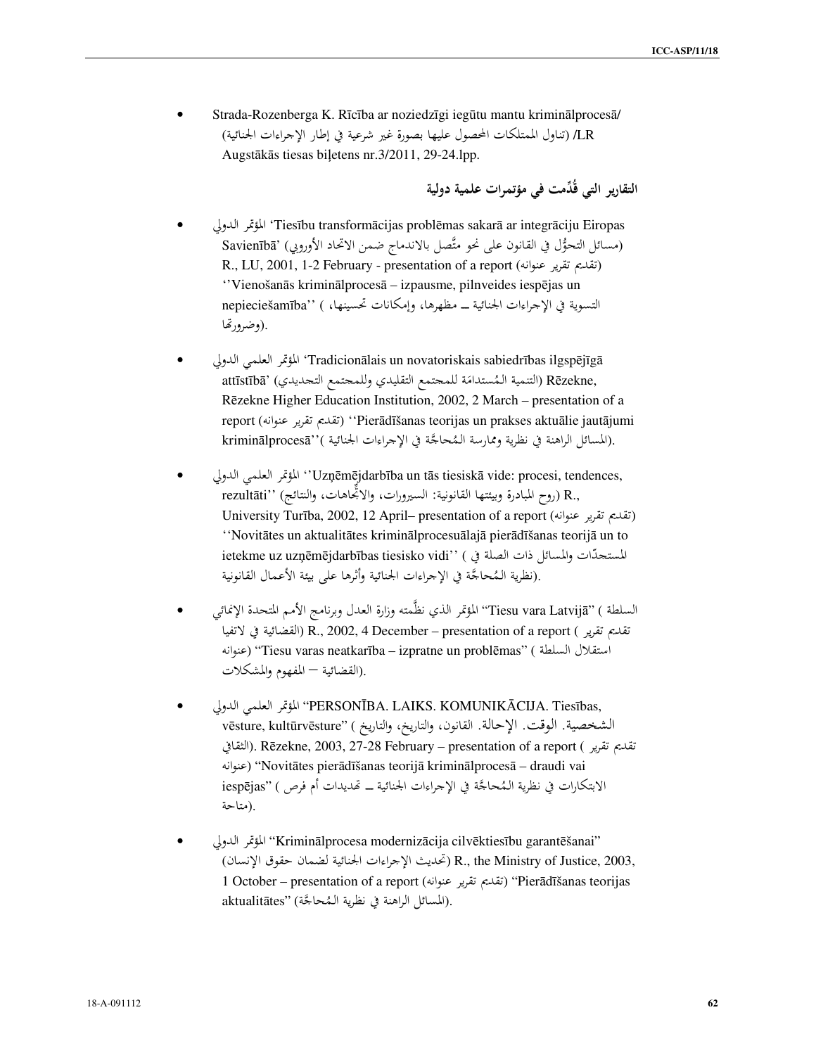- Strada-Rozenberga K. Rīcība ar noziedzīgi iegūtu mantu kriminālprocesā/ (تناول الممتلكات المحصول عليها بصورة غير شرعية في إطار الإجراءات الجنائية) /LR Augstākās tiesas biļetens nr.3/2011, 29-24.lpp.

### التقارير التي قُدِّمت في مؤتمرات علمية دولية

- المؤتمر الدولي 'Tiesību transformācijas problēmas sakarā ar integrāciju Eiropas Savienībā' (مسائل التحوُّل في القانون على نحو متَّصل بالاندماج ضمن الاتحاد الأوروبي) R., LU, 2001, 1-2 February - presentation of a report (تقديم تقرير عنوانه) ''Vienošanās kriminālprocesā – izpausme, pilnveides iespējas un nepieciešamība'' ( التسوية في الإجراءات الجنائية ــ مظاهرها، وإمكانات تحسينها، وضرورتها).

- المؤتمر العلمي الدولي 'Tradicionālais un novatoriskais sabiedrības ilgspējīgā attīstībā' (التنمية المُستدامة للمجتمع التقليدي وللمجتمع التجديدي) Rēzekne, Rēzekne Higher Education Institution, 2002, 2 March – presentation of a report (تقديم تقرير عنوانه) ''Pierādīšanas teorijas un prakses aktuālie jautājumi kriminālprocesā'' (المسائل الراهنة في نظرية وممارسة المُحاجّة في الإجراءات الجنائية).

- المؤتمر العلمي الدولي ''Uzņēmējdarbība un tās tiesiskā vide: procesi, tendences, rezultāti'' (روح المبادرة وبيئتها القانونية: السيرورات، والاتِّجاهات، والنتائج) R., University Turība, 2002, 12 April– presentation of a report (تقديم تقرير عنوانه) ''Novitātes un aktualitātes kriminālprocesuālajā pierādīšanas teorijā un to ietekme uz uzņēmējdarbības tiesisko vidi'' ( المستجدّات والمسائل ذات الصلة في نظرية المُحاجَّة في الإجراءات الجنائية وأثرها على بيئة الأعمال القانونية).

- المؤتمر الذي نظَّمته وزارة العدل وبرنامج الأمم المتحدة الإنمائي "Tiesu vara Latvijā" ( السلطة القضائية في لاتفيا) R., 2002, 4 December – presentation of a report ( تقديم تقرير عنوانه) "Tiesu varas neatkarība – izpratne un problēmas" ( استقلال السلطة القضائية — المفهوم والمشكلات).

- المؤتمر العلمي الدولي "PERSONĪBA. LAIKS. KOMUNIKĀCIJA. Tiesības, vēsture, kultūrvēsture" ( الشخصية. الوقت. الإحالة. القانون، والتاريخ، والتاريخ الثقافي). Rēzekne, 2003, 27-28 February – presentation of a report ( تقديم تقرير عنوانه) "Novitātes pierādīšanas teorijā kriminālprocesā – draudi vai iespējas" ( الابتكارات في نظرية المُحاجَّة في الإجراءات الجنائية ــ تهديدات أم فرص متاحة).

- المؤتمر الدولي "Kriminālprocesa modernizācija cilvēktiesību garantēšanai" (تحديث الإجراءات الجنائية لضمان حقوق الإنسان) R., the Ministry of Justice, 2003, 1 October – presentation of a report (تقديم تقرير عنوانه) "Pierādīšanas teorijas aktualitātes" (المسائل الراهنة في نظرية المُحاجَّة).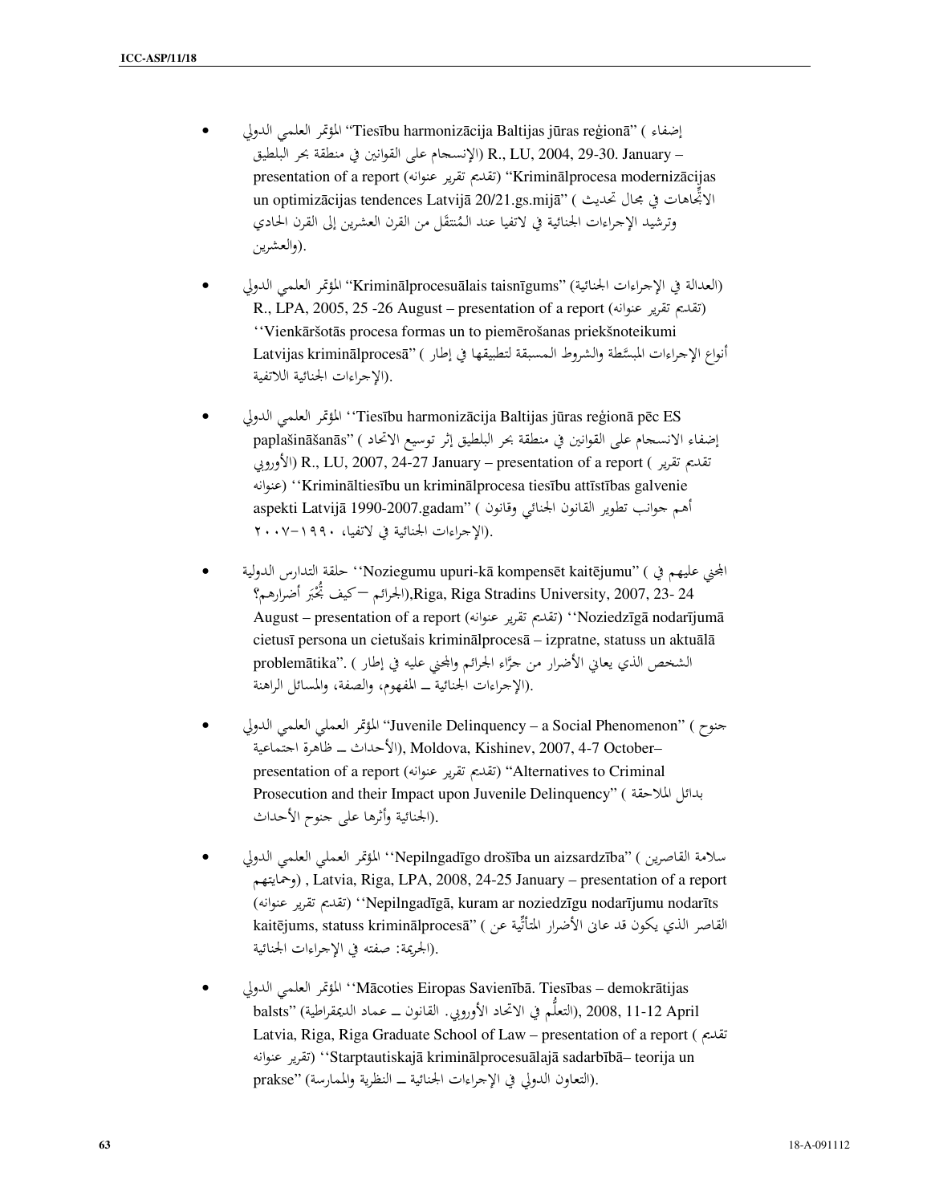- المؤتمر العلمي الدولي "Tiesību harmonizācija Baltijas jūras reģionā" ( إضفاء الإنسجام على القوانين في منطقة بحر البلطيق) R., LU, 2004, 29-30. January – presentation of a report (تقديم تقرير عنوانه) "Kriminālprocesa modernizācijas un optimizācijas tendences Latvijā 20/21.gs.mijā" ( الاتجاهات في مجال تحديث وترشيد الإجراءات الجنائية في لاتفيا عند المُنتقَل من القرن العشرين إلى القرن الحادي والعشرين).

- المؤتمر العلمي الدولي "Kriminālprocesuālais taisnīgums" (العدالة في الإجراءات الجنائية) R., LPA, 2005, 25 -26 August – presentation of a report (تقديم تقرير عنوانه) ''Vienkāršotās procesa formas un to piemērošanas priekšnoteikumi Latvijas kriminālprocesā" ( أنواع الإجراءات المبسَّطة والشروط المسبقة لتطبيقها في إطار الإجراءات الجنائية اللاتفية).

- المؤتمر العلمي الدولي ''Tiesību harmonizācija Baltijas jūras reģionā pēc ES paplašināšanās" ( إضفاء الانسجام على القوانين في منطقة بحر البلطيق إثر توسيع الاتحاد الأوروبي) R., LU, 2007, 24-27 January – presentation of a report ( تقديم تقرير عنوانه) ''Krimināltiesību un kriminālprocesa tiesību attīstības galvenie aspekti Latvijā 1990-2007.gadam" ( أهم جوانب تطوير القانون الجنائي وقانون الإجراءات الجنائية في لاتفيا، ١٩٩٠-٢٠٠٧).

- حلقة التدارس الدولية ''Noziegumu upuri-kā kompensēt kaitējumu" ( المجني عليهم في الجرائم —كيف تُجْبَر أضرارهم؟),Riga, Riga Stradins University, 2007, 23- 24 August – presentation of a report (تقديم تقرير عنوانه) ''Noziedzīgā nodarījumā cietusī persona un cietušais kriminālprocesā – izpratne, statuss un aktuālā problemātika". ( الشخص الذي يعاني الأضرار من جرَّاء الجرائم والمجني عليه في إطار الإجراءات الجنائية ــ المفهوم، والصفة، والمسائل الراهنة).

- المؤتمر العملي العلمي الدولي "Juvenile Delinquency – a Social Phenomenon" ( جنوح الأحداث ــ ظاهرة اجتماعية), Moldova, Kishinev, 2007, 4-7 October– presentation of a report (تقديم تقرير عنوانه) "Alternatives to Criminal Prosecution and their Impact upon Juvenile Delinquency" ( بدائل الملاحقة الجنائية وأثرها على جنوح الأحداث).

- المؤتمر العملي العلمي الدولي ''Nepilngadīgo drošība un aizsardzība" ( سلامة القاصرين وحمايتهم) , Latvia, Riga, LPA, 2008, 24-25 January – presentation of a report (تقديم تقرير عنوانه) ''Nepilngadīgā, kuram ar noziedzīgu nodarījumu nodarīts kaitējums, statuss kriminālprocesā" ( القاصر الذي يكون قد عانى الأضرار المتأتِّية عن الجريمة: صفته في الإجراءات الجنائية).

- المؤتمر العلمي الدولي ''Mācoties Eiropas Savienībā. Tiesības – demokrātijas balsts" (التعلُّم في الاتحاد الأوروبي. القانون ــ عماد الديمقراطية), 2008, 11-12 April Latvia, Riga, Riga Graduate School of Law – presentation of a report ( تقديم تقرير عنوانه) ''Starptautiskajā kriminālprocesuālajā sadarbībā– teorija un prakse" (التعاون الدولي في الإجراءات الجنائية ــ النظرية والممارسة).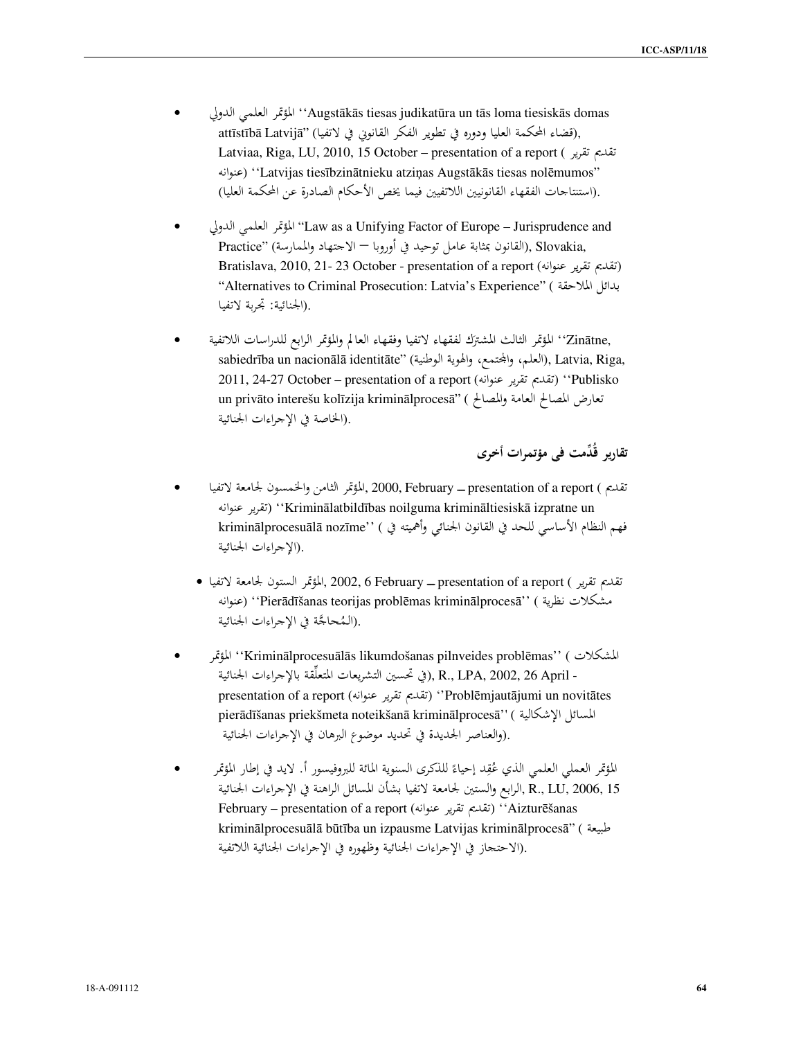- المؤتمر العلمي الدولي ''Augstākās tiesas judikatūra un tās loma tiesiskās domas attīstībā Latvijā'' (قضاء المحكمة العليا ودوره في تطوير الفكر القانوني في لاتفيا), Latviaa, Riga, LU, 2010, 15 October – presentation of a report (تقديم تقرير عنوانه) ''Latvijas tiesībzinātnieku atziņas Augstākās tiesas nolēmumos'' (استنتاجات الفقهاء القانونيين اللاتفيين فيما يخص الأحكام الصادرة عن المحكمة العليا).

- المؤتمر العلمي الدولي "Law as a Unifying Factor of Europe – Jurisprudence and Practice" (القانون بمثابة عامل توحيد في أوروبا – الاجتهاد والممارسة), Slovakia, Bratislava, 2010, 21- 23 October - presentation of a report (تقديم تقرير عنوانه) "Alternatives to Criminal Prosecution: Latvia's Experience" (بدائل الملاحقة الجنائية: تجربة لاتفيا).

- المؤتمر الثالث المشترك لفقهاء لاتفيا وفقهاء العالم والمؤتمر الرابع للدراسات اللاتفية ''Zinātne, sabiedrība un nacionālā identitāte'' (العلم، والمجتمع، والهوية الوطنية), Latvia, Riga, 2011, 24-27 October – presentation of a report (تقديم تقرير عنوانه) ''Publisko un privāto interešu kolīzija kriminālprocesā'' (تعارض المصالح العامة والمصالح الخاصة في الإجراءات الجنائية).

## تقارير قُدِّمت في مؤتمرات أخرى

- المؤتمر الثامن والخمسون لجامعة لاتفيا, 2000, February – presentation of a report (تقديم تقرير عنوانه) ''Kriminālatbildības noilguma krimināltiesiskā izpratne un kriminālprocesuālā nozīme'' (فهم النظام الأساسي للحد في القانون الجنائي وأهميته في الإجراءات الجنائية).

  - المؤتمر الستون لجامعة لاتفيا, 2002, 6 February – presentation of a report (تقديم تقرير عنوانه) ''Pierādīšanas teorijas problēmas kriminālprocesā'' (مشكلات نظرية المُحاجَّة في الإجراءات الجنائية).

- المؤتمر ''Kriminālprocesuālās likumdošanas pilnveides problēmas'' (المشكلات في تحسين التشريعات المتعلِّقة بالإجراءات الجنائية), R., LPA, 2002, 26 April - presentation of a report (تقديم تقرير عنوانه) ''Problēmjautājumi un novitātes pierādīšanas priekšmeta noteikšanā kriminālprocesā'' (المسائل الإشكالية والعناصر الجديدة في تحديد موضوع البرهان في الإجراءات الجنائية).

- المؤتمر العملي العلمي الذي عُقِد إحياءً للذكرى السنوية المائة للبروفيسور أ. لايد في إطار المؤتمر الرابع والستين لجامعة لاتفيا بشأن المسائل الراهنة في الإجراءات الجنائية, R., LU, 2006, 15 February – presentation of a report (تقديم تقرير عنوانه) ''Aizturēšanas kriminālprocesuālā būtība un izpausme Latvijas kriminālprocesā'' (طبيعة الاحتجاز في الإجراءات الجنائية وظهوره في الإجراءات الجنائية اللاتفية).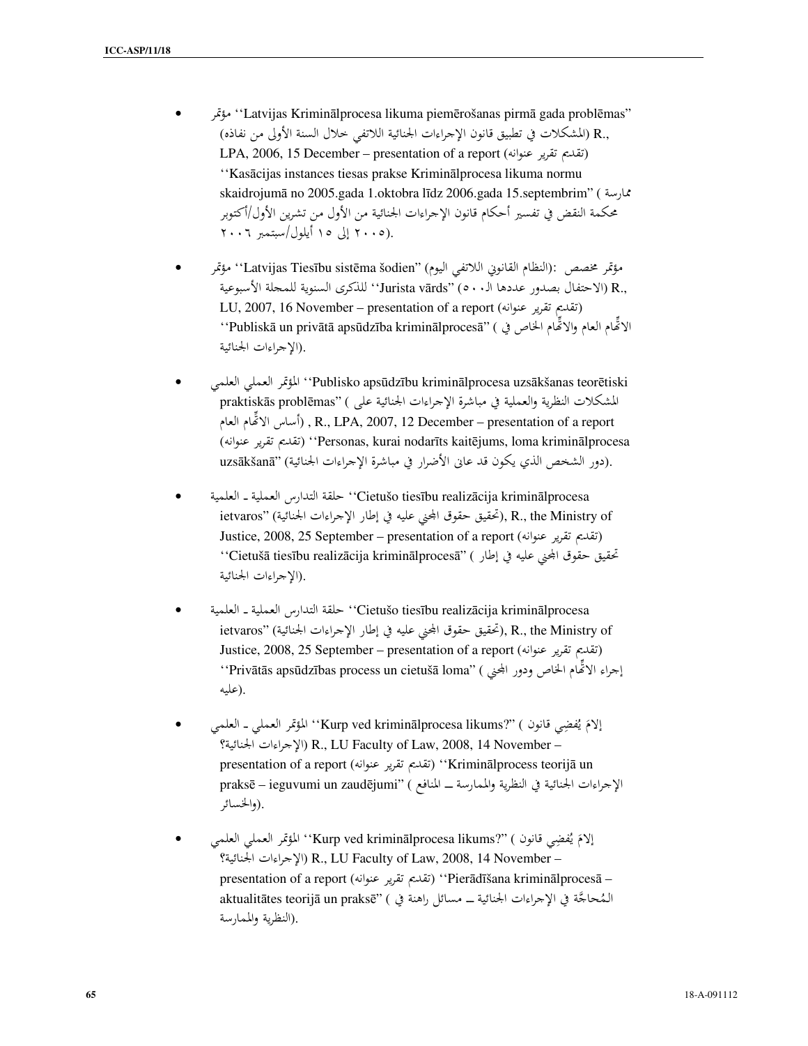- مؤتمر ''Latvijas Kriminālprocesa likuma piemērošanas pirmā gada problēmas'' (المشكلات في تطبيق قانون الإجراءات الجنائية اللاتفي خلال السنة الأولى من نفاذه) R., LPA, 2006, 15 December – presentation of a report (تقديم تقرير عنوانه) ''Kasācijas instances tiesas prakse Kriminālprocesa likuma normu skaidrojumā no 2005.gada 1.oktobra līdz 2006.gada 15.septembrim'' (ممارسة محكمة النقض في تفسير أحكام قانون الإجراءات الجنائية من الأول من تشرين الأول/أكتوبر ٢٠٠٥ إلى ١٥ أيلول/سبتمبر ٢٠٠٦).

- مؤتمر ''Latvijas Tiesību sistēma šodien'' (النظام القانوني اللاتفي اليوم): مؤتمر مخصص للذكرى السنوية للمجلة الأسبوعية ''Jurista vārds'' (الاحتفال بصدور عددها الـ ٥٠٠) R., LU, 2007, 16 November – presentation of a report (تقديم تقرير عنوانه) ''Publiskā un privātā apsūdzība kriminālprocesā'' (الاتّهام العام والاتّهام الخاص في الإجراءات الجنائية).

- المؤتمر العملي العلمي ''Publisko apsūdzību kriminālprocesa uzsākšanas teorētiski praktiskās problēmas'' (المشكلات النظرية والعملية في مباشرة الإجراءات الجنائية على أساس الاتّهام العام), R., LPA, 2007, 12 December – presentation of a report (تقديم تقرير عنوانه) ''Personas, kurai nodarīts kaitējums, loma kriminālprocesa uzsākšanā'' (دور الشخص الذي يكون قد عانى الأضرار في مباشرة الإجراءات الجنائية).

- حلقة التدارس العملية ـ العلمية ''Cietušo tiesību realizācija kriminālprocesa ietvaros'' (تحقيق حقوق المجني عليه في إطار الإجراءات الجنائية), R., the Ministry of Justice, 2008, 25 September – presentation of a report (تقديم تقرير عنوانه) ''Cietušā tiesību realizācija kriminālprocesā'' (تحقيق حقوق المجني عليه في إطار الإجراءات الجنائية).

- حلقة التدارس العملية ـ العلمية ''Cietušo tiesību realizācija kriminālprocesa ietvaros'' (تحقيق حقوق المجني عليه في إطار الإجراءات الجنائية), R., the Ministry of Justice, 2008, 25 September – presentation of a report (تقديم تقرير عنوانه) ''Privātās apsūdzības process un cietušā loma'' (إجراء الاتّهام الخاص ودور المجني عليه).

- المؤتمر العملي ـ العلمي ''Kurp ved kriminālprocesa likums?'' (إلامَ يُفضِي قانون الإجراءات الجنائية؟) R., LU Faculty of Law, 2008, 14 November – presentation of a report (تقديم تقرير عنوانه) ''Kriminālprocess teorijā un praksē – ieguvumi un zaudējumi'' (الإجراءات الجنائية في النظرية والممارسة ــ المنافع والخسائر).

- المؤتمر العملي العلمي ''Kurp ved kriminālprocesa likums?'' (إلامَ يُفضِي قانون الإجراءات الجنائية؟) R., LU Faculty of Law, 2008, 14 November – presentation of a report (تقديم تقرير عنوانه) ''Pierādīšana kriminālprocesā – aktualitātes teorijā un praksē'' (المُحاجَّة في الإجراءات الجنائية ــ مسائل راهنة في النظرية والممارسة).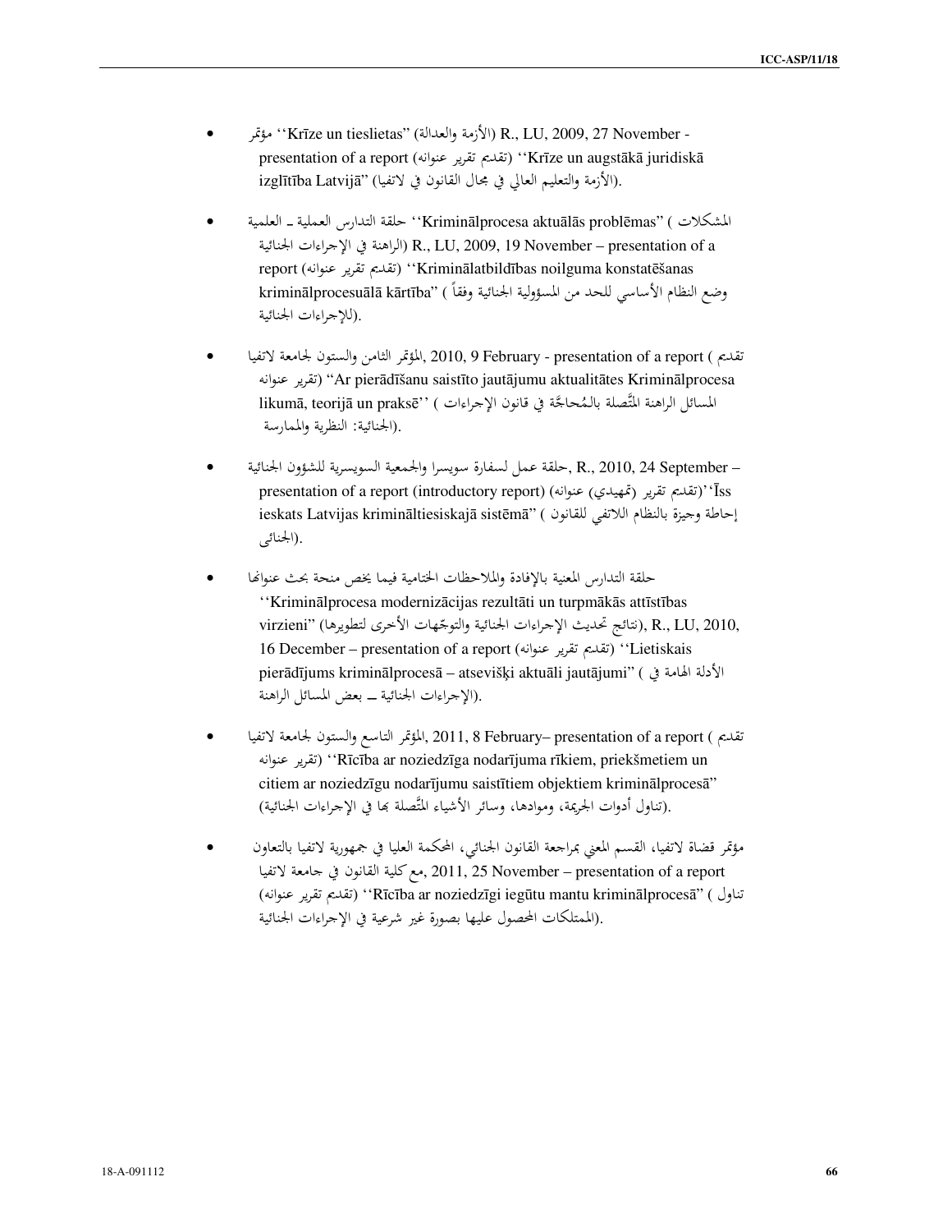- مؤتمر ''Krīze un tieslietas'' (الأزمة والعدالة) R., LU, 2009, 27 November - presentation of a report (تقديم تقرير عنوانه) ''Krīze un augstākā juridiskā izglītība Latvijā'' (الأزمة والتعليم العالي في مجال القانون في لاتفيا).

- حلقة التدارس العملية ـ العلمية ''Kriminālprocesa aktuālās problēmas'' (المشكلات الراهنة في الإجراءات الجنائية) R., LU, 2009, 19 November – presentation of a report (تقديم تقرير عنوانه) ''Kriminālatbildības noilguma konstatēšanas kriminālprocesuālā kārtība'' (وضع النظام الأساسي للحد من المسؤولية الجنائية وفقاً للإجراءات الجنائية).

- المؤتمر الثامن والستون لجامعة لاتفيا, 2010, 9 February - presentation of a report (تقديم تقرير عنوانه) ''Ar pierādīšanu saistīto jautājumu aktualitātes Kriminālprocesa likumā, teorijā un praksē'' (المسائل الراهنة المتَّصلة بالمُحاجَّة في قانون الإجراءات الجنائية: النظرية والممارسة).

- حلقة عمل لسفارة سويسرا والجمعية السويسرية للشؤون الجنائية, R., 2010, 24 September – presentation of a report (introductory report) (تقديم تقرير (تمهيدي) عنوانه) ''Īss ieskats Latvijas krimināltiesiskajā sistēmā'' (إحاطة وجيزة بالنظام اللاتفي للقانون الجنائي).

- حلقة التدارس المعنية بالإفادة والملاحظات الختامية فيما يخص منحة بحث عنوانها ''Kriminālprocesa modernizācijas rezultāti un turpmākās attīstības virzieni'' (نتائج تحديث الإجراءات الجنائية والتوجّهات الأخرى لتطويرها), R., LU, 2010, 16 December – presentation of a report (تقديم تقرير عنوانه) ''Lietiskais pierādījums kriminālprocesā – atsevišķi aktuāli jautājumi'' (الأدلة الهامة في الإجراءات الجنائية ـ بعض المسائل الراهنة).

- المؤتمر التاسع والستون لجامعة لاتفيا, 2011, 8 February– presentation of a report (تقديم تقرير عنوانه) ''Rīcība ar noziedzīga nodarījuma rīkiem, priekšmetiem un citiem ar noziedzīgu nodarījumu saistītiem objektiem kriminālprocesā'' (تناول أدوات الجريمة، وموادها، وسائر الأشياء المتَّصلة بها في الإجراءات الجنائية).

- مؤتمر قضاة لاتفيا، القسم المعني بمراجعة القانون الجنائي، المحكمة العليا في جمهورية لاتفيا بالتعاون مع كلية القانون في جامعة لاتفيا, 2011, 25 November – presentation of a report (تقديم تقرير عنوانه) ''Rīcība ar noziedzīgi iegūtu mantu kriminālprocesā'' (تناول الممتلكات المحصول عليها بصورة غير شرعية في الإجراءات الجنائية).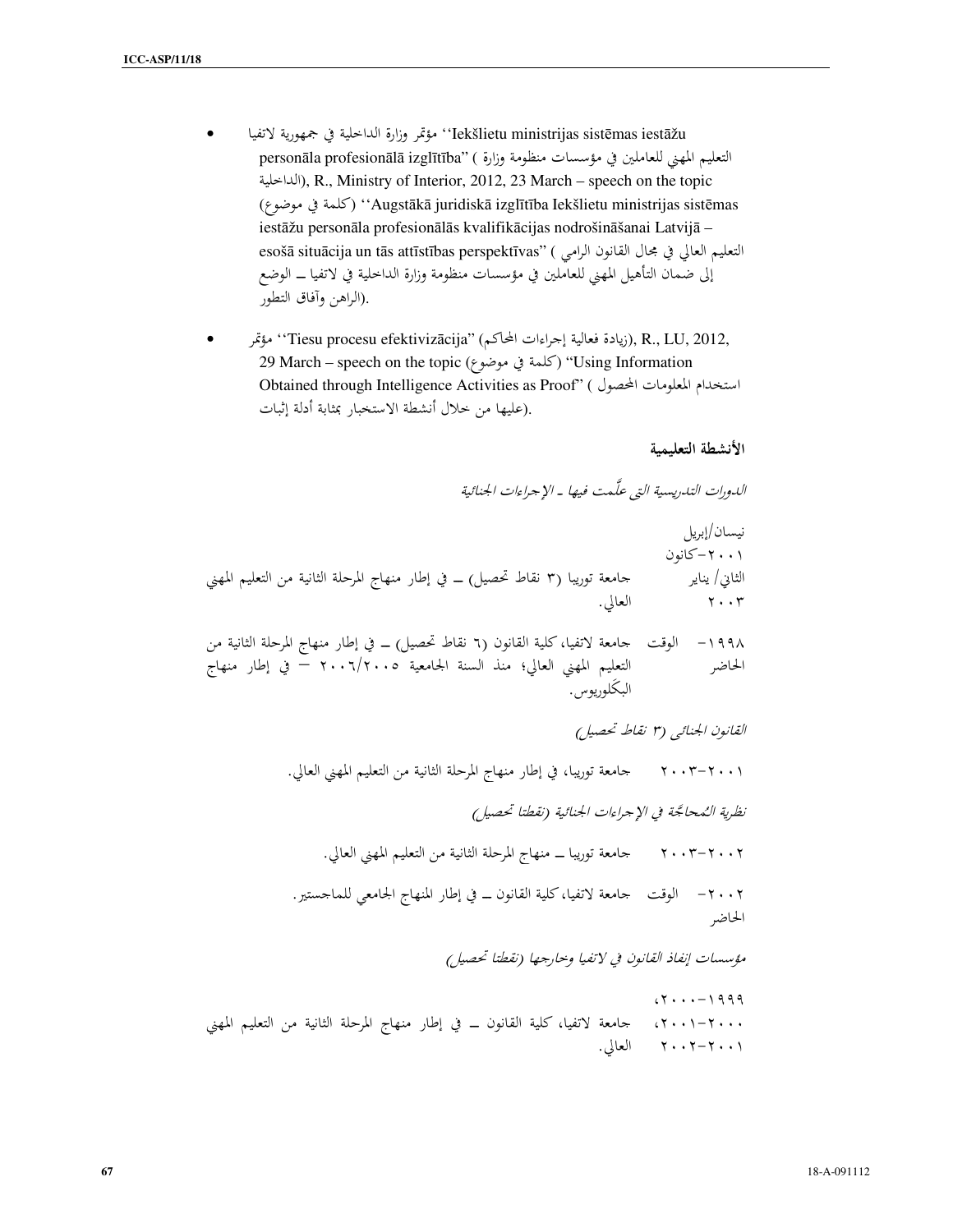- مؤتمر وزارة الداخلية في جمهورية لاتفيا ''Iekšlietu ministrijas sistēmas iestāžu personāla profesionālā izglītība'' (التعليم المهني للعاملين في مؤسسات منظومة وزارة الداخلية), R., Ministry of Interior, 2012, 23 March – speech on the topic (كلمة في موضوع) ''Augstākā juridiskā izglītība Iekšlietu ministrijas sistēmas iestāžu personāla profesionālās kvalifikācijas nodrošināšanai Latvijā – esošā situācija un tās attīstības perspektīvas'' (التعليم العالي في مجال القانون الرامي إلى ضمان التأهيل المهني للعاملين في مؤسسات منظومة وزارة الداخلية في لاتفيا ــ الوضع الراهن وآفاق التطور).

- مؤتمر ''Tiesu procesu efektivizācija'' (زيادة فعالية إجراءات المحاكم), R., LU, 2012, 29 March – speech on the topic (كلمة في موضوع) ''Using Information Obtained through Intelligence Activities as Proof'' (استخدام المعلومات المحصول عليها من خلال أنشطة الاستخبار بمثابة أدلة إثبات).

### الأنشطة التعليمية

*الدورات التدريسية التي علّمت فيها ـ الإجراءات الجنائية*

| | |
|---|---|
| نيسان/إبريل ٢٠٠١-كانون الثاني/ يناير ٢٠٠٣ | جامعة توريبا (٣ نقاط تحصيل) ــ في إطار منهاج المرحلة الثانية من التعليم المهني العالي. |
| ١٩٩٨- الوقت الحاضر | جامعة لاتفيا، كلية القانون (٦ نقاط تحصيل) ــ في إطار منهاج المرحلة الثانية من التعليم المهني العالي؛ منذ السنة الجامعية ٢٠٠٥/٢٠٠٦ – في إطار منهاج البكلوريوس. |

*القانون الجنائي (٣ نقاط تحصيل)*

| | |
|---|---|
| ٢٠٠١-٢٠٠٣ | جامعة توريبا، في إطار منهاج المرحلة الثانية من التعليم المهني العالي. |

*نظرية المُحاجّة في الإجراءات الجنائية (نقطتا تحصيل)*

| | |
|---|---|
| ٢٠٠٢-٢٠٠٣ | جامعة توريبا ــ منهاج المرحلة الثانية من التعليم المهني العالي. |
| ٢٠٠٢- الوقت الحاضر | جامعة لاتفيا، كلية القانون ــ في إطار المنهاج الجامعي للماجستير. |

*مؤسسات إنفاذ القانون في لاتفيا وخارجها (نقطتا تحصيل)*

| | |
|---|---|
| ١٩٩٩-٢٠٠٠، ٢٠٠٠-٢٠٠١، ٢٠٠١-٢٠٠٢ | جامعة لاتفيا، كلية القانون ــ في إطار منهاج المرحلة الثانية من التعليم المهني العالي. |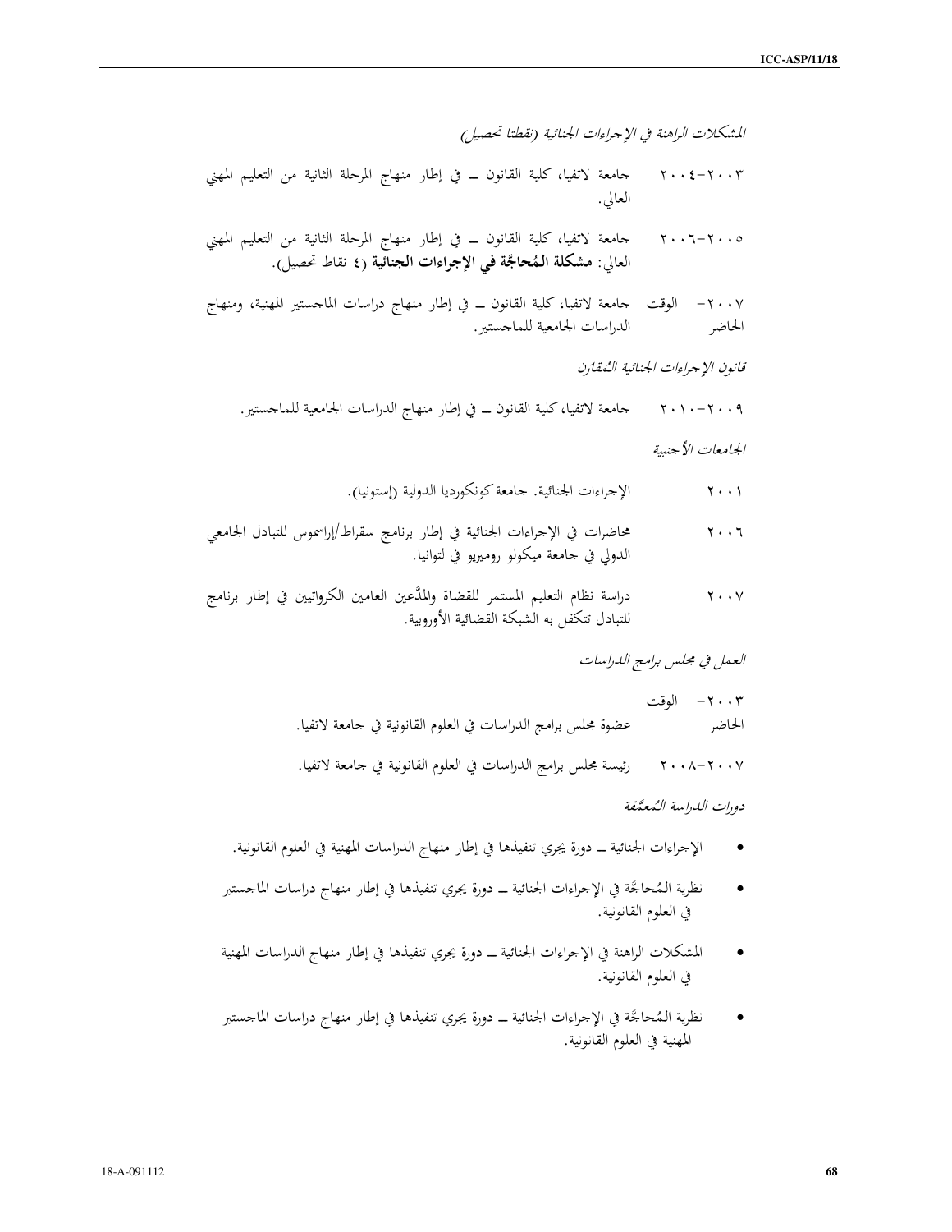*المشكلات الراهنة في الإجراءات الجنائية (نقطتا تحصيل)*

٢٠٠٣-٢٠٠٤ جامعة لاتفيا، كلية القانون ــ في إطار منهاج المرحلة الثانية من التعليم المهني العالي.

٢٠٠٥-٢٠٠٦ جامعة لاتفيا، كلية القانون ــ في إطار منهاج المرحلة الثانية من التعليم المهني العالي: **مشكلة المُحاجَّة في الإجراءات الجنائية** (٤ نقاط تحصيل).

٢٠٠٧- الوقت الحاضر جامعة لاتفيا، كلية القانون ــ في إطار منهاج دراسات الماجستير المهنية، ومنهاج الدراسات الجامعية للماجستير.

*قانون الإجراءات الجنائية المُقارَن*

٢٠٠٩-٢٠١٠ جامعة لاتفيا، كلية القانون ــ في إطار منهاج الدراسات الجامعية للماجستير.

*الجامعات الأجنبية*

٢٠٠١ الإجراءات الجنائية. جامعة كونكورديا الدولية (إستونيا).

٢٠٠٦ محاضرات في الإجراءات الجنائية في إطار برنامج سقراط/إراسموس للتبادل الجامعي الدولي في جامعة ميكولو روميريو في لتوانيا.

٢٠٠٧ دراسة نظام التعليم المستمر للقضاة والمدَّعين العامين الكرواتيين في إطار برنامج للتبادل تتكفل به الشبكة القضائية الأوروبية.

*العمل في مجلس برامج الدراسات*

٢٠٠٣- الوقت الحاضر عضوة مجلس برامج الدراسات في العلوم القانونية في جامعة لاتفيا.

٢٠٠٧-٢٠٠٨ رئيسة مجلس برامج الدراسات في العلوم القانونية في جامعة لاتفيا.

*دورات الدراسة المُعمَّقة*

- الإجراءات الجنائية ــ دورة يجري تنفيذها في إطار منهاج الدراسات المهنية في العلوم القانونية.
- نظرية المُحاجَّة في الإجراءات الجنائية ــ دورة يجري تنفيذها في إطار منهاج دراسات الماجستير في العلوم القانونية.
- المشكلات الراهنة في الإجراءات الجنائية ــ دورة يجري تنفيذها في إطار منهاج الدراسات المهنية في العلوم القانونية.
- نظرية المُحاجَّة في الإجراءات الجنائية ــ دورة يجري تنفيذها في إطار منهاج دراسات الماجستير المهنية في العلوم القانونية.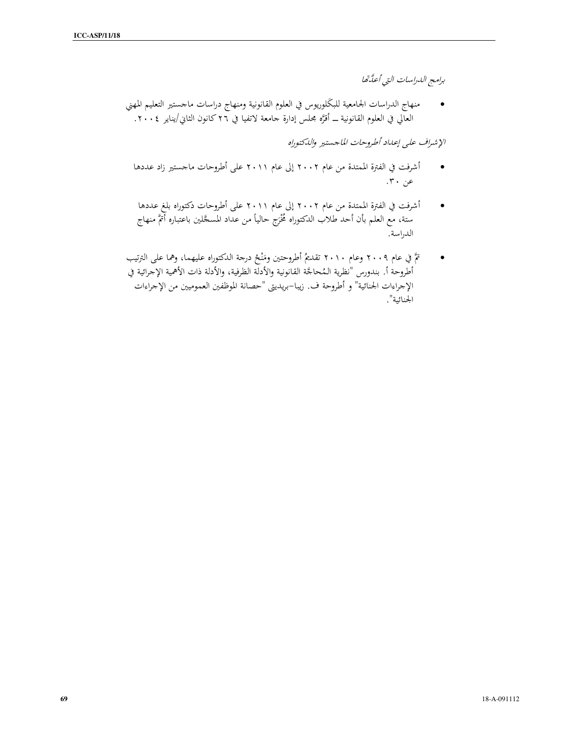*برامج الدراسات التي أعدَّتها*

- منهاج الدراسات الجامعية للبكَلوريوس في العلوم القانونية ومنهاج دراسات ماجستير التعليم المهني العالي في العلوم القانونية ــ أقرَّه مجلس إدارة جامعة لاتفيا في ٢٦ كانون الثاني/يناير ٢٠٠٤.

*الإشراف على إعداد أطروحات الماجستير والدكتوراه*

- أشرفت في الفترة الممتدة من عام ٢٠٠٢ إلى عام ٢٠١١ على أطروحات ماجستير زاد عددها عن ٣٠.

- أشرفت في الفترة الممتدة من عام ٢٠٠٢ إلى عام ٢٠١١ على أطروحات دكتوراه بلغ عددها ستة، مع العلم بأن أحد طلاب الدكتوراه مُخْرَج حالياً من عداد المسجَّلين باعتباره أتمَّ منهاج الدراسة.

- تمَّ في عام ٢٠٠٩ وعام ٢٠١٠ تقديمُ أطروحتين ومَنْحُ درجة الدكتوراه عليهما، وهما على الترتيب أطروحة أ. بندورس "نظرية المُحاجَّة القانونية والأدلة الظرفية، والأدلة ذات الأهمية الإجرائية في الإجراءات الجنائية" و أطروحة ف. زيبا-بريديتي "حصانة الموظفين العموميين من الإجراءات الجنائية".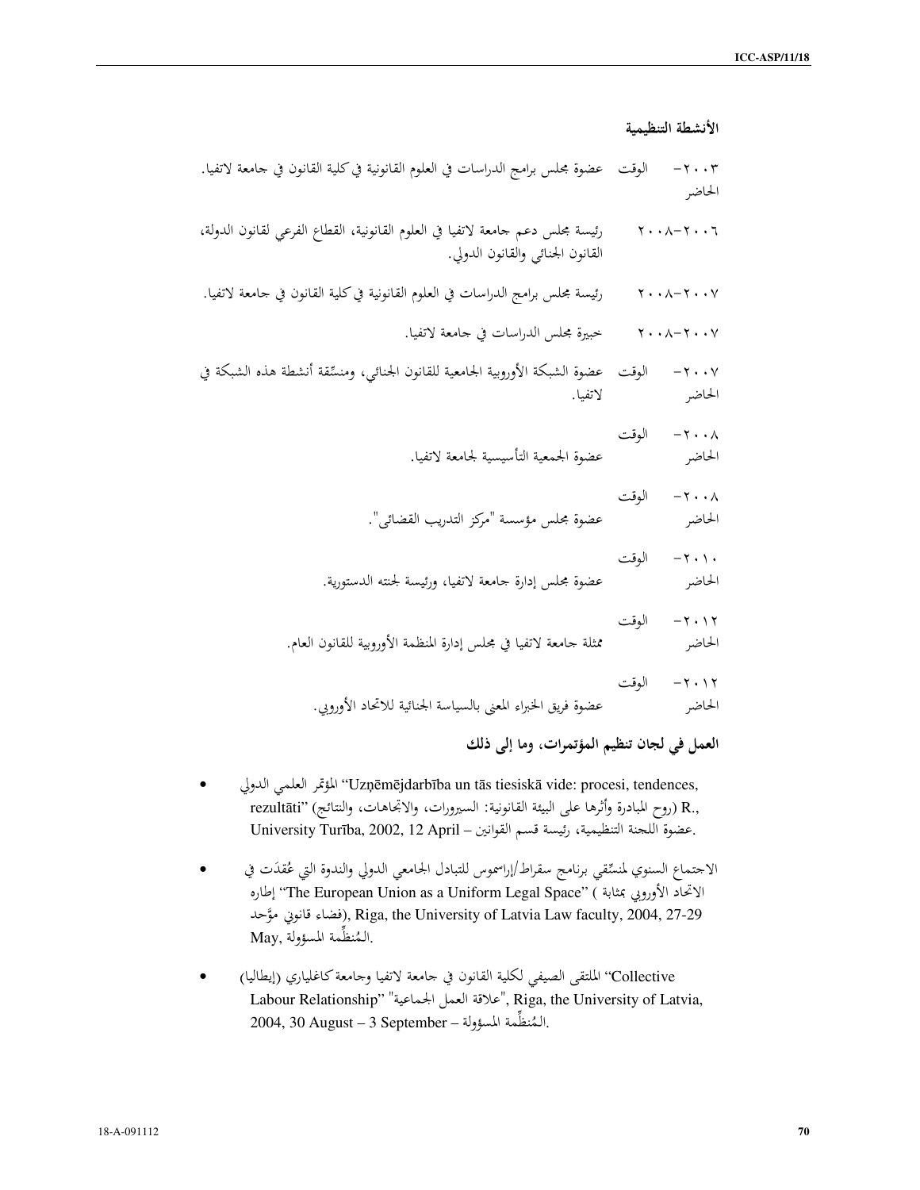### الأنشطة التنظيمية

- ٢٠٠٣– الوقت الحاضر: عضوة مجلس برامج الدراسات في العلوم القانونية في كلية القانون في جامعة لاتفيا.
- ٢٠٠٦–٢٠٠٨: رئيسة مجلس دعم جامعة لاتفيا في العلوم القانونية، القطاع الفرعي لقانون الدولة، القانون الجنائي والقانون الدولي.
- ٢٠٠٧–٢٠٠٨: رئيسة مجلس برامج الدراسات في العلوم القانونية في كلية القانون في جامعة لاتفيا.
- ٢٠٠٧–٢٠٠٨: خبيرة مجلس الدراسات في جامعة لاتفيا.
- ٢٠٠٧– الوقت الحاضر: عضوة الشبكة الأوروبية الجامعية للقانون الجنائي، ومنسّقة أنشطة هذه الشبكة في لاتفيا.
- ٢٠٠٨– الوقت الحاضر: عضوة الجمعية التأسيسية لجامعة لاتفيا.
- ٢٠٠٨– الوقت الحاضر: عضوة مجلس مؤسسة "مركز التدريب القضائي".
- ٢٠١٠– الوقت الحاضر: عضوة مجلس إدارة جامعة لاتفيا، ورئيسة لجنته الدستورية.
- ٢٠١٢– الوقت الحاضر: ممثلة جامعة لاتفيا في مجلس إدارة المنظمة الأوروبية للقانون العام.
- ٢٠١٢– الوقت الحاضر: عضوة فريق الخبراء المعني بالسياسة الجنائية للاتحاد الأوروبي.

### العمل في لجان تنظيم المؤتمرات، وما إلى ذلك

- المؤتمر العلمي الدولي "Uzņēmējdarbība un tās tiesiskā vide: procesi, tendences, rezultāti" (روح المبادرة وأثرها على البيئة القانونية: السيرورات، والاتجاهات، والنتائج)، R., University Turība, 2002, 12 April – رئيسة قسم القوانين، عضوة اللجنة التنظيمية.
- الاجتماع السنوي لمنسّقي برنامج سقراط/إراسموس للتبادل الجامعي الدولي والندوة التي عُقِدَت في إطاره "The European Union as a Uniform Legal Space" (الاتحاد الأوروبي بمثابة فضاء قانوني موَّحد), Riga, the University of Latvia Law faculty, 2004, 27-29 May, المُنظِّمة المسؤولة.
- الملتقى الصيفي لكلية القانون في جامعة لاتفيا وجامعة كاغلياري (إيطاليا) "Collective Labour Relationship" "علاقة العمل الجماعية", Riga, the University of Latvia, 2004, 30 August – 3 September – المُنظِّمة المسؤولة.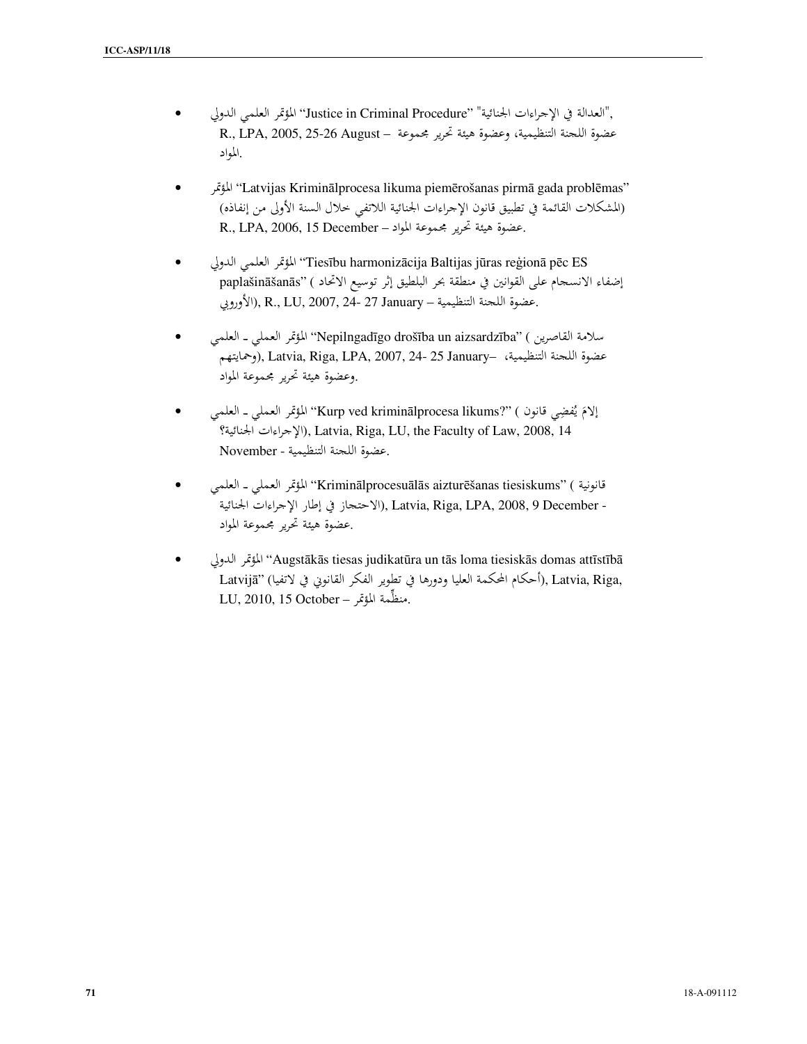- المؤتمر العلمي الدولي "Justice in Criminal Procedure" "العدالة في الإجراءات الجنائية", R., LPA, 2005, 25-26 August – عضوة اللجنة التنظيمية، وعضوة هيئة تحرير مجموعة المواد.

- المؤتمر "Latvijas Kriminālprocesa likuma piemērošanas pirmā gada problēmas" (المشكلات القائمة في تطبيق قانون الإجراءات الجنائية اللاتفي خلال السنة الأولى من إنفاذه) R., LPA, 2006, 15 December – عضوة هيئة تحرير مجموعة المواد.

- المؤتمر العلمي الدولي "Tiesību harmonizācija Baltijas jūras reģionā pēc ES paplašināšanās" (إضفاء الانسجام على القوانين في منطقة بحر البلطيق إثر توسيع الاتحاد الأوروبي), R., LU, 2007, 24- 27 January – عضوة اللجنة التنظيمية.

- المؤتمر العملي ـ العلمي "Nepilngadīgo drošība un aizsardzība" (سلامة القاصرين وحمايتهم), Latvia, Riga, LPA, 2007, 24- 25 January– عضوة اللجنة التنظيمية، وعضوة هيئة تحرير مجموعة المواد.

- المؤتمر العملي ـ العلمي "Kurp ved kriminālprocesa likums?" (إلامَ يُفضِي قانون الإجراءات الجنائية؟), Latvia, Riga, LU, the Faculty of Law, 2008, 14 November - عضوة اللجنة التنظيمية.

- المؤتمر العملي ـ العلمي "Kriminālprocesuālās aizturēšanas tiesiskums" (قانونية الاحتجاز في إطار الإجراءات الجنائية), Latvia, Riga, LPA, 2008, 9 December - عضوة هيئة تحرير مجموعة المواد.

- المؤتمر الدولي "Augstākās tiesas judikatūra un tās loma tiesiskās domas attīstībā Latvijā" (أحكام المحكمة العليا ودورها في تطوير الفكر القانوني في لاتفيا), Latvia, Riga, LU, 2010, 15 October – منظِّمة المؤتمر.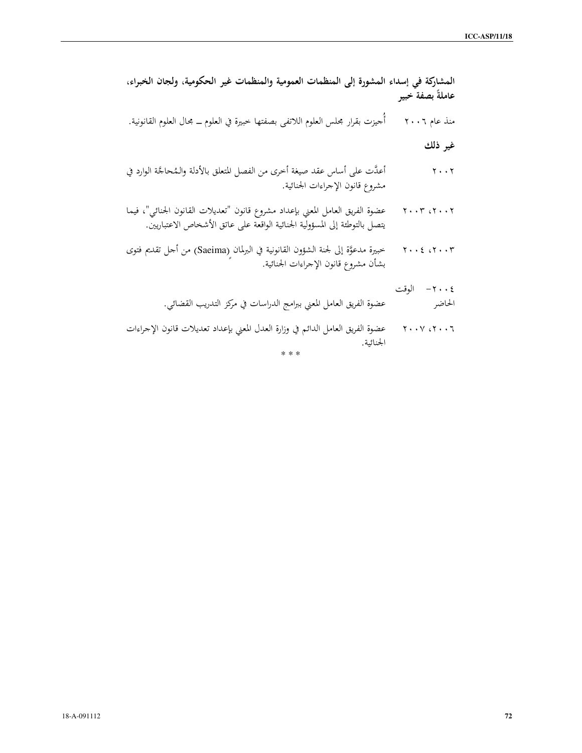**المشاركة في إسداء المشورة إلى المنظمات العمومية والمنظمات غير الحكومية، ولجان الخبراء، عاملةً بصفة خبير**

منذ عام ٢٠٠٦ أُجيزت بقرار مجلس العلوم اللاتفى بصفتها خبيرة في العلوم ــ مجال العلوم القانونية.

**غير ذلك**

٢٠٠٢ أعدَّت على أساس عقد صيغة أخرى من الفصل المتعلق بالأدلة والمُحاجَّة الوارد في مشروع قانون الإجراءات الجنائية.

٢٠٠٢، ٢٠٠٣ عضوة الفريق العامل المعني بإعداد مشروع قانون "تعديلات القانون الجنائي"، فيما يتصل بالتوطئة إلى المسؤولية الجنائية الواقعة على عاتق الأشخاص الاعتباريين.

٢٠٠٣، ٢٠٠٤ خبيرة مدعوَّة إلى لجنة الشؤون القانونية في البرلمان (Saeima) من أجل تقديم فتوى بشأن مشروع قانون الإجراءات الجنائية.

٢٠٠٤– الوقت الحاضر عضوة الفريق العامل المعني ببرامج الدراسات في مركز التدريب القضائي.

٢٠٠٦، ٢٠٠٧ عضوة الفريق العامل الدائم في وزارة العدل المعني بإعداد تعديلات قانون الإجراءات الجنائية.

* * *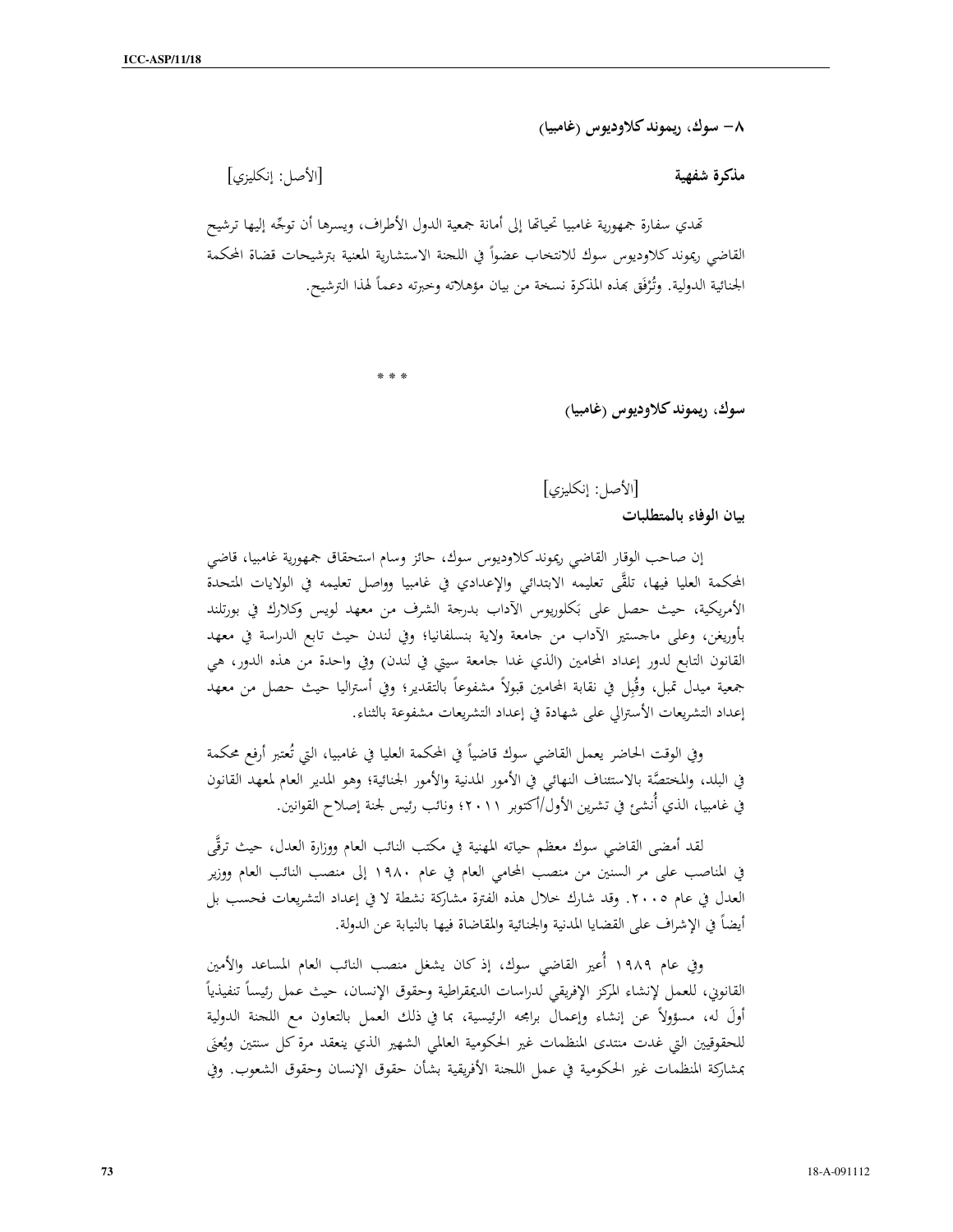### ٨- سوك، ريموند كلاوديوس (غامبيا)

**مذكرة شفهية** [الأصل: إنكليزي]

تهدي سفارة جمهورية غامبيا تحياتها إلى أمانة جمعية الدول الأطراف، ويسرها أن توجّه إليها ترشيح القاضي ريموند كلاوديوس سوك للانتخاب عضواً في اللجنة الاستشارية المعنية بترشيحات قضاة المحكمة الجنائية الدولية. وتُرفَق بهذه المذكرة نسخة من بيان مؤهلاته وخبرته دعماً لهذا الترشيح.

\* \* \*

**سوك، ريموند كلاوديوس (غامبيا)**

[الأصل: إنكليزي]

**بيان الوفاء بالمتطلبات**

إن صاحب الوقار القاضي ريموند كلاوديوس سوك، حائز وسام استحقاق جمهورية غامبيا، قاضي المحكمة العليا فيها، تلقَّى تعليمه الابتدائي والإعدادي في غامبيا وواصل تعليمه في الولايات المتحدة الأمريكية، حيث حصل على بَكلوريوس الآداب بدرجة الشرف من معهد لويس وكلارك في بورتلند بأوريغن، وعلى ماجستير الآداب من جامعة ولاية بنسلفانيا؛ وفي لندن حيث تابع الدراسة في معهد القانون التابع لدور إعداد المحامين (الذي غدا جامعة سيتي في لندن) وفي واحدة من هذه الدور، هي جمعية ميدل تمبل، وقُبِل في نقابة المحامين قبولاً مشفوعاً بالتقدير؛ وفي أستراليا حيث حصل من معهد إعداد التشريعات الأسترالي على شهادة في إعداد التشريعات مشفوعة بالثناء.

وفي الوقت الحاضر يعمل القاضي سوك قاضياً في المحكمة العليا في غامبيا، التي تُعتبر أرفع محكمة في البلد، والمختصَّة بالاستئناف النهائي في الأمور المدنية والأمور الجنائية؛ وهو المدير العام لمعهد القانون في غامبيا، الذي أُنشئ في تشرين الأول/أكتوبر ٢٠١١؛ ونائب رئيس لجنة إصلاح القوانين.

لقد أمضى القاضي سوك معظم حياته المهنية في مكتب النائب العام ووزارة العدل، حيث ترقَّى في المناصب على مر السنين من منصب المحامي العام في عام ١٩٨٠ إلى منصب النائب العام ووزير العدل في عام ٢٠٠٥. وقد شارك خلال هذه الفترة مشاركة نشطة لا في إعداد التشريعات فحسب بل أيضاً في الإشراف على القضايا المدنية والجنائية والمقاضاة فيها بالنيابة عن الدولة.

وفي عام ١٩٨٩ أُعير القاضي سوك، إذ كان يشغل منصب النائب العام المساعد والأمين القانوني، للعمل لإنشاء المركز الإفريقي لدراسات الديمقراطية وحقوق الإنسان، حيث عمل رئيساً تنفيذياً أولَ له، مسؤولاً عن إنشاء وإعمال برامجه الرئيسية، بما في ذلك العمل بالتعاون مع اللجنة الدولية للحقوقيين التي غدت منتدى المنظمات غير الحكومية العالمي الشهير الذي ينعقد مرة كل سنتين ويُعنَى بمشاركة المنظمات غير الحكومية في عمل اللجنة الأفريقية بشأن حقوق الإنسان وحقوق الشعوب. وفي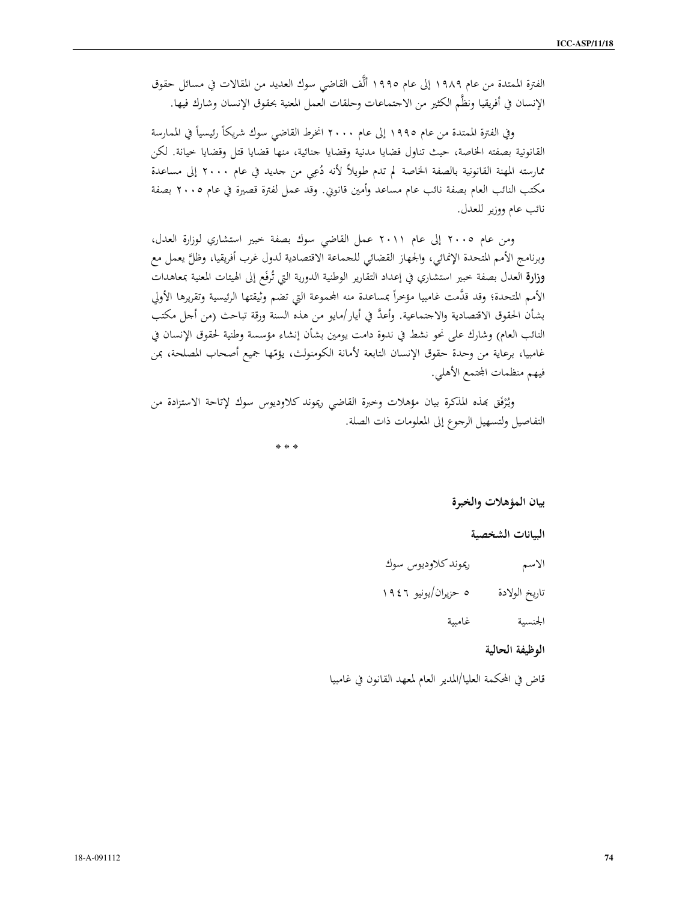الفترة الممتدة من عام ١٩٨٩ إلى عام ١٩٩٥ ألّف القاضي سوك العديد من المقالات في مسائل حقوق الإنسان في أفريقيا ونظّم الكثير من الاجتماعات وحلقات العمل المعنية بحقوق الإنسان وشارك فيها.

وفي الفترة الممتدة من عام ١٩٩٥ إلى عام ٢٠٠٠ انخرط القاضي سوك شريكاً رئيسياً في الممارسة القانونية بصفته الخاصة، حيث تناول قضايا مدنية وقضايا جنائية، منها قضايا قتل وقضايا خيانة. لكن ممارسته المهنة القانونية بالصفة الخاصة لم تدم طويلاً لأنه دُعِي من جديد في عام ٢٠٠٠ إلى مساعدة مكتب النائب العام بصفة نائب عام مساعد وأمين قانوني. وقد عمل لفترة قصيرة في عام ٢٠٠٥ بصفة نائب عام ووزير للعدل.

ومن عام ٢٠٠٥ إلى عام ٢٠١١ عمل القاضي سوك بصفة خبير استشاري لوزارة العدل، وبرنامج الأمم المتحدة الإنمائي، والجهاز القضائي للجماعة الاقتصادية لدول غرب أفريقيا، وظلَّ يعمل مع **وزارة** العدل بصفة خبير استشاري في إعداد التقارير الوطنية الدورية التي تُرفَع إلى الهيئات المعنية بمعاهدات الأمم المتحدة؛ وقد قدّمت غامبيا مؤخراً بمساعدة منه المجموعة التي تضم وثيقتها الرئيسية وتقريرها الأولي بشأن الحقوق الاقتصادية والاجتماعية. وأعدَّ في أيار/مايو من هذه السنة ورقة تباحث (من أجل مكتب النائب العام) وشارك على نحو نشط في ندوة دامت يومين بشأن إنشاء مؤسسة وطنية لحقوق الإنسان في غامبيا، برعاية من وحدة حقوق الإنسان التابعة لأمانة الكومنولث، يؤمّها جميع أصحاب المصلحة، بمن فيهم منظمات المجتمع الأهلي.

ويُرْفَق بهذه المذكرة بيان مؤهلات وخبرة القاضي ريموند كلاوديوس سوك لإتاحة الاستزادة من التفاصيل ولتسهيل الرجوع إلى المعلومات ذات الصلة.

\* \* \*

### بيان المؤهلات والخبرة

#### البيانات الشخصية

الاسم ريموند كلاوديوس سوك

تاريخ الولادة ٥ حزيران/يونيو ١٩٤٦

الجنسية غامبية

#### الوظيفة الحالية

قاض في المحكمة العليا/المدير العام لمعهد القانون في غامبيا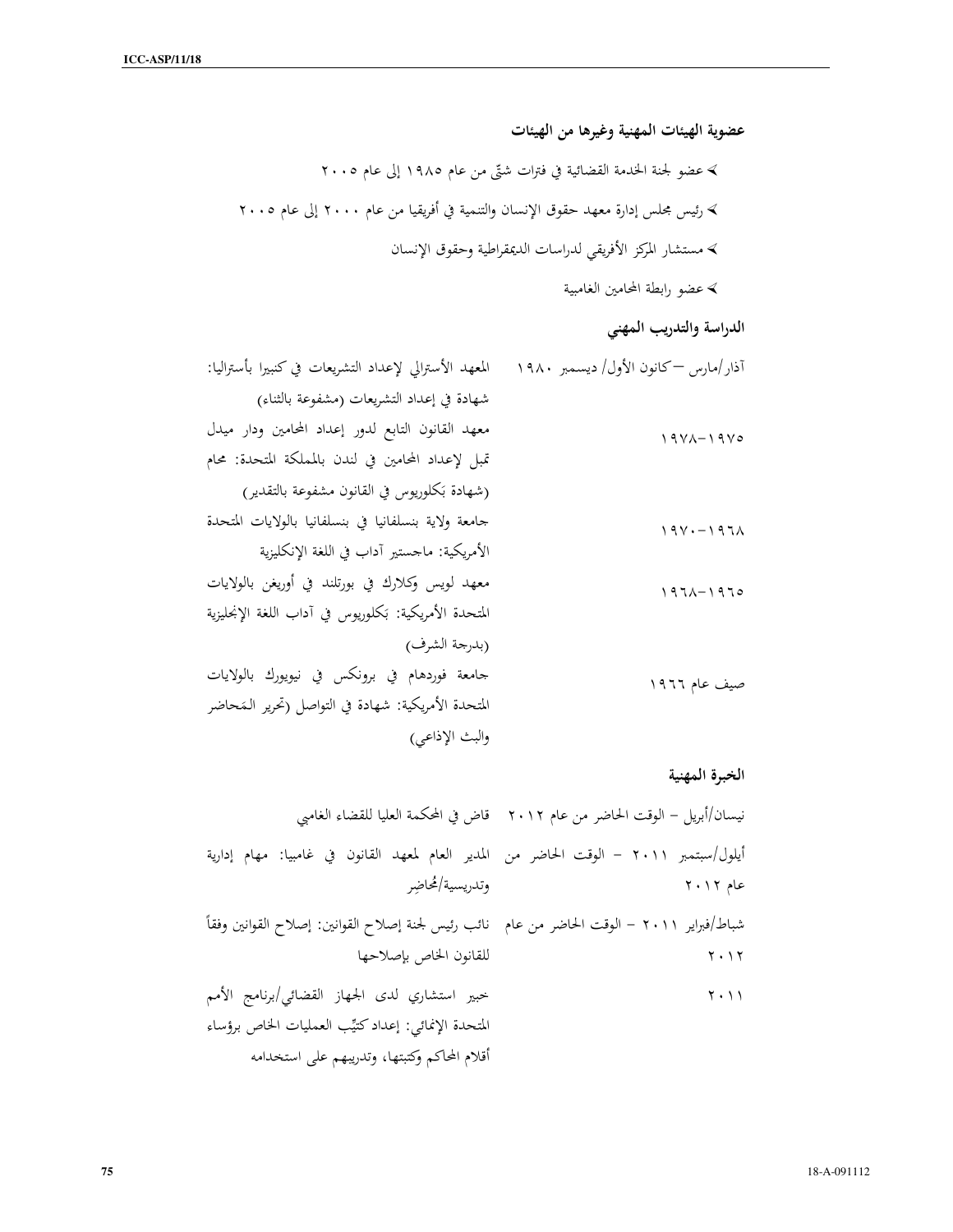### عضوية الهيئات المهنية وغيرها من الهيئات

- عضو لجنة الخدمة القضائية في فترات شتّى من عام ١٩٨٥ إلى عام ٢٠٠٥
- رئيس مجلس إدارة معهد حقوق الإنسان والتنمية في أفريقيا من عام ٢٠٠٠ إلى عام ٢٠٠٥
- مستشار المركز الأفريقي لدراسات الديمقراطية وحقوق الإنسان
- عضو رابطة المحامين الغامبية

### الدراسة والتدريب المهني

| | |
|---|---|
| آذار/مارس – كانون الأول/ ديسمبر ١٩٨٠ | المعهد الأسترالي لإعداد التشريعات في كنبيرا بأستراليا: شهادة في إعداد التشريعات (مشفوعة بالثناء) |
| ١٩٧٥–١٩٧٨ | معهد القانون التابع لدور إعداد المحامين ودار ميدل تمبل لإعداد المحامين في لندن بالمملكة المتحدة: محام (شهادة بكلوريوس في القانون مشفوعة بالتقدير) |
| ١٩٦٨–١٩٧٠ | جامعة ولاية بنسلفانيا في بنسلفانيا بالولايات المتحدة الأمريكية: ماجستير آداب في اللغة الإنكليزية |
| ١٩٦٥–١٩٦٨ | معهد لويس وكلارك في بورتلند في أوريغن بالولايات المتحدة الأمريكية: بكلوريوس في آداب اللغة الإنجليزية (بدرجة الشرف) |
| صيف عام ١٩٦٦ | جامعة فوردهام في برونكس في نيويورك بالولايات المتحدة الأمريكية: شهادة في التواصل (تحرير المحاضر والبث الإذاعي) |

### الخبرة المهنية

| | |
|---|---|
| نيسان/أبريل – الوقت الحاضر من عام ٢٠١٢ | قاض في المحكمة العليا للقضاء الغامبي |
| أيلول/سبتمبر ٢٠١١ – الوقت الحاضر من عام ٢٠١٢ | المدير العام لمعهد القانون في غامبيا: مهام إدارية وتدريسية/محاضِر |
| شباط/فبراير ٢٠١١ – الوقت الحاضر من عام ٢٠١٢ | نائب رئيس لجنة إصلاح القوانين: إصلاح القوانين وفقاً للقانون الخاص بإصلاحها |
| ٢٠١١ | خبير استشاري لدى الجهاز القضائي/برنامج الأمم المتحدة الإنمائي: إعداد كتيِّب العمليات الخاص برؤساء أقلام المحاكم وكتبتها، وتدريبهم على استخدامه |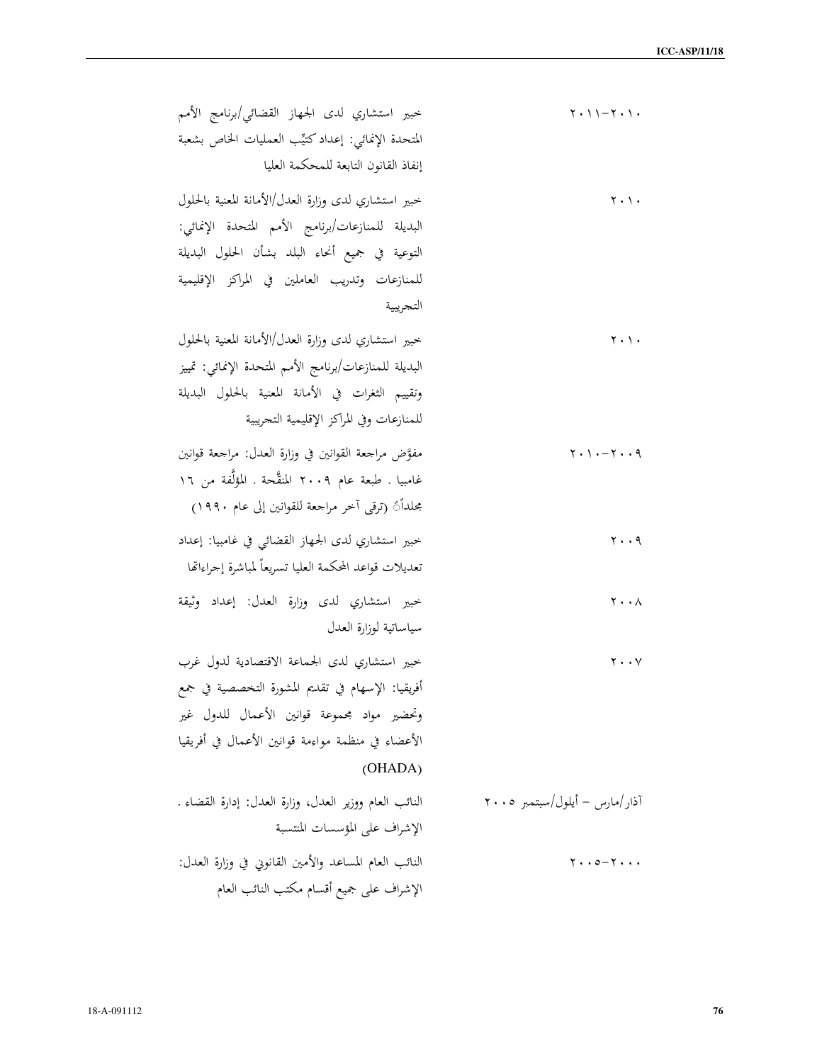| | |
|---|---|
| ٢٠١٠-٢٠١١ | خبير استشاري لدى الجهاز القضائي/برنامج الأمم المتحدة الإنمائي: إعداد كتيِّب العمليات الخاص بشعبة إنفاذ القانون التابعة للمحكمة العليا |
| ٢٠١٠ | خبير استشاري لدى وزارة العدل/الأمانة المعنية بالحلول البديلة للمنازعات/برنامج الأمم المتحدة الإنمائي: التوعية في جميع أنحاء البلد بشأن الحلول البديلة للمنازعات وتدريب العاملين في المراكز الإقليمية التجريبية |
| ٢٠١٠ | خبير استشاري لدى وزارة العدل/الأمانة المعنية بالحلول البديلة للمنازعات/برنامج الأمم المتحدة الإنمائي: تمييز وتقييم الثغرات في الأمانة المعنية بالحلول البديلة للمنازعات وفي المراكز الإقليمية التجريبية |
| ٢٠٠٩-٢٠١٠ | مفوَّض مراجعة القوانين في وزارة العدل: مراجعة قوانين غامبيا . طبعة عام ٢٠٠٩ المنقَّحة . المؤلَّفة من ١٦ مجلداً (ترقى آخر مراجعة للقوانين إلى عام ١٩٩٠) |
| ٢٠٠٩ | خبير استشاري لدى الجهاز القضائي في غامبيا: إعداد تعديلات قواعد المحكمة العليا تسريعاً لمباشرة إجراءاتها |
| ٢٠٠٨ | خبير استشاري لدى وزارة العدل: إعداد وثيقة سياساتية لوزارة العدل |
| ٢٠٠٧ | خبير استشاري لدى الجماعة الاقتصادية لدول غرب أفريقيا: الإسهام في تقديم المشورة التخصصية في جمع وتحضير مواد مجموعة قوانين الأعمال للدول غير الأعضاء في منظمة مواءمة قوانين الأعمال في أفريقيا (OHADA) |
| آذار/مارس – أيلول/سبتمبر ٢٠٠٥ | النائب العام ووزير العدل، وزارة العدل: إدارة القضاء . الإشراف على المؤسسات المنتسبة |
| ٢٠٠٠-٢٠٠٥ | النائب العام المساعد والأمين القانوني في وزارة العدل: الإشراف على جميع أقسام مكتب النائب العام |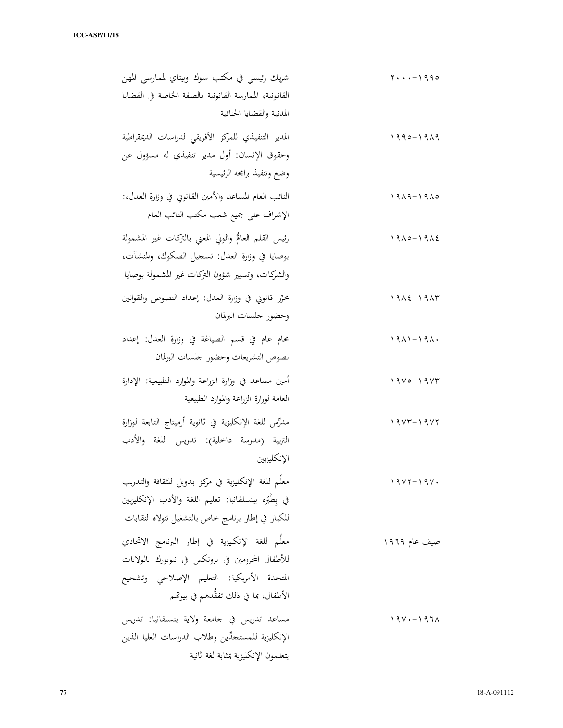| | |
|---|---|
| ٢٠٠٠–١٩٩٥ | شريك رئيسي في مكتب سوك وبيتاي لممارسي المهن القانونية، الممارسة القانونية بالصفة الخاصة في القضايا المدنية والقضايا الجنائية |
| ١٩٩٥–١٩٨٩ | المدير التنفيذي للمركز الأفريقي لدراسات الديمقراطية وحقوق الإنسان: أول مدير تنفيذي له مسؤول عن وضع وتنفيذ برامجه الرئيسية |
| ١٩٨٩–١٩٨٥ | النائب العام المساعد والأمين القانوني في وزارة العدل،: الإشراف على جميع شعب مكتب النائب العام |
| ١٩٨٥–١٩٨٤ | رئيس القلم العامُّ والولي المعني بالتركات غير المشمولة بوصايا في وزارة العدل: تسجيل الصكوك، والمنشآت، والشركات، وتسيير شؤون التركات غير المشمولة بوصايا |
| ١٩٨٤–١٩٨٣ | محرِّر قانوني في وزارة العدل: إعداد النصوص والقوانين وحضور جلسات البرلمان |
| ١٩٨١–١٩٨٠ | محام عام في قسم الصياغة في وزارة العدل: إعداد نصوص التشريعات وحضور جلسات البرلمان |
| ١٩٧٥–١٩٧٣ | أمين مساعد في وزارة الزراعة والموارد الطبيعية: الإدارة العامة لوزارة الزراعة والموارد الطبيعية |
| ١٩٧٣–١٩٧٢ | مدرِّس للغة الإنكليزية في ثانوية أرميتاج التابعة لوزارة التربية (مدرسة داخلية): تدريس اللغة والأدب الإنكليزيين |
| ١٩٧٢–١٩٧٠ | معلِّم للغة الإنكليزية في مركز بدويل للثقافة والتدريب في بِطْبُره بنسلفانيا: تعليم اللغة والأدب الإنكليزيين للكبار في إطار برنامج خاص بالتشغيل تتولاه النقابات |
| صيف عام ١٩٦٩ | معلِّم للغة الإنكليزية في إطار البرنامج الاتحادي للأطفال المحرومين في برونكس في نيويورك بالولايات المتحدة الأمريكية: التعليم الإصلاحي وتشجيع الأطفال، بما في ذلك تفقُّدهم في بيوتهم |
| ١٩٧٠–١٩٦٨ | مساعد تدريس في جامعة ولاية بنسلفانيا: تدريس الإنكليزية للمستجدّين وطلاب الدراسات العليا الذين يتعلمون الإنكليزية بمثابة لغة ثانية |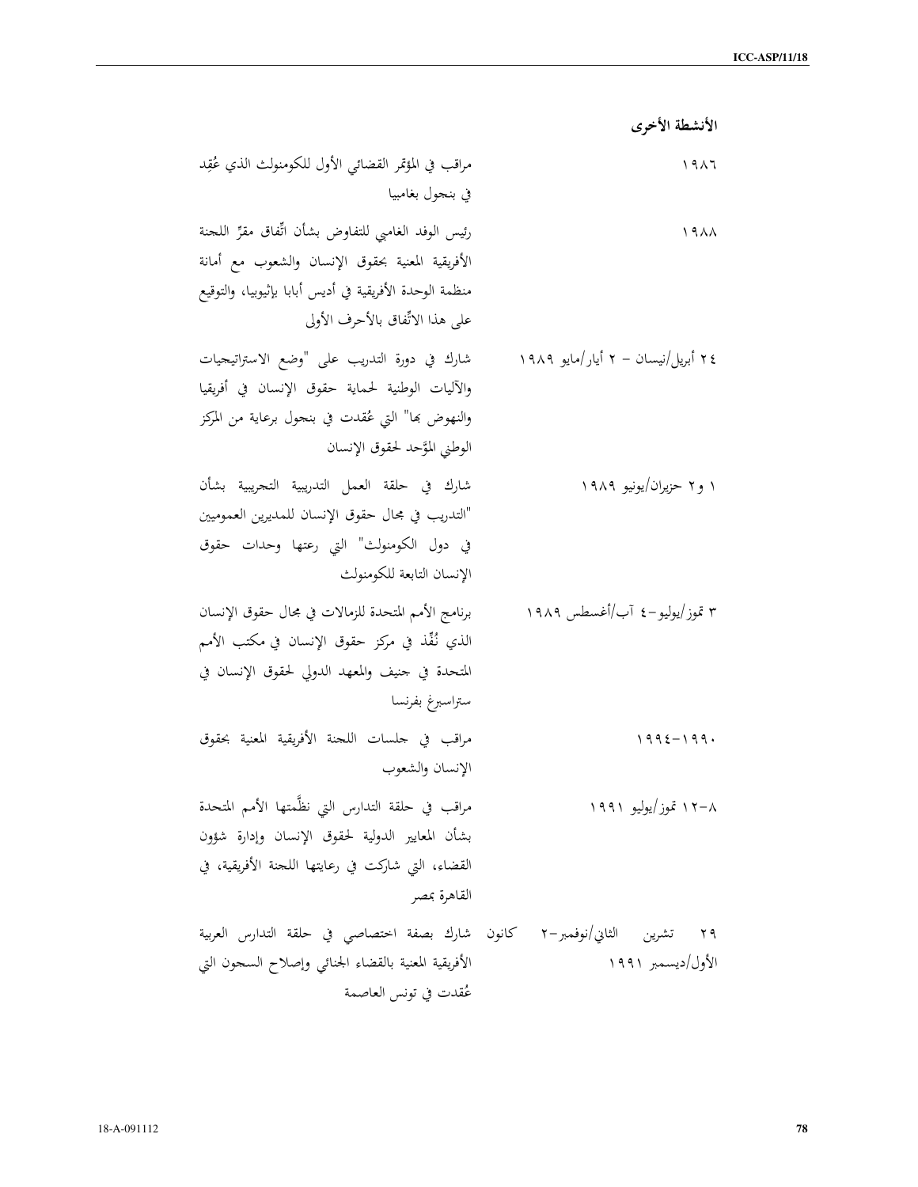**الأنشطة الأخرى**

| | |
|---|---|
| ١٩٨٦ | مراقب في المؤتمر القضائي الأول للكومنولث الذي عُقِد في بنجول بغامبيا |
| ١٩٨٨ | رئيس الوفد الغامبي للتفاوض بشأن اتِّفاق مقرِّ اللجنة الأفريقية المعنية بحقوق الإنسان والشعوب مع أمانة منظمة الوحدة الأفريقية في أديس أبابا بإثيوبيا، والتوقيع على هذا الاتِّفاق بالأحرف الأولى |
| ٢٤ أبريل/نيسان – ٢ أيار/مايو ١٩٨٩ | شارك في دورة التدريب على "وضع الاستراتيجيات والآليات الوطنية لحماية حقوق الإنسان في أفريقيا والنهوض بها" التي عُقدت في بنجول برعاية من المركز الوطني الموَّحد لحقوق الإنسان |
| ١ و٢ حزيران/يونيو ١٩٨٩ | شارك في حلقة العمل التدريبية التجريبية بشأن "التدريب في مجال حقوق الإنسان للمديرين العموميين في دول الكومنولث" التي رعتها وحدات حقوق الإنسان التابعة للكومنولث |
| ٣ تموز/يوليو–٤ آب/أغسطس ١٩٨٩ | برنامج الأمم المتحدة للزمالات في مجال حقوق الإنسان الذي نُفِّذ في مركز حقوق الإنسان في مكتب الأمم المتحدة في جنيف والمعهد الدولي لحقوق الإنسان في ستراسبرغ بفرنسا |
| ١٩٩٠–١٩٩٤ | مراقب في جلسات اللجنة الأفريقية المعنية بحقوق الإنسان والشعوب |
| ٨–١٢ تموز/يوليو ١٩٩١ | مراقب في حلقة التدارس التي نظَّمتها الأمم المتحدة بشأن المعايير الدولية لحقوق الإنسان وإدارة شؤون القضاء، التي شاركت في رعايتها اللجنة الأفريقية، في القاهرة بمصر |
| ٢٩ تشرين الثاني/نوفمبر–٢ كانون الأول/ديسمبر ١٩٩١ | شارك بصفة اختصاصي في حلقة التدارس العربية الأفريقية المعنية بالقضاء الجنائي وإصلاح السجون التي عُقدت في تونس العاصمة |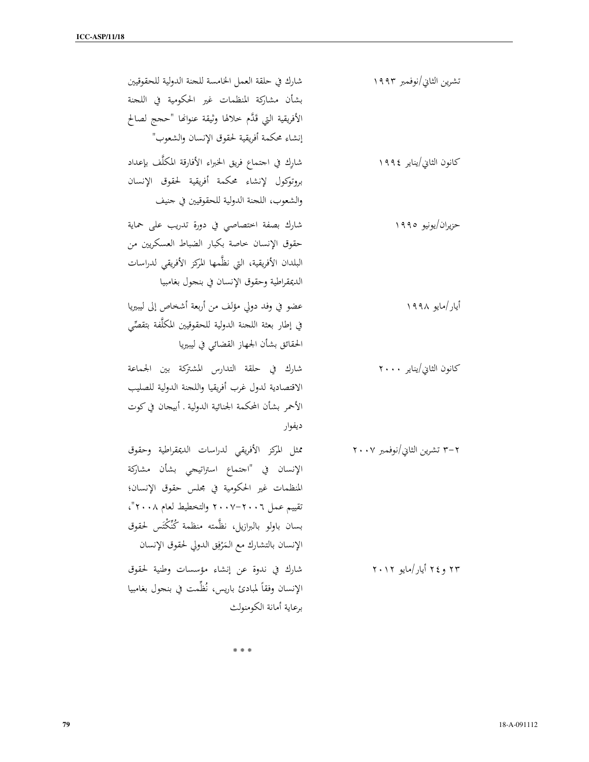| | |
|---|---|
| تشرين الثاني/نوفمبر ١٩٩٣ | شارك في حلقة العمل الخامسة للجنة الدولية للحقوقيين بشأن مشاركة المنظمات غير الحكومية في اللجنة الأفريقية التي قدَّم خلالها وثيقة عنوانها "حجج لصالح إنشاء محكمة أفريقية لحقوق الإنسان والشعوب" |
| كانون الثاني/يناير ١٩٩٤ | شارك في اجتماع فريق الخبراء الأفارقة المكلَّف بإعداد بروتوكول لإنشاء محكمة أفريقية لحقوق الإنسان والشعوب، اللجنة الدولية للحقوقيين في جنيف |
| حزيران/يونيو ١٩٩٥ | شارك بصفة اختصاصي في دورة تدريب على حماية حقوق الإنسان خاصة بكبار الضباط العسكريين من البلدان الأفريقية، التي نظَّمها المركز الأفريقي لدراسات الديمقراطية وحقوق الإنسان في بنجول بغامبيا |
| أيار/مايو ١٩٩٨ | عضو في وفد دولي مؤلف من أربعة أشخاص إلى ليبيريا في إطار بعثة اللجنة الدولية للحقوقيين المكلَّفة بتقصِّي الحقائق بشأن الجهاز القضائي في ليبيريا |
| كانون الثاني/يناير ٢٠٠٠ | شارك في حلقة التدارس المشتركة بين الجماعة الاقتصادية لدول غرب أفريقيا واللجنة الدولية للصليب الأحمر بشأن المحكمة الجنائية الدولية . أبيجان في كوت ديفوار |
| ٢-٣ تشرين الثاني/نوفمبر ٢٠٠٧ | ممثل المركز الأفريقي لدراسات الديمقراطية وحقوق الإنسان في "اجتماع استراتيجي بشأن مشاركة المنظمات غير الحكومية في مجلس حقوق الإنسان؛ تقييم عمل ٢٠٠٦-٢٠٠٧ والتخطيط لعام ٢٠٠٨"، بساو باولو بالبرازيل، نظَّمته منظمة كُنِّكْتَس لحقوق الإنسان بالتشارك مع المَرْفِق الدولي لحقوق الإنسان |
| ٢٣ و٢٤ أيار/مايو ٢٠١٢ | شارك في ندوة عن إنشاء مؤسسات وطنية لحقوق الإنسان وفقاً لمبادئ باريس، نُظِّمت في بنجول بغامبيا برعاية أمانة الكومنولث |

\* \* \*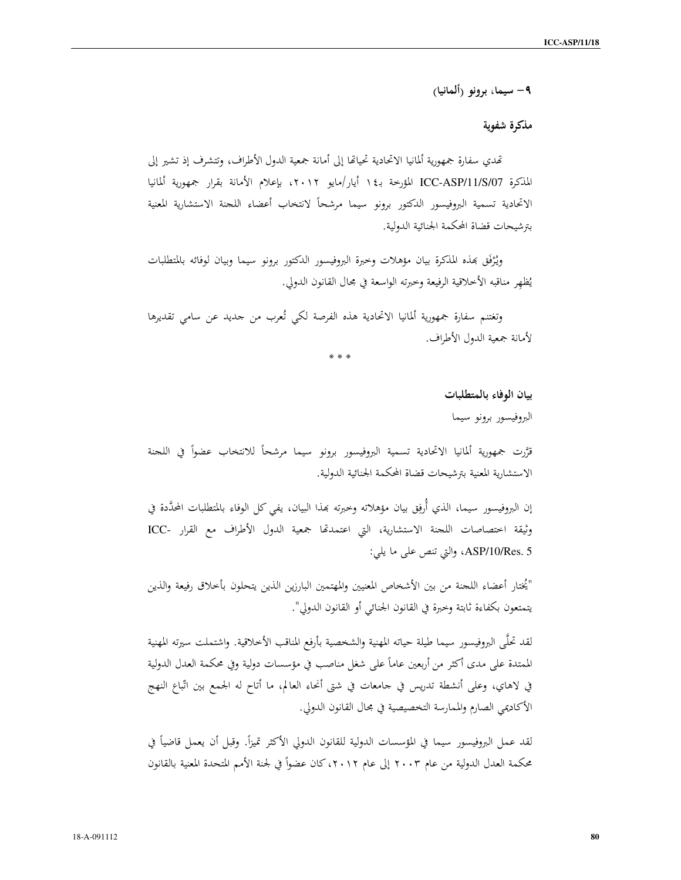**٩- سيما، برونو (ألمانيا)**

**مذكرة شفوية**

تهدي سفارة جمهورية ألمانيا الاتحادية تحياتها إلى أمانة جمعية الدول الأطراف، وتتشرف إذ تشير إلى المذكرة ICC-ASP/11/S/07 المؤرخة بـ١٤ أيار/مايو ٢٠١٢، بإعلام الأمانة بقرار جمهورية ألمانيا الاتحادية تسمية البروفيسور الدكتور برونو سيما مرشحاً لانتخاب أعضاء اللجنة الاستشارية المعنية بترشيحات قضاة المحكمة الجنائية الدولية.

ويُرْفَق بهذه المذكرة بيان مؤهلات وخبرة البروفيسور الدكتور برونو سيما وبيان لوفائه بالمتطلبات يُظهِر مناقبه الأخلاقية الرفيعة وخبرته الواسعة في مجال القانون الدولي.

وتغتنم سفارة جمهورية ألمانيا الاتحادية هذه الفرصة لكي تُعرب من جديد عن سامي تقديرها لأمانة جمعية الدول الأطراف.

\* \* \*

**بيان الوفاء بالمتطلبات**

البروفيسور برونو سيما

قرَّرت جمهورية ألمانيا الاتحادية تسمية البروفيسور برونو سيما مرشحاً للانتخاب عضواً في اللجنة الاستشارية المعنية بترشيحات قضاة المحكمة الجنائية الدولية.

إن البروفيسور سيما، الذي أُرفِق بيان مؤهلاته وخبرته بهذا البيان، يفي كل الوفاء بالمتطلبات المحدَّدة في وثيقة اختصاصات اللجنة الاستشارية، التي اعتمدتها جمعية الدول الأطراف مع القرار ICC-ASP/10/Res. 5، والتي تنص على ما يلي:

"يُختار أعضاء اللجنة من بين الأشخاص المعنيين والمهتمين البارزين الذين يتحلون بأخلاق رفيعة والذين يتمتعون بكفاءة ثابتة وخبرة في القانون الجنائي أو القانون الدولي".

لقد تحلَّى البروفيسور سيما طيلة حياته المهنية والشخصية بأرفع المناقب الأخلاقية. واشتملت سيرته المهنية الممتدة على مدى أكثر من أربعين عاماً على شغل مناصب في مؤسسات دولية وفي محكمة العدل الدولية في لاهاي، وعلى أنشطة تدريس في جامعات في شتى أنحاء العالم، ما أتاح له الجمع بين اتّباع النهج الأكاديمي الصارم والممارسة التخصيصية في مجال القانون الدولي.

لقد عمل البروفيسور سيما في المؤسسات الدولية للقانون الدولي الأكثر تميزاً. وقبل أن يعمل قاضياً في محكمة العدل الدولية من عام ٢٠٠٣ إلى عام ٢٠١٢، كان عضواً في لجنة الأمم المتحدة المعنية بالقانون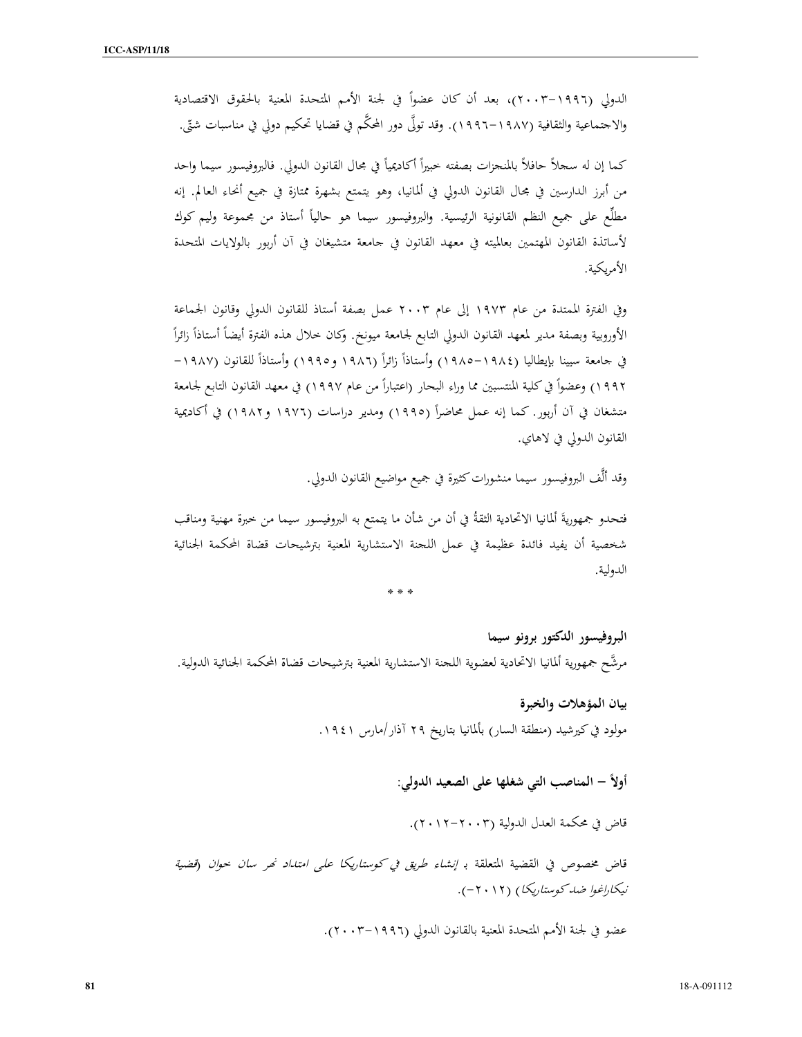الدولي (١٩٩٦-٢٠٠٣)، بعد أن كان عضواً في لجنة الأمم المتحدة المعنية بالحقوق الاقتصادية والاجتماعية والثقافية (١٩٨٧-١٩٩٦). وقد تولّى دور المحكَّم في قضايا تحكيم دولي في مناسبات شتّى.

كما إن له سجلاً حافلاً بالمنجزات بصفته خبيراً أكاديمياً في مجال القانون الدولي. فالبروفيسور سيما واحد من أبرز الدارسين في مجال القانون الدولي في ألمانيا، وهو يتمتع بشهرة ممتازة في جميع أنحاء العالم. إنه مطلّع على جميع النظم القانونية الرئيسية. والبروفيسور سيما هو حالياً أستاذ من مجموعة وليم كوك لأساتذة القانون المهتمين بعالميته في معهد القانون في جامعة متشيغان في آن أربور بالولايات المتحدة الأمريكية.

وفي الفترة الممتدة من عام ١٩٧٣ إلى عام ٢٠٠٣ عمل بصفة أستاذ للقانون الدولي وقانون الجماعة الأوروبية وبصفة مدير لمعهد القانون الدولي التابع لجامعة ميونخ. وكان خلال هذه الفترة أيضاً أستاذاً زائراً في جامعة سيينا بإيطاليا (١٩٨٤-١٩٨٥) وأستاذاً زائراً (١٩٨٦ و١٩٩٥) وأستاذاً للقانون (١٩٨٧-١٩٩٢) وعضواً في كلية المنتسبين مما وراء البحار (اعتباراً من عام ١٩٩٧) في معهد القانون التابع لجامعة متشغان في آن أربور. كما إنه عمل محاضراً (١٩٩٥) ومدير دراسات (١٩٧٦ و١٩٨٢) في أكاديمية القانون الدولي في لاهاي.

وقد ألَّف البروفيسور سيما منشورات كثيرة في جميع مواضيع القانون الدولي.

فتحدو جمهوريةَ ألمانيا الاتحادية الثقةُ في أن من شأن ما يتمتع به البروفيسور سيما من خبرة مهنية ومناقب شخصية أن يفيد فائدة عظيمة في عمل اللجنة الاستشارية المعنية بترشيحات قضاة المحكمة الجنائية الدولية.

\* \* \*

**البروفيسور الدكتور برونو سيما**

مرشَّح جمهورية ألمانيا الاتحادية لعضوية اللجنة الاستشارية المعنية بترشيحات قضاة المحكمة الجنائية الدولية.

**بيان المؤهلات والخبرة**

مولود في كيرشيد (منطقة السار) بألمانيا بتاريخ ٢٩ آذار/مارس ١٩٤١.

**أولاً – المناصب التي شغلها على الصعيد الدولي:**

قاض في محكمة العدل الدولية (٢٠٠٣-٢٠١٢).

قاض مخصوص في القضية المتعلقة بـ *إنشاء طريق في كوستاريكا على امتداد نهر سان خوان (قضية نيكاراغوا ضد كوستاريكا)* (٢٠١٢-).

عضو في لجنة الأمم المتحدة المعنية بالقانون الدولي (١٩٩٦-٢٠٠٣).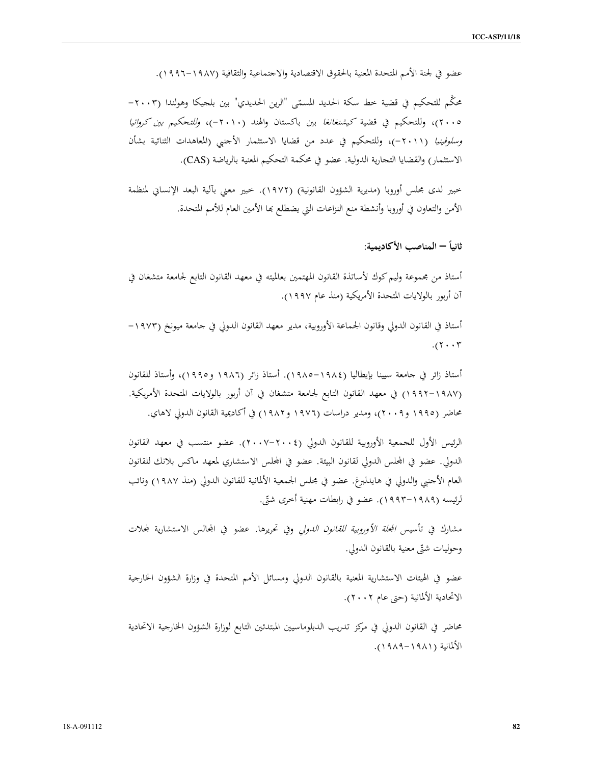عضو في لجنة الأمم المتحدة المعنية بالحقوق الاقتصادية والاجتماعية والثقافية (١٩٨٧-١٩٩٦).

محكِّم للتحكيم في قضية خط سكة الحديد المسمّى "الرين الحديدي" بين بلجيكا وهولندا (٢٠٠٣-٢٠٠٥)، وللتحكيم في قضية *كيشنغانغا* بين باكستان والهند (٢٠١٠-)، *وللتحكيم بين كرواتيا وسلوفينيا* (٢٠١١-)، وللتحكيم في عدد من قضايا الاستثمار الأجنبي (المعاهدات الثنائية بشأن الاستثمار) والقضايا التجارية الدولية. عضو في محكمة التحكيم المعنية بالرياضة (CAS).

خبير لدى مجلس أوروبا (مديرية الشؤون القانونية) (١٩٧٢). خبير معني بآلية البعد الإنساني لمنظمة الأمن والتعاون في أوروبا وأنشطة منع النزاعات التي يضطلع بها الأمين العام للأمم المتحدة.

**ثانياً – المناصب الأكاديمية:**

أستاذ من مجموعة وليم كوك لأساتذة القانون المهتمين بعالميته في معهد القانون التابع لجامعة متشغان في آن أربور بالولايات المتحدة الأمريكية (منذ عام ١٩٩٧).

أستاذ في القانون الدولي وقانون الجماعة الأوروبية، مدير معهد القانون الدولي في جامعة ميونخ (١٩٧٣-٢٠٠٣).

أستاذ زائر في جامعة سيينا بإيطاليا (١٩٨٤-١٩٨٥). أستاذ زائر (١٩٨٦ و١٩٩٥)، وأستاذ للقانون (١٩٨٧-١٩٩٢) في معهد القانون التابع لجامعة متشغان في آن أربور بالولايات المتحدة الأمريكية. محاضر (١٩٩٥ و٢٠٠٩)، ومدير دراسات (١٩٧٦ و١٩٨٢) في أكاديمية القانون الدولي لاهاي.

الرئيس الأول للجمعية الأوروبية للقانون الدولي (٢٠٠٤-٢٠٠٧). عضو منتسب في معهد القانون الدولي. عضو في المجلس الدولي لقانون البيئة. عضو في المجلس الاستشاري لمعهد ماكس بلانك للقانون العام الأجنبي والدولي في هايدلبرغ. عضو في مجلس الجمعية الألمانية للقانون الدولي (منذ ١٩٨٧) ونائب لرئيسه (١٩٨٩-١٩٩٣). عضو في رابطات مهنية أخرى شتّى.

مشارك في تأسيس *المجلة الأوروبية للقانون الدولي* وفي تحريرها. عضو في المجالس الاستشارية لمجلات وحوليات شتّى معنية بالقانون الدولي.

عضو في الهيئات الاستشارية المعنية بالقانون الدولي ومسائل الأمم المتحدة في وزارة الشؤون الخارجية الاتحادية الألمانية (حتى عام ٢٠٠٢).

محاضر في القانون الدولي في مركز تدريب الدبلوماسيين المبتدئين التابع لوزارة الشؤون الخارجية الاتحادية الألمانية (١٩٨١-١٩٨٩).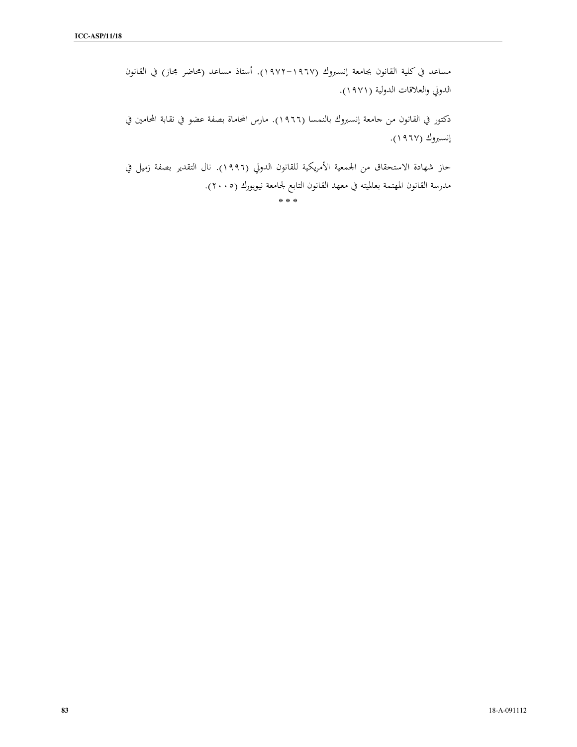مساعد في كلية القانون بجامعة إنسبروك (١٩٦٧–١٩٧٢). أستاذ مساعد (محاضر مجاز) في القانون الدولي والعلاقات الدولية (١٩٧١).

دكتور في القانون من جامعة إنسبروك بالنمسا (١٩٦٦). مارس المحاماة بصفة عضو في نقابة المحامين في إنسبروك (١٩٦٧).

حاز شهادة الاستحقاق من الجمعية الأمريكية للقانون الدولي (١٩٩٦). نال التقدير بصفة زميل في مدرسة القانون المهتمة بعالميته في معهد القانون التابع لجامعة نيويورك (٢٠٠٥).

\* \* \*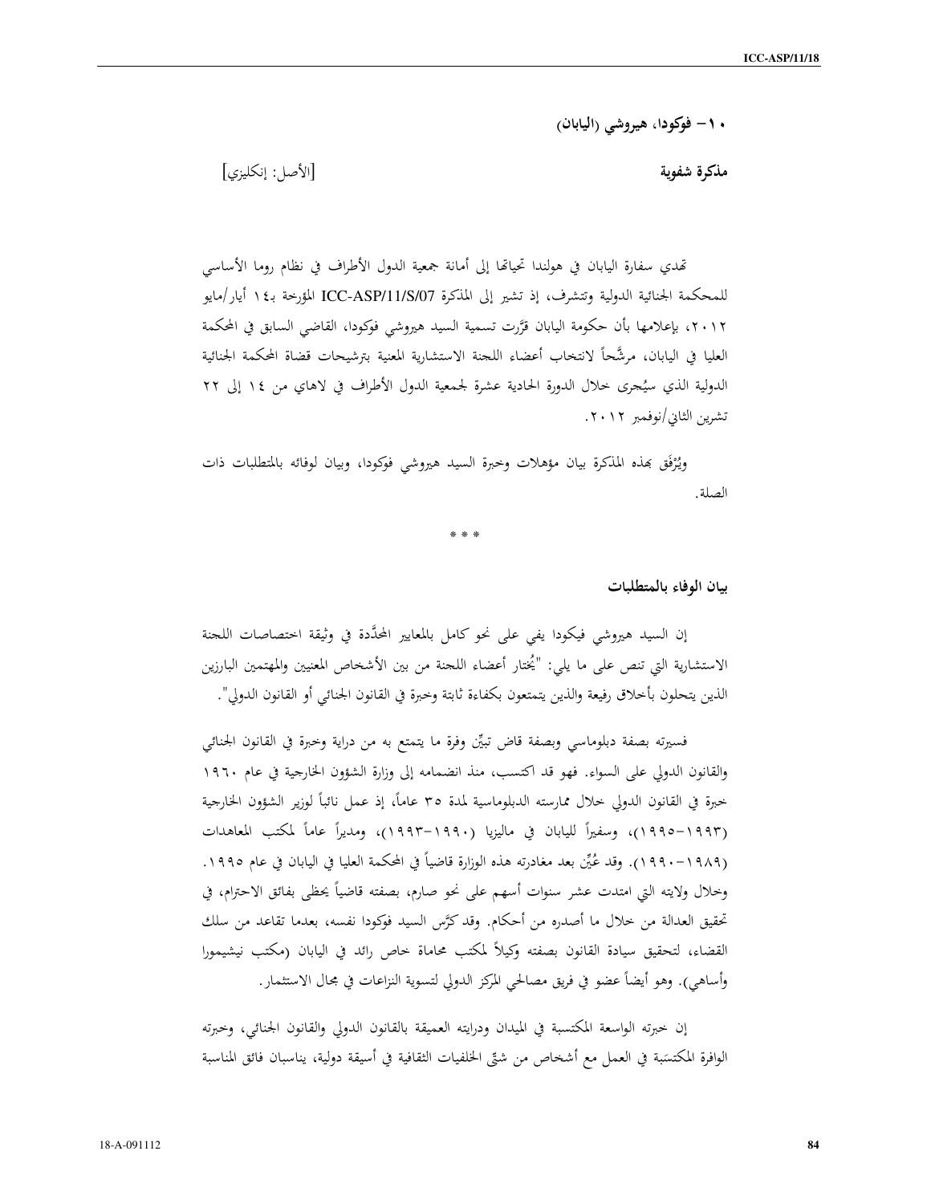**١٠ – فوكودا، هيروشي (اليابان)**

**مذكرة شفوية** [الأصل: إنكليزي]

تهدي سفارة اليابان في هولندا تحياتها إلى أمانة جمعية الدول الأطراف في نظام روما الأساسي للمحكمة الجنائية الدولية وتتشرف، إذ تشير إلى المذكرة ICC-ASP/11/S/07 المؤرخة بـ١٤ أيار/مايو ٢٠١٢، بإعلامها بأن حكومة اليابان قرَّرت تسمية السيد هيروشي فوكودا، القاضي السابق في المحكمة العليا في اليابان، مرشَّحاً لانتخاب أعضاء اللجنة الاستشارية المعنية بترشيحات قضاة المحكمة الجنائية الدولية الذي سيُجرى خلال الدورة الحادية عشرة لجمعية الدول الأطراف في لاهاي من ١٤ إلى ٢٢ تشرين الثاني/نوفمبر ٢٠١٢.

ويُرْفَق بهذه المذكرة بيان مؤهلات وخبرة السيد هيروشي فوكودا، وبيان لوفائه بالمتطلبات ذات الصلة.

\* \* \*

**بيان الوفاء بالمتطلبات**

إن السيد هيروشي فيكودا يفي على نحو كامل بالمعايير المحدَّدة في وثيقة اختصاصات اللجنة الاستشارية التي تنص على ما يلي: "يُختار أعضاء اللجنة من بين الأشخاص المعنيين والمهتمين البارزين الذين يتحلون بأخلاق رفيعة والذين يتمتعون بكفاءة ثابتة وخبرة في القانون الجنائي أو القانون الدولي".

فسيرته بصفة دبلوماسي وبصفة قاض تبيِّن وفرة ما يتمتع به من دراية وخبرة في القانون الجنائي والقانون الدولي على السواء. فهو قد اكتسب، منذ انضمامه إلى وزارة الشؤون الخارجية في عام ١٩٦٠ خبرة في القانون الدولي خلال ممارسته الدبلوماسية لمدة ٣٥ عاماً، إذ عمل نائباً لوزير الشؤون الخارجية (١٩٩٣–١٩٩٥)، وسفيراً لليابان في ماليزيا (١٩٩٠–١٩٩٣)، ومديراً عاماً لمكتب المعاهدات (١٩٨٩–١٩٩٠). وقد عُيِّن بعد مغادرته هذه الوزارة قاضياً في المحكمة العليا في اليابان في عام ١٩٩٥. وخلال ولايته التي امتدت عشر سنوات أسهم على نحو صارم، بصفته قاضياً يحظى بفائق الاحترام، في تحقيق العدالة من خلال ما أصدره من أحكام. وقد كرَّس السيد فوكودا نفسه، بعدما تقاعد من سلك القضاء، لتحقيق سيادة القانون بصفته وكيلاً لمكتب محاماة خاص رائد في اليابان (مكتب نيشيمورا وأساهي). وهو أيضاً عضو في فريق مصالحي المركز الدولي لتسوية النزاعات في مجال الاستثمار.

إن خبرته الواسعة المكتسبة في الميدان ودرايته العميقة بالقانون الدولي والقانون الجنائي، وخبرته الوافرة المكتسَبة في العمل مع أشخاص من شتّى الخلفيات الثقافية في أسيقة دولية، يناسبان فائق المناسبة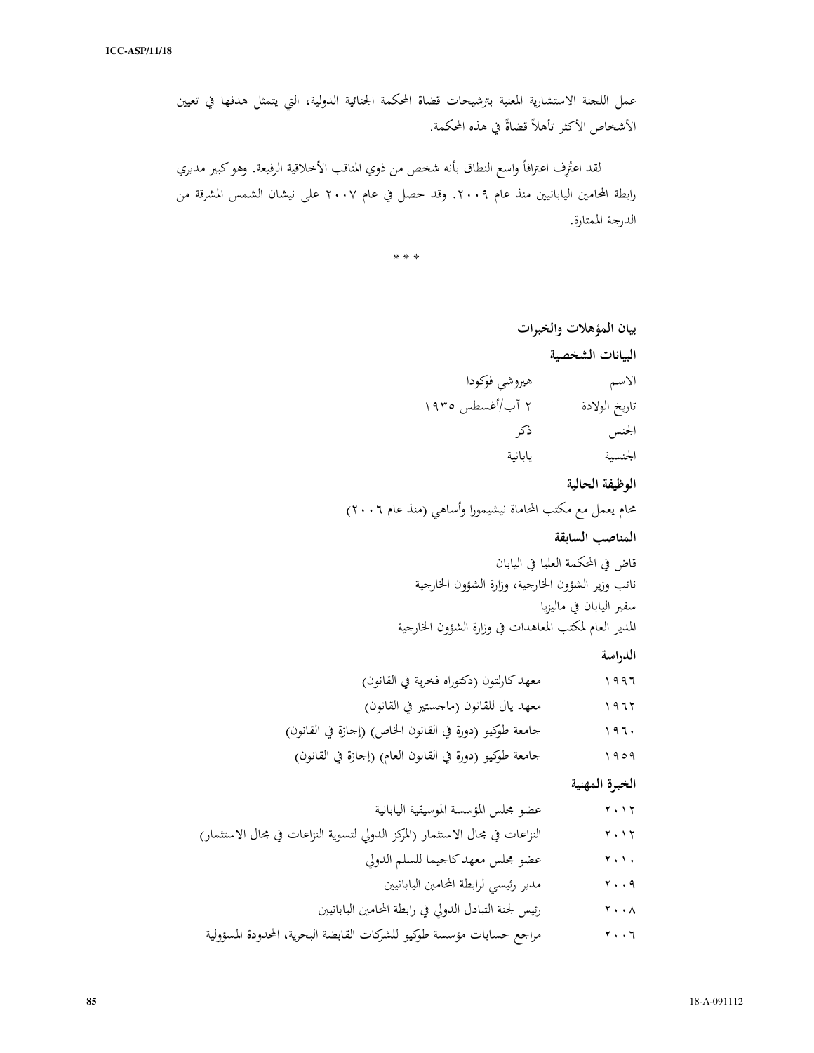عمل اللجنة الاستشارية المعنية بترشيحات قضاة المحكمة الجنائية الدولية، التي يتمثل هدفها في تعيين الأشخاص الأكثر تأهلاً قضاةً في هذه المحكمة.

لقد اعتُرِف اعترافاً واسع النطاق بأنه شخص من ذوي المناقب الأخلاقية الرفيعة. وهو كبير مديري رابطة المحامين اليابانيين منذ عام ٢٠٠٩. وقد حصل في عام ٢٠٠٧ على نيشان الشمس المشرقة من الدرجة الممتازة.

* * *

## بيان المؤهلات والخبرات

### البيانات الشخصية

| | |
|---|---|
| الاسم | هيروشي فوكودا |
| تاريخ الولادة | ٢ آب/أغسطس ١٩٣٥ |
| الجنس | ذكر |
| الجنسية | يابانية |

### الوظيفة الحالية

محام يعمل مع مكتب المحاماة نيشيمورا وأساهي (منذ عام ٢٠٠٦)

### المناصب السابقة

قاض في المحكمة العليا في اليابان

نائب وزير الشؤون الخارجية، وزارة الشؤون الخارجية

سفير اليابان في ماليزيا

المدير العام لمكتب المعاهدات في وزارة الشؤون الخارجية

### الدراسة

| | |
|---|---|
| ١٩٩٦ | معهد كارلتون (دكتوراه فخرية في القانون) |
| ١٩٦٢ | معهد يال للقانون (ماجستير في القانون) |
| ١٩٦٠ | جامعة طوكيو (دورة في القانون الخاص) (إجازة في القانون) |
| ١٩٥٩ | جامعة طوكيو (دورة في القانون العام) (إجازة في القانون) |

### الخبرة المهنية

| | |
|---|---|
| ٢٠١٢ | عضو مجلس المؤسسة الموسيقية اليابانية |
| ٢٠١٢ | النزاعات في مجال الاستثمار (المركز الدولي لتسوية النزاعات في مجال الاستثمار) |
| ٢٠١٠ | عضو مجلس معهد كاجيما للسلم الدولي |
| ٢٠٠٩ | مدير رئيسي لرابطة المحامين اليابانيين |
| ٢٠٠٨ | رئيس لجنة التبادل الدولي في رابطة المحامين اليابانيين |
| ٢٠٠٦ | مراجع حسابات مؤسسة طوكيو للشركات القابضة البحرية، المحدودة المسؤولية |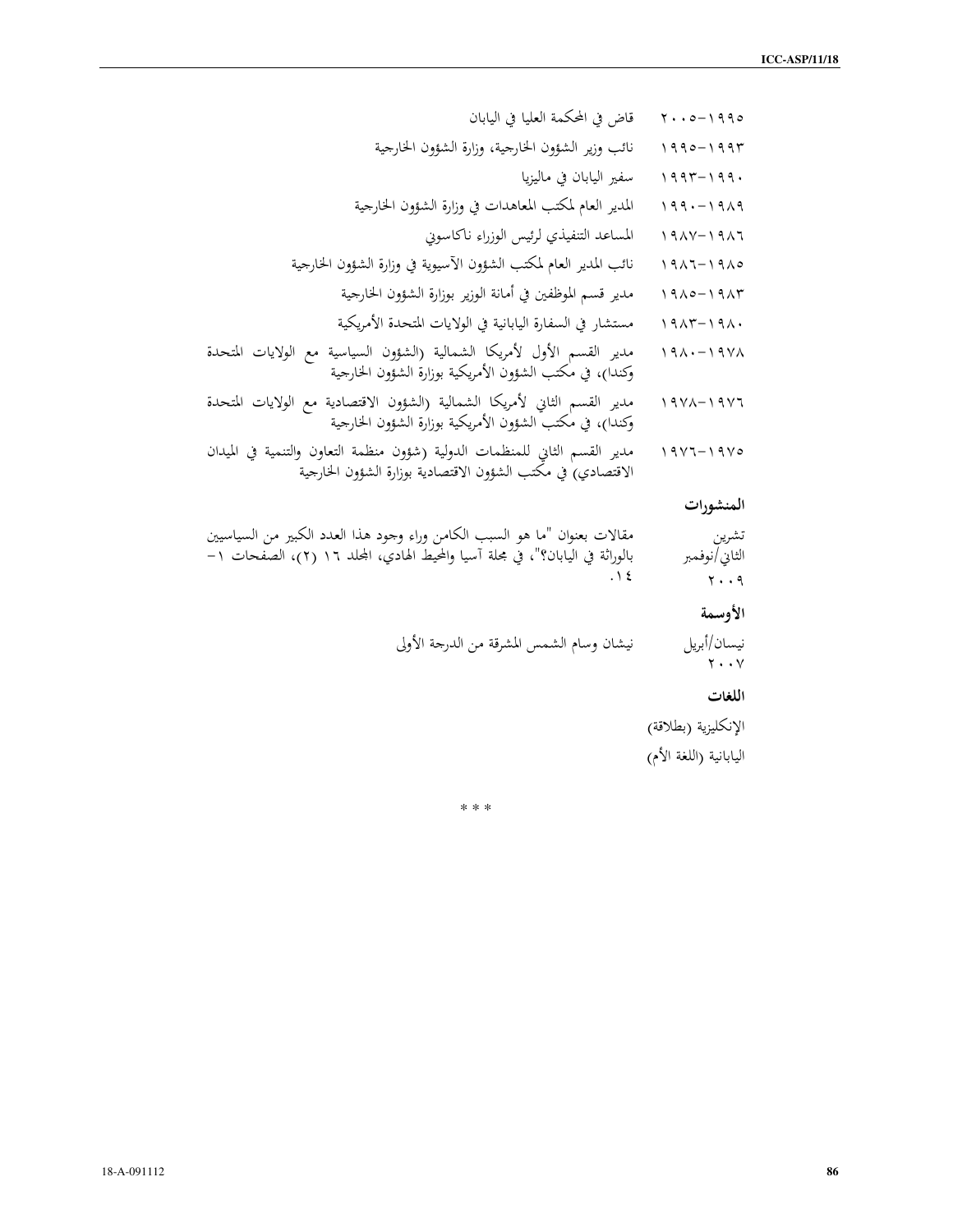| | |
|---|---|
| ١٩٩٥–٢٠٠٥ | قاض في المحكمة العليا في اليابان |
| ١٩٩٣–١٩٩٥ | نائب وزير الشؤون الخارجية، وزارة الشؤون الخارجية |
| ١٩٩٠–١٩٩٣ | سفير اليابان في ماليزيا |
| ١٩٨٩–١٩٩٠ | المدير العام لمكتب المعاهدات في وزارة الشؤون الخارجية |
| ١٩٨٦–١٩٨٧ | المساعد التنفيذي لرئيس الوزراء ناكاسوني |
| ١٩٨٥–١٩٨٦ | نائب المدير العام لمكتب الشؤون الآسيوية في وزارة الشؤون الخارجية |
| ١٩٨٣–١٩٨٥ | مدير قسم الموظفين في أمانة الوزير بوزارة الشؤون الخارجية |
| ١٩٨٠–١٩٨٣ | مستشار في السفارة اليابانية في الولايات المتحدة الأمريكية |
| ١٩٧٨–١٩٨٠ | مدير القسم الأول لأمريكا الشمالية (الشؤون السياسية مع الولايات المتحدة وكندا)، في مكتب الشؤون الأمريكية بوزارة الشؤون الخارجية |
| ١٩٧٦–١٩٧٨ | مدير القسم الثاني لأمريكا الشمالية (الشؤون الاقتصادية مع الولايات المتحدة وكندا)، في مكتب الشؤون الأمريكية بوزارة الشؤون الخارجية |
| ١٩٧٥–١٩٧٦ | مدير القسم الثاني للمنظمات الدولية (شؤون منظمة التعاون والتنمية في الميدان الاقتصادي) في مكتب الشؤون الاقتصادية بوزارة الشؤون الخارجية |

**المنشورات**

| | |
|---|---|
| تشرين الثاني/نوفمبر ٢٠٠٩ | مقالات بعنوان "ما هو السبب الكامن وراء وجود هذا العدد الكبير من السياسيين بالوراثة في اليابان؟"، في مجلة آسيا والمحيط الهادي، المجلد ١٦ (٢)، الصفحات ١–١٤. |

**الأوسمة**

| | |
|---|---|
| نيسان/أبريل ٢٠٠٧ | نيشان وسام الشمس المشرقة من الدرجة الأولى |

**اللغات**

الإنكليزية (بطلاقة)

اليابانية (اللغة الأم)

\* \* \*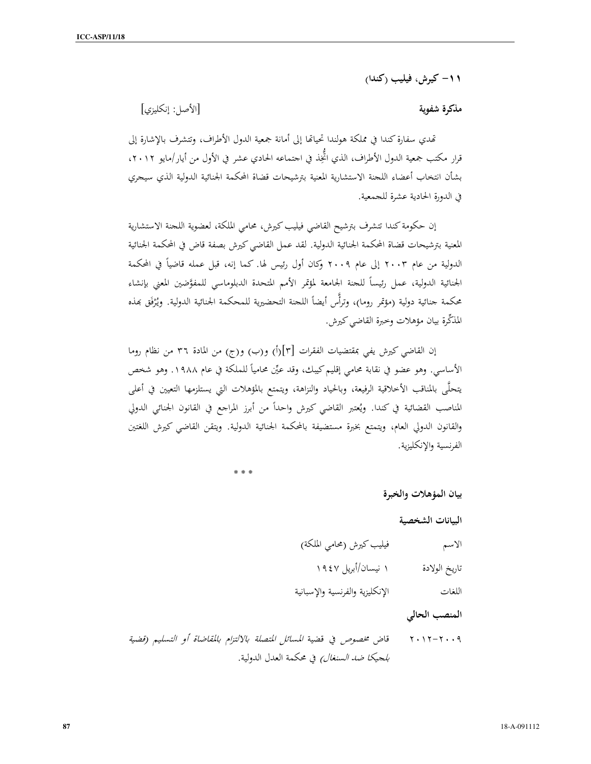### ١١- كيرش، فيليب (كندا)

**مذكرة شفوية** [الأصل: إنكليزي]

تهدي سفارة كندا في مملكة هولندا تحياتها إلى أمانة جمعية الدول الأطراف، وتتشرف بالإشارة إلى قرار مكتب جمعية الدول الأطراف، الذي اتُّخِذ في اجتماعه الحادي عشر في الأول من أيار/مايو ٢٠١٢، بشأن انتخاب أعضاء اللجنة الاستشارية المعنية بترشيحات قضاة المحكمة الجنائية الدولية الذي سيجري في الدورة الحادية عشرة للجمعية.

إن حكومة كندا تتشرف بترشيح القاضي فيليب كيرش، محامي الملكة، لعضوية اللجنة الاستشارية المعنية بترشيحات قضاة المحكمة الجنائية الدولية. لقد عمل القاضي كيرش بصفة قاض في المحكمة الجنائية الدولية من عام ٢٠٠٣ إلى عام ٢٠٠٩ وكان أول رئيس لها. كما إنه، قبل عمله قاضياً في المحكمة الجنائية الدولية، عمل رئيساً للجنة الجامعة لمؤتمر الأمم المتحدة الدبلوماسي للمفوَّضين المعني بإنشاء محكمة جنائية دولية (مؤتمر روما)، وترأَّس أيضاً اللجنة التحضيرية للمحكمة الجنائية الدولية. ويُرْفَق بهذه المذكِّرة بيان مؤهلات وخبرة القاضي كيرش.

إن القاضي كيرش يفي بمقتضيات الفقرات [٣](أ) و(ب) و(ج) من المادة ٣٦ من نظام روما الأساسي. وهو عضو في نقابة محامي إقليم كيبك، وقد عيِّن محامياً للملكة في عام ١٩٨٨. وهو شخص يتحلَّى بالمناقب الأخلاقية الرفيعة، وبالحياد والنزاهة، ويتمتع بالمؤهلات التي يستلزمها التعيين في أعلى المناصب القضائية في كندا. ويُعتبر القاضي كيرش واحداً من أبرز المراجع في القانون الجنائي الدولي والقانون الدولي العام، ويتمتع بخبرة مستضيفة بالمحكمة الجنائية الدولية. ويتقن القاضي كيرش اللغتين الفرنسية والإنكليزية.

* * *

**بيان المؤهلات والخبرة**

**البيانات الشخصية**

| | |
|---|---|
| الاسم | فيليب كيرش (محامي الملكة) |
| تاريخ الولادة | ١ نيسان/أبريل ١٩٤٧ |
| اللغات | الإنكليزية والفرنسية والإسبانية |

**المنصب الحالي**

٢٠٠٩-٢٠١٢ *قاض مخصوص في قضية المسائل المتصلة بالالتزام بالمقاضاة أو التسليم (قضية بلجيكا ضد السنغال)* في محكمة العدل الدولية.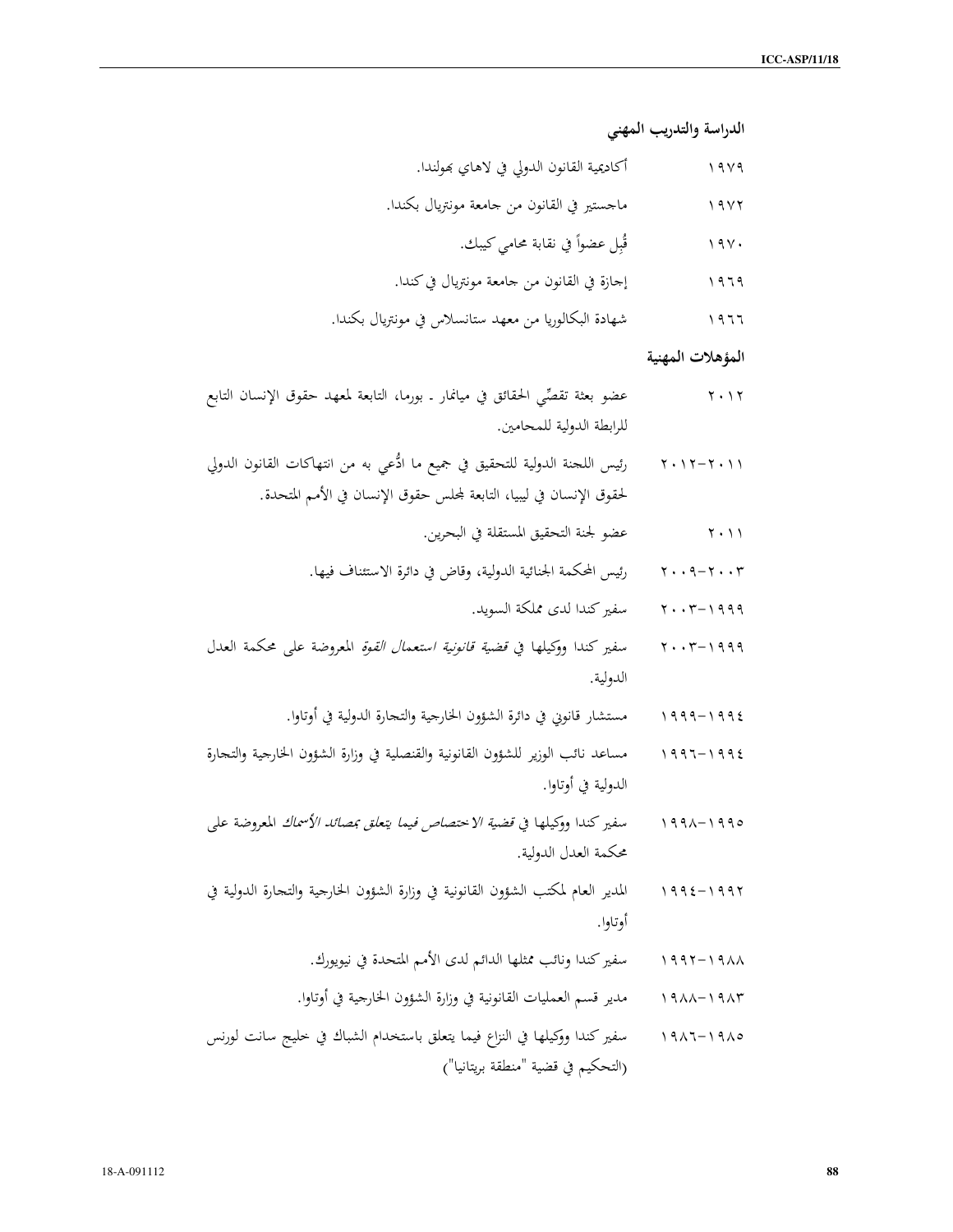### الدراسة والتدريب المهني

١٩٧٩ أكاديمية القانون الدولي في لاهاي بهولندا.

١٩٧٢ ماجستير في القانون من جامعة مونتريال بكندا.

١٩٧٠ قُبِل عضواً في نقابة محامي كيبك.

١٩٦٩ إجازة في القانون من جامعة مونتريال في كندا.

١٩٦٦ شهادة البكالوريا من معهد ستانسلاس في مونتريال بكندا.

### المؤهلات المهنية

٢٠١٢ عضو بعثة تقصّي الحقائق في ميانمار ـ بورما، التابعة لمعهد حقوق الإنسان التابع للرابطة الدولية للمحامين.

٢٠١١-٢٠١٢ رئيس اللجنة الدولية للتحقيق في جميع ما ادُّعي به من انتهاكات القانون الدولي لحقوق الإنسان في ليبيا، التابعة لمجلس حقوق الإنسان في الأمم المتحدة.

٢٠١١ عضو لجنة التحقيق المستقلة في البحرين.

٢٠٠٣-٢٠٠٩ رئيس المحكمة الجنائية الدولية، وقاض في دائرة الاستئناف فيها.

١٩٩٩-٢٠٠٣ سفير كندا لدى مملكة السويد.

١٩٩٩-٢٠٠٣ سفير كندا ووكيلها في *قضية قانونية استعمال القوة* المعروضة على محكمة العدل الدولية.

١٩٩٤-١٩٩٩ مستشار قانوني في دائرة الشؤون الخارجية والتجارة الدولية في أوتاوا.

١٩٩٤-١٩٩٦ مساعد نائب الوزير للشؤون القانونية والقنصلية في وزارة الشؤون الخارجية والتجارة الدولية في أوتاوا.

١٩٩٥-١٩٩٨ سفير كندا ووكيلها في *قضية الاختصاص فيما يتعلق بمصائد الأسماك* المعروضة على محكمة العدل الدولية.

١٩٩٢-١٩٩٤ المدير العام لمكتب الشؤون القانونية في وزارة الشؤون الخارجية والتجارة الدولية في أوتاوا.

١٩٨٨-١٩٩٢ سفير كندا ونائب ممثلها الدائم لدى الأمم المتحدة في نيويورك.

١٩٨٣-١٩٨٨ مدير قسم العمليات القانونية في وزارة الشؤون الخارجية في أوتاوا.

١٩٨٥-١٩٨٦ سفير كندا ووكيلها في النزاع فيما يتعلق باستخدام الشباك في خليج سانت لورنس (التحكيم في قضية "منطقة بريتانيا")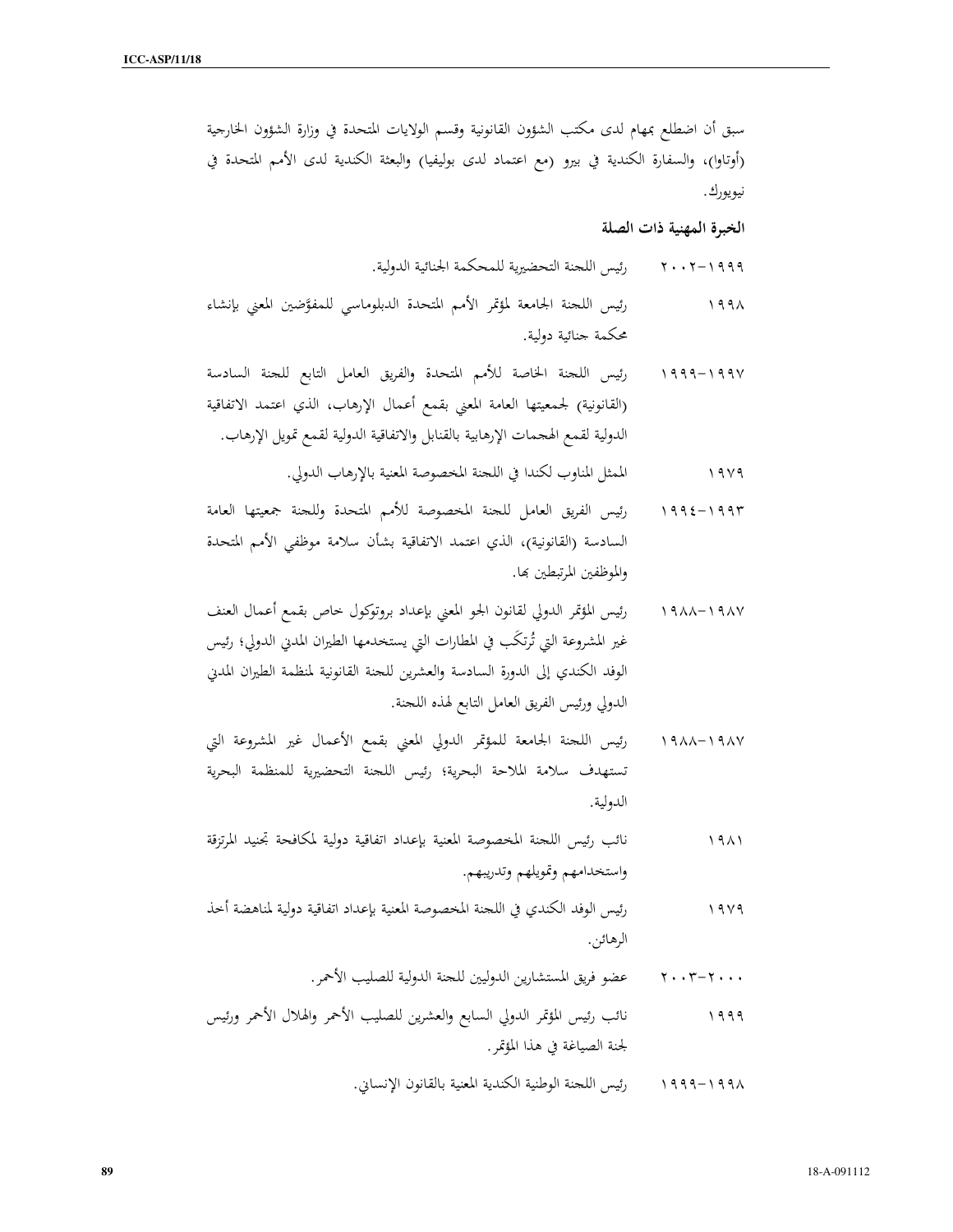سبق أن اضطلع بمهام لدى مكتب الشؤون القانونية وقسم الولايات المتحدة في وزارة الشؤون الخارجية (أوتاوا)، والسفارة الكندية في بيرو (مع اعتماد لدى بوليفيا) والبعثة الكندية لدى الأمم المتحدة في نيويورك.

**الخبرة المهنية ذات الصلة**

١٩٩٩-٢٠٠٢ رئيس اللجنة التحضيرية للمحكمة الجنائية الدولية.

١٩٩٨ رئيس اللجنة الجامعة لمؤتمر الأمم المتحدة الدبلوماسي للمفوَّضين المعني بإنشاء محكمة جنائية دولية.

١٩٩٧-١٩٩٩ رئيس اللجنة الخاصة للأمم المتحدة والفريق العامل التابع للجنة السادسة (القانونية) لجمعيتها العامة المعني بقمع أعمال الإرهاب، الذي اعتمد الاتفاقية الدولية لقمع الهجمات الإرهابية بالقنابل والاتفاقية الدولية لقمع تمويل الإرهاب.

١٩٧٩ الممثل المناوب لكندا في اللجنة المخصوصة المعنية بالإرهاب الدولي.

١٩٩٣-١٩٩٤ رئيس الفريق العامل للجنة المخصوصة للأمم المتحدة وللجنة جمعيتها العامة السادسة (القانونية)، الذي اعتمد الاتفاقية بشأن سلامة موظفي الأمم المتحدة والموظفين المرتبطين بها.

١٩٨٧-١٩٨٨ رئيس المؤتمر الدولي لقانون الجو المعني بإعداد بروتوكول خاص بقمع أعمال العنف غير المشروعة التي تُرتكَب في المطارات التي يستخدمها الطيران المدني الدولي؛ رئيس الوفد الكندي إلى الدورة السادسة والعشرين للجنة القانونية لمنظمة الطيران المدني الدولي ورئيس الفريق العامل التابع لهذه اللجنة.

١٩٨٧-١٩٨٨ رئيس اللجنة الجامعة للمؤتمر الدولي المعني بقمع الأعمال غير المشروعة التي تستهدف سلامة الملاحة البحرية؛ رئيس اللجنة التحضيرية للمنظمة البحرية الدولية.

١٩٨١ نائب رئيس اللجنة المخصوصة المعنية بإعداد اتفاقية دولية لمكافحة تجنيد المرتزقة واستخدامهم وتمويلهم وتدريبهم.

١٩٧٩ رئيس الوفد الكندي في اللجنة المخصوصة المعنية بإعداد اتفاقية دولية لمناهضة أخذ الرهائن.

٢٠٠٠-٢٠٠٣ عضو فريق المستشارين الدوليين للجنة الدولية للصليب الأحمر.

١٩٩٩ نائب رئيس المؤتمر الدولي السابع والعشرين للصليب الأحمر والهلال الأحمر ورئيس لجنة الصياغة في هذا المؤتمر.

١٩٩٨-١٩٩٩ رئيس اللجنة الوطنية الكندية المعنية بالقانون الإنساني.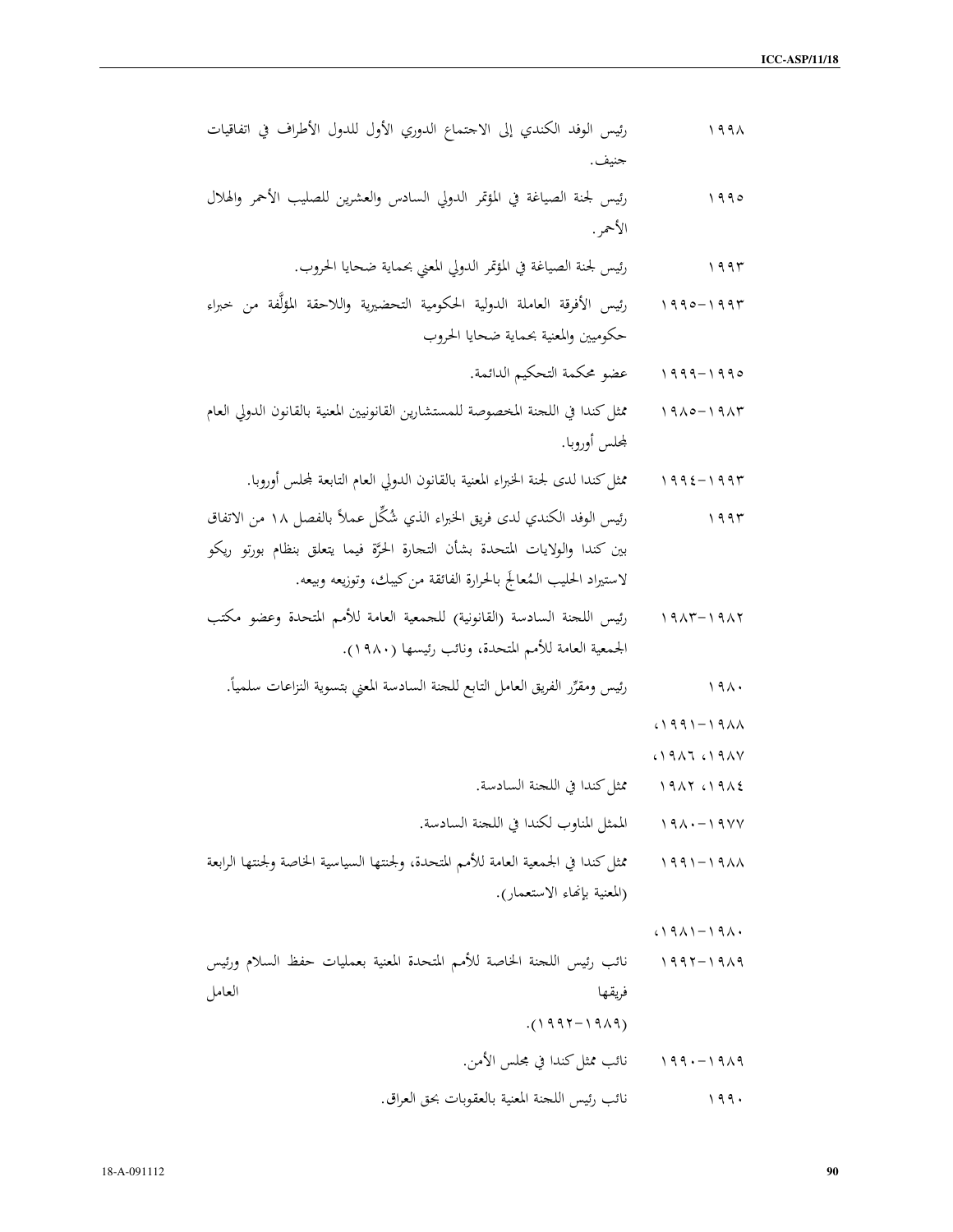١٩٩٨ رئيس الوفد الكندي إلى الاجتماع الدوري الأول للدول الأطراف في اتفاقيات جنيف.

١٩٩٥ رئيس لجنة الصياغة في المؤتمر الدولي السادس والعشرين للصليب الأحمر والهلال الأحمر.

١٩٩٣ رئيس لجنة الصياغة في المؤتمر الدولي المعني بحماية ضحايا الحروب.

١٩٩٣-١٩٩٥ رئيس الأفرقة العاملة الدولية الحكومية التحضيرية واللاحقة المؤلَّفة من خبراء حكوميين والمعنية بحماية ضحايا الحروب

١٩٩٥-١٩٩٩ عضو محكمة التحكيم الدائمة.

١٩٨٣-١٩٨٥ ممثل كندا في اللجنة المخصوصة للمستشارين القانونيين المعنية بالقانون الدولي العام لمجلس أوروبا.

١٩٩٣-١٩٩٤ ممثل كندا لدى لجنة الخبراء المعنية بالقانون الدولي العام التابعة لمجلس أوروبا.

١٩٩٣ رئيس الوفد الكندي لدى فريق الخبراء الذي شُكِّل عملاً بالفصل ١٨ من الاتفاق بين كندا والولايات المتحدة بشأن التجارة الحرّة فيما يتعلق بنظام بورتو ريكو لاستيراد الحليب المُعالَج بالحرارة الفائقة من كيبك، وتوزيعه وبيعه.

١٩٨٢-١٩٨٣ رئيس اللجنة السادسة (القانونية) للجمعية العامة للأمم المتحدة وعضو مكتب الجمعية العامة للأمم المتحدة، ونائب رئيسها (١٩٨٠).

١٩٨٠ رئيس ومقرِّر الفريق العامل التابع للجنة السادسة المعني بتسوية النزاعات سلمياً.

١٩٨٨-١٩٩١،

١٩٨٧، ١٩٨٦،

١٩٨٤، ١٩٨٢ ممثل كندا في اللجنة السادسة.

١٩٧٧-١٩٨٠ الممثل المناوب لكندا في اللجنة السادسة.

١٩٨٨-١٩٩١ ممثل كندا في الجمعية العامة للأمم المتحدة، ولجنتها السياسية الخاصة ولجنتها الرابعة (المعنية بإنهاء الاستعمار).

١٩٨٠-١٩٨١،

١٩٨٩-١٩٩٢ نائب رئيس اللجنة الخاصة للأمم المتحدة المعنية بعمليات حفظ السلام ورئيس فريقها العامل (١٩٨٩-١٩٩٢).

١٩٨٩-١٩٩٠ نائب ممثل كندا في مجلس الأمن.

١٩٩٠ نائب رئيس اللجنة المعنية بالعقوبات بحق العراق.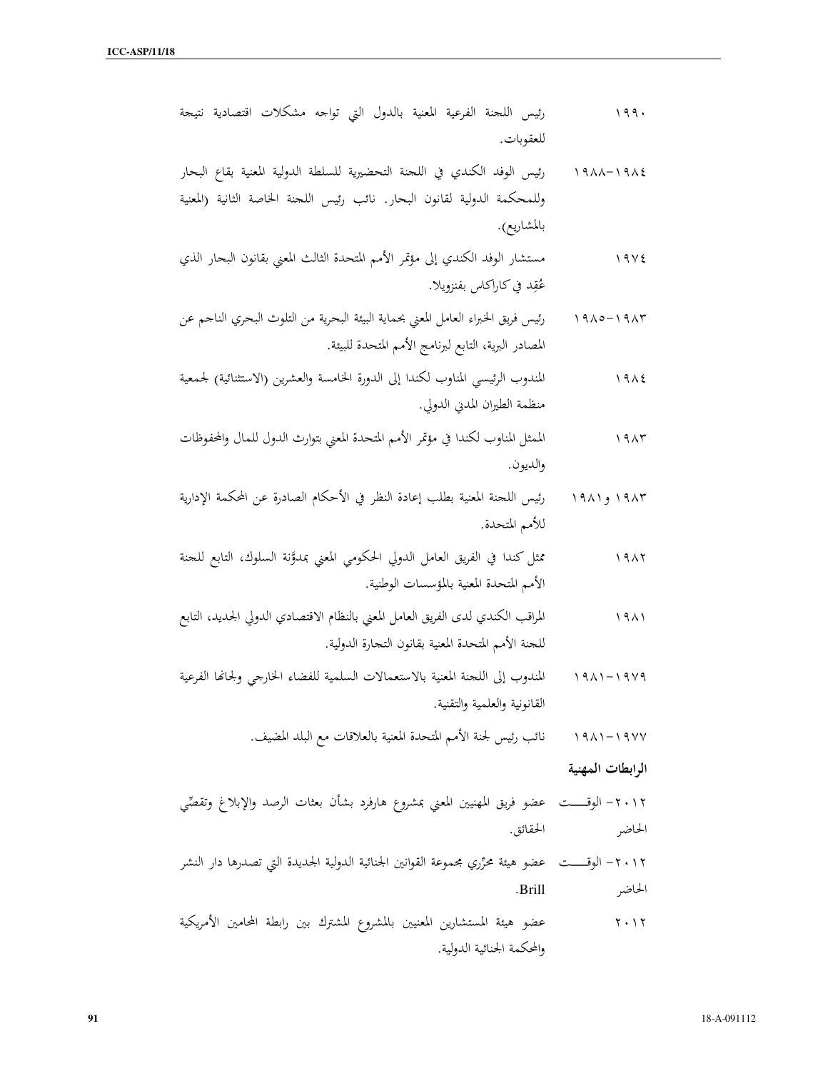١٩٩٠ رئيس اللجنة الفرعية المعنية بالدول التي تواجه مشكلات اقتصادية نتيجة للعقوبات.

١٩٨٤-١٩٨٨ رئيس الوفد الكندي في اللجنة التحضيرية للسلطة الدولية المعنية بقاع البحار وللمحكمة الدولية لقانون البحار. نائب رئيس اللجنة الخاصة الثانية (المعنية بالمشاريع).

١٩٧٤ مستشار الوفد الكندي إلى مؤتمر الأمم المتحدة الثالث المعني بقانون البحار الذي عُقِد في كاراكاس بفنزويلا.

١٩٨٣-١٩٨٥ رئيس فريق الخبراء العامل المعني بحماية البيئة البحرية من التلوث البحري الناجم عن المصادر البرية، التابع لبرنامج الأمم المتحدة للبيئة.

١٩٨٤ المندوب الرئيسي المناوب لكندا إلى الدورة الخامسة والعشرين (الاستثنائية) لجمعية منظمة الطيران المدني الدولي.

١٩٨٣ الممثل المناوب لكندا في مؤتمر الأمم المتحدة المعني بتوارث الدول للمال والمحفوظات والديون.

١٩٨٣ و١٩٨١ رئيس اللجنة المعنية بطلب إعادة النظر في الأحكام الصادرة عن المحكمة الإدارية للأمم المتحدة.

١٩٨٢ ممثل كندا في الفريق العامل الدولي الحكومي المعني بمدوَّنة السلوك، التابع للجنة الأمم المتحدة المعنية بالمؤسسات الوطنية.

١٩٨١ المراقب الكندي لدى الفريق العامل المعني بالنظام الاقتصادي الدولي الجديد، التابع للجنة الأمم المتحدة المعنية بقانون التجارة الدولية.

١٩٧٩-١٩٨١ المندوب إلى اللجنة المعنية بالاستعمالات السلمية للفضاء الخارجي ولجانها الفرعية القانونية والعلمية والتقنية.

١٩٧٧-١٩٨١ نائب رئيس لجنة الأمم المتحدة المعنية بالعلاقات مع البلد المضيف.

**الرابطات المهنية**

٢٠١٢- الوقت الحاضر عضو فريق المهنيين المعني بمشروع هارفرد بشأن بعثات الرصد والإبلاغ وتقصّي الحقائق.

٢٠١٢- الوقت الحاضر عضو هيئة محرِّري مجموعة القوانين الجنائية الدولية الجديدة التي تصدرها دار النشر Brill.

٢٠١٢ عضو هيئة المستشارين المعنيين بالمشروع المشترك بين رابطة المحامين الأمريكية والمحكمة الجنائية الدولية.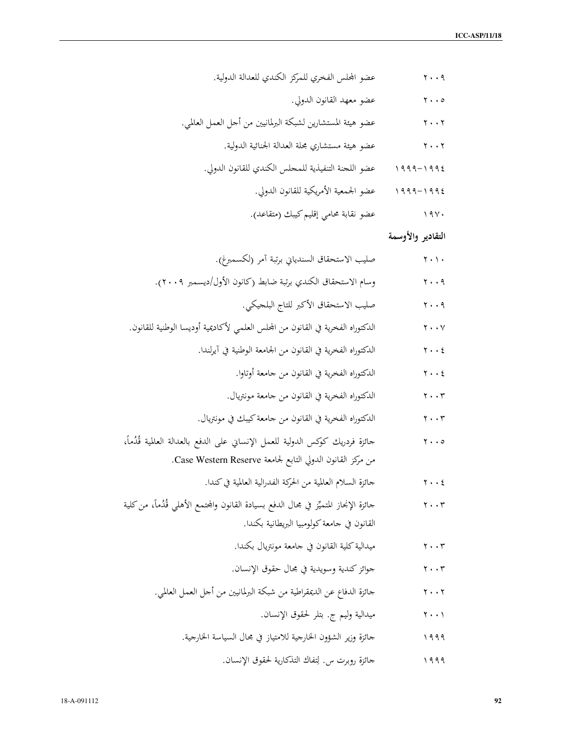| | |
|---|---|
| ٢٠٠٩ | عضو المجلس الفخري للمركز الكندي للعدالة الدولية. |
| ٢٠٠٥ | عضو معهد القانون الدولي. |
| ٢٠٠٢ | عضو هيئة المستشارين لشبكة البرلمانيين من أجل العمل العالمي. |
| ٢٠٠٢ | عضو هيئة مستشاري مجلة العدالة الجنائية الدولية. |
| ١٩٩٤-١٩٩٩ | عضو اللجنة التنفيذية للمجلس الكندي للقانون الدولي. |
| ١٩٩٤-١٩٩٩ | عضو الجمعية الأمريكية للقانون الدولي. |
| ١٩٧٠ | عضو نقابة محامي إقليم كيبك (متقاعد). |

**التقادير والأوسمة**

| | |
|---|---|
| ٢٠١٠ | صليب الاستحقاق السنديانى برتبة آمر (لكسمبرغ). |
| ٢٠٠٩ | وسام الاستحقاق الكندي برتبة ضابط (كانون الأول/ديسمبر ٢٠٠٩). |
| ٢٠٠٩ | صليب الاستحقاق الأكبر للتاج البلجيكي. |
| ٢٠٠٧ | الدكتوراه الفخرية في القانون من المجلس العلمي لأكاديمية أوديسا الوطنية للقانون. |
| ٢٠٠٤ | الدكتوراه الفخرية في القانون من الجامعة الوطنية في آيرلندا. |
| ٢٠٠٤ | الدكتوراه الفخرية في القانون من جامعة أوتاوا. |
| ٢٠٠٣ | الدكتوراه الفخرية في القانون من جامعة مونتريال. |
| ٢٠٠٣ | الدكتوراه الفخرية في القانون من جامعة كيبك في مونتريال. |
| ٢٠٠٥ | جائزة فردريك كوكس الدولية للعمل الإنساني على الدفع بالعدالة العالمية قُدُماً، من مركز القانون الدولي التابع لجامعة Case Western Reserve. |
| ٢٠٠٤ | جائزة السلام العالمية من الحركة الفدرالية العالمية في كندا. |
| ٢٠٠٣ | جائزة الإنجاز المتميِّز في مجال الدفع بسيادة القانون والمجتمع الأهلي قُدُماً، من كلية القانون في جامعة كولومبيا البريطانية بكندا. |
| ٢٠٠٣ | ميدالية كلية القانون في جامعة مونتريال بكندا. |
| ٢٠٠٣ | جوائز كندية وسويدية في مجال حقوق الإنسان. |
| ٢٠٠٢ | جائزة الدفاع عن الديمقراطية من شبكة البرلمانيين من أجل العمل العالمي. |
| ٢٠٠١ | ميدالية وليم ج. بتلر لحقوق الإنسان. |
| ١٩٩٩ | جائزة وزير الشؤون الخارجية للامتياز في مجال السياسة الخارجية. |
| ١٩٩٩ | جائزة روبرت س. لِتفاك التذكارية لحقوق الإنسان. |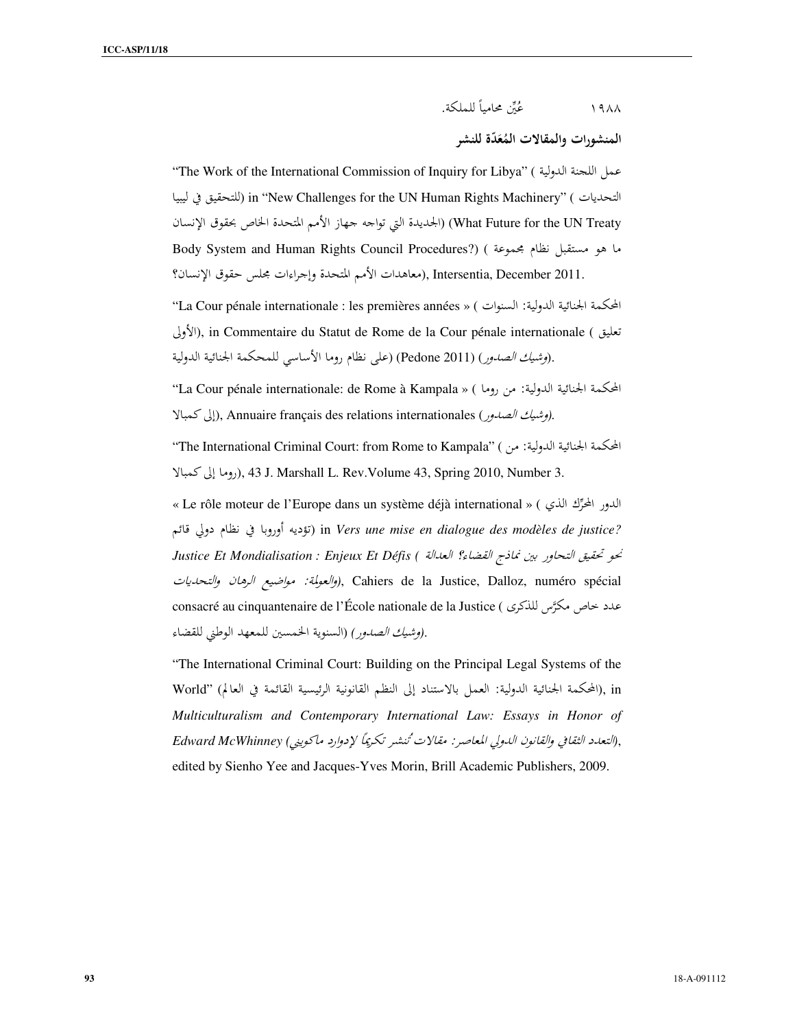١٩٨٨ عُيِّن محامياً للملكة.

**المنشورات والمقالات المُعَدّة للنشر**

"The Work of the International Commission of Inquiry for Libya" (عمل اللجنة الدولية للتحقيق في ليبيا) in "New Challenges for the UN Human Rights Machinery" (التحديات الجديدة التي تواجه جهاز الأمم المتحدة الخاص بحقوق الإنسان) (What Future for the UN Treaty Body System and Human Rights Council Procedures?) (ما هو مستقبل نظام مجموعة معاهدات الأمم المتحدة وإجراءات مجلس حقوق الإنسان؟), Intersentia, December 2011.

"La Cour pénale internationale : les premières années » (المحكمة الجنائية الدولية: السنوات الأولى), in Commentaire du Statut de Rome de la Cour pénale internationale (تعليق على نظام روما الأساسي للمحكمة الجنائية الدولية) (Pedone 2011) (*وشيك الصدور*).

"La Cour pénale internationale: de Rome à Kampala » (المحكمة الجنائية الدولية: من روما إلى كمبالا), Annuaire français des relations internationales (*وشيك الصدور*).

"The International Criminal Court: from Rome to Kampala" (المحكمة الجنائية الدولية: من روما إلى كمبالا), 43 J. Marshall L. Rev.Volume 43, Spring 2010, Number 3.

« Le rôle moteur de l'Europe dans un système déjà international » (الدور المحرِّك الذي تؤديه أوروبا في نظام دولي قائم) in *Vers une mise en dialogue des modèles de justice? Justice Et Mondialisation : Enjeux Et Défis* (*نحو تحقيق التحاور بين نماذج القضاء؟ العدالة والعولمة: مواضيع الرهان والتحديات*), Cahiers de la Justice, Dalloz, numéro spécial consacré au cinquantenaire de l'École nationale de la Justice (عدد خاص مكرَّس للذكرى السنوية الخمسين للمعهد الوطني للقضاء) (*وشيك الصدور*).

"The International Criminal Court: Building on the Principal Legal Systems of the World" (المحكمة الجنائية الدولية: العمل بالاستناد إلى النظم القانونية الرئيسية القائمة في العالم), in *Multiculturalism and Contemporary International Law: Essays in Honor of Edward McWhinney* (*التعدد الثقافي والقانون الدولي المعاصر: مقالات تُنشر تكريماً لإدوارد ماكويني*), edited by Sienho Yee and Jacques-Yves Morin, Brill Academic Publishers, 2009.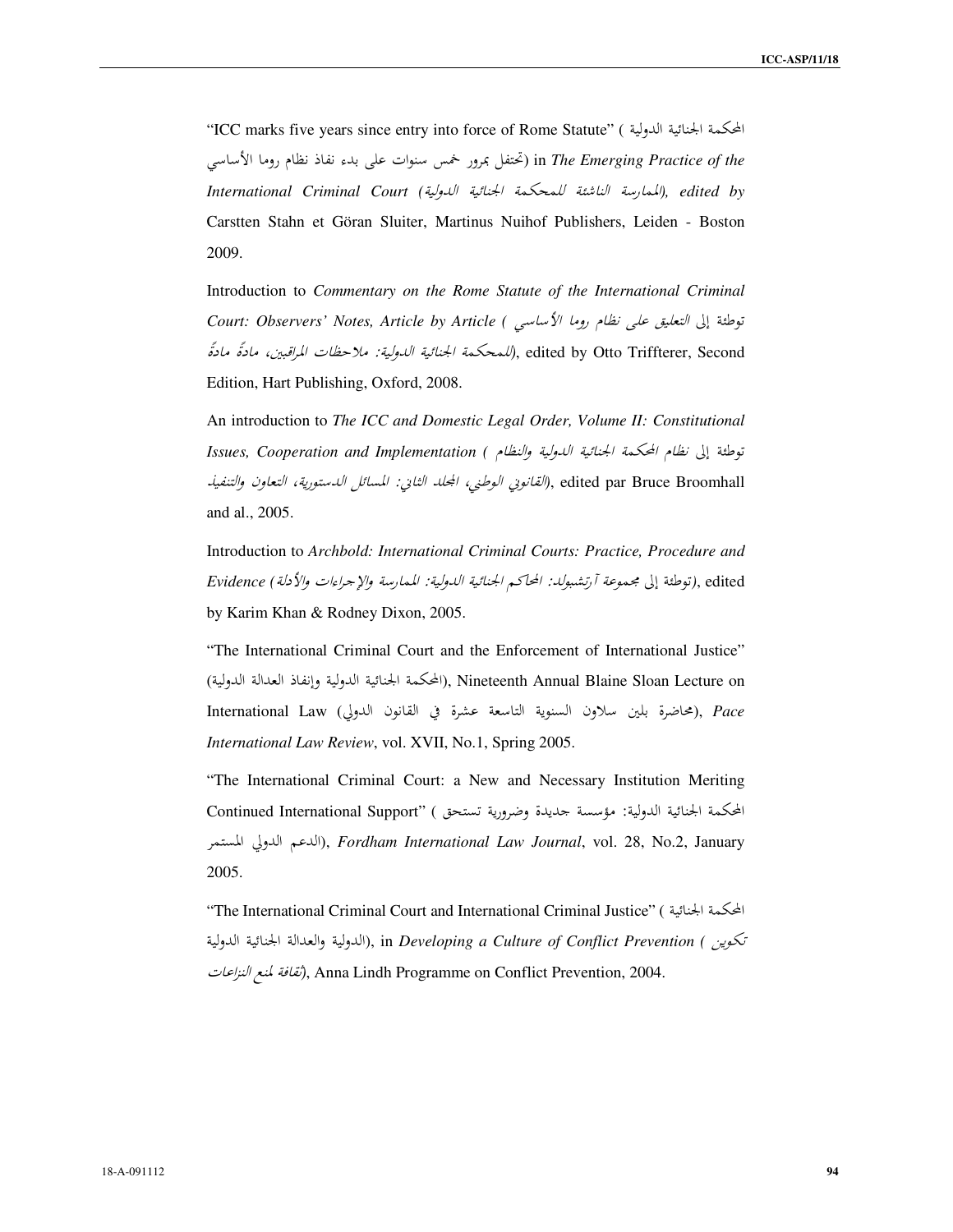“ICC marks five years since entry into force of Rome Statute” (المحكمة الجنائية الدولية تحتفل بمرور خمس سنوات على بدء نفاذ نظام روما الأساسي) in *The Emerging Practice of the International Criminal Court (الممارسة الناشئة للمحكمة الجنائية الدولية), edited by* Carstten Stahn et Göran Sluiter, Martinus Nuihof Publishers, Leiden - Boston 2009.

Introduction to *Commentary on the Rome Statute of the International Criminal Court: Observers' Notes, Article by Article (توطئة إلى التعليق على نظام روما الأساسي للمحكمة الجنائية الدولية: ملاحظات المراقبين، مادةً مادةً)*, edited by Otto Triffterer, Second Edition, Hart Publishing, Oxford, 2008.

An introduction to *The ICC and Domestic Legal Order, Volume II: Constitutional Issues, Cooperation and Implementation (توطئة إلى نظام المحكمة الجنائية الدولية والنظام القانوني الوطني، المجلد الثاني: المسائل الدستورية، التعاون والتنفيذ)*, edited par Bruce Broomhall and al., 2005.

Introduction to *Archbold: International Criminal Courts: Practice, Procedure and Evidence (توطئة إلى مجموعة آرتشبولد: المحاكم الجنائية الدولية: الممارسة والإجراءات والأدلة)*, edited by Karim Khan & Rodney Dixon, 2005.

“The International Criminal Court and the Enforcement of International Justice” (المحكمة الجنائية الدولية وإنفاذ العدالة الدولية), Nineteenth Annual Blaine Sloan Lecture on International Law (محاضرة بلين سلاون السنوية التاسعة عشرة في القانون الدولي), *Pace International Law Review*, vol. XVII, No.1, Spring 2005.

“The International Criminal Court: a New and Necessary Institution Meriting Continued International Support” (المحكمة الجنائية الدولية: مؤسسة جديدة وضرورية تستحق الدعم الدولي المستمر), *Fordham International Law Journal*, vol. 28, No.2, January 2005.

“The International Criminal Court and International Criminal Justice” (المحكمة الجنائية الدولية والعدالة الجنائية الدولية), in *Developing a Culture of Conflict Prevention (تكوين ثقافة لمنع النزاعات)*, Anna Lindh Programme on Conflict Prevention, 2004.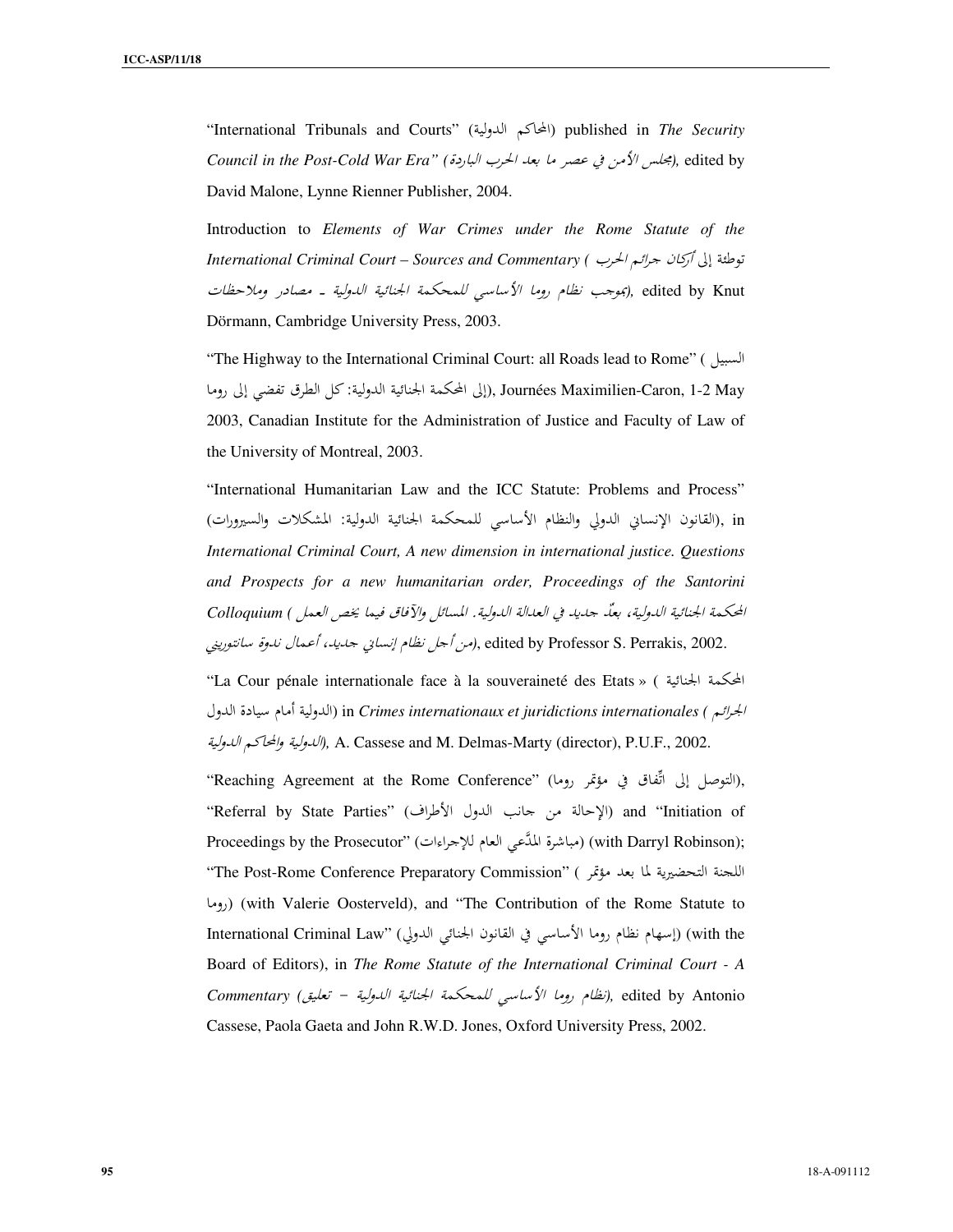"International Tribunals and Courts" (المحاكم الدولية) published in *The Security Council in the Post-Cold War Era" (مجلس الأمن في عصر ما بعد الحرب الباردة),* edited by David Malone, Lynne Rienner Publisher, 2004.

Introduction to *Elements of War Crimes under the Rome Statute of the International Criminal Court – Sources and Commentary (توطئة إلى أركان جرائم الحرب بموجب نظام روما الأساسي للمحكمة الجنائية الدولية ـ مصادر وملاحظات),* edited by Knut Dörmann, Cambridge University Press, 2003.

"The Highway to the International Criminal Court: all Roads lead to Rome" (السبيل إلى المحكمة الجنائية الدولية: كل الطرق تفضي إلى روما), Journées Maximilien-Caron, 1-2 May 2003, Canadian Institute for the Administration of Justice and Faculty of Law of the University of Montreal, 2003.

"International Humanitarian Law and the ICC Statute: Problems and Process" (القانون الإنساني الدولي والنظام الأساسي للمحكمة الجنائية الدولية: المشكلات والسيرورات), in *International Criminal Court, A new dimension in international justice. Questions and Prospects for a new humanitarian order, Proceedings of the Santorini Colloquium (المحكمة الجنائية الدولية، بعدٌ جديد في العدالة الدولية. المسائل والآفاق فيما يخص العمل من أجل نظام إنساني جديد، أعمال ندوة سانتوريني)*, edited by Professor S. Perrakis, 2002.

"La Cour pénale internationale face à la souveraineté des Etats » (المحكمة الجنائية الدولية أمام سيادة الدول) in *Crimes internationaux et juridictions internationales (الجرائم الدولية والمحاكم الدولية),* A. Cassese and M. Delmas-Marty (director), P.U.F., 2002.

"Reaching Agreement at the Rome Conference" (التوصل إلى اتّفاق في مؤتمر روما), "Referral by State Parties" (الإحالة من جانب الدول الأطراف) and "Initiation of Proceedings by the Prosecutor" (مباشرة المدَّعي العام للإجراءات) (with Darryl Robinson); "The Post-Rome Conference Preparatory Commission" (اللجنة التحضيرية لما بعد مؤتمر روما) (with Valerie Oosterveld), and "The Contribution of the Rome Statute to International Criminal Law" (إسهام نظام روما الأساسي في القانون الجنائي الدولي) (with the Board of Editors), in *The Rome Statute of the International Criminal Court - A Commentary (نظام روما الأساسي للمحكمة الجنائية الدولية – تعليق),* edited by Antonio Cassese, Paola Gaeta and John R.W.D. Jones, Oxford University Press, 2002.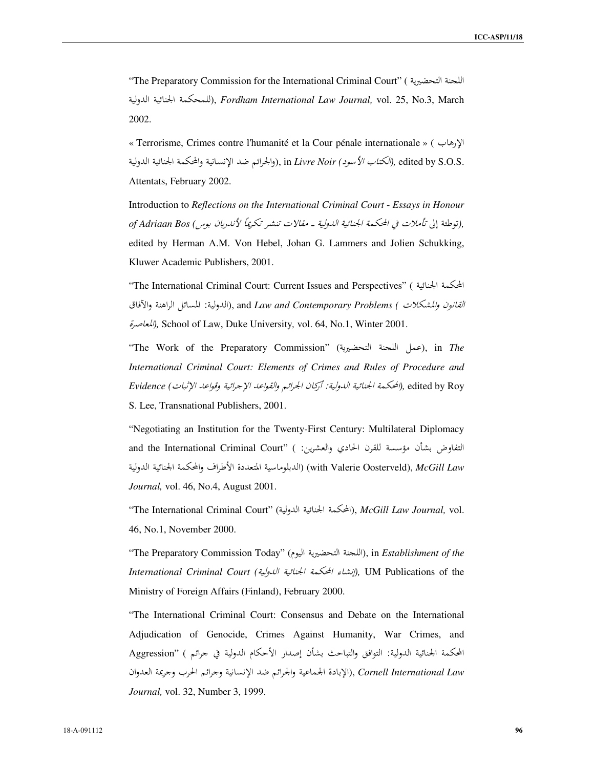"The Preparatory Commission for the International Criminal Court" (اللجنة التحضيرية للمحكمة الجنائية الدولية), *Fordham International Law Journal,* vol. 25, No.3, March 2002.

« Terrorisme, Crimes contre l'humanité et la Cour pénale internationale » (الإرهاب والجرائم ضد الإنسانية والمحكمة الجنائية الدولية), in *Livre Noir (الكتاب الأسود),* edited by S.O.S. Attentats, February 2002.

Introduction to *Reflections on the International Criminal Court - Essays in Honour of Adriaan Bos (توطئة إلى تأملات في المحكمة الجنائية الدولية - مقالات تنشر تكريماً لأندريان بوس),* edited by Herman A.M. Von Hebel, Johan G. Lammers and Jolien Schukking, Kluwer Academic Publishers, 2001.

"The International Criminal Court: Current Issues and Perspectives" (المحكمة الجنائية الدولية: المسائل الراهنة والآفاق), and *Law and Contemporary Problems (القانون والمشكلات المعاصرة),* School of Law, Duke University, vol. 64, No.1, Winter 2001.

"The Work of the Preparatory Commission" (عمل اللجنة التحضيرية), in *The International Criminal Court: Elements of Crimes and Rules of Procedure and Evidence (المحكمة الجنائية الدولية: أركان الجرائم والقواعد الإجرائية وقواعد الإثبات),* edited by Roy S. Lee, Transnational Publishers, 2001.

"Negotiating an Institution for the Twenty-First Century: Multilateral Diplomacy and the International Criminal Court" (التفاوض بشأن مؤسسة للقرن الحادي والعشرين: الدبلوماسية المتعددة الأطراف والمحكمة الجنائية الدولية) (with Valerie Oosterveld), *McGill Law Journal,* vol. 46, No.4, August 2001.

"The International Criminal Court" (المحكمة الجنائية الدولية), *McGill Law Journal,* vol. 46, No.1, November 2000.

"The Preparatory Commission Today" (اللجنة التحضيرية اليوم), in *Establishment of the International Criminal Court (إنشاء المحكمة الجنائية الدولية),* UM Publications of the Ministry of Foreign Affairs (Finland), February 2000.

"The International Criminal Court: Consensus and Debate on the International Adjudication of Genocide, Crimes Against Humanity, War Crimes, and Aggression" (المحكمة الجنائية الدولية: التوافق والتباحث بشأن إصدار الأحكام الدولية في جرائم الإبادة الجماعية والجرائم ضد الإنسانية وجرائم الحرب وجريمة العدوان), *Cornell International Law Journal,* vol. 32, Number 3, 1999.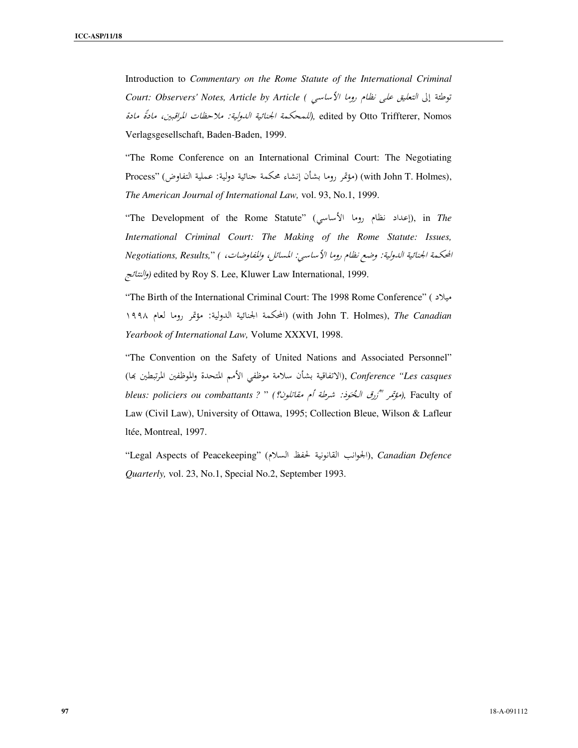Introduction to *Commentary on the Rome Statute of the International Criminal Court: Observers' Notes, Article by Article* (*توطئة إلى التعليق على نظام روما الأساسي للمحكمة الجنائية الدولية: ملاحظات المراقبين، مادةً مادة*), edited by Otto Triffterer, Nomos Verlagsgesellschaft, Baden-Baden, 1999.

"The Rome Conference on an International Criminal Court: The Negotiating Process" (مؤتمر روما بشأن إنشاء محكمة جنائية دولية: عملية التفاوض) (with John T. Holmes), *The American Journal of International Law,* vol. 93, No.1, 1999.

"The Development of the Rome Statute" (إعداد نظام روما الأساسي), in *The International Criminal Court: The Making of the Rome Statute: Issues, Negotiations, Results,*" (*المحكمة الجنائية الدولية: وضع نظام روما الأساسي: المسائل، والمفاوضات، والنتائج*) edited by Roy S. Lee, Kluwer Law International, 1999.

"The Birth of the International Criminal Court: The 1998 Rome Conference" (ميلاد المحكمة الجنائية الدولية: مؤتمر روما لعام ١٩٩٨) (with John T. Holmes), *The Canadian Yearbook of International Law,* Volume XXXVI, 1998.

"The Convention on the Safety of United Nations and Associated Personnel" (الاتفاقية بشأن سلامة موظفي الأمم المتحدة والموظفين المرتبطين بها), *Conference "Les casques bleus: policiers ou combattants ?* " (*مؤتمر "زرق الخُوَذ: شرطة أم مقاتلون؟"*), Faculty of Law (Civil Law), University of Ottawa, 1995; Collection Bleue, Wilson & Lafleur ltée, Montreal, 1997.

"Legal Aspects of Peacekeeping" (الجوانب القانونية لحفظ السلام), *Canadian Defence Quarterly,* vol. 23, No.1, Special No.2, September 1993.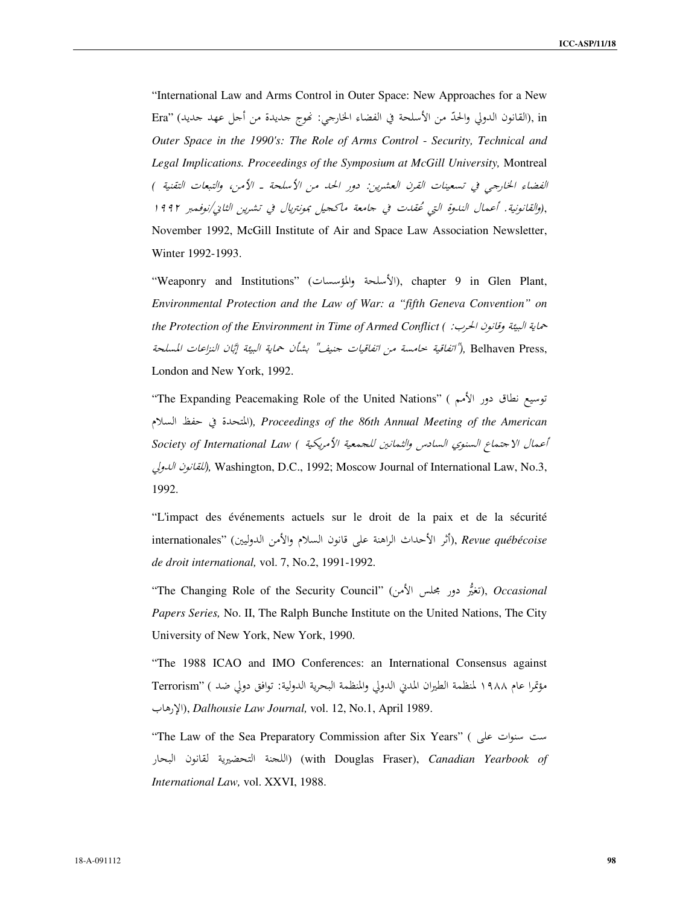"International Law and Arms Control in Outer Space: New Approaches for a New Era" (القانون الدولي والحدّ من الأسلحة في الفضاء الخارجي: نهوج جديدة من أجل عهد جديد), in *Outer Space in the 1990's: The Role of Arms Control - Security, Technical and Legal Implications. Proceedings of the Symposium at McGill University,* Montreal (*الفضاء الخارجي في تسعينات القرن العشرين: دور الحد من الأسلحة ـ الأمن، والتبعات التقنية والقانونية. أعمال الندوة التي عُقدت في جامعة ماكجيل بمونتريال في تشرين الثاني/نوفمبر ١٩٩٢*), November 1992, McGill Institute of Air and Space Law Association Newsletter, Winter 1992-1993.

"Weaponry and Institutions" (الأسلحة والمؤسسات), chapter 9 in Glen Plant, *Environmental Protection and the Law of War: a "fifth Geneva Convention" on the Protection of the Environment in Time of Armed Conflict* (*حماية البيئة وقانون الحرب: "اتفاقية خامسة من اتفاقيات جنيف" بشأن حماية البيئة إبّان النزاعات المسلحة*), Belhaven Press, London and New York, 1992.

"The Expanding Peacemaking Role of the United Nations" (توسيع نطاق دور الأمم المتحدة في حفظ السلام), *Proceedings of the 86th Annual Meeting of the American Society of International Law* (*أعمال الاجتماع السنوي السادس والثمانين للجمعية الأمريكية للقانون الدولي*), Washington, D.C., 1992; Moscow Journal of International Law, No.3, 1992.

"L'impact des événements actuels sur le droit de la paix et de la sécurité internationales" (أثر الأحداث الراهنة على قانون السلام والأمن الدوليين), *Revue québécoise de droit international,* vol. 7, No.2, 1991-1992.

"The Changing Role of the Security Council" (تغيُّر دور مجلس الأمن), *Occasional Papers Series,* No. II, The Ralph Bunche Institute on the United Nations, The City University of New York, New York, 1990.

"The 1988 ICAO and IMO Conferences: an International Consensus against Terrorism" (مؤتمرا عام ١٩٨٨ لمنظمة الطيران المدني الدولي والمنظمة البحرية الدولية: توافق دولي ضد الإرهاب), *Dalhousie Law Journal,* vol. 12, No.1, April 1989.

"The Law of the Sea Preparatory Commission after Six Years" (ست سنوات على اللجنة التحضيرية لقانون البحار) (with Douglas Fraser), *Canadian Yearbook of International Law,* vol. XXVI, 1988.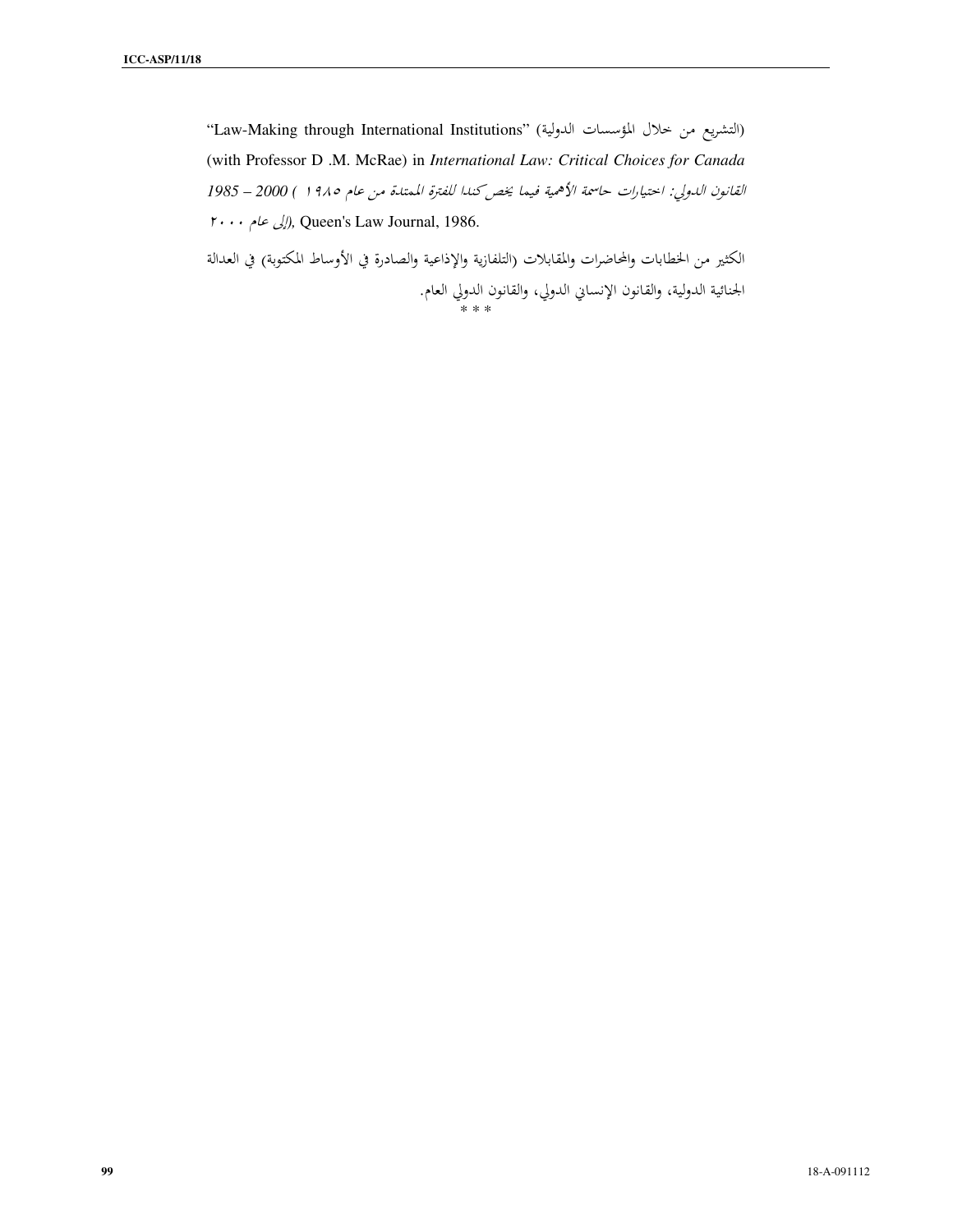"Law-Making through International Institutions" (التشريع من خلال المؤسسات الدولية) (with Professor D .M. McRae) in *International Law: Critical Choices for Canada 1985 – 2000* (*القانون الدولي: اختيارات حاسمة الأهمية فيما يخص كندا للفترة الممتدة من عام ١٩٨٥ إلى عام ٢٠٠٠*), Queen's Law Journal, 1986.

الكثير من الخطابات والمحاضرات والمقابلات (التلفازية والإذاعية والصادرة في الأوساط المكتوبة) في العدالة الجنائية الدولية، والقانون الإنساني الدولي، والقانون الدولي العام.

* * *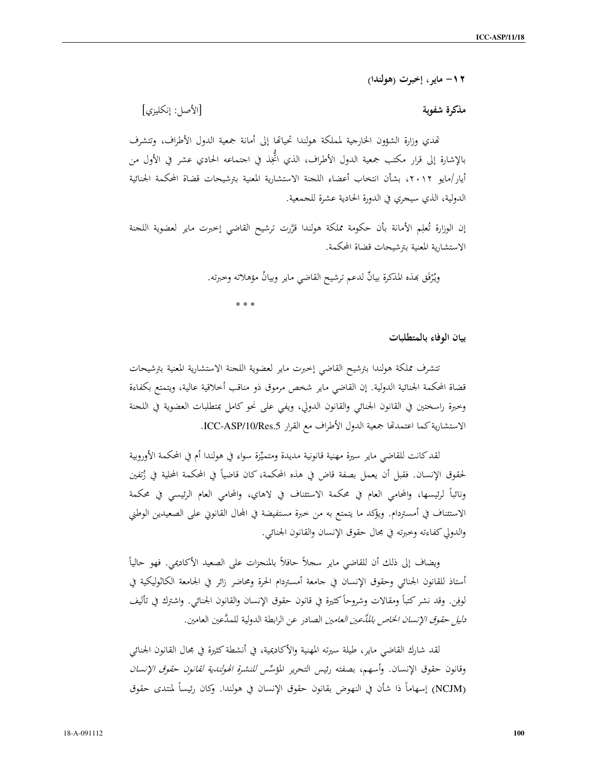**١٢– ماير، إخبرت (هولندا)**

**مذكرة شفوية** [الأصل: إنكليزي]

تهدي وزارة الشؤون الخارجية لمملكة هولندا تحياتها إلى أمانة جمعية الدول الأطراف، وتتشرف بالإشارة إلى قرار مكتب جمعية الدول الأطراف، الذي اتُّخِذ في اجتماعه الحادي عشر في الأول من أيار/مايو ٢٠١٢، بشأن انتخاب أعضاء اللجنة الاستشارية المعنية بترشيحات قضاة المحكمة الجنائية الدولية، الذي سيجري في الدورة الحادية عشرة للجمعية.

إن الوزارة تُعلِم الأمانة بأن حكومة مملكة هولندا قرّرت ترشيح القاضي إخبرت ماير لعضوية اللجنة الاستشارية المعنية بترشيحات قضاة المحكمة.

ويُرْفَق بهذه المذكرة بيانٌ لدعم ترشيح القاضي ماير وبيانُ مؤهلاته وخبرته.

\* \* \*

**بيان الوفاء بالمتطلبات**

تتشرف مملكة هولندا بترشيح القاضي إخبرت ماير لعضوية اللجنة الاستشارية المعنية بترشيحات قضاة المحكمة الجنائية الدولية. إن القاضي ماير شخص مرموق ذو مناقب أخلاقية عالية، ويتمتع بكفاءة وخبرة راسختين في القانون الجنائي والقانون الدولي، ويفي على نحو كامل بمتطلبات العضوية في اللجنة الاستشارية كما اعتمدتها جمعية الدول الأطراف مع القرار ICC-ASP/10/Res.5.

لقد كانت للقاضي ماير سيرة مهنية قانونية مديدة ومتميِّزة سواء في هولندا أم في المحكمة الأوروبية لحقوق الإنسان. فقبل أن يعمل بصفة قاض في هذه المحكمة، كان قاضياً في المحكمة المحلية في زُتفين ونائباً لرئيسها، والمحامي العام في محكمة الاستئناف في لاهاي، والمحامي العام الرئيسي في محكمة الاستئناف في أمستردام. ويؤكد ما يتمتع به من خبرة مستفيضة في المجال القانوني على الصعيدين الوطني والدولي كفاءته وخبرته في مجال حقوق الإنسان والقانون الجنائي.

ويضاف إلى ذلك أن للقاضي ماير سجلاً حافلاً بالمنجزات على الصعيد الأكاديمي. فهو حالياً أستاذ للقانون الجنائي وحقوق الإنسان في جامعة أمستردام الحرة ومحاضر زائر في الجامعة الكاثوليكية في لوفِن. وقد نشر كتباً ومقالات وشروحاً كثيرة في قانون حقوق الإنسان والقانون الجنائي. واشترك في تأليف *دليل حقوق الإنسان الخاص بالمدَّعين العامين* الصادر عن الرابطة الدولية للمدَّعين العامين.

لقد شارك القاضي ماير، طيلة سيرته المهنية والأكاديمية، في أنشطة كثيرة في مجال القانون الجنائي وقانون حقوق الإنسان. وأسهم، بصفته رئيس التحرير المؤسِّس *للنشرة الهولندية لقانون حقوق الإنسان* (NCJM) إسهاماً ذا شأن في النهوض بقانون حقوق الإنسان في هولندا. وكان رئيساً لمنتدى حقوق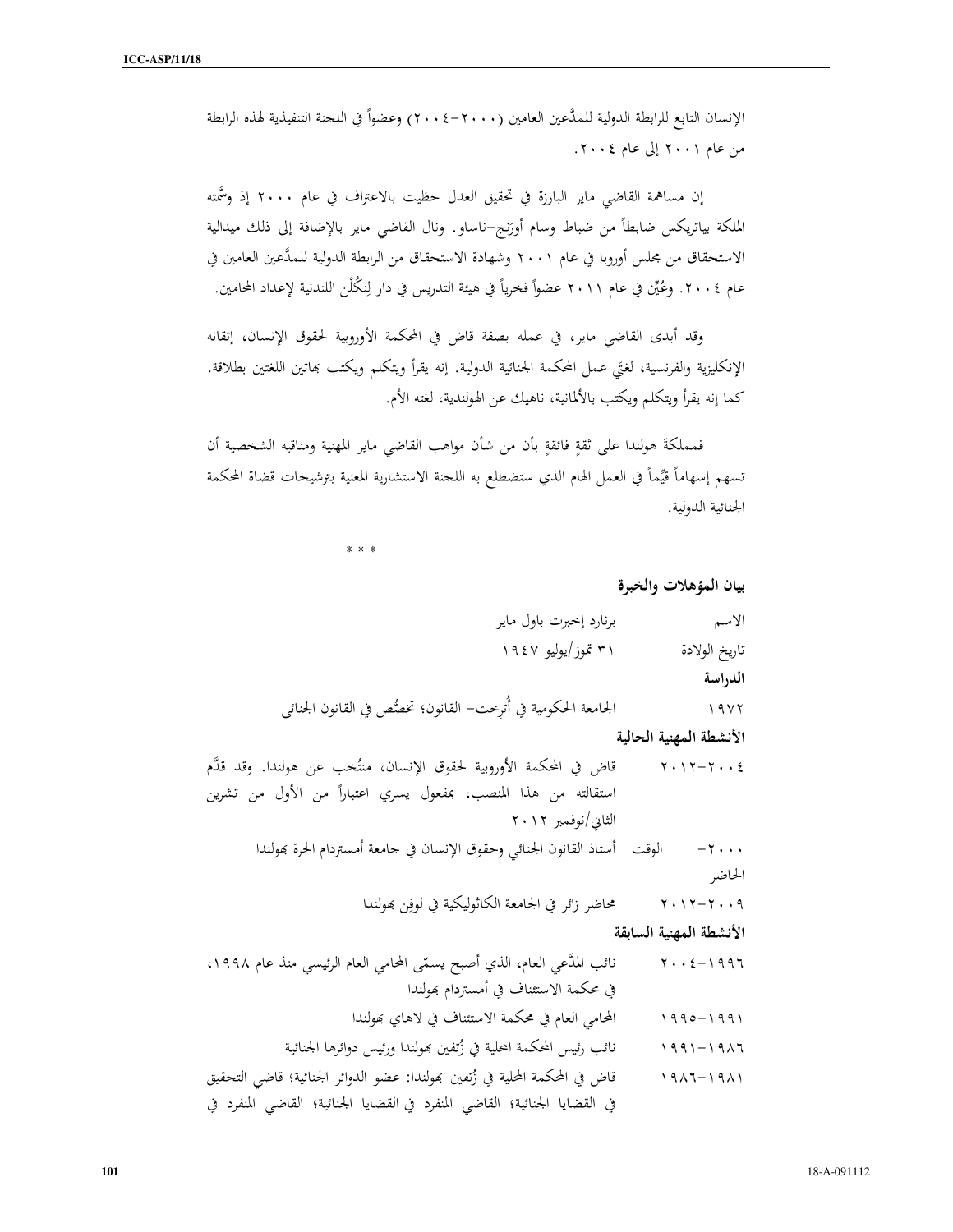الإنسان التابع للرابطة الدولية للمدَّعين العامين (٢٠٠٠-٢٠٠٤) وعضواً في اللجنة التنفيذية لهذه الرابطة من عام ٢٠٠١ إلى عام ٢٠٠٤.

إن مساهمة القاضي ماير البارزة في تحقيق العدل حظيت بالاعتراف في عام ٢٠٠٠ إذ وسَّمته الملكة بياتريكس ضابطاً من ضباط وسام أورَنج-ناساو. ونال القاضي ماير بالإضافة إلى ذلك ميدالية الاستحقاق من مجلس أوروبا في عام ٢٠٠١ وشهادة الاستحقاق من الرابطة الدولية للمدَّعين العامين في عام ٢٠٠٤. وعُيِّن في عام ٢٠١١ عضواً فخرياً في هيئة التدريس في دار لِنكُلْن اللندنية لإعداد المحامين.

وقد أبدى القاضي ماير، في عمله بصفة قاض في المحكمة الأوروبية لحقوق الإنسان، إتقانه الإنكليزية والفرنسية، لغتَي عمل المحكمة الجنائية الدولية. إنه يقرأ ويتكلم ويكتب بهاتين اللغتين بطلاقة. كما إنه يقرأ ويتكلم ويكتب بالألمانية، ناهيك عن الهولندية، لغته الأم.

فمملكةَ هولندا على ثقةٍ فائقةٍ بأن من شأن مواهب القاضي ماير المهنية ومناقبه الشخصية أن تسهم إسهاماً قيِّماً في العمل الهام الذي ستضطلع به اللجنة الاستشارية المعنية بترشيحات قضاة المحكمة الجنائية الدولية.

* * *

## بيان المؤهلات والخبرة

| | |
|---|---|
| الاسم | برنارد إخبرت باول ماير |
| تاريخ الولادة | ٣١ تموز/يوليو ١٩٤٧ |

**الدراسة**

| | |
|---|---|
| ١٩٧٢ | الجامعة الحكومية في أُترِخت- القانون؛ تخصُّص في القانون الجنائي |

**الأنشطة المهنية الحالية**

| | |
|---|---|
| ٢٠٠٤-٢٠١٢ | قاض في المحكمة الأوروبية لحقوق الإنسان، منتُخب عن هولندا. وقد قدَّم استقالته من هذا المنصب، بمفعول يسري اعتباراً من الأول من تشرين الثاني/نوفمبر ٢٠١٢ |
| ٢٠٠٠- الوقت الحاضر | أستاذ القانون الجنائي وحقوق الإنسان في جامعة أمستردام الحرة بهولندا |
| ٢٠٠٩-٢٠١٢ | محاضر زائر في الجامعة الكاثوليكية في لوفِن بهولندا |

**الأنشطة المهنية السابقة**

| | |
|---|---|
| ١٩٩٦-٢٠٠٤ | نائب المدَّعي العام، الذي أصبح يسمّى المحامي العام الرئيسي منذ عام ١٩٩٨، في محكمة الاستئناف في أمستردام بهولندا |
| ١٩٩١-١٩٩٥ | المحامي العام في محكمة الاستئناف في لاهاي بهولندا |
| ١٩٨٦-١٩٩١ | نائب رئيس المحكمة المحلية في زُتفِن بهولندا ورئيس دوائرها الجنائية |
| ١٩٨١-١٩٨٦ | قاض في المحكمة المحلية في زُتفِن بهولندا: عضو الدوائر الجنائية؛ قاضي التحقيق في القضايا الجنائية؛ القاضي المنفرد في القضايا الجنائية؛ القاضي المنفرد في |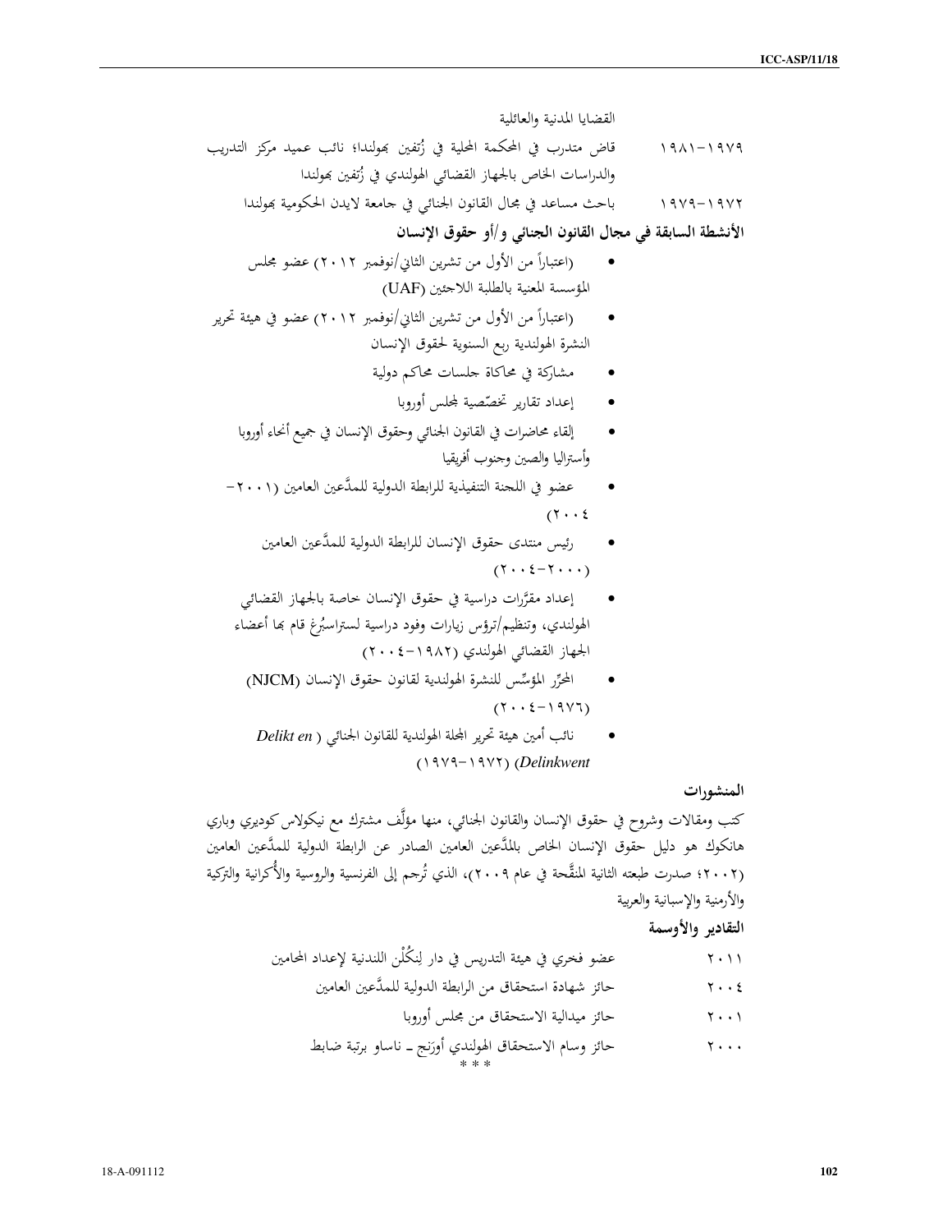القضايا المدنية والعائلية

١٩٧٩-١٩٨١ قاض متدرب في المحكمة المحلية في زُتفين بهولندا؛ نائب عميد مركز التدريب والدراسات الخاص بالجهاز القضائي الهولندي في زُتفين بهولندا

١٩٧٢-١٩٧٩ باحث مساعد في مجال القانون الجنائي في جامعة لايدن الحكومية بهولندا

**الأنشطة السابقة في مجال القانون الجنائي و/أو حقوق الإنسان**

- (اعتباراً من الأول من تشرين الثاني/نوفمبر ٢٠١٢) عضو مجلس المؤسسة المعنية بالطلبة اللاجئين (UAF)
- (اعتباراً من الأول من تشرين الثاني/نوفمبر ٢٠١٢) عضو في هيئة تحرير النشرة الهولندية ربع السنوية لحقوق الإنسان
- مشاركة في محاكاة جلسات محاكم دولية
- إعداد تقارير تخصّصية لمجلس أوروبا
- إلقاء محاضرات في القانون الجنائي وحقوق الإنسان في جميع أنحاء أوروبا وأستراليا والصين وجنوب أفريقيا
- عضو في اللجنة التنفيذية للرابطة الدولية للمدَّعين العامين (٢٠٠١-٢٠٠٤)
- رئيس منتدى حقوق الإنسان للرابطة الدولية للمدَّعين العامين (٢٠٠٠-٢٠٠٤)
- إعداد مقرَّرات دراسية في حقوق الإنسان خاصة بالجهاز القضائي الهولندي، وتنظيم/ترؤس زيارات وفود دراسية لستراسبُرغ قام بها أعضاء الجهاز القضائي الهولندي (١٩٨٢-٢٠٠٤)
- المحرِّر المؤسِّس للنشرة الهولندية لقانون حقوق الإنسان (NJCM) (١٩٧٦-٢٠٠٤)
- نائب أمين هيئة تحرير المجلة الهولندية للقانون الجنائي (*Delikt en Delinkwent*) (١٩٧٢-١٩٧٩)

**المنشورات**

كتب ومقالات وشروح في حقوق الإنسان والقانون الجنائي، منها مؤلَّف مشترك مع نيكولاس كوديري وباري هانكوك هو دليل حقوق الإنسان الخاص بالمدَّعين العامين الصادر عن الرابطة الدولية للمدَّعين العامين (٢٠٠٢؛ صدرت طبعته الثانية المنقَّحة في عام ٢٠٠٩)، الذي تُرجم إلى الفرنسية والروسية والأُكرانية والتركية والأرمنية والإسبانية والعربية

**التقادير والأوسمة**

٢٠١١ عضو فخري في هيئة التدريس في دار لِنكُلْن اللندنية لإعداد المحامين

٢٠٠٤ حائز شهادة استحقاق من الرابطة الدولية للمدَّعين العامين

٢٠٠١ حائز ميدالية الاستحقاق من مجلس أوروبا

٢٠٠٠ حائز وسام الاستحقاق الهولندي أورَنج ـ ناساو برتبة ضابط

\* \* \*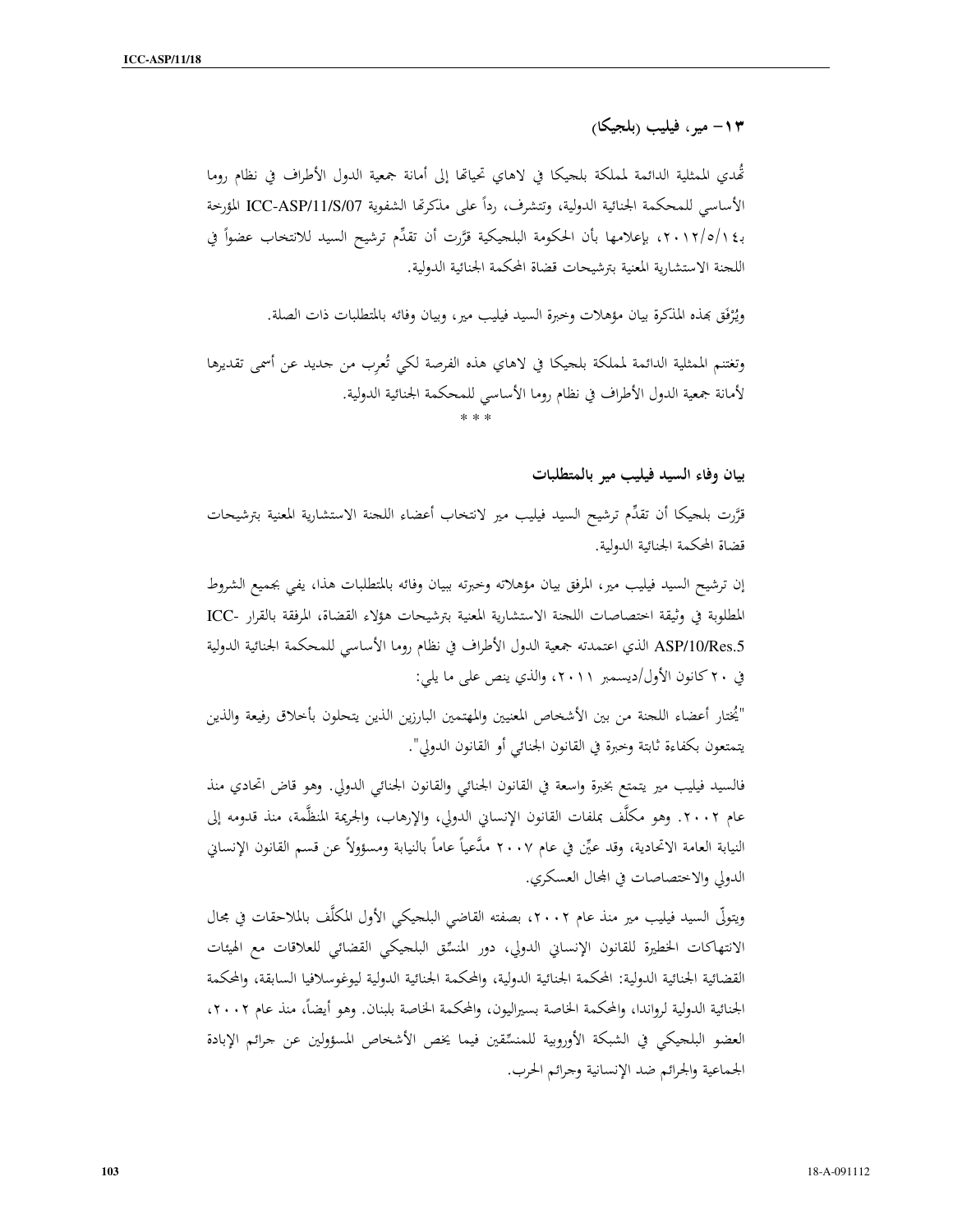### ١٣- مير، فيليب (بلجيكا)

تُهدي الممثلية الدائمة لمملكة بلجيكا في لاهاي تحياتها إلى أمانة جمعية الدول الأطراف في نظام روما الأساسي للمحكمة الجنائية الدولية، وتتشرف، رداً على مذكرتها الشفوية ICC-ASP/11/S/07 المؤرخة بـ١٤/٥/٢٠١٢، بإعلامها بأن الحكومة البلجيكية قرَّرت أن تقدِّم ترشيح السيد للانتخاب عضواً في اللجنة الاستشارية المعنية بترشيحات قضاة المحكمة الجنائية الدولية.

ويُرْفَق بهذه المذكرة بيان مؤهلات وخبرة السيد فيليب مير، وبيان وفائه بالمتطلبات ذات الصلة.

وتغتنم الممثلية الدائمة لمملكة بلجيكا في لاهاي هذه الفرصة لكي تُعرب من جديد عن أسمى تقديرها لأمانة جمعية الدول الأطراف في نظام روما الأساسي للمحكمة الجنائية الدولية.

* * *

**بيان وفاء السيد فيليب مير بالمتطلبات**

قرَّرت بلجيكا أن تقدِّم ترشيح السيد فيليب مير لانتخاب أعضاء اللجنة الاستشارية المعنية بترشيحات قضاة المحكمة الجنائية الدولية.

إن ترشيح السيد فيليب مير، المرفق بيان مؤهلاته وخبرته ببيان وفائه بالمتطلبات هذا، يفي بجميع الشروط المطلوبة في وثيقة اختصاصات اللجنة الاستشارية المعنية بترشيحات هؤلاء القضاة، المرفقة بالقرار ICC-ASP/10/Res.5 الذي اعتمدته جمعية الدول الأطراف في نظام روما الأساسي للمحكمة الجنائية الدولية في ٢٠ كانون الأول/ديسمبر ٢٠١١، والذي ينص على ما يلي:

"يُختار أعضاء اللجنة من بين الأشخاص المعنيين والمهتمين البارزين الذين يتحلون بأخلاق رفيعة والذين يتمتعون بكفاءة ثابتة وخبرة في القانون الجنائي أو القانون الدولي".

فالسيد فيليب مير يتمتع بخبرة واسعة في القانون الجنائي والقانون الجنائي الدولي. وهو قاض اتحادي منذ عام ٢٠٠٢. وهو مكلَّف بملفات القانون الإنساني الدولي، والإرهاب، والجريمة المنظَّمة، منذ قدومه إلى النيابة العامة الاتحادية، وقد عيِّن في عام ٢٠٠٧ مدَّعياً عاماً بالنيابة ومسؤولاً عن قسم القانون الإنساني الدولي والاختصاصات في المجال العسكري.

ويتولّى السيد فيليب مير منذ عام ٢٠٠٢، بصفته القاضي البلجيكي الأول المكلَّف بالملاحقات في مجال الانتهاكات الخطيرة للقانون الإنساني الدولي، دور المنسِّق البلجيكي القضائي للعلاقات مع الهيئات القضائية الجنائية الدولية: المحكمة الجنائية الدولية، والمحكمة الجنائية الدولية ليوغوسلافيا السابقة، والمحكمة الجنائية الدولية لرواندا، والمحكمة الخاصة بسيراليون، والمحكمة الخاصة بلبنان. وهو أيضاً، منذ عام ٢٠٠٢، العضو البلجيكي في الشبكة الأوروبية للمنسِّقين فيما يخص الأشخاص المسؤولين عن جرائم الإبادة الجماعية والجرائم ضد الإنسانية وجرائم الحرب.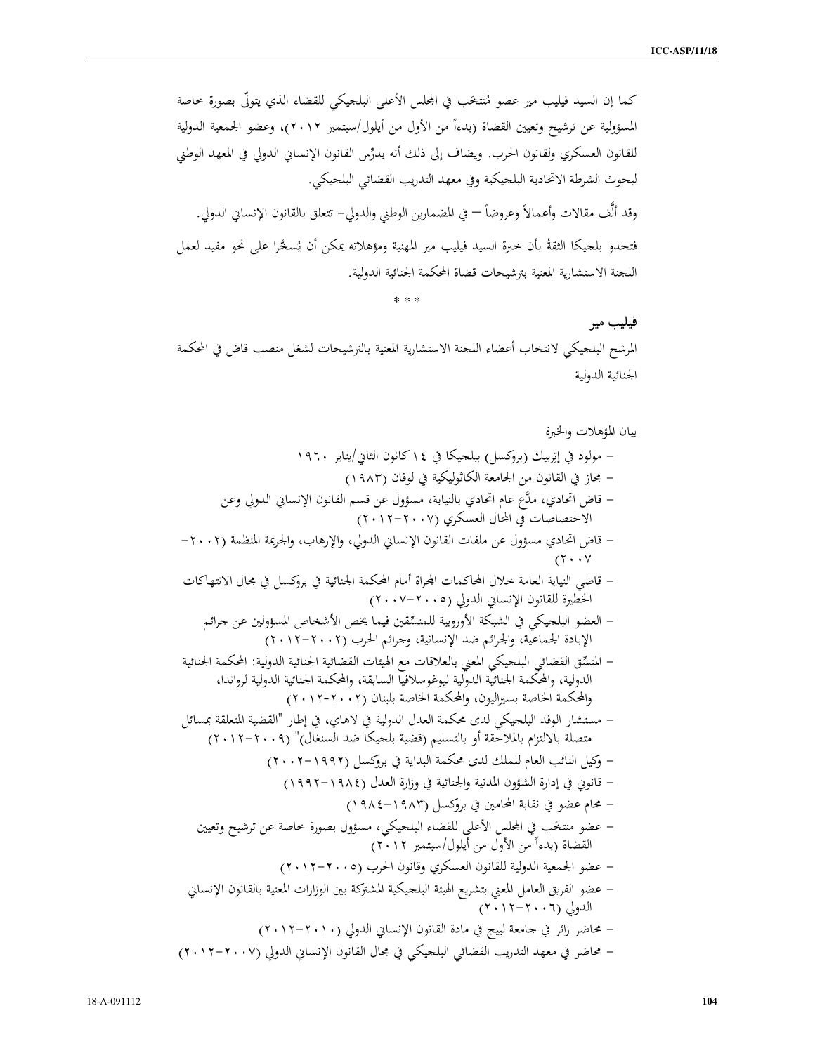كما إن السيد فيليب مير عضو مُنتخَب في المجلس الأعلى البلجيكي للقضاء الذي يتولّى بصورة خاصة المسؤولية عن ترشيح وتعيين القضاة (بدءاً من الأول من أيلول/سبتمبر ٢٠١٢)، وعضو الجمعية الدولية للقانون العسكري ولقانون الحرب. ويضاف إلى ذلك أنه يدرِّس القانون الإنساني الدولي في المعهد الوطني لبحوث الشرطة الاتحادية البلجيكية وفي معهد التدريب القضائي البلجيكي.

وقد ألَّف مقالات وأعمالاً وعروضاً — في المضمارين الوطني والدولي– تتعلق بالقانون الإنساني الدولي.

فتحدو بلجيكا الثقةُ بأن خبرة السيد فيليب مير المهنية ومؤهلاته يمكن أن يُسخَّرا على نحو مفيد لعمل اللجنة الاستشارية المعنية بترشيحات قضاة المحكمة الجنائية الدولية.

\* \* \*

**فيليب مير**

المرشح البلجيكي لانتخاب أعضاء اللجنة الاستشارية المعنية بالترشيحات لشغل منصب قاض في المحكمة الجنائية الدولية

بيان المؤهلات والخبرة

- مولود في إتربيك (بروكسل) ببلجيكا في ١٤ كانون الثاني/يناير ١٩٦٠
- مجاز في القانون من الجامعة الكاثوليكية في لوفان (١٩٨٣)
- قاض اتحادي، مدَّع عام اتحادي بالنيابة، مسؤول عن قسم القانون الإنساني الدولي وعن الاختصاصات في المجال العسكري (٢٠٠٧-٢٠١٢)
- قاض اتحادي مسؤول عن ملفات القانون الإنساني الدولي، والإرهاب، والجريمة المنظمة (٢٠٠٢-٢٠٠٧)
- قاضي النيابة العامة خلال المحاكمات المجراة أمام المحكمة الجنائية في بروكسل في مجال الانتهاكات الخطيرة للقانون الإنساني الدولي (٢٠٠٥-٢٠٠٧)
- العضو البلجيكي في الشبكة الأوروبية للمنسِّقين فيما يخص الأشخاص المسؤولين عن جرائم الإبادة الجماعية، والجرائم ضد الإنسانية، وجرائم الحرب (٢٠٠٢-٢٠١٢)
- المنسِّق القضائي البلجيكي المعني بالعلاقات مع الهيئات القضائية الجنائية الدولية: المحكمة الجنائية الدولية، والمحكمة الجنائية الدولية ليوغوسلافيا السابقة، والمحكمة الجنائية الدولية لرواندا، والمحكمة الخاصة بسيراليون، والمحكمة الخاصة بلبنان (٢٠٠٢-٢٠١٢)
- مستشار الوفد البلجيكي لدى محكمة العدل الدولية في لاهاي، في إطار "القضية المتعلقة بمسائل متصلة بالالتزام بالملاحقة أو بالتسليم (قضية بلجيكا ضد السنغال)" (٢٠٠٩-٢٠١٢)
- وكيل النائب العام للملك لدى محكمة البداية في بروكسل (١٩٩٢-٢٠٠٢)
- قانوني في إدارة الشؤون المدنية والجنائية في وزارة العدل (١٩٨٤-١٩٩٢)
- محام عضو في نقابة المحامين في بروكسل (١٩٨٣-١٩٨٤)
- عضو منتخَب في المجلس الأعلى للقضاء البلجيكي، مسؤول بصورة خاصة عن ترشيح وتعيين القضاة (بدءاً من الأول من أيلول/سبتمبر ٢٠١٢)
- عضو الجمعية الدولية للقانون العسكري وقانون الحرب (٢٠٠٥-٢٠١٢)
- عضو الفريق العامل المعني بتشريع الهيئة البلجيكية المشتركة بين الوزارات المعنية بالقانون الإنساني الدولي (٢٠٠٦-٢٠١٢)
- محاضر زائر في جامعة لييج في مادة القانون الإنساني الدولي (٢٠١٠-٢٠١٢)
- محاضر في معهد التدريب القضائي البلجيكي في مجال القانون الإنساني الدولي (٢٠٠٧-٢٠١٢)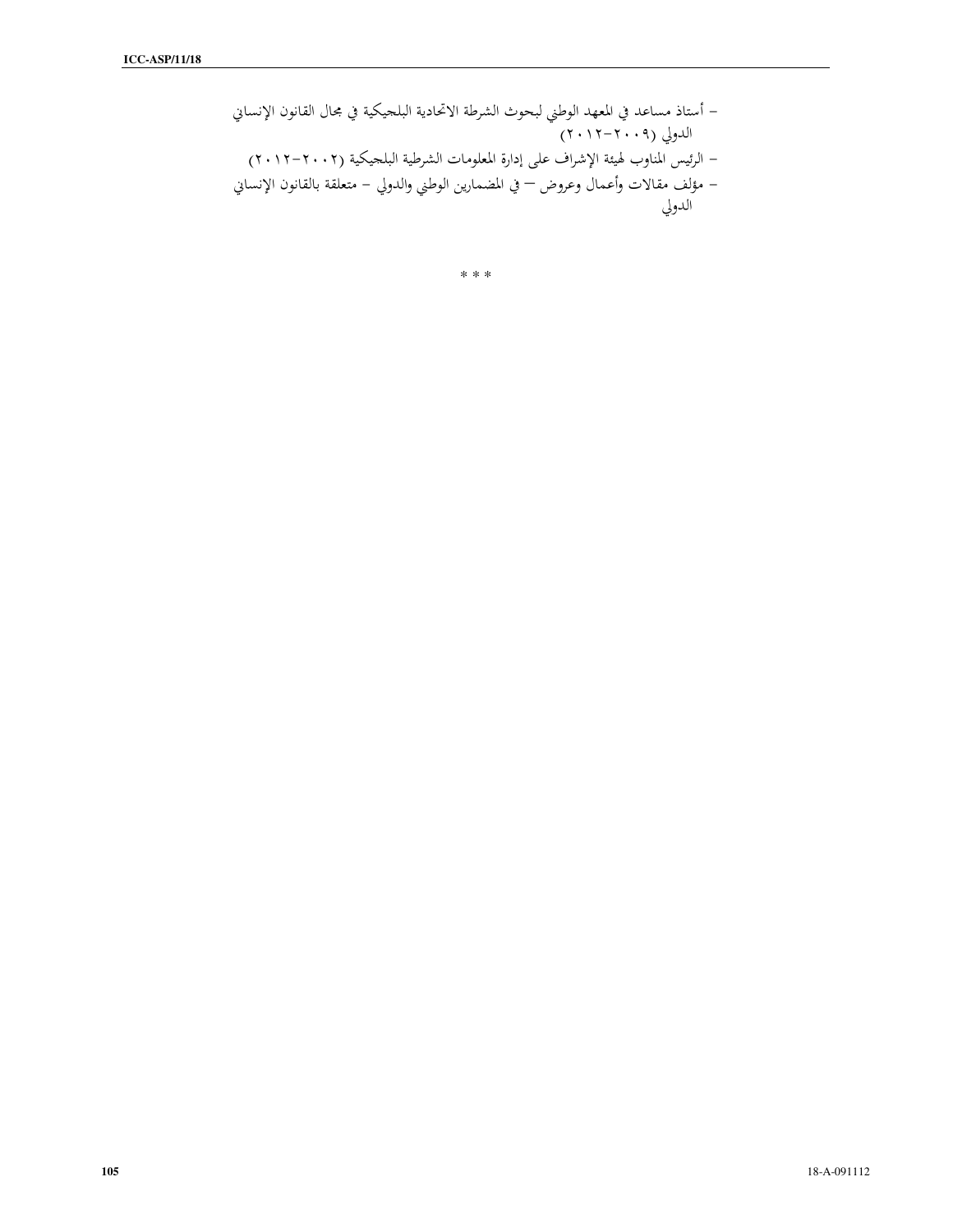- أستاذ مساعد في المعهد الوطني لبحوث الشرطة الاتحادية البلجيكية في مجال القانون الإنساني الدولي (٢٠٠٩-٢٠١٢)
- الرئيس المناوب لهيئة الإشراف على إدارة المعلومات الشرطية البلجيكية (٢٠٠٢-٢٠١٢)
- مؤلف مقالات وأعمال وعروض — في المضمارين الوطني والدولي – متعلقة بالقانون الإنساني الدولي

* * *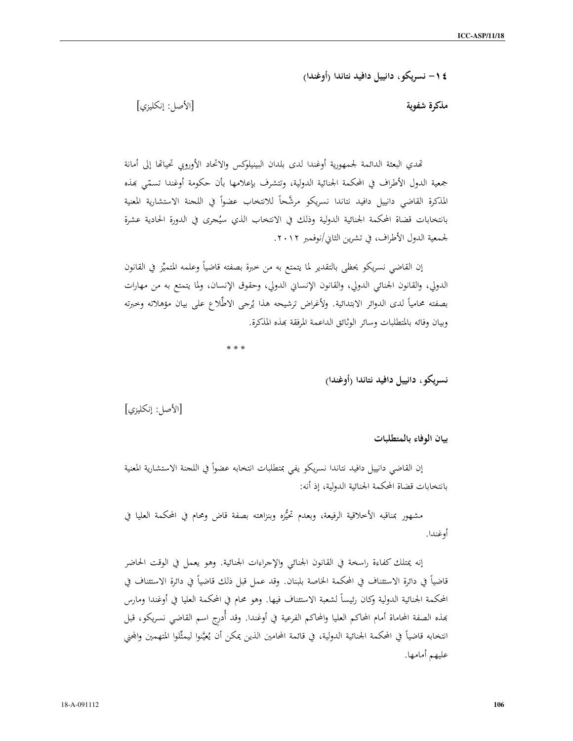**١٤- نسريكو، دانييل دافيد نتاندا (أوغندا)**

**مذكرة شفوية** [الأصل: إنكليزي]

تهدي البعثة الدائمة لجمهورية أوغندا لدى بلدان البينيلوكس والاتحاد الأوروبي تحياتها إلى أمانة جمعية الدول الأطراف في المحكمة الجنائية الدولية، وتتشرف بإعلامها بأن حكومة أوغندا تسمّي بهذه المذكرة القاضي دانييل دافيد نتاندا نسريكو مرشَّحاً للانتخاب عضواً في اللجنة الاستشارية المعنية بانتخابات قضاة المحكمة الجنائية الدولية وذلك في الانتخاب الذي سيُجرى في الدورة الحادية عشرة لجمعية الدول الأطراف، في تشرين الثاني/نوفمبر ٢٠١٢.

إن القاضي نسريكو يحظى بالتقدير لما يتمتع به من خبرة بصفته قاضياً وعلمه المتميِّز في القانون الدولي، والقانون الجنائي الدولي، والقانون الإنساني الدولي، وحقوق الإنسان، ولما يتمتع به من مهارات بصفته محامياً لدى الدوائر الابتدائية. ولأغراض ترشيحه هذا يُرجى الاطِّلاع على بيان مؤهلاته وخبرته وبيان وفائه بالمتطلبات وسائر الوثائق الداعمة المرفقة بهذه المذكرة.

\* \* \*

**نسريكو، دانييل دافيد نتاندا (أوغندا)**

[الأصل: إنكليزي]

**بيان الوفاء بالمتطلبات**

إن القاضي دانييل دافيد نتاندا نسريكو يفي بمتطلبات انتخابه عضواً في اللجنة الاستشارية المعنية بانتخابات قضاة المحكمة الجنائية الدولية، إذ أنه:

مشهور بمناقبه الأخلاقية الرفيعة، وبعدم تحيُّزه وبنزاهته بصفة قاض ومحام في المحكمة العليا في أوغندا.

إنه يمتلك كفاءة راسخة في القانون الجنائي والإجراءات الجنائية. وهو يعمل في الوقت الحاضر قاضياً في دائرة الاستئناف في المحكمة الخاصة بلبنان. وقد عمل قبل ذلك قاضياً في دائرة الاستئناف في المحكمة الجنائية الدولية وكان رئيساً لشعبة الاستئناف فيها. وهو محام في المحكمة العليا في أوغندا ومارس بهذه الصفة المحاماة أمام المحاكم العليا والمحاكم الفرعية في أوغندا. وقد أُدرِج اسم القاضي نسريكو، قبل انتخابه قاضياً في المحكمة الجنائية الدولية، في قائمة المحامين الذين يمكن أن يُعيَّنوا ليمثِّلوا المتهمين والمجني عليهم أمامها.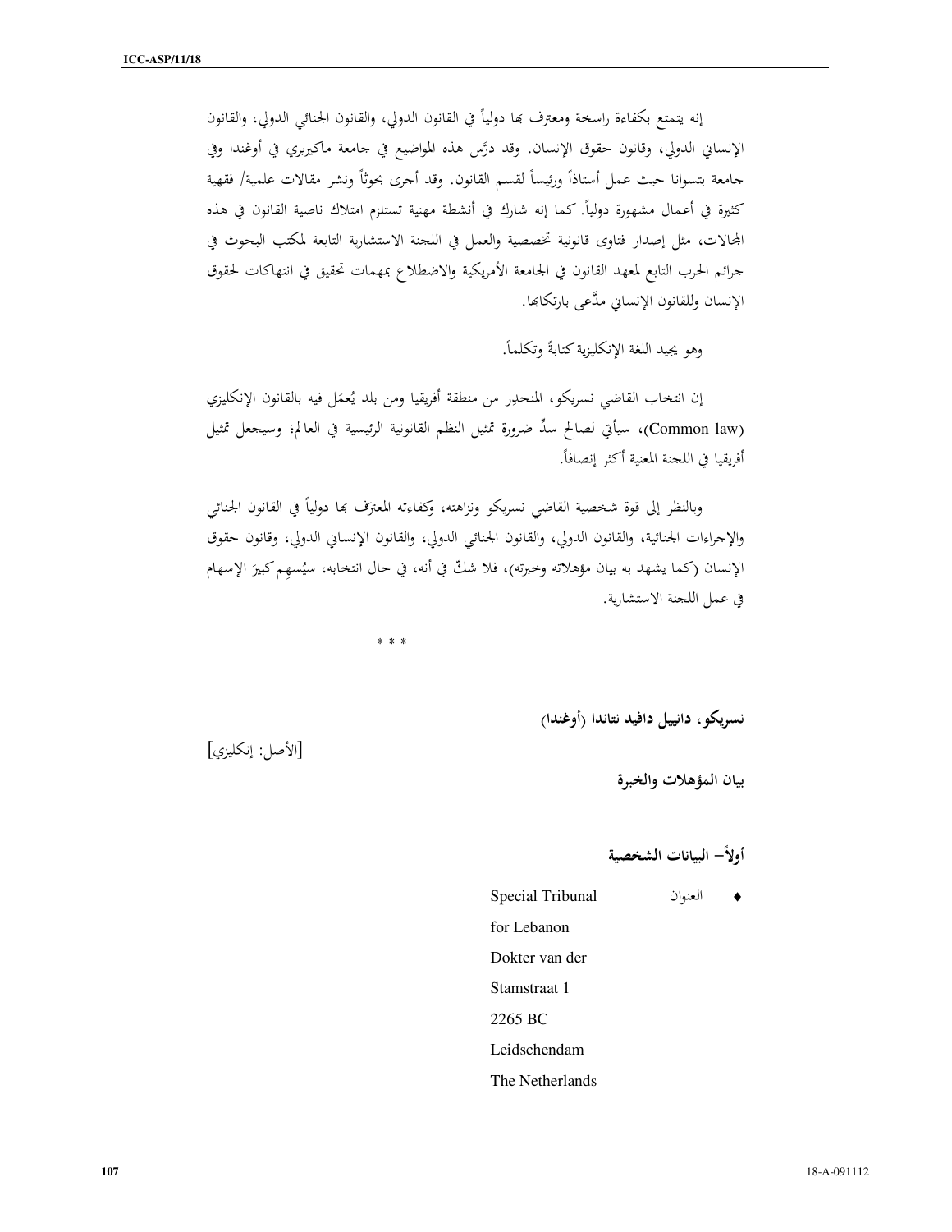إنه يتمتع بكفاءة راسخة ومعترف بها دولياً في القانون الدولي، والقانون الجنائي الدولي، والقانون الإنساني الدولي، وقانون حقوق الإنسان. وقد درَّس هذه المواضيع في جامعة ماكيريري في أوغندا وفي جامعة بتسوانا حيث عمل أستاذاً ورئيساً لقسم القانون. وقد أجرى بحوثاً ونشر مقالات علمية/ فقهية كثيرة في أعمال مشهورة دولياً. كما إنه شارك في أنشطة مهنية تستلزم امتلاك ناصية القانون في هذه المجالات، مثل إصدار فتاوى قانونية تخصصية والعمل في اللجنة الاستشارية التابعة لمكتب البحوث في جرائم الحرب التابع لمعهد القانون في الجامعة الأمريكية والاضطلاع بمهمات تحقيق في انتهاكات لحقوق الإنسان وللقانون الإنساني مدَّعى بارتكابها.

وهو يجيد اللغة الإنكليزية كتابةً وتكلماً.

إن انتخاب القاضي نسريكو، المنحدِر من منطقة أفريقيا ومن بلد يُعمَل فيه بالقانون الإنكليزي (Common law)، سيأتي لصالح سدِّ ضرورة تمثيل النظم القانونية الرئيسية في العالم؛ وسيجعل تمثيل أفريقيا في اللجنة المعنية أكثر إنصافاً.

وبالنظر إلى قوة شخصية القاضي نسريكو ونزاهته، وكفاءته المعترَف بها دولياً في القانون الجنائي والإجراءات الجنائية، والقانون الدولي، والقانون الجنائي الدولي، والقانون الإنساني الدولي، وقانون حقوق الإنسان (كما يشهد به بيان مؤهلاته وخبرته)، فلا شكّ في أنه، في حال انتخابه، سيُسهِم كبيرَ الإسهام في عمل اللجنة الاستشارية.

\* \* \*

**نسريكو، دانييل دافيد نتاندا (أوغندا)**

[الأصل: إنكليزي]

**بيان المؤهلات والخبرة**

**أولاً– البيانات الشخصية**

- العنوان: Special Tribunal for Lebanon
  Dokter van der Stamstraat 1
  2265 BC
  Leidschendam
  The Netherlands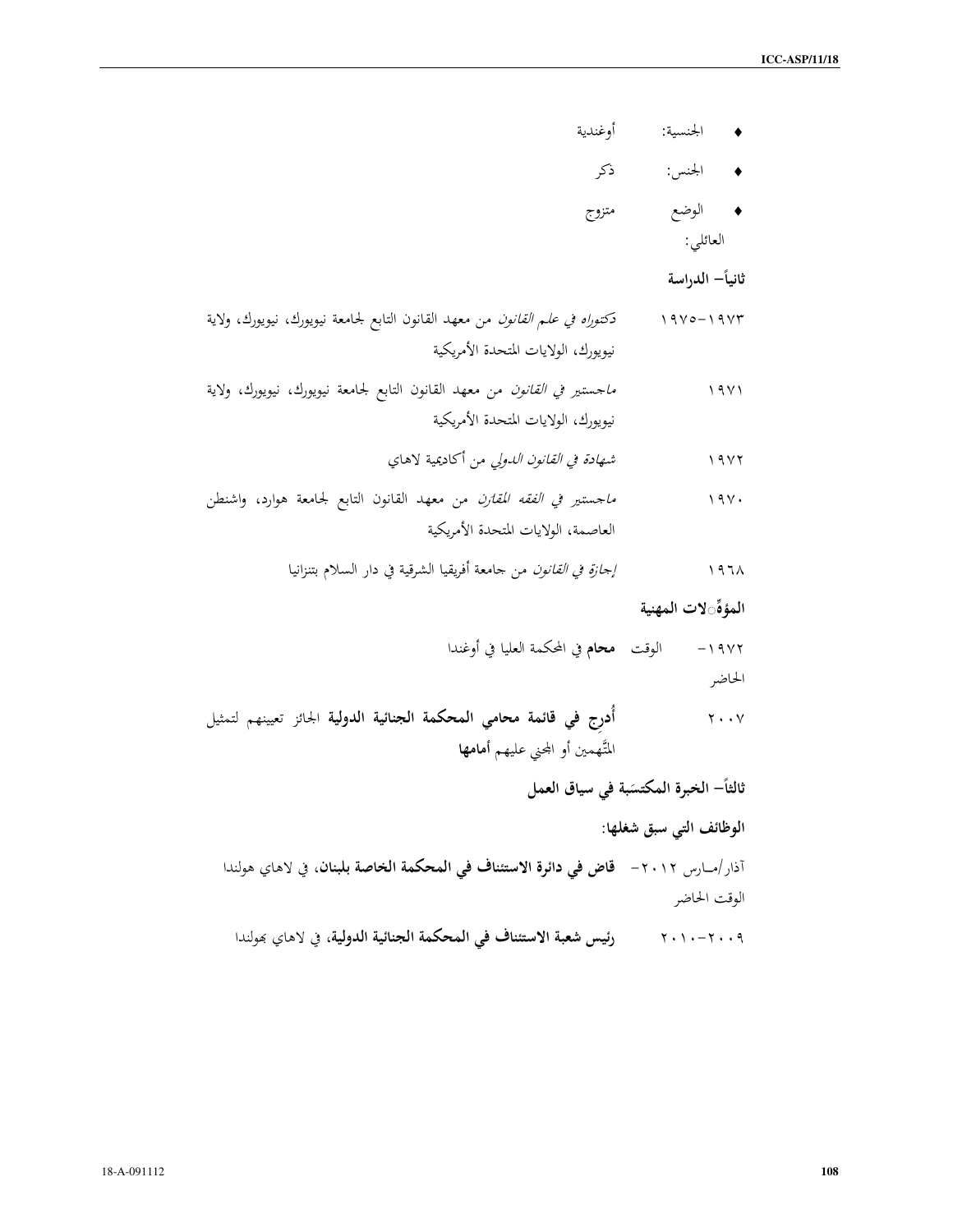- الجنسية: أوغندية
- الجنس: ذكر
- الوضع العائلي: متزوج

**ثانياً– الدراسة**

| | |
|---|---|
| ١٩٧٣-١٩٧٥ | *دكتوراه في علم القانون* من معهد القانون التابع لجامعة نيويورك، نيويورك، ولاية نيويورك، الولايات المتحدة الأمريكية |
| ١٩٧١ | *ماجستير في القانون* من معهد القانون التابع لجامعة نيويورك، نيويورك، ولاية نيويورك، الولايات المتحدة الأمريكية |
| ١٩٧٢ | *شهادة في القانون الدولي* من أكاديمية لاهاي |
| ١٩٧٠ | *ماجستير في الفقه المقارن* من معهد القانون التابع لجامعة هوارد، واشنطن العاصمة، الولايات المتحدة الأمريكية |
| ١٩٦٨ | *إجازة في القانون* من جامعة أفريقيا الشرقية في دار السلام بتنزانيا |

**المؤهِّلات المهنية**

| | |
|---|---|
| ١٩٧٢– الوقت الحاضر | **محام** في المحكمة العليا في أوغندا |
| ٢٠٠٧ | **أُدرِج في قائمة محامي المحكمة الجنائية الدولية** الجائز تعيينهم لتمثيل المتَّهمين أو المجني عليهم **أمامها** |

**ثالثاً– الخبرة المكتسَبة في سياق العمل**

**الوظائف التي سبق شغلها:**

| | |
|---|---|
| آذار/مارس ٢٠١٢– الوقت الحاضر | **قاض في دائرة الاستئناف في المحكمة الخاصة بلبنان**، في لاهاي هولندا |
| ٢٠٠٩-٢٠١٠ | **رئيس شعبة الاستئناف في المحكمة الجنائية الدولية**، في لاهاي بهولندا |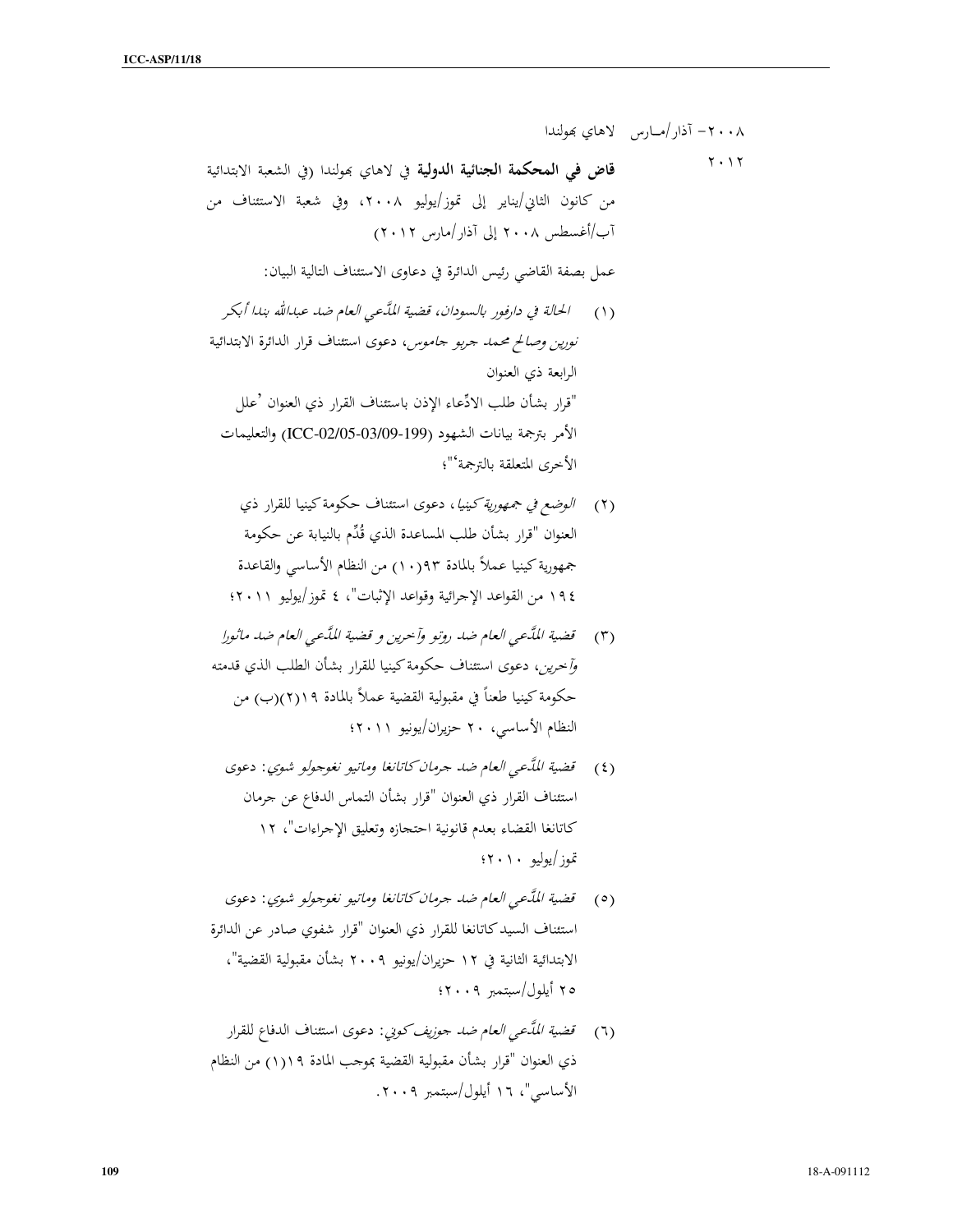٢٠٠٨– آذار/مـارس ٢٠١٢ لاهاي بهولندا

**قاض في المحكمة الجنائية الدولية** في لاهاي بهولندا (في الشعبة الابتدائية من كانون الثاني/يناير إلى تموز/يوليو ٢٠٠٨، وفي شعبة الاستئناف من آب/أغسطس ٢٠٠٨ إلى آذار/مارس ٢٠١٢)

عمل بصفة القاضي رئيس الدائرة في دعاوى الاستئناف التالية البيان:

(١) *الحالة في دارفور بالسودان، قضية المدَّعي العام ضد عبدالله بندا أبكر نورين وصالح محمد جربو جاموس*، دعوى استئناف قرار الدائرة الابتدائية الرابعة ذي العنوان "قرار بشأن طلب الادِّعاء الإذن باستئناف القرار ذي العنوان 'علل الأمر بترجمة بيانات الشهود (ICC-02/05-03/09-199) والتعليمات الأخرى المتعلقة بالترجمة'"؛

(٢) *الوضع في جمهورية كينيا*، دعوى استئناف حكومة كينيا للقرار ذي العنوان "قرار بشأن طلب المساعدة الذي قُدِّم بالنيابة عن حكومة جمهورية كينيا عملاً بالمادة ٩٣(١٠) من النظام الأساسي والقاعدة ١٩٤ من القواعد الإجرائية وقواعد الإثبات"، ٤ تموز/يوليو ٢٠١١؛

(٣) *قضية المدَّعي العام ضد روتو وآخرين و قضية المدَّعي العام ضد ماثورا وآخرين*، دعوى استئناف حكومة كينيا للقرار بشأن الطلب الذي قدمته حكومة كينيا طعناً في مقبولية القضية عملاً بالمادة ١٩(٢)(ب) من النظام الأساسي، ٢٠ حزيران/يونيو ٢٠١١؛

(٤) *قضية المدَّعي العام ضد جرمان كاتانغا وماتيو نغوجولو شوي*: دعوى استئناف القرار ذي العنوان "قرار بشأن التماس الدفاع عن جرمان كاتانغا القضاء بعدم قانونية احتجازه وتعليق الإجراءات"، ١٢ تموز/يوليو ٢٠١٠؛

(٥) *قضية المدَّعي العام ضد جرمان كاتانغا وماتيو نغوجولو شوي*: دعوى استئناف السيد كاتانغا للقرار ذي العنوان "قرار شفوي صادر عن الدائرة الابتدائية الثانية في ١٢ حزيران/يونيو ٢٠٠٩ بشأن مقبولية القضية"، ٢٥ أيلول/سبتمبر ٢٠٠٩؛

(٦) *قضية المدَّعي العام ضد جوزيف كوني*: دعوى استئناف الدفاع للقرار ذي العنوان "قرار بشأن مقبولية القضية بموجب المادة ١٩(١) من النظام الأساسي"، ١٦ أيلول/سبتمبر ٢٠٠٩.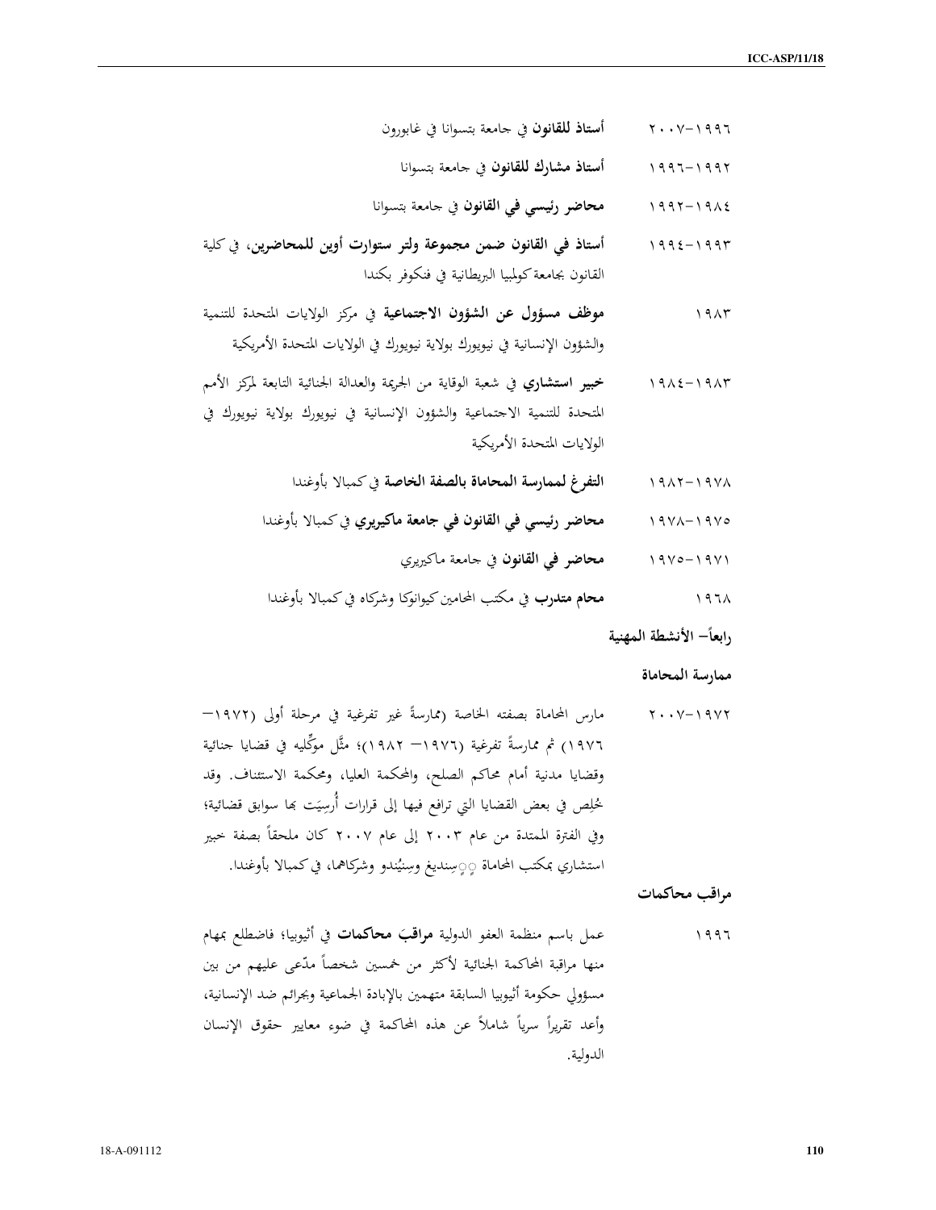١٩٩٦–٢٠٠٧ **أستاذ للقانون** في جامعة بتسوانا في غابورون

١٩٩٢–١٩٩٦ **أستاذ مشارك للقانون** في جامعة بتسوانا

١٩٨٤–١٩٩٢ **محاضر رئيسي في القانون** في جامعة بتسوانا

١٩٩٣–١٩٩٤ **أستاذ في القانون ضمن مجموعة ولتر ستوارت أوين للمحاضرين**، في كلية القانون بجامعة كولمبيا البريطانية في فنكوفر بكندا

١٩٨٣ **موظف مسؤول عن الشؤون الاجتماعية** في مركز الولايات المتحدة للتنمية والشؤون الإنسانية في نيويورك بولاية نيويورك في الولايات المتحدة الأمريكية

١٩٨٣–١٩٨٤ **خبير استشاري** في شعبة الوقاية من الجريمة والعدالة الجنائية التابعة لمركز الأمم المتحدة للتنمية الاجتماعية والشؤون الإنسانية في نيويورك بولاية نيويورك في الولايات المتحدة الأمريكية

١٩٧٨–١٩٨٢ **التفرغ لممارسة المحاماة بالصفة الخاصة** في كمبالا بأوغندا

١٩٧٥–١٩٧٨ **محاضر رئيسي في القانون في جامعة ماكيريري** في كمبالا بأوغندا

١٩٧١–١٩٧٥ **محاضر في القانون** في جامعة ماكيريري

١٩٦٨ **محام متدرب** في مكتب المحامين كيوانوكا وشركاه في كمبالا بأوغندا

**رابعاً– الأنشطة المهنية**

**ممارسة المحاماة**

١٩٧٢–٢٠٠٧ مارس المحاماة بصفته الخاصة (ممارسةً غير تفرغية في مرحلة أولى (١٩٧٢– ١٩٧٦) ثم ممارسةً تفرغية (١٩٧٦– ١٩٨٢)؛ مثَّل موكِّليه في قضايا جنائية وقضايا مدنية أمام محاكم الصلح، والمحكمة العليا، ومحكمة الاستئناف. وقد خُلِص في بعض القضايا التي ترافع فيها إلى قرارات أُرسِيَت بها سوابق قضائية؛ وفي الفترة الممتدة من عام ٢٠٠٣ إلى عام ٢٠٠٧ كان ملحقاً بصفة خبير استشاري بمكتب المحاماة سِنديغ وسِنيُندو وشركاهما، في كمبالا بأوغندا.

**مراقب محاكمات**

١٩٩٦ عمل باسم منظمة العفو الدولية **مراقبَ محاكمات** في أثيوبيا؛ فاضطلع بمهام منها مراقبة المحاكمة الجنائية لأكثر من خمسين شخصاً مدّعى عليهم من بين مسؤولي حكومة أثيوبيا السابقة متهمين بالإبادة الجماعية وبجرائم ضد الإنسانية، وأعد تقريراً سرياً شاملاً عن هذه المحاكمة في ضوء معايير حقوق الإنسان الدولية.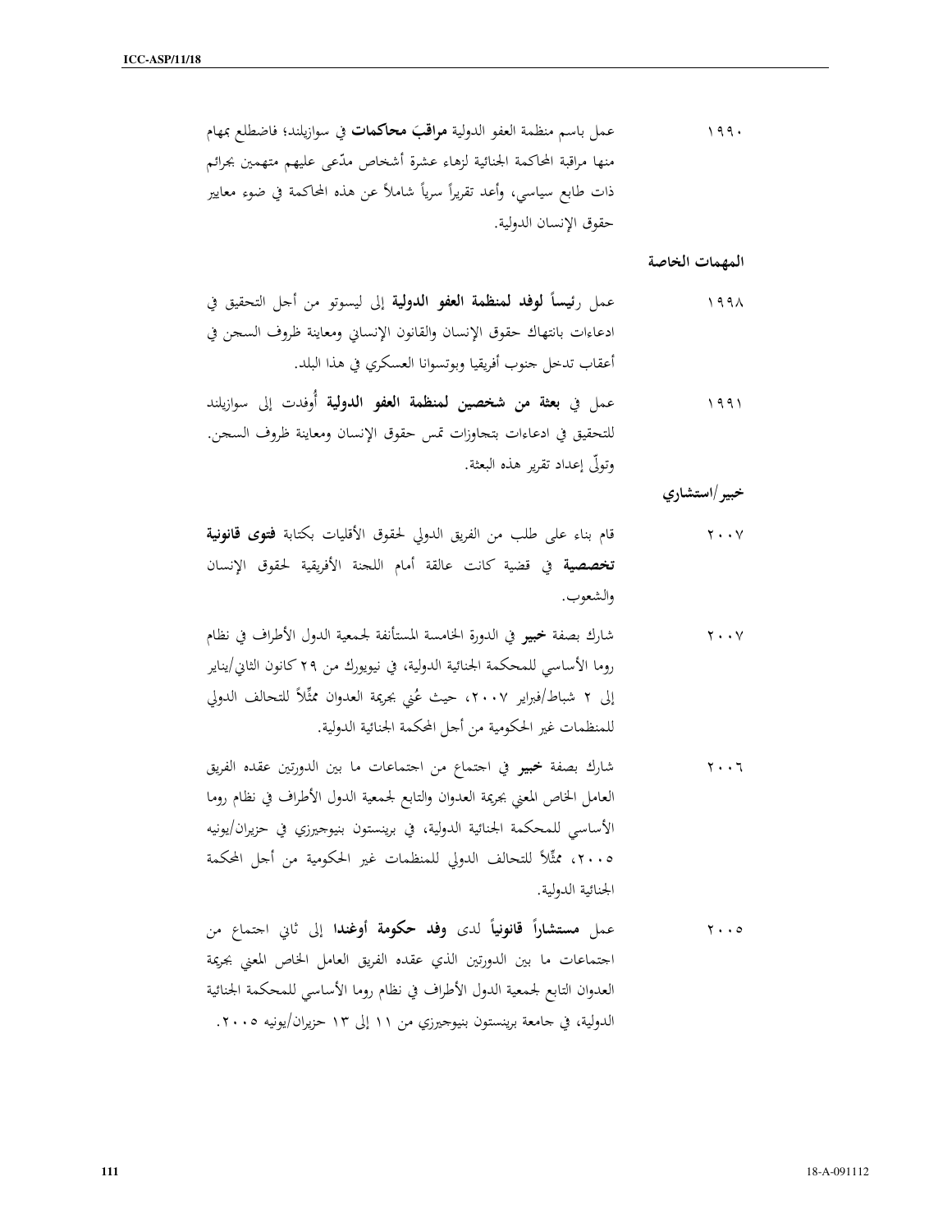١٩٩٠ عمل باسم منظمة العفو الدولية **مراقبَ محاكمات** في سوازيلند؛ فاضطلع بمهام منها مراقبة المحاكمة الجنائية لزهاء عشرة أشخاص مدّعى عليهم متهمين بجرائم ذات طابع سياسي، وأعد تقريراً سرياً شاملاً عن هذه المحاكمة في ضوء معايير حقوق الإنسان الدولية.

**المهمات الخاصة**

١٩٩٨ عمل **رئيساً لوفد لمنظمة العفو الدولية** إلى ليسوتو من أجل التحقيق في ادعاءات بانتهاك حقوق الإنسان والقانون الإنساني ومعاينة ظروف السجن في أعقاب تدخل جنوب أفريقيا وبوتسوانا العسكري في هذا البلد.

١٩٩١ عمل في **بعثة من شخصين لمنظمة العفو الدولية** أُوفدت إلى سوازيلند للتحقيق في ادعاءات بتجاوزات تمس حقوق الإنسان ومعاينة ظروف السجن. وتولّى إعداد تقرير هذه البعثة.

**خبير/استشاري**

٢٠٠٧ قام بناء على طلب من الفريق الدولي لحقوق الأقليات بكتابة **فتوى قانونية تخصصية** في قضية كانت عالقة أمام اللجنة الأفريقية لحقوق الإنسان والشعوب.

٢٠٠٧ شارك بصفة **خبير** في الدورة الخامسة المستأنفة لجمعية الدول الأطراف في نظام روما الأساسي للمحكمة الجنائية الدولية، في نيويورك من ٢٩ كانون الثاني/يناير إلى ٢ شباط/فبراير ٢٠٠٧، حيث عُني بجريمة العدوان ممثِّلاً للتحالف الدولي للمنظمات غير الحكومية من أجل المحكمة الجنائية الدولية.

٢٠٠٦ شارك بصفة **خبير** في اجتماع من اجتماعات ما بين الدورتين عقده الفريق العامل الخاص المعني بجريمة العدوان والتابع لجمعية الدول الأطراف في نظام روما الأساسي للمحكمة الجنائية الدولية، في برينستون بنيوجيرزي في حزيران/يونيه ٢٠٠٥، ممثِّلاً للتحالف الدولي للمنظمات غير الحكومية من أجل المحكمة الجنائية الدولية.

٢٠٠٥ عمل **مستشاراً قانونياً** لدى **وفد حكومة أوغندا** إلى ثاني اجتماع من اجتماعات ما بين الدورتين الذي عقده الفريق العامل الخاص المعني بجريمة العدوان التابع لجمعية الدول الأطراف في نظام روما الأساسي للمحكمة الجنائية الدولية، في جامعة برينستون بنيوجيرزي من ١١ إلى ١٣ حزيران/يونيه ٢٠٠٥.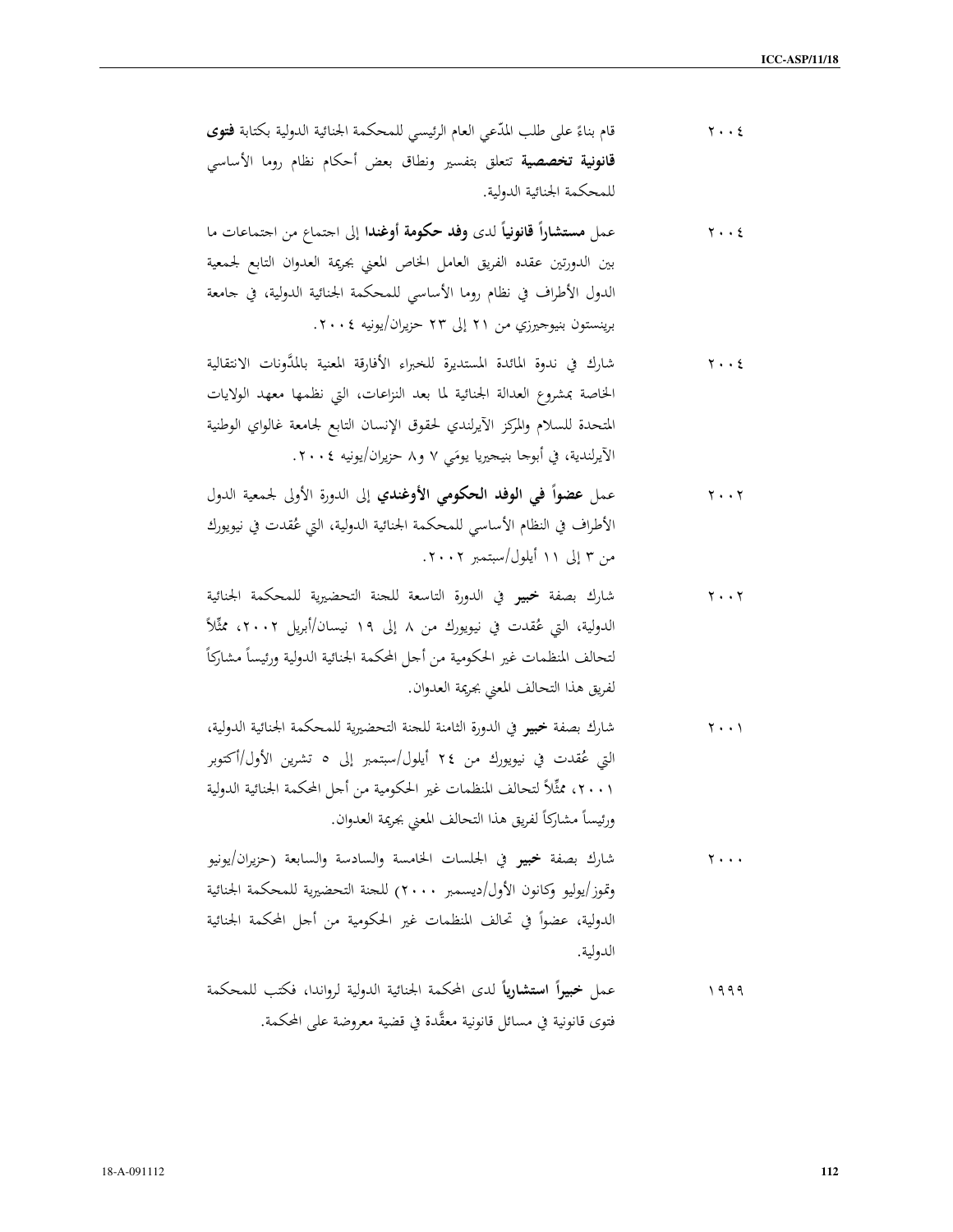٢٠٠٤ قام بناءً على طلب المدّعي العام الرئيسي للمحكمة الجنائية الدولية بكتابة **فتوى قانونية تخصصية** تتعلق بتفسير ونطاق بعض أحكام نظام روما الأساسي للمحكمة الجنائية الدولية.

٢٠٠٤ عمل **مستشاراً قانونياً** لدى **وفد حكومة أوغندا** إلى اجتماع من اجتماعات ما بين الدورتين عقده الفريق العامل الخاص المعني بجريمة العدوان التابع لجمعية الدول الأطراف في نظام روما الأساسي للمحكمة الجنائية الدولية، في جامعة برينستون بنيوجيرزي من ٢١ إلى ٢٣ حزيران/يونيه ٢٠٠٤.

٢٠٠٤ شارك في ندوة المائدة المستديرة للخبراء الأفارقة المعنية بالمدَّونات الانتقالية الخاصة بمشروع العدالة الجنائية لما بعد النزاعات، التي نظمها معهد الولايات المتحدة للسلام والمركز الآيرلندي لحقوق الإنسان التابع لجامعة غالواي الوطنية الآيرلندية، في أبوجا بنيجيريا يومَي ٧ و٨ حزيران/يونيه ٢٠٠٤.

٢٠٠٢ عمل **عضواً في الوفد الحكومي الأوغندي** إلى الدورة الأولى لجمعية الدول الأطراف في النظام الأساسي للمحكمة الجنائية الدولية، التي عُقدت في نيويورك من ٣ إلى ١١ أيلول/سبتمبر ٢٠٠٢.

٢٠٠٢ شارك بصفة **خبير** في الدورة التاسعة للجنة التحضيرية للمحكمة الجنائية الدولية، التي عُقدت في نيويورك من ٨ إلى ١٩ نيسان/أبريل ٢٠٠٢، ممثِّلاً لتحالف المنظمات غير الحكومية من أجل المحكمة الجنائية الدولية ورئيساً مشاركاً لفريق هذا التحالف المعني بجريمة العدوان.

٢٠٠١ شارك بصفة **خبير** في الدورة الثامنة للجنة التحضيرية للمحكمة الجنائية الدولية، التي عُقدت في نيويورك من ٢٤ أيلول/سبتمبر إلى ٥ تشرين الأول/أكتوبر ٢٠٠١، ممثِّلاً لتحالف المنظمات غير الحكومية من أجل المحكمة الجنائية الدولية ورئيساً مشاركاً لفريق هذا التحالف المعني بجريمة العدوان.

٢٠٠٠ شارك بصفة **خبير** في الجلسات الخامسة والسادسة والسابعة (حزيران/يونيو وتموز/يوليو وكانون الأول/ديسمبر ٢٠٠٠) للجنة التحضيرية للمحكمة الجنائية الدولية، عضواً في تحالف المنظمات غير الحكومية من أجل المحكمة الجنائية الدولية.

١٩٩٩ عمل **خبيراً استشارياً** لدى المحكمة الجنائية الدولية لرواندا، فكتب للمحكمة فتوى قانونية في مسائل قانونية معقَّدة في قضية معروضة على المحكمة.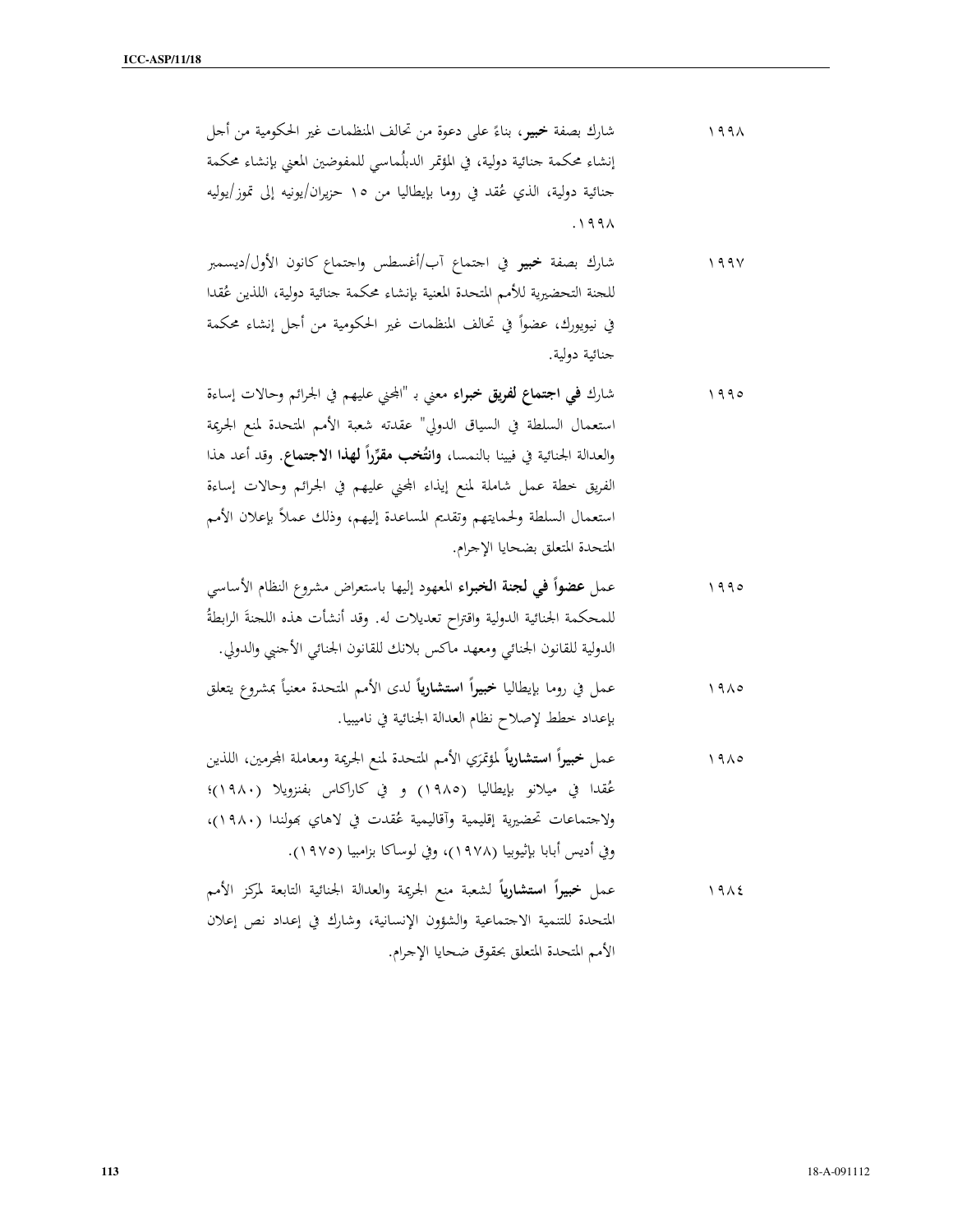| | |
|---|---|
| ١٩٩٨ | شارك بصفة **خبير**، بناءً على دعوة من تحالف المنظمات غير الحكومية من أجل إنشاء محكمة جنائية دولية، في المؤتمر الدبلُماسي للمفوضين المعني بإنشاء محكمة جنائية دولية، الذي عُقد في روما بإيطاليا من ١٥ حزيران/يونيه إلى تموز/يوليه ١٩٩٨. |
| ١٩٩٧ | شارك بصفة **خبير** في اجتماع آب/أغسطس واجتماع كانون الأول/ديسمبر للجنة التحضيرية للأمم المتحدة المعنية بإنشاء محكمة جنائية دولية، اللذين عُقدا في نيويورك، عضواً في تحالف المنظمات غير الحكومية من أجل إنشاء محكمة جنائية دولية. |
| ١٩٩٥ | شارك **في اجتماع لفريق خبراء** معني بـ "المجني عليهم في الجرائم وحالات إساءة استعمال السلطة في السياق الدولي" عقدته شعبة الأمم المتحدة لمنع الجريمة والعدالة الجنائية في فيينا بالنمسا، **وانتُخب مقرِّراً لهذا الاجتماع**. وقد أعد هذا الفريق خطة عمل شاملة لمنع إيذاء المجني عليهم في الجرائم وحالات إساءة استعمال السلطة ولحمايتهم وتقديم المساعدة إليهم، وذلك عملاً بإعلان الأمم المتحدة المتعلق بضحايا الإجرام. |
| ١٩٩٥ | عمل **عضواً في لجنة الخبراء** المعهود إليها باستعراض مشروع النظام الأساسي للمحكمة الجنائية الدولية واقتراح تعديلات له. وقد أنشأت هذه اللجنةَ الرابطةُ الدولية للقانون الجنائي ومعهد ماكس بلانك للقانون الجنائي الأجنبي والدولي. |
| ١٩٨٥ | عمل في روما بإيطاليا **خبيراً استشارياً** لدى الأمم المتحدة معنياً بمشروع يتعلق بإعداد خطط لإصلاح نظام العدالة الجنائية في ناميبيا. |
| ١٩٨٥ | عمل **خبيراً استشارياً** لمؤتمرَي الأمم المتحدة لمنع الجريمة ومعاملة المجرمين، اللذين عُقدا في ميلانو بإيطاليا (١٩٨٥) و في كاراكاس بفنزويلا (١٩٨٠)؛ ولاجتماعات تحضيرية إقليمية وأقاليمية عُقدت في لاهاي بهولندا (١٩٨٠)، وفي أديس أبابا بإثيوبيا (١٩٧٨)، وفي لوساكا بزامبيا (١٩٧٥). |
| ١٩٨٤ | عمل **خبيراً استشارياً** لشعبة منع الجريمة والعدالة الجنائية التابعة لمركز الأمم المتحدة للتنمية الاجتماعية والشؤون الإنسانية، وشارك في إعداد نص إعلان الأمم المتحدة المتعلق بحقوق ضحايا الإجرام. |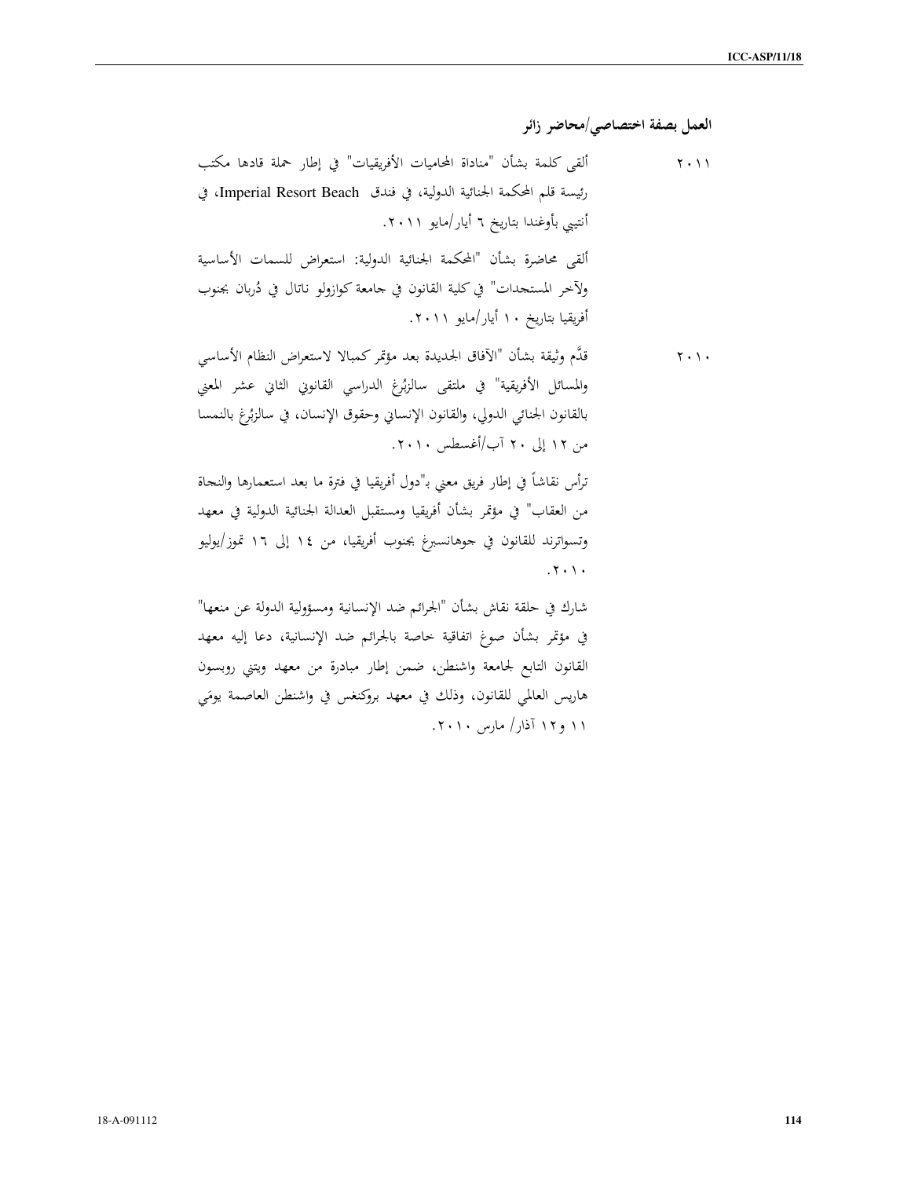### العمل بصفة اختصاصي/محاضر زائر

٢٠١١ ألقى كلمة بشأن "مناداة المحاميات الأفريقيات" في إطار حملة قادها مكتب رئيسة قلم المحكمة الجنائية الدولية، في فندق Imperial Resort Beach، في أنتيبي بأوغندا بتاريخ ٦ أيار/مايو ٢٠١١.

ألقى محاضرة بشأن "المحكمة الجنائية الدولية: استعراض للسمات الأساسية ولآخر المستجدات" في كلية القانون في جامعة كوازولو ناتال في دُربان بجنوب أفريقيا بتاريخ ١٠ أيار/مايو ٢٠١١.

٢٠١٠ قدَّم وثيقة بشأن "الآفاق الجديدة بعد مؤتمر كمبالا لاستعراض النظام الأساسي والمسائل الأفريقية" في ملتقى سالزبُرغ الدراسي القانوني الثاني عشر المعني بالقانون الجنائي الدولي، والقانون الإنساني وحقوق الإنسان، في سالزبُرغ بالنمسا من ١٢ إلى ٢٠ آب/أغسطس ٢٠١٠.

ترأس نقاشاً في إطار فريق معني بـ"دول أفريقيا في فترة ما بعد استعمارها والنجاة من العقاب" في مؤتمر بشأن أفريقيا ومستقبل العدالة الجنائية الدولية في معهد وتسواترند للقانون في جوهانسبرغ بجنوب أفريقيا، من ١٤ إلى ١٦ تموز/يوليو ٢٠١٠.

شارك في حلقة نقاش بشأن "الجرائم ضد الإنسانية ومسؤولية الدولة عن منعها" في مؤتمر بشأن صوغ اتفاقية خاصة بالجرائم ضد الإنسانية، دعا إليه معهد القانون التابع لجامعة واشنطن، ضمن إطار مبادرة من معهد ويتني روبسون هاريس العالمي للقانون، وذلك في معهد بروكنغس في واشنطن العاصمة يومَي ١١ و١٢ آذار/ مارس ٢٠١٠.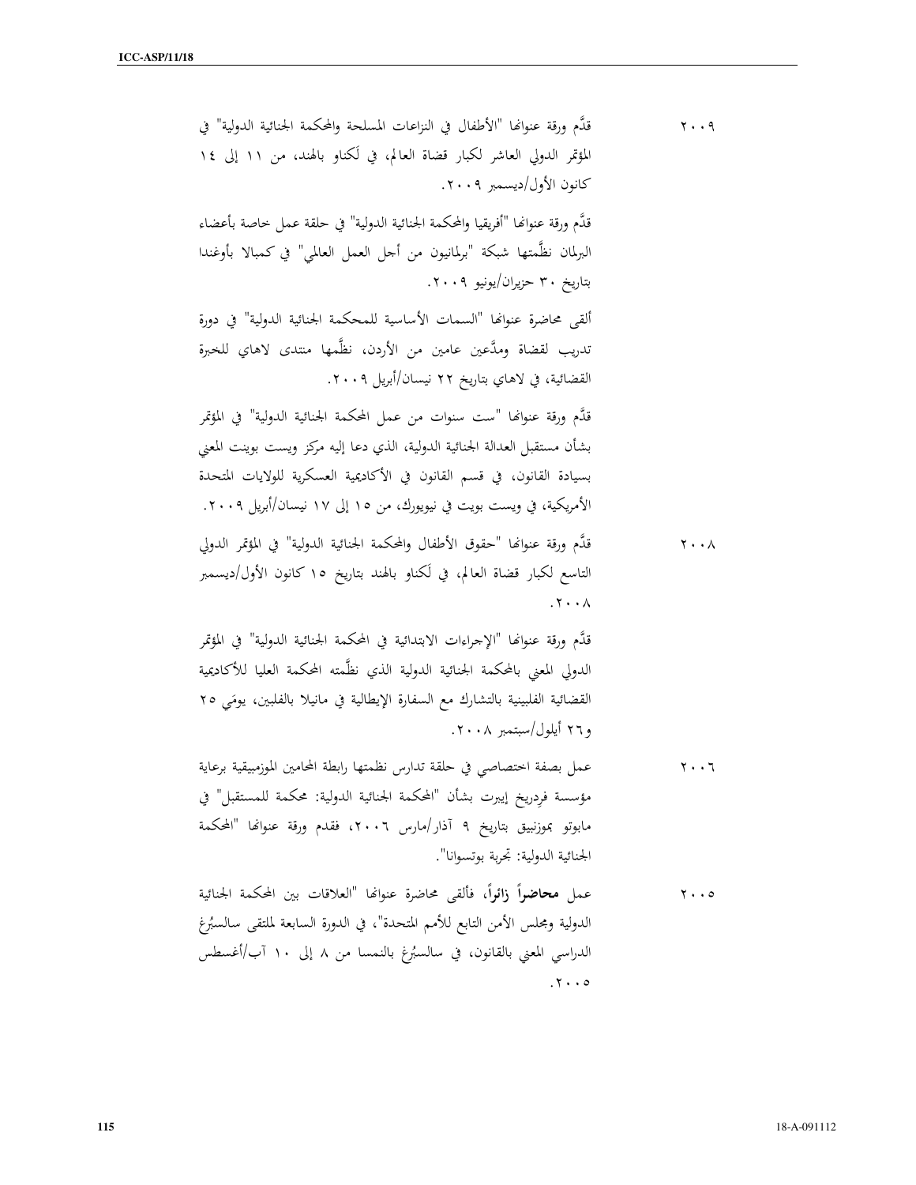٢٠٠٩ قدَّم ورقة عنوانها "الأطفال في النزاعات المسلحة والمحكمة الجنائية الدولية" في المؤتمر الدولي العاشر لكبار قضاة العالم، في لَكناو بالهند، من ١١ إلى ١٤ كانون الأول/ديسمبر ٢٠٠٩.

قدَّم ورقة عنوانها "أفريقيا والمحكمة الجنائية الدولية" في حلقة عمل خاصة بأعضاء البرلمان نظَّمتها شبكة "برلمانيون من أجل العمل العالمي" في كمبالا بأوغندا بتاريخ ٣٠ حزيران/يونيو ٢٠٠٩.

ألقى محاضرة عنوانها "السمات الأساسية للمحكمة الجنائية الدولية" في دورة تدريب لقضاة ومدَّعين عامين من الأردن، نظَّمها منتدى لاهاي للخبرة القضائية، في لاهاي بتاريخ ٢٢ نيسان/أبريل ٢٠٠٩.

قدَّم ورقة عنوانها "ست سنوات من عمل المحكمة الجنائية الدولية" في المؤتمر بشأن مستقبل العدالة الجنائية الدولية، الذي دعا إليه مركز ويست بوينت المعني بسيادة القانون، في قسم القانون في الأكاديمية العسكرية للولايات المتحدة الأمريكية، في ويست بويت في نيويورك، من ١٥ إلى ١٧ نيسان/أبريل ٢٠٠٩.

٢٠٠٨ قدَّم ورقة عنوانها "حقوق الأطفال والمحكمة الجنائية الدولية" في المؤتمر الدولي التاسع لكبار قضاة العالم، في لَكناو بالهند بتاريخ ١٥ كانون الأول/ديسمبر ٢٠٠٨.

قدَّم ورقة عنوانها "الإجراءات الابتدائية في المحكمة الجنائية الدولية" في المؤتمر الدولي المعني بالمحكمة الجنائية الدولية الذي نظَّمته المحكمة العليا للأكاديمية القضائية الفلبينية بالتشارك مع السفارة الإيطالية في مانيلا بالفلبين، يومَي ٢٥ و٢٦ أيلول/سبتمبر ٢٠٠٨.

٢٠٠٦ عمل بصفة اختصاصي في حلقة تدارس نظمتها رابطة المحامين الموزمبيقية برعاية مؤسسة فِردريخ إيبرت بشأن "المحكمة الجنائية الدولية: محكمة للمستقبل" في مابوتو بموزنبيق بتاريخ ٩ آذار/مارس ٢٠٠٦، فقدم ورقة عنوانها "المحكمة الجنائية الدولية: تجربة بوتسوانا".

٢٠٠٥ عمل **محاضراً زائراً**، فألقى محاضرة عنوانها "العلاقات بين المحكمة الجنائية الدولية ومجلس الأمن التابع للأمم المتحدة"، في الدورة السابعة لملتقى سالسبُرغ الدراسي المعني بالقانون، في سالسبُرغ بالنمسا من ٨ إلى ١٠ آب/أغسطس ٢٠٠٥.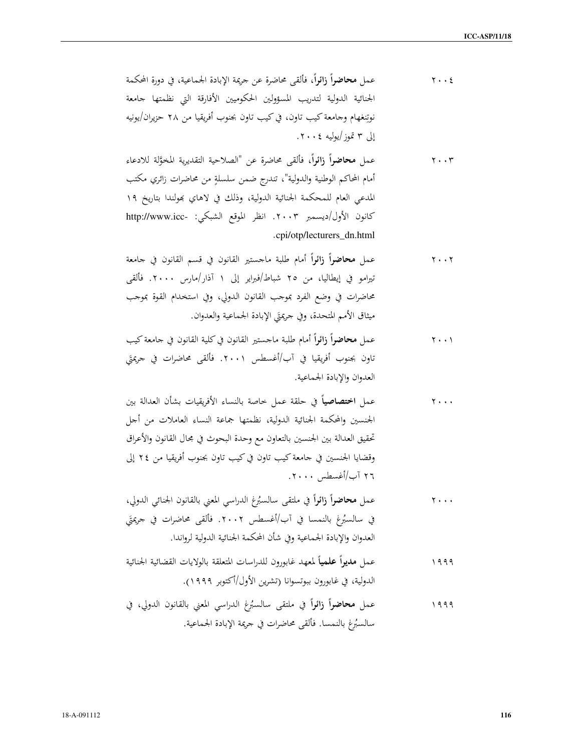٢٠٠٤ عمل **محاضراً زائراً**، فألقى محاضرة عن جريمة الإبادة الجماعية، في دورة المحكمة الجنائية الدولية لتدريب المسؤولين الحكوميين الأفارقة التي نظمتها جامعة نوتِنغهام وجامعة كيب تاون، في كيب تاون بجنوب أفريقيا من ٢٨ حزيران/يونيه إلى ٣ تموز/يوليه ٢٠٠٤.

٢٠٠٣ عمل **محاضراً زائراً**، فألقى محاضرة عن "الصلاحية التقديرية المخوَّلة للادعاء أمام المحاكم الوطنية والدولية"، تندرج ضمن سلسلةٍ من محاضرات زائري مكتب المدعي العام للمحكمة الجنائية الدولية، وذلك في لاهاي بهولندا بتاريخ ١٩ كانون الأول/ديسمبر ٢٠٠٣. انظر الموقع الشبكي: http://www.icc-cpi/otp/lecturers_dn.html.

٢٠٠٢ عمل **محاضراً زائراً** أمام طلبة ماجستير القانون في قسم القانون في جامعة تيرامو في إيطاليا، من ٢٥ شباط/فبراير إلى ١ آذار/مارس ٢٠٠٠. فألقى محاضرات في وضع الفرد بموجب القانون الدولي، وفي استخدام القوة بموجب ميثاق الأمم المتحدة، وفي جريمتَي الإبادة الجماعية والعدوان.

٢٠٠١ عمل **محاضراً زائراً** أمام طلبة ماجستير القانون في كلية القانون في جامعة كيب تاون بجنوب أفريقيا في آب/أغسطس ٢٠٠١. فألقى محاضرات في جريمتَي العدوان والإبادة الجماعية.

٢٠٠٠ عمل **اختصاصياً** في حلقة عمل خاصة بالنساء الأفريقيات بشأن العدالة بين الجنسين والمحكمة الجنائية الدولية، نظمتها جماعة النساء العاملات من أجل تحقيق العدالة بين الجنسين بالتعاون مع وحدة البحوث في مجال القانون والأعراق وقضايا الجنسين في جامعة كيب تاون في كيب تاون بجنوب أفريقيا من ٢٤ إلى ٢٦ آب/أغسطس ٢٠٠٠.

٢٠٠٠ عمل **محاضراً زائراً** في ملتقى سالسبُرغ الدراسي المعني بالقانون الجنائي الدولي، في سالسبُرغ بالنمسا في آب/أغسطس ٢٠٠٢. فألقى محاضرات في جريمتَي العدوان والإبادة الجماعية وفي شأن المحكمة الجنائية الدولية لرواندا.

١٩٩٩ عمل **مديراً علمياً** لمعهد غابورون للدراسات المتعلقة بالولايات القضائية الجنائية الدولية، في غابورون ببوتسوانا (تشرين الأول/أكتوبر ١٩٩٩).

١٩٩٩ عمل **محاضراً زائراً** في ملتقى سالسبُرغ الدراسي المعني بالقانون الدولي، في سالسبُرغ بالنمسا. فألقى محاضرات في جريمة الإبادة الجماعية.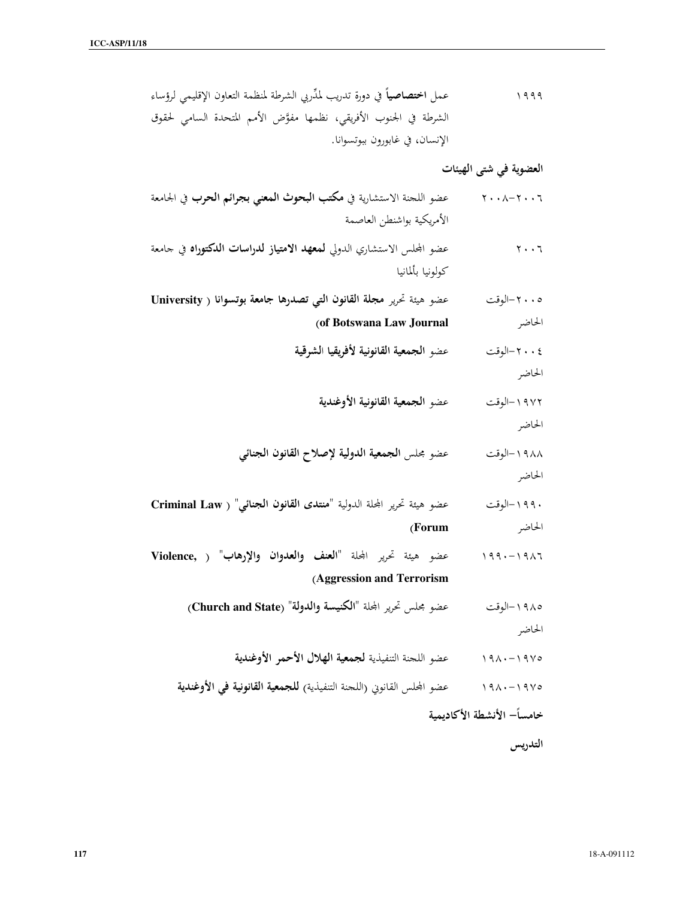١٩٩٩ عمل **اختصاصياً** في دورة تدريب لمدِّربي الشرطة لمنظمة التعاون الإقليمي لرؤساء الشرطة في الجنوب الأفريقي، نظمها مفوَّض الأمم المتحدة السامي لحقوق الإنسان، في غابورون ببوتسوانا.

**العضوية في شتى الهيئات**

٢٠٠٦-٢٠٠٨ عضو اللجنة الاستشارية في **مكتب البحوث المعني بجرائم الحرب** في الجامعة الأمريكية بواشنطن العاصمة

٢٠٠٦ عضو المجلس الاستشاري الدولي **لمعهد الامتياز لدراسات الدكتوراه** في جامعة كولونيا بألمانيا

٢٠٠٥-الوقت الحاضر عضو هيئة تحرير **مجلة القانون التي تصدرها جامعة بوتسوانا** (**University of Botswana Law Journal**)

٢٠٠٤-الوقت الحاضر عضو **الجمعية القانونية لأفريقيا الشرقية**

١٩٧٢-الوقت الحاضر عضو **الجمعية القانونية الأوغندية**

١٩٨٨-الوقت الحاضر عضو مجلس **الجمعية الدولية لإصلاح القانون الجنائي**

١٩٩٠-الوقت الحاضر عضو هيئة تحرير المجلة الدولية "**منتدى القانون الجنائي**" (**Criminal Law Forum**)

١٩٨٦-١٩٩٠ عضو هيئة تحرير المجلة "**العنف والعدوان والإرهاب**" (**Violence, Aggression and Terrorism**)

١٩٨٥-الوقت الحاضر عضو مجلس تحرير المجلة "**الكنيسة والدولة**" (**Church and State**)

١٩٧٥-١٩٨٠ عضو اللجنة التنفيذية **لجمعية الهلال الأحمر الأوغندية**

١٩٧٥-١٩٨٠ عضو المجلس القانوني (اللجنة التنفيذية) **للجمعية القانونية في الأوغندية**

**خامساً– الأنشطة الأكاديمية**

**التدريس**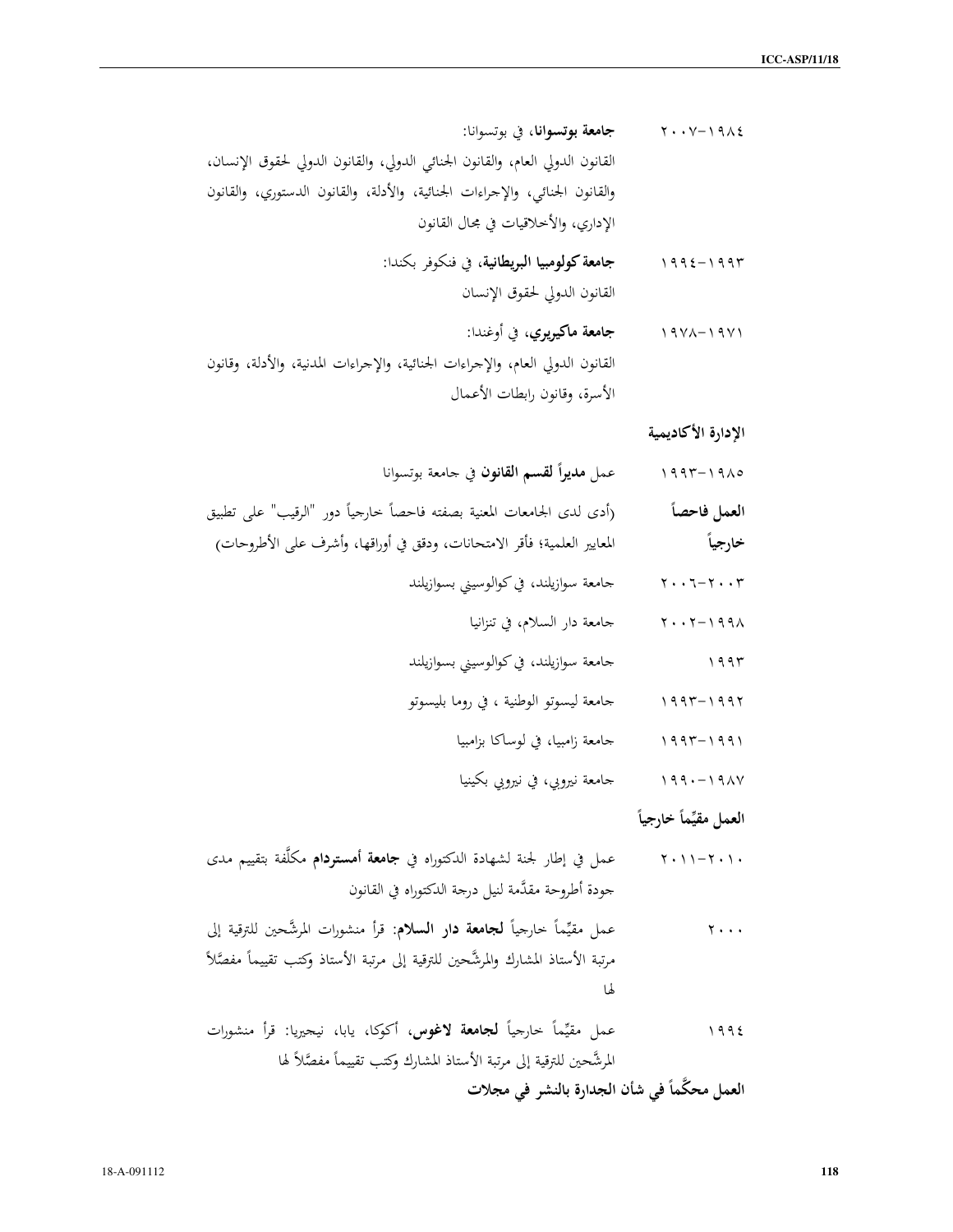١٩٨٤–٢٠٠٧ **جامعة بوتسوانا**، في بوتسوانا:
القانون الدولي العام، والقانون الجنائي الدولي، والقانون الدولي لحقوق الإنسان، والقانون الجنائي، والإجراءات الجنائية، والأدلة، والقانون الدستوري، والقانون الإداري، والأخلاقيات في مجال القانون

١٩٩٣–١٩٩٤ **جامعة كولومبيا البريطانية**، في فنكوفر بكندا:
القانون الدولي لحقوق الإنسان

١٩٧١–١٩٧٨ **جامعة ماكيريري**، في أوغندا:
القانون الدولي العام، والإجراءات الجنائية، والإجراءات المدنية، والأدلة، وقانون الأسرة، وقانون رابطات الأعمال

**الإدارة الأكاديمية**

١٩٨٥–١٩٩٣ عمل **مديراً لقسم القانون** في جامعة بوتسوانا

**العمل فاحصاً خارجياً** (أدى لدى الجامعات المعنية بصفته فاحصاً خارجياً دور "الرقيب" على تطبيق المعايير العلمية؛ فأقر الامتحانات، ودقق في أوراقها، وأشرف على الأطروحات)

٢٠٠٣–٢٠٠٦ جامعة سوازيلند، في كوالوسيني بسوازيلند

١٩٩٨–٢٠٠٢ جامعة دار السلام، في تنزانيا

١٩٩٣ جامعة سوازيلند، في كوالوسيني بسوازيلند

١٩٩٢–١٩٩٣ جامعة ليسوتو الوطنية ، في روما بليسوتو

١٩٩١–١٩٩٣ جامعة زامبيا، في لوساكا بزامبيا

١٩٨٧–١٩٩٠ جامعة نيروبي، في نيروبي بكينيا

**العمل مقيِّماً خارجياً**

٢٠١٠–٢٠١١ عمل في إطار لجنة لشهادة الدكتوراه في **جامعة أمستردام** مكلَّفة بتقييم مدى جودة أطروحة مقدَّمة لنيل درجة الدكتوراه في القانون

٢٠٠٠ عمل مقيِّماً خارجياً **لجامعة دار السلام**: قرأ منشورات المرشَّحين للترقية إلى مرتبة الأستاذ المشارك والمرشَّحين للترقية إلى مرتبة الأستاذ وكتب تقييماً مفصَّلاً لها

١٩٩٤ عمل مقيِّماً خارجياً **لجامعة لاغوس**، أكوكا، يابا، نيجيريا: قرأ منشورات المرشَّحين للترقية إلى مرتبة الأستاذ المشارك وكتب تقييماً مفصَّلاً لها

**العمل محكَّماً في شأن الجدارة بالنشر في مجلات**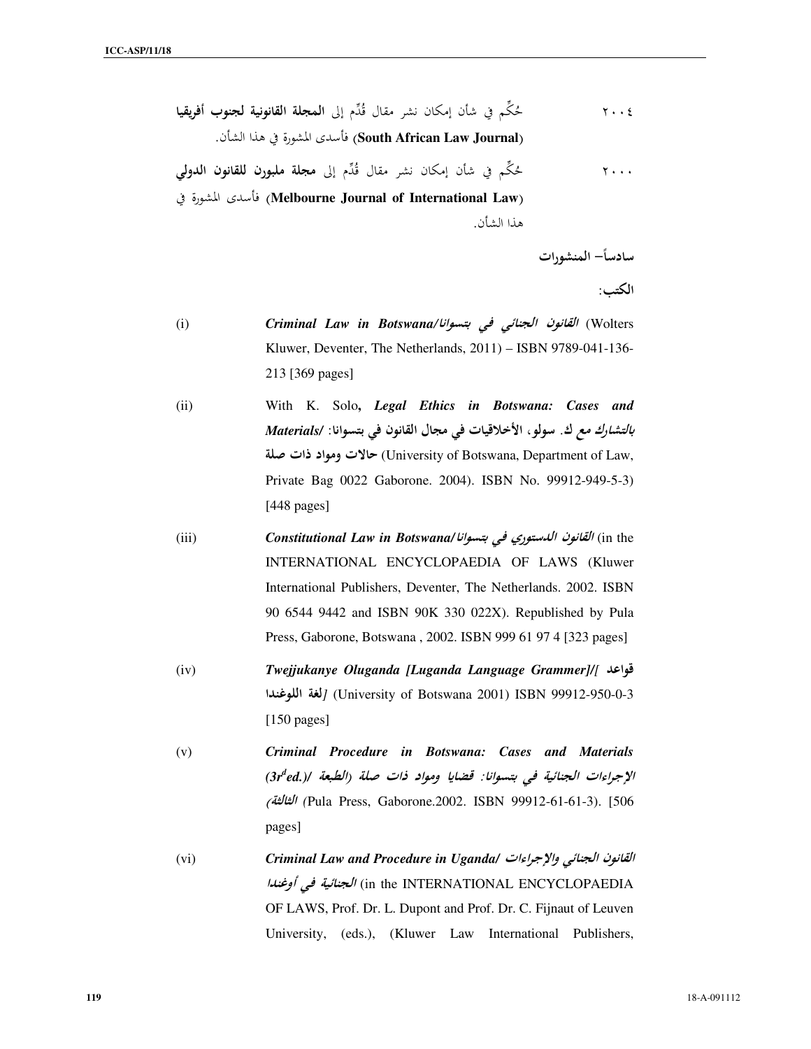٢٠٠٤ حُكِّم في شأن إمكان نشر مقال قُدِّم إلى **المجلة القانونية لجنوب أفريقيا** (**South African Law Journal**) فأسدى المشورة في هذا الشأن.

٢٠٠٠ حُكِّم في شأن إمكان نشر مقال قُدِّم إلى **مجلة ملبورن للقانون الدولي** (**Melbourne Journal of International Law**) فأسدى المشورة في هذا الشأن.

## سادساً– المنشورات

**الكتب:**

(i) ***Criminal Law in Botswana/القانون الجنائي في بتسوانا*** (Wolters Kluwer, Deventer, The Netherlands, 2011) – ISBN 9789-041-136-213 [369 pages]

(ii) With K. Solo, ***Legal Ethics in Botswana: Cases and Materials/ بالتشارك مع ك. سولو، الأخلاقيات في مجال القانون في بتسوانا: حالات ومواد ذات صلة*** (University of Botswana, Department of Law, Private Bag 0022 Gaborone. 2004). ISBN No. 99912-949-5-3) [448 pages]

(iii) ***Constitutional Law in Botswana/القانون الدستوري في بتسوانا*** (in the INTERNATIONAL ENCYCLOPAEDIA OF LAWS (Kluwer International Publishers, Deventer, The Netherlands. 2002. ISBN 90 6544 9442 and ISBN 90K 330 022X). Republished by Pula Press, Gaborone, Botswana , 2002. ISBN 999 61 97 4 [323 pages]

(iv) ***Twejjukanye Oluganda [Luganda Language Grammer]/[قواعد لغة اللوغندا]*** (University of Botswana 2001) ISBN 99912-950-0-3 [150 pages]

(v) ***Criminal Procedure in Botswana: Cases and Materials (3rd ed.)/ الإجراءات الجنائية في بتسوانا: قضايا ومواد ذات صلة (الطبعة الثالثة)*** (Pula Press, Gaborone.2002. ISBN 99912-61-61-3). [506 pages]

(vi) ***Criminal Law and Procedure in Uganda/ القانون الجنائي والإجراءات الجنائية في أوغندا*** (in the INTERNATIONAL ENCYCLOPAEDIA OF LAWS, Prof. Dr. L. Dupont and Prof. Dr. C. Fijnaut of Leuven University, (eds.), (Kluwer Law International Publishers,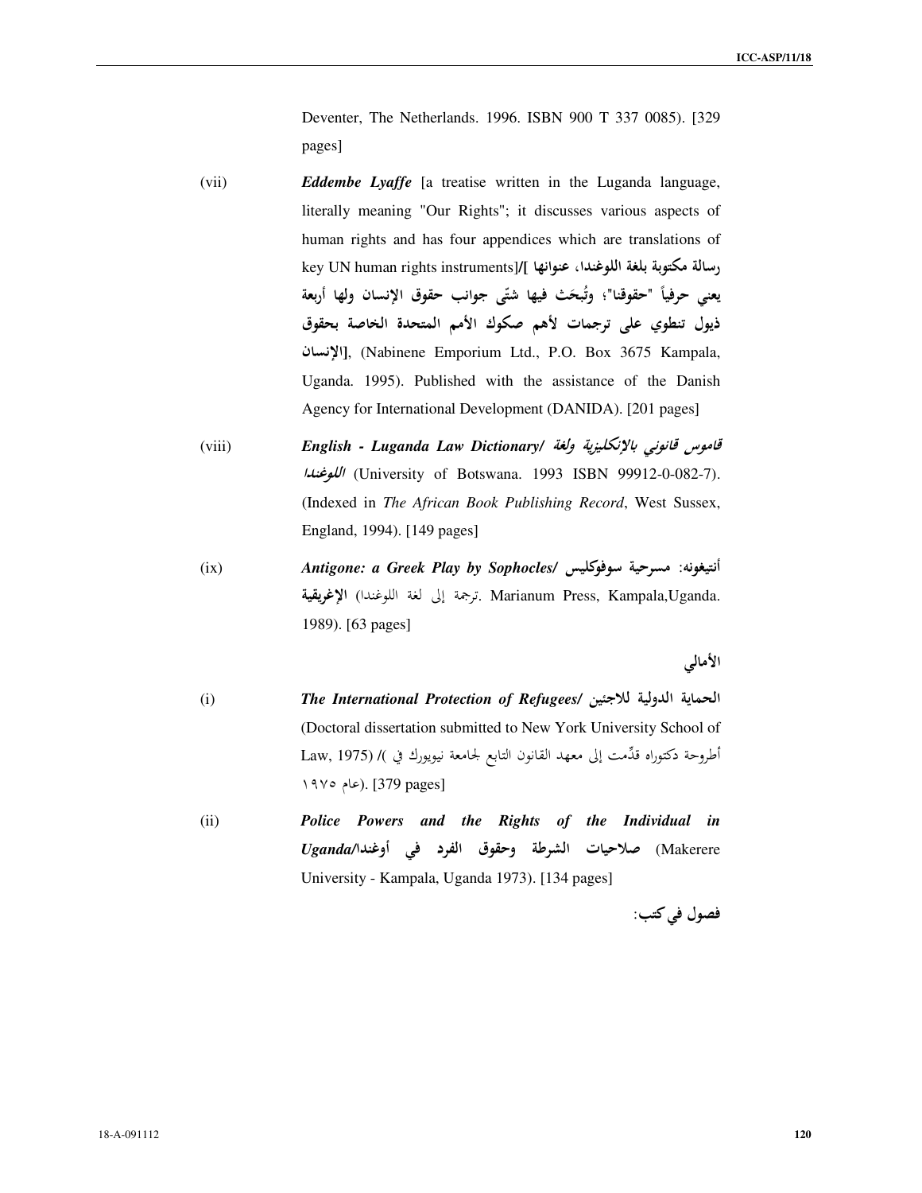Deventer, The Netherlands. 1996. ISBN 900 T 337 0085). [329 pages]

(vii) ***Eddembe Lyaffe*** [a treatise written in the Luganda language, literally meaning "Our Rights"; it discusses various aspects of human rights and has four appendices which are translations of key UN human rights instruments]/[**رسالة مكتوبة بلغة اللوغندا، عنوانها يعني حرفياً "حقوقنا"، وتُبحَث فيها شتّى جوانب حقوق الإنسان ولها أربعة ذيول تنطوي على ترجمات لأهم صكوك الأمم المتحدة الخاصة بحقوق الإنسان**], (Nabinene Emporium Ltd., P.O. Box 3675 Kampala, Uganda. 1995). Published with the assistance of the Danish Agency for International Development (DANIDA). [201 pages]

(viii) ***English - Luganda Law Dictionary/ قاموس قانوني بالإنكليزية ولغة اللوغندا*** (University of Botswana. 1993 ISBN 99912-0-082-7). (Indexed in *The African Book Publishing Record*, West Sussex, England, 1994). [149 pages]

(ix) ***Antigone: a Greek Play by Sophocles/*** **أنتيغونه: مسرحية سوفوكليس الإغريقية** (ترجمة إلى لغة اللوغندا. Marianum Press, Kampala,Uganda. 1989). [63 pages]

**الأمالي**

(i) ***The International Protection of Refugees/ الحماية الدولية للاجئين*** (Doctoral dissertation submitted to New York University School of Law, 1975) /( أطروحة دكتوراه قدِّمت إلى معهد القانون التابع لجامعة نيويورك في عام ١٩٧٥). [379 pages]

(ii) ***Police Powers and the Rights of the Individual in Uganda/صلاحيات الشرطة وحقوق الفرد في أوغندا*** (Makerere University - Kampala, Uganda 1973). [134 pages]

**فصول في كتب:**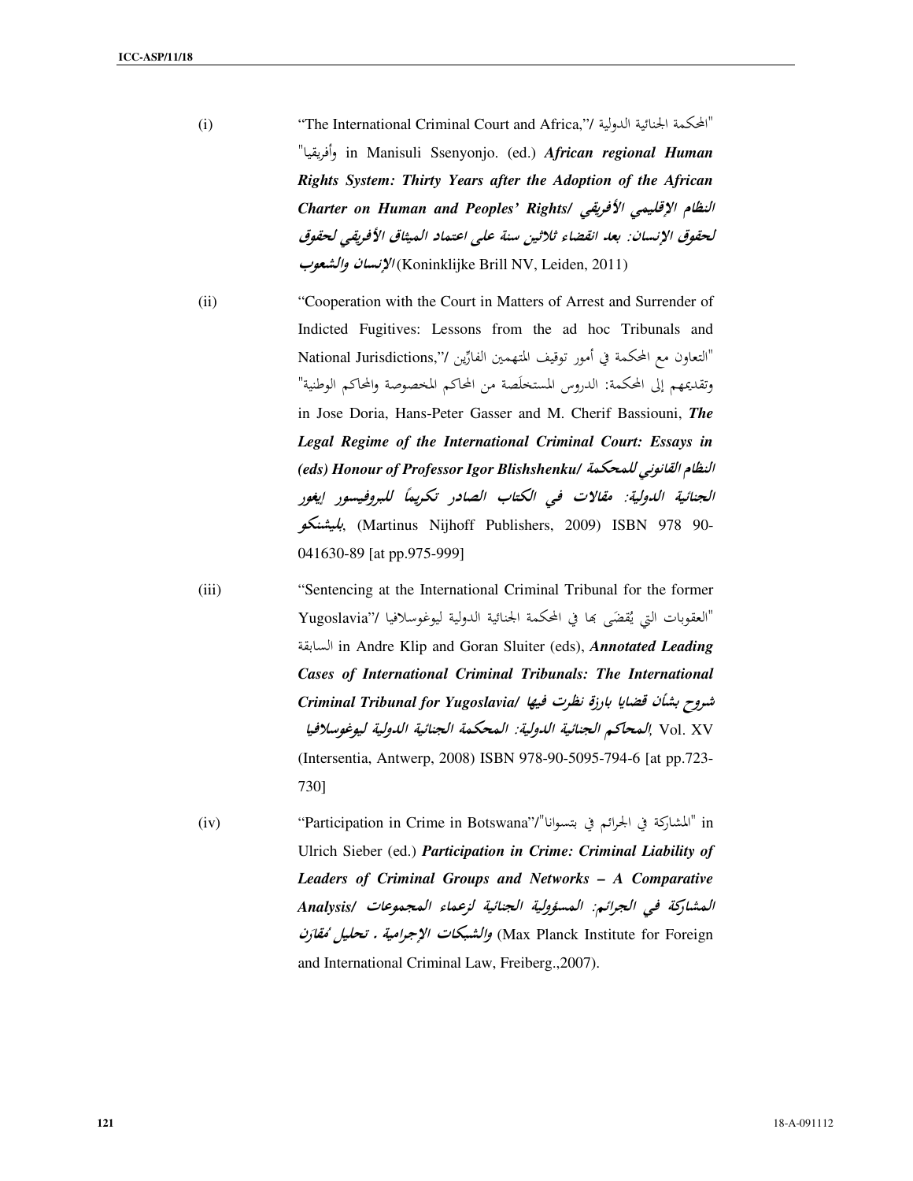(i) "The International Criminal Court and Africa,"/ "المحكمة الجنائية الدولية وأفريقيا" in Manisuli Ssenyonjo. (ed.) ***African regional Human Rights System: Thirty Years after the Adoption of the African Charter on Human and Peoples' Rights/ النظام الإقليمي الأفريقي لحقوق الإنسان: بعد انقضاء ثلاثين سنة على اعتماد الميثاق الأفريقي لحقوق الإنسان والشعوب*** (Koninklijke Brill NV, Leiden, 2011)

(ii) "Cooperation with the Court in Matters of Arrest and Surrender of Indicted Fugitives: Lessons from the ad hoc Tribunals and National Jurisdictions,"/ "التعاون مع المحكمة في أمور توقيف المتهمين الفارّين وتقديمهم إلى المحكمة: الدروس المستخلَصة من المحاكم المخصوصة والمحاكم الوطنية" in Jose Doria, Hans-Peter Gasser and M. Cherif Bassiouni, ***The Legal Regime of the International Criminal Court: Essays in (eds) Honour of Professor Igor Blishshenku/ النظام القانوني للمحكمة الجنائية الدولية: مقالات في الكتاب الصادر تكريماً للبروفيسور إيغور بليشنكو***, (Martinus Nijhoff Publishers, 2009) ISBN 978 90-041630-89 [at pp.975-999]

(iii) "Sentencing at the International Criminal Tribunal for the former Yugoslavia"/ "العقوبات التي يُقضَى بها في المحكمة الجنائية الدولية ليوغوسلافيا السابقة" in Andre Klip and Goran Sluiter (eds), ***Annotated Leading Cases of International Criminal Tribunals: The International Criminal Tribunal for Yugoslavia/ شروح بشأن قضايا بارزة نظرت فيها المحاكم الجنائية الدولية: المحكمة الجنائية الدولية ليوغوسلافيا***, Vol. XV (Intersentia, Antwerp, 2008) ISBN 978-90-5095-794-6 [at pp.723-730]

(iv) "Participation in Crime in Botswana"/"المشاركة في الجرائم في بتسوانا" in Ulrich Sieber (ed.) ***Participation in Crime: Criminal Liability of Leaders of Criminal Groups and Networks – A Comparative Analysis/ المشاركة في الجرائم: المسؤولية الجنائية لزعماء المجموعات والشبكات الإجرامية . تحليل مُقارَن*** (Max Planck Institute for Foreign and International Criminal Law, Freiberg.,2007).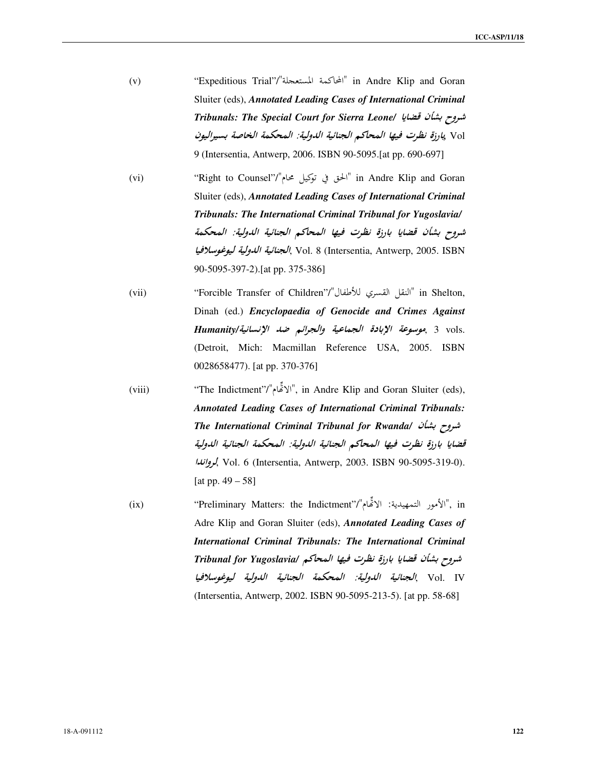(v) “Expeditious Trial”/"المحاكمة المستعجلة" in Andre Klip and Goran Sluiter (eds), ***Annotated Leading Cases of International Criminal Tribunals: The Special Court for Sierra Leone/ شروح بشأن قضايا بارزة نظرت فيها المحاكم الجنائية الدولية: المحكمة الخاصة بسيراليون***, Vol 9 (Intersentia, Antwerp, 2006. ISBN 90-5095.[at pp. 690-697]

(vi) “Right to Counsel”/"الحق في توكيل محام" in Andre Klip and Goran Sluiter (eds), ***Annotated Leading Cases of International Criminal Tribunals: The International Criminal Tribunal for Yugoslavia/ شروح بشأن قضايا بارزة نظرت فيها المحاكم الجنائية الدولية: المحكمة الجنائية الدولية ليوغوسلافيا***, Vol. 8 (Intersentia, Antwerp, 2005. ISBN 90-5095-397-2).[at pp. 375-386]

(vii) “Forcible Transfer of Children”/"النقل القسري للأطفال" in Shelton, Dinah (ed.) ***Encyclopaedia of Genocide and Crimes Against Humanity/موسوعة الإبادة الجماعية والجرائم ضد الإنسانية***, 3 vols. (Detroit, Mich: Macmillan Reference USA, 2005. ISBN 0028658477). [at pp. 370-376]

(viii) “The Indictment”/"الاتِّهام", in Andre Klip and Goran Sluiter (eds), ***Annotated Leading Cases of International Criminal Tribunals: The International Criminal Tribunal for Rwanda/ شروح بشأن قضايا بارزة نظرت فيها المحاكم الجنائية الدولية: المحكمة الجنائية الدولية لرواندا***, Vol. 6 (Intersentia, Antwerp, 2003. ISBN 90-5095-319-0). [at pp. 49 – 58]

(ix) “Preliminary Matters: the Indictment”/"الأمور التمهيدية: الاتِّهام", in Adre Klip and Goran Sluiter (eds), ***Annotated Leading Cases of International Criminal Tribunals: The International Criminal Tribunal for Yugoslavia/ شروح بشأن قضايا بارزة نظرت فيها المحاكم الجنائية الدولية: المحكمة الجنائية الدولية ليوغوسلافيا***, Vol. IV (Intersentia, Antwerp, 2002. ISBN 90-5095-213-5). [at pp. 58-68]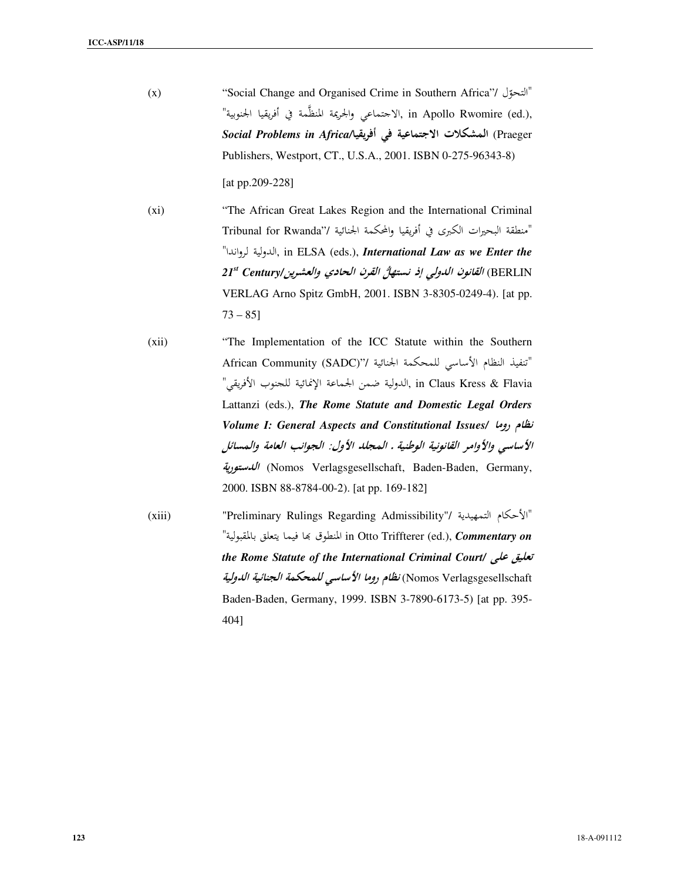(x) "Social Change and Organised Crime in Southern Africa"/ "التحوّل الاجتماعي والجريمة المنظَّمة في أفريقيا الجنوبية", in Apollo Rwomire (ed.), ***Social Problems in Africa/المشكلات الاجتماعية في أفريقيا*** (Praeger Publishers, Westport, CT., U.S.A., 2001. ISBN 0-275-96343-8)

[at pp.209-228]

(xi) "The African Great Lakes Region and the International Criminal Tribunal for Rwanda"/ "منطقة البحيرات الكبرى في أفريقيا والمحكمة الجنائية الدولية لرواندا", in ELSA (eds.), ***International Law as we Enter the 21st Century/القانون الدولي إذ نستهلّ القرن الحادي والعشرين*** (BERLIN VERLAG Arno Spitz GmbH, 2001. ISBN 3-8305-0249-4). [at pp. 73 – 85]

(xii) "The Implementation of the ICC Statute within the Southern African Community (SADC)"/ "تنفيذ النظام الأساسي للمحكمة الجنائية الدولية ضمن الجماعة الإنمائية للجنوب الأفريقي", in Claus Kress & Flavia Lattanzi (eds.), ***The Rome Statute and Domestic Legal Orders Volume I: General Aspects and Constitutional Issues/ نظام روما الأساسي والأوامر القانونية الوطنية . المجلد الأول: الجوانب العامة والمسائل الدستورية*** (Nomos Verlagsgesellschaft, Baden-Baden, Germany, 2000. ISBN 88-8784-00-2). [at pp. 169-182]

(xiii) "Preliminary Rulings Regarding Admissibility"/ "الأحكام التمهيدية المنطوق بها فيما يتعلق بالمقبولية" in Otto Triffterer (ed.), ***Commentary on the Rome Statute of the International Criminal Court/ تعليق على نظام روما الأساسي للمحكمة الجنائية الدولية*** (Nomos Verlagsgesellschaft Baden-Baden, Germany, 1999. ISBN 3-7890-6173-5) [at pp. 395-404]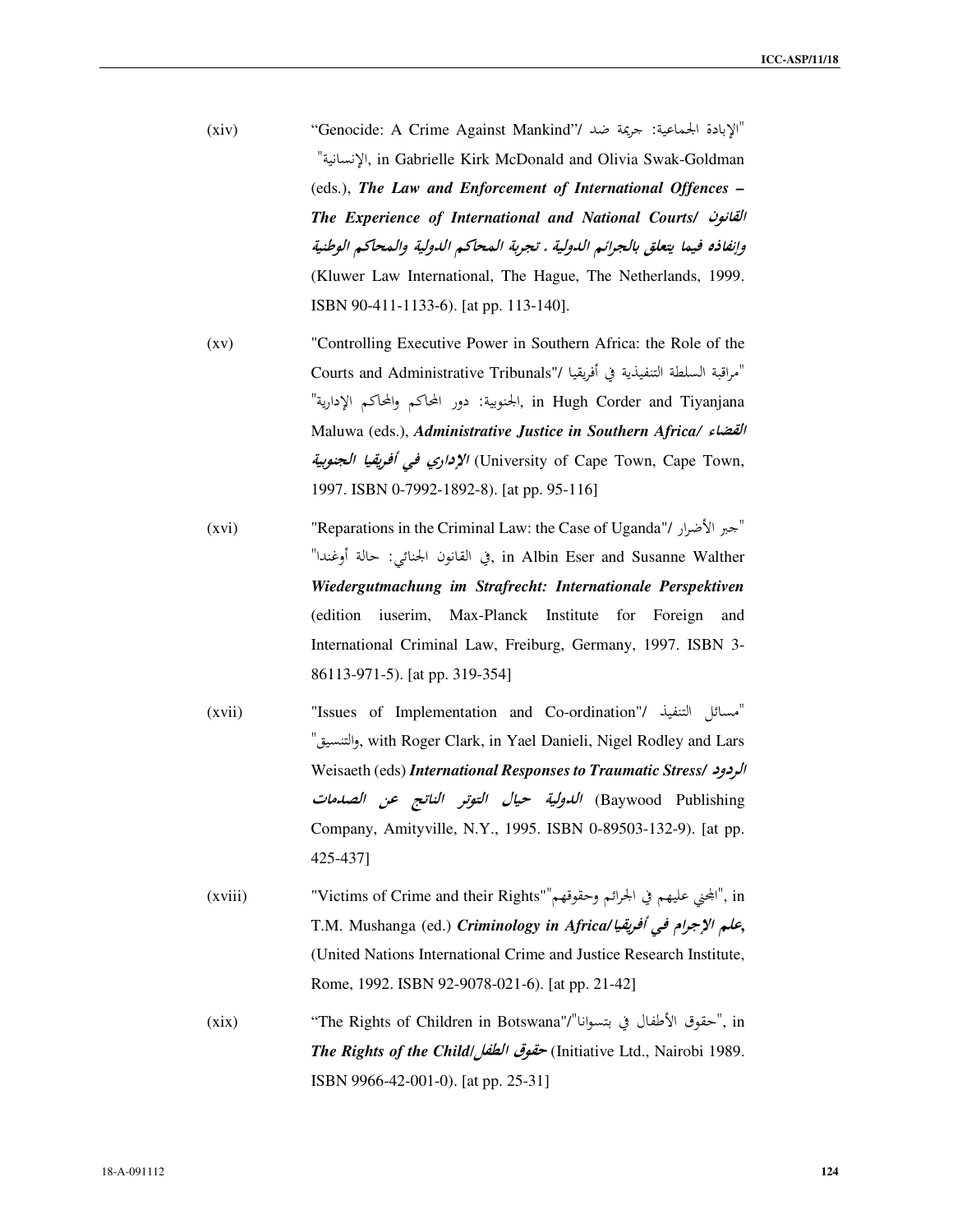(xiv) "Genocide: A Crime Against Mankind"/ "الإبادة الجماعية: جريمة ضد الإنسانية", in Gabrielle Kirk McDonald and Olivia Swak-Goldman (eds.), ***The Law and Enforcement of International Offences – The Experience of International and National Courts/ القانون وإنفاذه فيما يتعلق بالجرائم الدولية . تجربة المحاكم الدولية والمحاكم الوطنية*** (Kluwer Law International, The Hague, The Netherlands, 1999. ISBN 90-411-1133-6). [at pp. 113-140].

(xv) "Controlling Executive Power in Southern Africa: the Role of the Courts and Administrative Tribunals"/ "مراقبة السلطة التنفيذية في أفريقيا الجنوبية: دور المحاكم والمحاكم الإدارية", in Hugh Corder and Tiyanjana Maluwa (eds.), ***Administrative Justice in Southern Africa/ القضاء الإداري في أفريقيا الجنوبية*** (University of Cape Town, Cape Town, 1997. ISBN 0-7992-1892-8). [at pp. 95-116]

(xvi) "Reparations in the Criminal Law: the Case of Uganda"/ "جبر الأضرار في القانون الجنائي: حالة أوغندا", in Albin Eser and Susanne Walther ***Wiedergutmachung im Strafrecht: Internationale Perspektiven*** (edition iuserim, Max-Planck Institute for Foreign and International Criminal Law, Freiburg, Germany, 1997. ISBN 3-86113-971-5). [at pp. 319-354]

(xvii) "Issues of Implementation and Co-ordination"/ "مسائل التنفيذ والتنسيق", with Roger Clark, in Yael Danieli, Nigel Rodley and Lars Weisaeth (eds) ***International Responses to Traumatic Stress/ الردود الدولية حيال التوتر الناتج عن الصدمات*** (Baywood Publishing Company, Amityville, N.Y., 1995. ISBN 0-89503-132-9). [at pp. 425-437]

(xviii) "Victims of Crime and their Rights""المجني عليهم في الجرائم وحقوقهم", in T.M. Mushanga (ed.) ***Criminology in Africa/علم الإجرام في أفريقيا,*** (United Nations International Crime and Justice Research Institute, Rome, 1992. ISBN 92-9078-021-6). [at pp. 21-42]

(xix) "The Rights of Children in Botswana"/"حقوق الأطفال في بتسوانا", in ***The Rights of the Child/حقوق الطفل*** (Initiative Ltd., Nairobi 1989. ISBN 9966-42-001-0). [at pp. 25-31]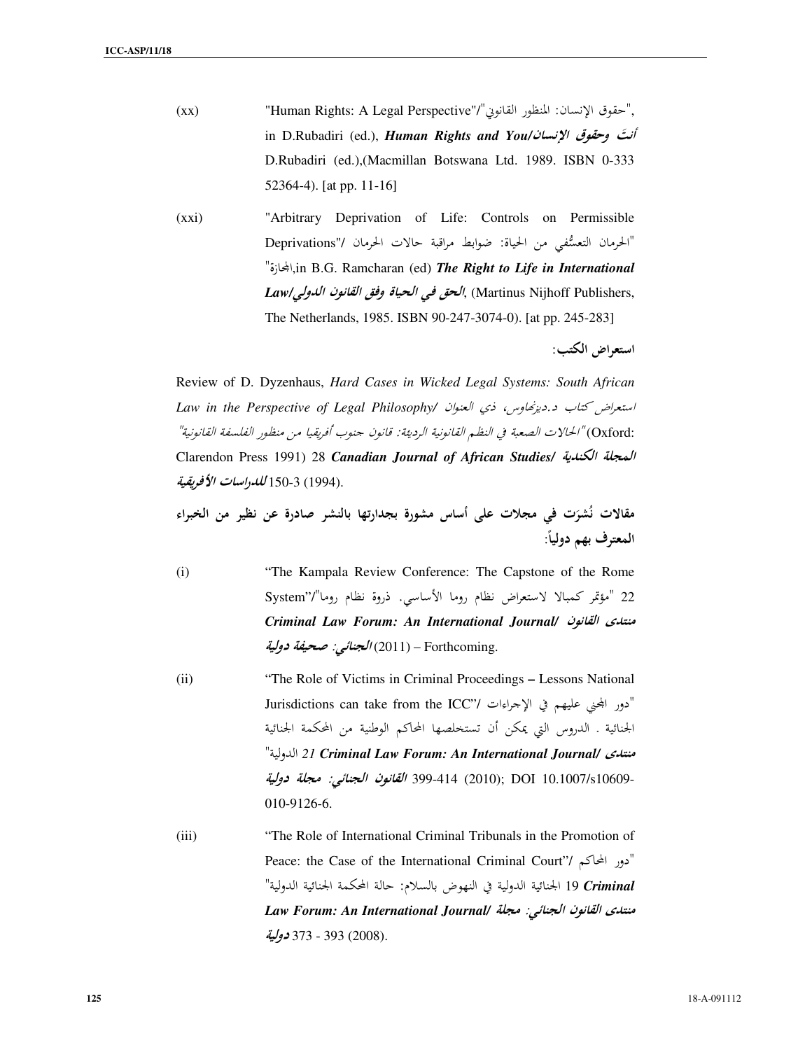(xx) "Human Rights: A Legal Perspective"/"حقوق الإنسان: المنظور القانوني", in D.Rubadiri (ed.), ***Human Rights and You/أنتَ وحقوق الإنسان*** D.Rubadiri (ed.),(Macmillan Botswana Ltd. 1989. ISBN 0-333 52364-4). [at pp. 11-16]

(xxi) "Arbitrary Deprivation of Life: Controls on Permissible Deprivations"/ "الحرمان التعسُّفي من الحياة: ضوابط مراقبة حالات الحرمان المجازة",in B.G. Ramcharan (ed) ***The Right to Life in International Law/الحق في الحياة وفق القانون الدولي***, (Martinus Nijhoff Publishers, The Netherlands, 1985. ISBN 90-247-3074-0). [at pp. 245-283]

**استعراض الكتب:**

Review of D. Dyzenhaus, *Hard Cases in Wicked Legal Systems: South African Law in the Perspective of Legal Philosophy/ استعراض كتاب د.ديزنهاوس، ذي العنوان "الحالات الصعبة في النظم القانونية الرديئة: قانون جنوب أفريقيا من منظور الفلسفة القانونية"* (Oxford: Clarendon Press 1991) 28 ***Canadian Journal of African Studies/ المجلة الكندية للدراسات الأفريقية*** 150-3 (1994).

**مقالات نُشرَت في مجلات على أساس مشورة بجدارتها بالنشر صادرة عن نظير من الخبراء المعترف بهم دولياً:**

(i) "The Kampala Review Conference: The Capstone of the Rome System"/"مؤتمر كمبالا لاستعراض نظام روما الأساسي. ذروة نظام روما" 22 ***Criminal Law Forum: An International Journal/ منتدى القانون الجنائي: صحيفة دولية*** (2011) – Forthcoming.

(ii) "The Role of Victims in Criminal Proceedings – Lessons National Jurisdictions can take from the ICC"/ "دور المجني عليهم في الإجراءات الجنائية . الدروس التي يمكن أن تستخلصها المحاكم الوطنية من المحكمة الجنائية الدولية" *21* ***Criminal Law Forum: An International Journal/ منتدى القانون الجنائي: مجلة دولية*** 399-414 (2010); DOI 10.1007/s10609-010-9126-6.

(iii) "The Role of International Criminal Tribunals in the Promotion of Peace: the Case of the International Criminal Court"/ "دور المحاكم الجنائية الدولية في النهوض بالسلام: حالة المحكمة الجنائية الدولية" 19 ***Criminal Law Forum: An International Journal/ منتدى القانون الجنائي: مجلة دولية*** 373 - 393 (2008).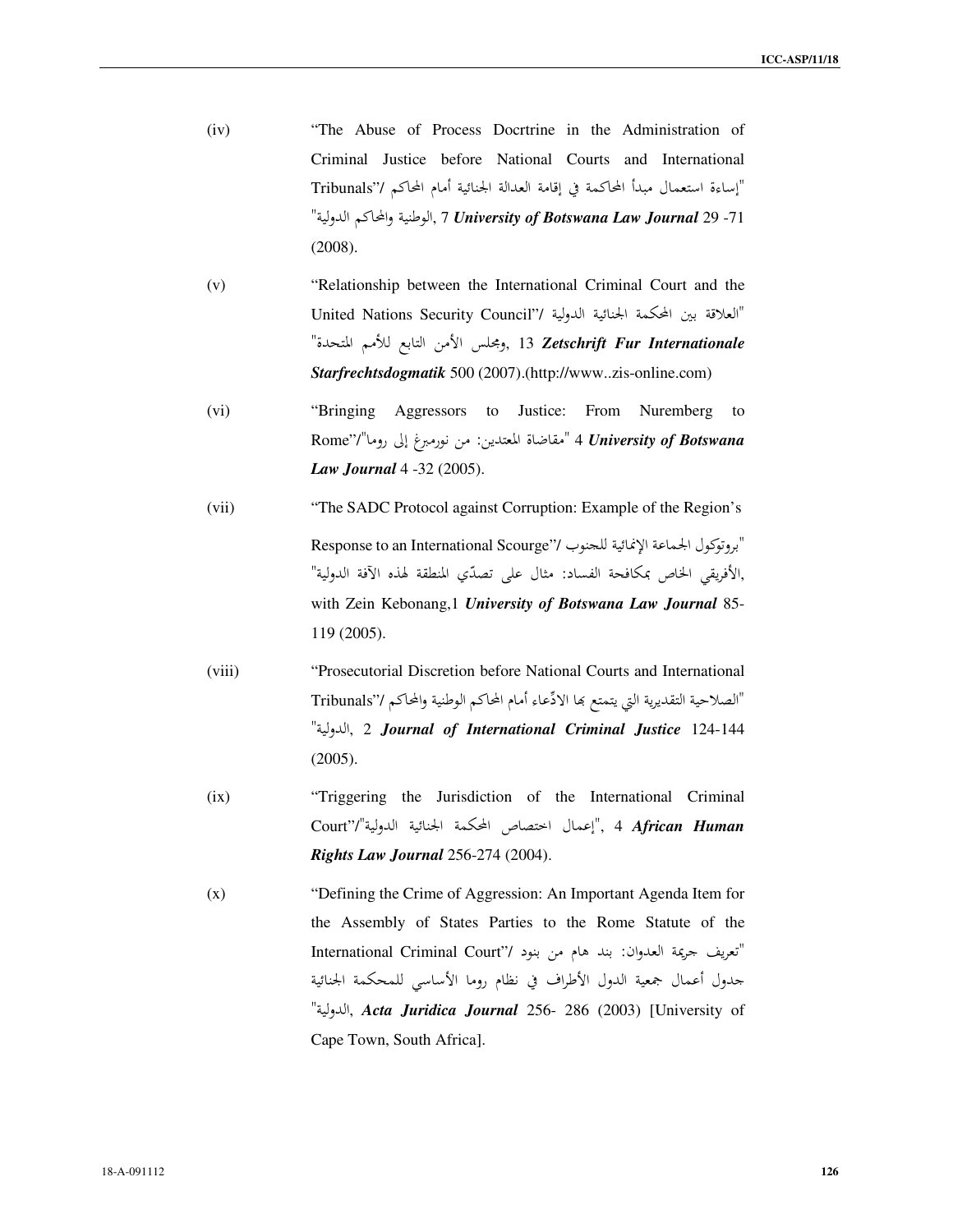(iv) "The Abuse of Process Docrtrine in the Administration of Criminal Justice before National Courts and International Tribunals"/ "إساءة استعمال مبدأ المحاكمة في إقامة العدالة الجنائية أمام المحاكم الوطنية والمحاكم الدولية", 7 ***University of Botswana Law Journal*** 29 -71 (2008).

(v) "Relationship between the International Criminal Court and the United Nations Security Council"/ "العلاقة بين المحكمة الجنائية الدولية ومجلس الأمن التابع للأمم المتحدة", 13 ***Zetschrift Fur Internationale Starfrechtsdogmatik*** 500 (2007).(http://www..zis-online.com)

(vi) "Bringing Aggressors to Justice: From Nuremberg to Rome"/"مقاضاة المعتدين: من نورمبرغ إلى روما" 4 ***University of Botswana Law Journal*** 4 -32 (2005).

(vii) "The SADC Protocol against Corruption: Example of the Region's Response to an International Scourge"/ "بروتوكول الجماعة الإنمائية للجنوب الأفريقي الخاص بمكافحة الفساد: مثال على تصدّي المنطقة لهذه الآفة الدولية", with Zein Kebonang,1 ***University of Botswana Law Journal*** 85-119 (2005).

(viii) "Prosecutorial Discretion before National Courts and International Tribunals"/ "الصلاحية التقديرية التي يتمتع بها الادّعاء أمام المحاكم الوطنية والمحاكم الدولية", 2 ***Journal of International Criminal Justice*** 124-144 (2005).

(ix) "Triggering the Jurisdiction of the International Criminal Court"/"إعمال اختصاص المحكمة الجنائية الدولية", 4 ***African Human Rights Law Journal*** 256-274 (2004).

(x) "Defining the Crime of Aggression: An Important Agenda Item for the Assembly of States Parties to the Rome Statute of the International Criminal Court"/ "تعريف جريمة العدوان: بند هام من بنود جدول أعمال جمعية الدول الأطراف في نظام روما الأساسي للمحكمة الجنائية الدولية", ***Acta Juridica Journal*** 256- 286 (2003) [University of Cape Town, South Africa].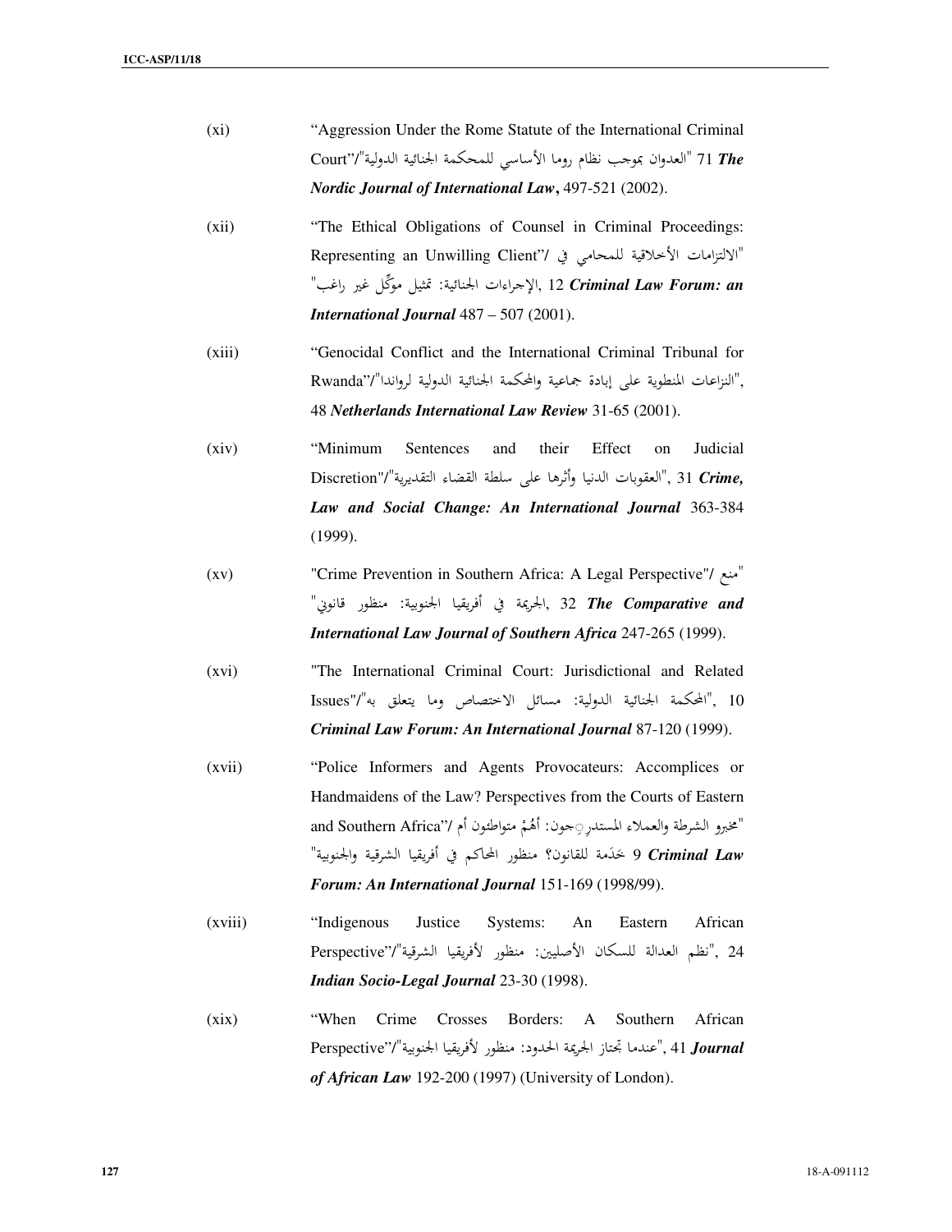(xi) "Aggression Under the Rome Statute of the International Criminal Court"/"العدوان بموجب نظام روما الأساسي للمحكمة الجنائية الدولية" 71 ***The Nordic Journal of International Law***, 497-521 (2002).

(xii) "The Ethical Obligations of Counsel in Criminal Proceedings: Representing an Unwilling Client"/ "الالتزامات الأخلاقية للمحامي في الإجراءات الجنائية: تمثيل موكِّل غير راغب", 12 ***Criminal Law Forum: an International Journal*** 487 – 507 (2001).

(xiii) "Genocidal Conflict and the International Criminal Tribunal for Rwanda"/"النزاعات المنطوية على إبادة جماعية والمحكمة الجنائية الدولية لرواندا", 48 ***Netherlands International Law Review*** 31-65 (2001).

(xiv) "Minimum Sentences and their Effect on Judicial Discretion"/"العقوبات الدنيا وأثرها على سلطة القضاء التقديرية", 31 ***Crime, Law and Social Change: An International Journal*** 363-384 (1999).

(xv) "Crime Prevention in Southern Africa: A Legal Perspective"/ "منع الجريمة في أفريقيا الجنوبية: منظور قانوني", 32 ***The Comparative and International Law Journal of Southern Africa*** 247-265 (1999).

(xvi) "The International Criminal Court: Jurisdictional and Related Issues"/"المحكمة الجنائية الدولية: مسائل الاختصاص وما يتعلق به", 10 ***Criminal Law Forum: An International Journal*** 87-120 (1999).

(xvii) "Police Informers and Agents Provocateurs: Accomplices or Handmaidens of the Law? Perspectives from the Courts of Eastern and Southern Africa"/ "مخبرو الشرطة والعملاء المستدرِجون: أهُمْ متواطئون أم خَدَمة للقانون؟ منظور المحاكم في أفريقيا الشرقية والجنوبية" 9 ***Criminal Law Forum: An International Journal*** 151-169 (1998/99).

(xviii) "Indigenous Justice Systems: An Eastern African Perspective"/"نظم العدالة للسكان الأصليين: منظور لأفريقيا الشرقية", 24 ***Indian Socio-Legal Journal*** 23-30 (1998).

(xix) "When Crime Crosses Borders: A Southern African Perspective"/"عندما تجتاز الجريمة الحدود: منظور لأفريقيا الجنوبية", 41 ***Journal of African Law*** 192-200 (1997) (University of London).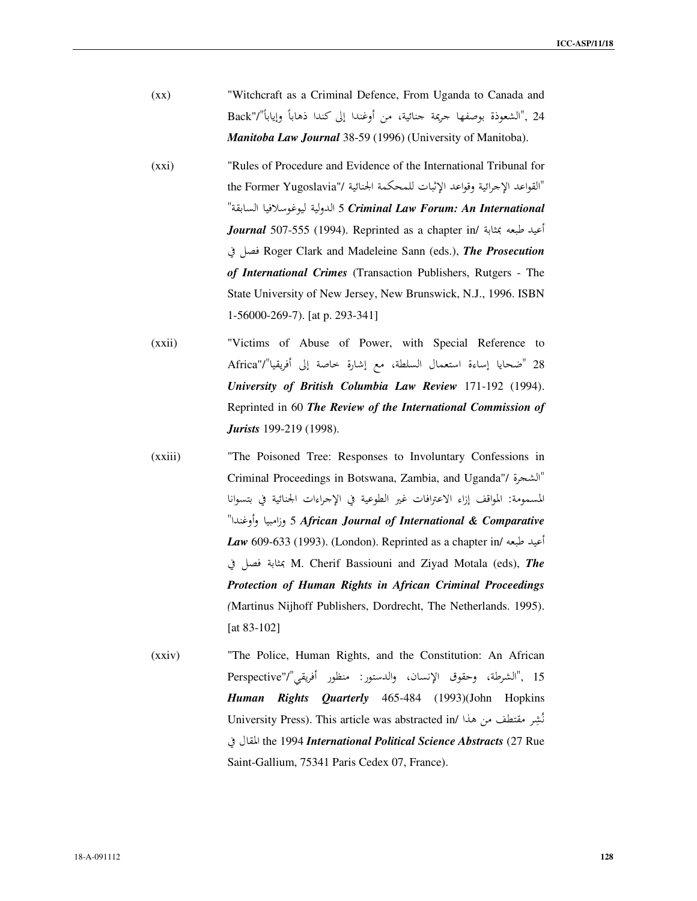(xx) "Witchcraft as a Criminal Defence, From Uganda to Canada and Back"/"الشعوذة بوصفها جريمة جنائية، من أوغندا إلى كندا ذهاباً وإياباً", 24 *Manitoba Law Journal* 38-59 (1996) (University of Manitoba).

(xxi) "Rules of Procedure and Evidence of the International Tribunal for the Former Yugoslavia"/ "القواعد الإجرائية وقواعد الإثبات للمحكمة الجنائية الدولية ليوغوسلافيا السابقة" 5 ***Criminal Law Forum: An International Journal*** 507-555 (1994). Reprinted as a chapter in/ أعيد طبعه بمثابة فصل في Roger Clark and Madeleine Sann (eds.), ***The Prosecution of International Crimes*** (Transaction Publishers, Rutgers - The State University of New Jersey, New Brunswick, N.J., 1996. ISBN 1-56000-269-7). [at p. 293-341]

(xxii) "Victims of Abuse of Power, with Special Reference to Africa"/"ضحايا إساءة استعمال السلطة، مع إشارة خاصة إلى أفريقيا" 28 ***University of British Columbia Law Review*** 171-192 (1994). Reprinted in 60 ***The Review of the International Commission of Jurists*** 199-219 (1998).

(xxiii) "The Poisoned Tree: Responses to Involuntary Confessions in Criminal Proceedings in Botswana, Zambia, and Uganda"/ "الشجرة المسمومة: المواقف إزاء الاعترافات غير الطوعية في الإجراءات الجنائية في بتسوانا وزامبيا وأوغندا" 5 ***African Journal of International & Comparative Law*** 609-633 (1993). (London). Reprinted as a chapter in/ أعيد طبعه بمثابة فصل في M. Cherif Bassiouni and Ziyad Motala (eds), ***The Protection of Human Rights in African Criminal Proceedings*** (Martinus Nijhoff Publishers, Dordrecht, The Netherlands. 1995). [at 83-102]

(xxiv) "The Police, Human Rights, and the Constitution: An African Perspective"/"الشرطة، وحقوق الإنسان، والدستور: منظور أفريقي", 15 ***Human Rights Quarterly*** 465-484 (1993)(John Hopkins University Press). This article was abstracted in/ نُشِر مقتطف من هذا المقال في the 1994 ***International Political Science Abstracts*** (27 Rue Saint-Gallium, 75341 Paris Cedex 07, France).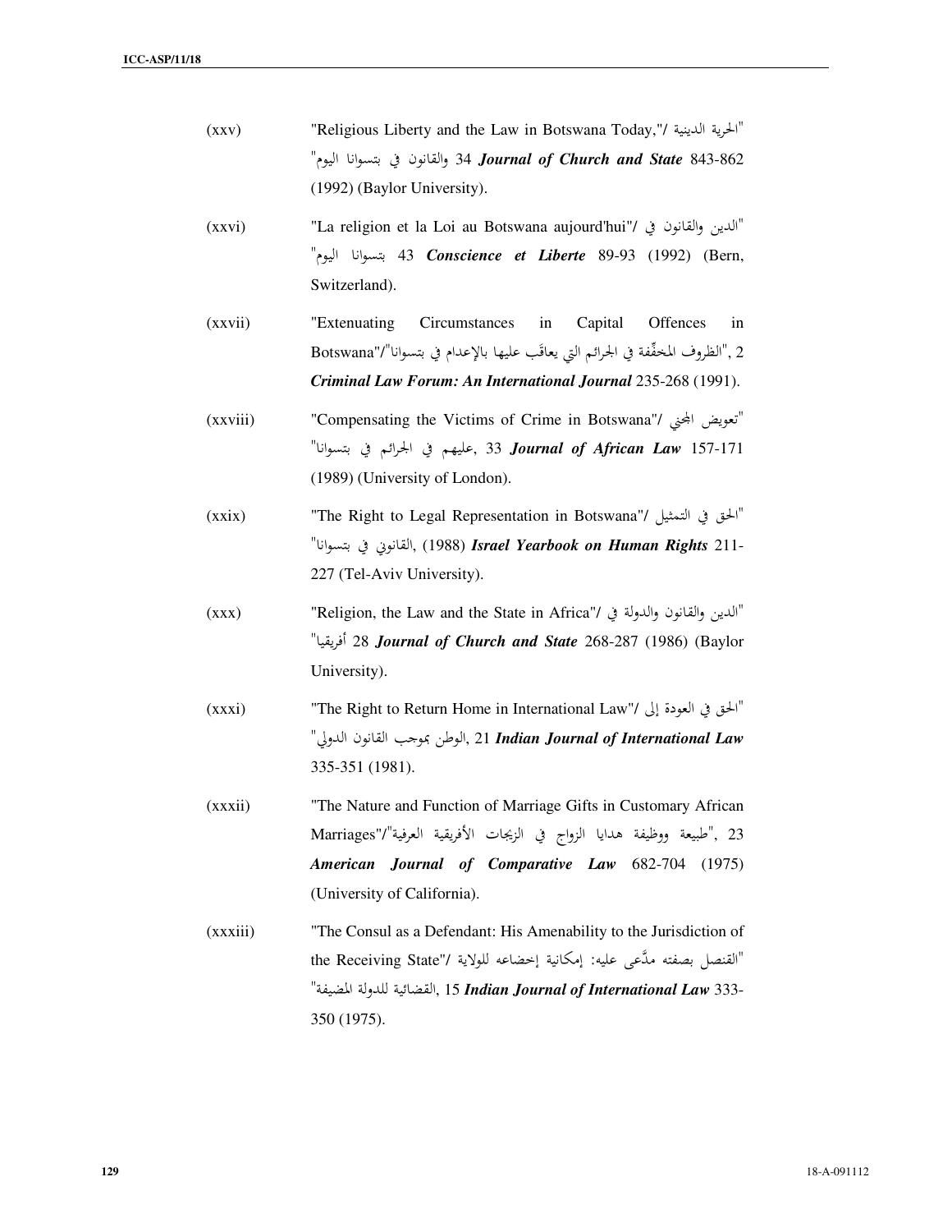(xxv) "Religious Liberty and the Law in Botswana Today,"/ "الحرية الدينية والقانون في بتسوانا اليوم" 34 ***Journal of Church and State*** 843-862 (1992) (Baylor University).

(xxvi) "La religion et la Loi au Botswana aujourd'hui"/ "الدين والقانون في بتسوانا اليوم" 43 ***Conscience et Liberte*** 89-93 (1992) (Bern, Switzerland).

(xxvii) "Extenuating Circumstances in Capital Offences in Botswana"/"الظروف المخفِّفة في الجرائم التي يعاقَب عليها بالإعدام في بتسوانا", 2 ***Criminal Law Forum: An International Journal*** 235-268 (1991).

(xxviii) "Compensating the Victims of Crime in Botswana"/ "تعويض المجني عليهم في الجرائم في بتسوانا", 33 ***Journal of African Law*** 157-171 (1989) (University of London).

(xxix) "The Right to Legal Representation in Botswana"/ "الحق في التمثيل القانوني في بتسوانا", (1988) ***Israel Yearbook on Human Rights*** 211-227 (Tel-Aviv University).

(xxx) "Religion, the Law and the State in Africa"/ "الدين والقانون والدولة في أفريقيا" 28 ***Journal of Church and State*** 268-287 (1986) (Baylor University).

(xxxi) "The Right to Return Home in International Law"/ "الحق في العودة إلى الوطن بموجب القانون الدولي", 21 ***Indian Journal of International Law*** 335-351 (1981).

(xxxii) "The Nature and Function of Marriage Gifts in Customary African Marriages"/"طبيعة ووظيفة هدايا الزواج في الزيجات الأفريقية العرفية", 23 ***American Journal of Comparative Law*** 682-704 (1975) (University of California).

(xxxiii) "The Consul as a Defendant: His Amenability to the Jurisdiction of the Receiving State"/ "القنصل بصفته مدَّعى عليه: إمكانية إخضاعه للولاية القضائية للدولة المضيفة", 15 ***Indian Journal of International Law*** 333-350 (1975).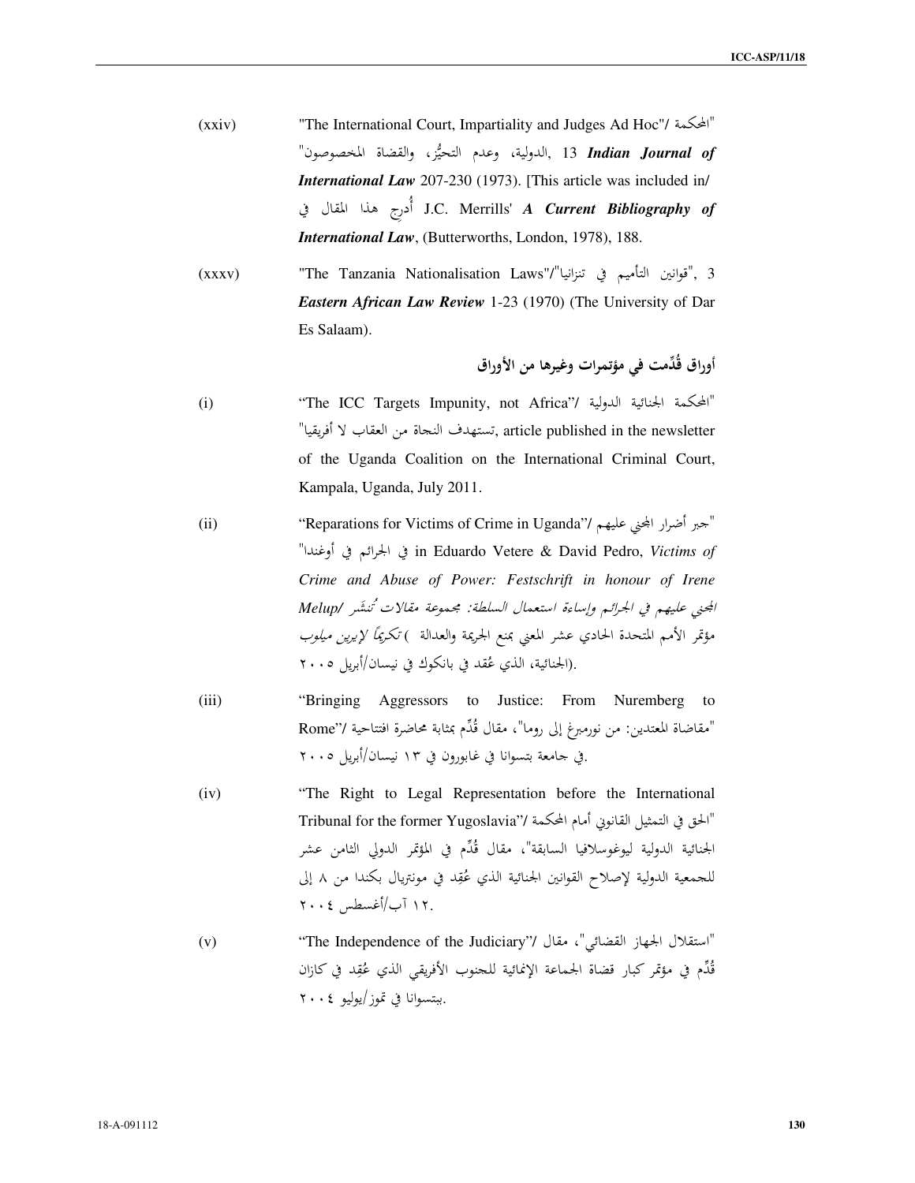(xxiv) "The International Court, Impartiality and Judges Ad Hoc"/ "المحكمة الدولية، وعدم التحيُّز، والقضاة المخصوصون", 13 ***Indian Journal of International Law*** 207-230 (1973). [This article was included in/ أُدرج هذا المقال في J.C. Merrills' ***A Current Bibliography of International Law***, (Butterworths, London, 1978), 188.

(xxxv) "The Tanzania Nationalisation Laws"/"قوانين التأميم في تنزانيا", 3 ***Eastern African Law Review*** 1-23 (1970) (The University of Dar Es Salaam).

## أوراق قُدِّمت في مؤتمرات وغيرها من الأوراق

(i) "The ICC Targets Impunity, not Africa"/ "المحكمة الجنائية الدولية تستهدف النجاة من العقاب لا أفريقيا", article published in the newsletter of the Uganda Coalition on the International Criminal Court, Kampala, Uganda, July 2011.

(ii) "Reparations for Victims of Crime in Uganda"/ "جبر أضرار المجني عليهم في الجرائم في أوغندا" in Eduardo Vetere & David Pedro, *Victims of Crime and Abuse of Power: Festschrift in honour of Irene Melup*/ *المجني عليهم في الجرائم وإساءة استعمال السلطة: مجموعة مقالات تُنشَر تكريماً لإيرين ميلوب* (مؤتمر الأمم المتحدة الحادي عشر المعني بمنع الجريمة والعدالة الجنائية، الذي عُقد في بانكوك في نيسان/أبريل ٢٠٠٥).

(iii) "Bringing Aggressors to Justice: From Nuremberg to Rome"/ "مقاضاة المعتدين: من نورمبرغ إلى روما"، مقال قُدِّم بمثابة محاضرة افتتاحية في جامعة بتسوانا في غابورون في ١٣ نيسان/أبريل ٢٠٠٥.

(iv) "The Right to Legal Representation before the International Tribunal for the former Yugoslavia"/ "الحق في التمثيل القانوني أمام المحكمة الجنائية الدولية ليوغوسلافيا السابقة"، مقال قُدِّم في المؤتمر الدولي الثامن عشر للجمعية الدولية لإصلاح القوانين الجنائية الذي عُقِد في مونتريال بكندا من ٨ إلى ١٢ آب/أغسطس ٢٠٠٤.

(v) "The Independence of the Judiciary"/ "استقلال الجهاز القضائي"، مقال قُدِّم في مؤتمر كبار قضاة الجماعة الإنمائية للجنوب الأفريقي الذي عُقِد في كازان ببتسوانا في تموز/يوليو ٢٠٠٤.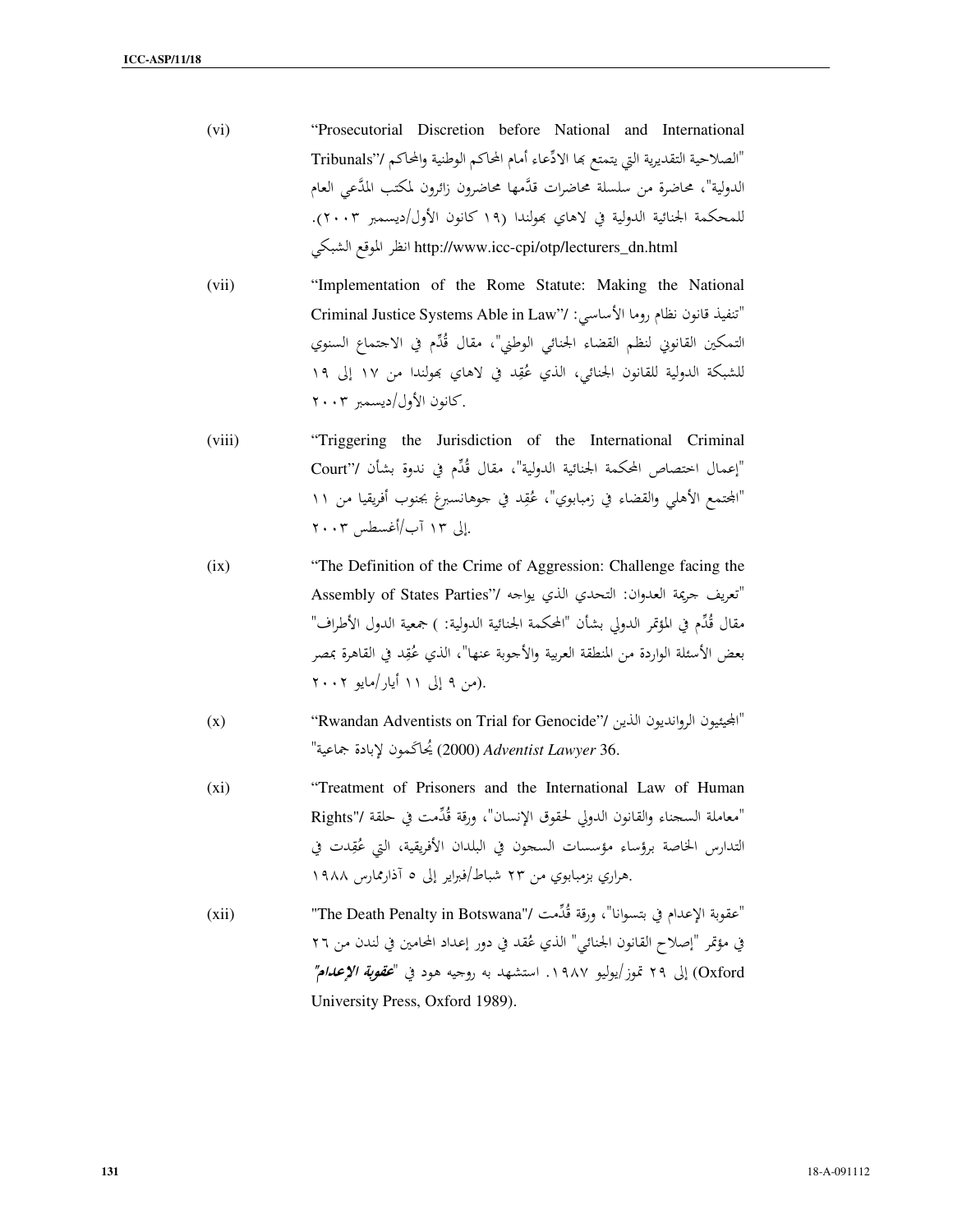(vi) "Prosecutorial Discretion before National and International Tribunals"/ "الصلاحية التقديرية التي يتمتع بها الادِّعاء أمام المحاكم الوطنية والمحاكم الدولية"، محاضرة من سلسلة محاضرات قدَّمها محاضرون زائرون لمكتب المدَّعي العام للمحكمة الجنائية الدولية في لاهاي بهولندا (١٩ كانون الأول/ديسمبر ٢٠٠٣). انظر الموقع الشبكي http://www.icc-cpi/otp/lecturers_dn.html

(vii) "Implementation of the Rome Statute: Making the National Criminal Justice Systems Able in Law"/ "تنفيذ قانون نظام روما الأساسي: التمكين القانوني لنظم القضاء الجنائي الوطني"، مقال قُدِّم في الاجتماع السنوي للشبكة الدولية للقانون الجنائي، الذي عُقِد في لاهاي بهولندا من ١٧ إلى ١٩ كانون الأول/ديسمبر ٢٠٠٣.

(viii) "Triggering the Jurisdiction of the International Criminal Court"/ "إعمال اختصاص المحكمة الجنائية الدولية"، مقال قُدِّم في ندوة بشأن "المجتمع الأهلي والقضاء في زمبابوي"، عُقِد في جوهانسبرغ بجنوب أفريقيا من ١١ إلى ١٣ آب/أغسطس ٢٠٠٣.

(ix) "The Definition of the Crime of Aggression: Challenge facing the Assembly of States Parties"/ "تعريف جريمة العدوان: التحدي الذي يواجه جمعية الدول الأطراف" مقال قُدِّم في المؤتمر الدولي بشأن "المحكمة الجنائية الدولية: بعض الأسئلة الواردة من المنطقة العربية والأجوبة عنها"، الذي عُقِد في القاهرة بمصر (من ٩ إلى ١١ أيار/مايو ٢٠٠٢).

(x) "Rwandan Adventists on Trial for Genocide"/ "المجيئيون الروانديون الذين يُحاكَمون لإبادة جماعية" (2000) *Adventist Lawyer* 36.

(xi) "Treatment of Prisoners and the International Law of Human Rights"/ "معاملة السجناء والقانون الدولي لحقوق الإنسان"، ورقة قُدِّمت في حلقة التدارس الخاصة برؤساء مؤسسات السجون في البلدان الأفريقية، التي عُقِدت في هراري بزمبابوي من ٢٣ شباط/فبراير إلى ٥ آذار/مارس ١٩٨٨.

(xii) "The Death Penalty in Botswana"/ "عقوبة الإعدام في بتسوانا"، ورقة قُدِّمت في مؤتمر "إصلاح القانون الجنائي" الذي عُقد في دور إعداد المحامين في لندن من ٢٦ إلى ٢٩ تموز/يوليو ١٩٨٧. استشهد به روجيه هود في "*عقوبة الإعدام*" (Oxford University Press, Oxford 1989).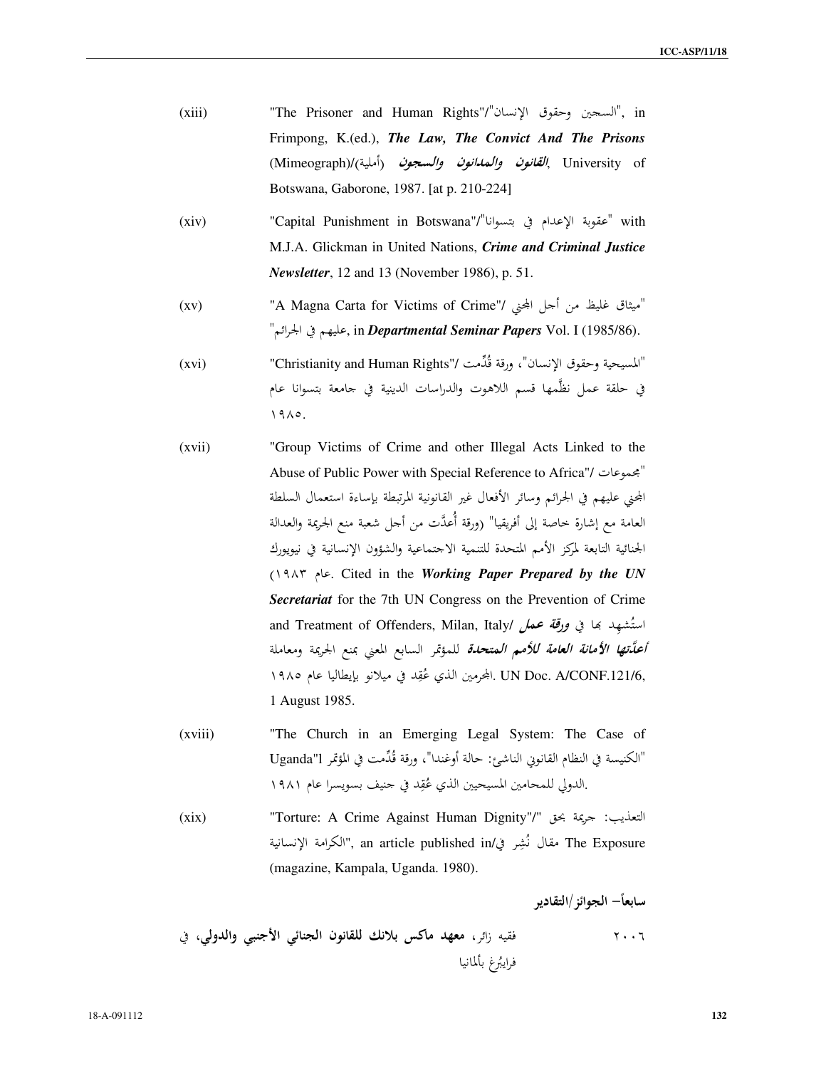(xiii) "The Prisoner and Human Rights"/"السجين وحقوق الإنسان", in Frimpong, K.(ed.), ***The Law, The Convict And The Prisons*** (Mimeograph)/(أملية) ***القانون والمدانون والسجون***, University of Botswana, Gaborone, 1987. [at p. 210-224]

(xiv) "Capital Punishment in Botswana"/"عقوبة الإعدام في بتسوانا" with M.J.A. Glickman in United Nations, ***Crime and Criminal Justice Newsletter***, 12 and 13 (November 1986), p. 51.

(xv) "A Magna Carta for Victims of Crime"/ "ميثاق غليظ من أجل المجني عليهم في الجرائم", in ***Departmental Seminar Papers*** Vol. I (1985/86).

(xvi) "Christianity and Human Rights"/ "المسيحية وحقوق الإنسان"، ورقة قُدِّمت في حلقة عمل نظَّمها قسم اللاهوت والدراسات الدينية في جامعة بتسوانا عام ١٩٨٥.

(xvii) "Group Victims of Crime and other Illegal Acts Linked to the Abuse of Public Power with Special Reference to Africa"/ "مجموعات المجني عليهم في الجرائم وسائر الأفعال غير القانونية المرتبطة بإساءة استعمال السلطة العامة مع إشارة خاصة إلى أفريقيا" (ورقة أُعدَّت من أجل شعبة منع الجريمة والعدالة الجنائية التابعة لمركز الأمم المتحدة للتنمية الاجتماعية والشؤون الإنسانية في نيويورك عام ١٩٨٣). Cited in the ***Working Paper Prepared by the UN Secretariat*** for the 7th UN Congress on the Prevention of Crime and Treatment of Offenders, Milan, Italy/ استُشهِد بها في ***ورقة عمل أعدَّتها الأمانة العامة للأمم المتحدة*** للمؤتمر السابع المعني بمنع الجريمة ومعاملة المجرمين الذي عُقِد في ميلانو بإيطاليا عام ١٩٨٥. UN Doc. A/CONF.121/6, 1 August 1985.

(xviii) "The Church in an Emerging Legal System: The Case of Uganda"/ "الكنيسة في النظام القانوني الناشئ: حالة أوغندا"، ورقة قُدِّمت في المؤتمر الدولي للمحامين المسيحيين الذي عُقِد في جنيف بسويسرا عام ١٩٨١.

(xix) "Torture: A Crime Against Human Dignity"/"التعذيب: جريمة بحق الكرامة الإنسانية", an article published in/مقال نُشِر في The Exposure (magazine, Kampala, Uganda. 1980).

**سابعاً– الجوائز/التقادير**

٢٠٠٦ فقيه زائر، **معهد ماكس بلانك للقانون الجنائي الأجنبي والدولي**، في فرايبُرغ بألمانيا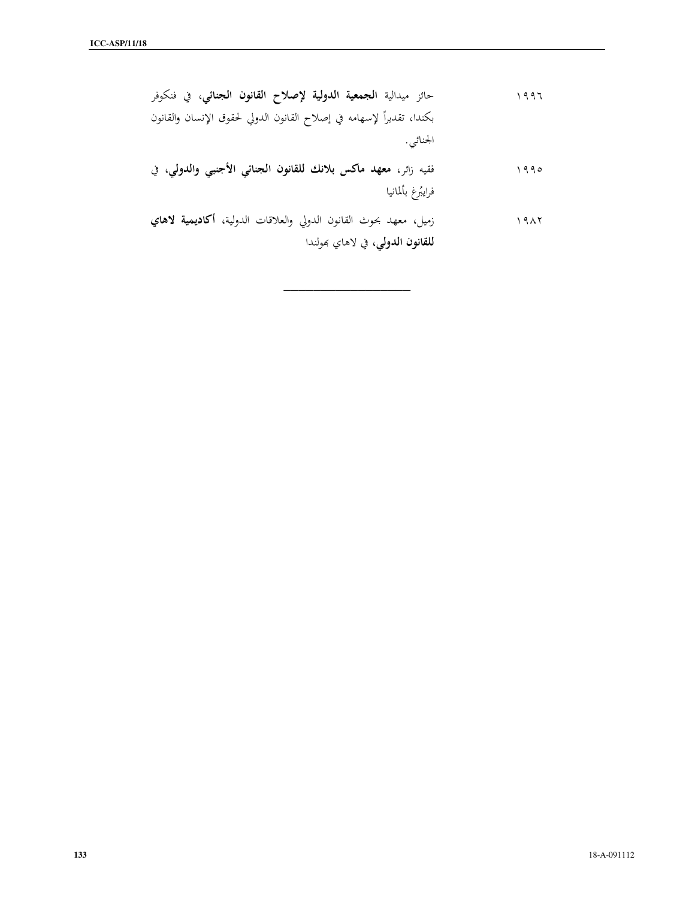| | |
|---|---|
| ١٩٩٦ | حائز ميدالية **الجمعية الدولية لإصلاح القانون الجنائي**، في فنكوفر بكندا، تقديراً لإسهامه في إصلاح القانون الدولي لحقوق الإنسان والقانون الجنائي. |
| ١٩٩٥ | فقيه زائر، **معهد ماكس بلانك للقانون الجنائي الأجنبي والدولي**، في فرايبُرغ بألمانيا |
| ١٩٨٢ | زميل، معهد بحوث القانون الدولي والعلاقات الدولية، **أكاديمية لاهاي للقانون الدولي**، في لاهاي بهولندا |

---